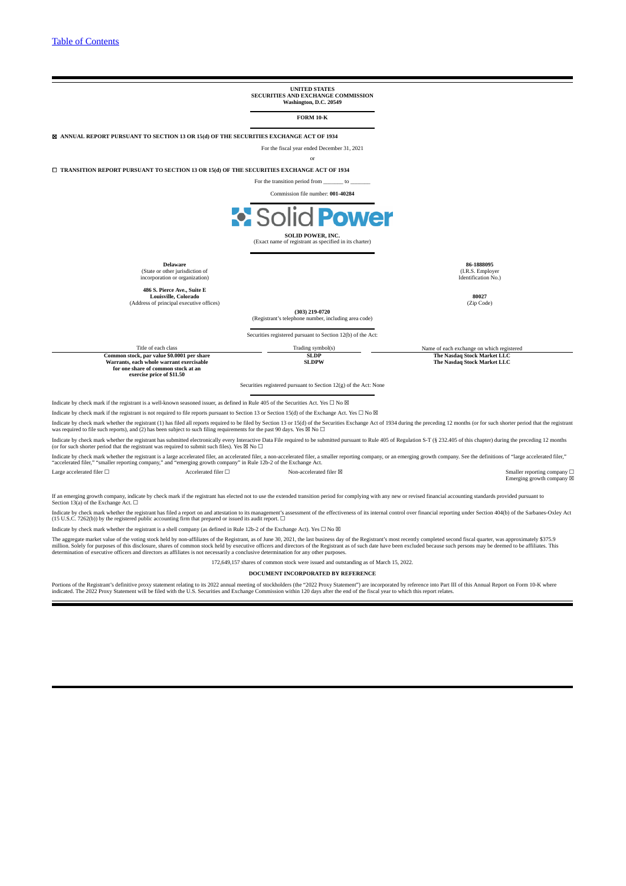[Table of Contents](#)

**UNITED STATES**
**SECURITIES AND EXCHANGE COMMISSION**
**Washington, D.C. 20549**

**FORM 10-K**

☒ **ANNUAL REPORT PURSUANT TO SECTION 13 OR 15(d) OF THE SECURITIES EXCHANGE ACT OF 1934**

For the fiscal year ended December 31, 2021

or

☐ **TRANSITION REPORT PURSUANT TO SECTION 13 OR 15(d) OF THE SECURITIES EXCHANGE ACT OF 1934**

For the transition period from _______ to _______

Commission file number: **001-40284**

Solid Power

**SOLID POWER, INC.**
(Exact name of registrant as specified in its charter)

| | |
|---|---|
| **Delaware** (State or other jurisdiction of incorporation or organization) | **86-1888095** (I.R.S. Employer Identification No.) |
| **486 S. Pierce Ave., Suite E Louisville, Colorado** (Address of principal executive offices) | **80027** (Zip Code) |

**(303) 219-0720**
(Registrant's telephone number, including area code)

Securities registered pursuant to Section 12(b) of the Act:

| Title of each class | Trading symbol(s) | Name of each exchange on which registered |
|---|---|---|
| **Common stock, par value $0.0001 per share** | **SLDP** | **The Nasdaq Stock Market LLC** |
| **Warrants, each whole warrant exercisable for one share of common stock at an exercise price of $11.50** | **SLDPW** | **The Nasdaq Stock Market LLC** |

Securities registered pursuant to Section 12(g) of the Act: None

Indicate by check mark if the registrant is a well-known seasoned issuer, as defined in Rule 405 of the Securities Act. Yes ☐ No ☒

Indicate by check mark if the registrant is not required to file reports pursuant to Section 13 or Section 15(d) of the Exchange Act. Yes ☐ No ☒

Indicate by check mark whether the registrant (1) has filed all reports required to be filed by Section 13 or 15(d) of the Securities Exchange Act of 1934 during the preceding 12 months (or for such shorter period that the registrant was required to file such reports), and (2) has been subject to such filing requirements for the past 90 days. Yes ☒ No ☐

Indicate by check mark whether the registrant has submitted electronically every Interactive Data File required to be submitted pursuant to Rule 405 of Regulation S-T (§ 232.405 of this chapter) during the preceding 12 months (or for such shorter period that the registrant was required to submit such files). Yes ☒ No ☐

Indicate by check mark whether the registrant is a large accelerated filer, an accelerated filer, a non-accelerated filer, a smaller reporting company, or an emerging growth company. See the definitions of "large accelerated filer," "accelerated filer," "smaller reporting company," and "emerging growth company" in Rule 12b-2 of the Exchange Act.

| | | | |
|---|---|---|---|
| Large accelerated filer ☐ | Accelerated filer ☐ | Non-accelerated filer ☒ | Smaller reporting company ☐ |
| | | | Emerging growth company ☒ |

If an emerging growth company, indicate by check mark if the registrant has elected not to use the extended transition period for complying with any new or revised financial accounting standards provided pursuant to Section 13(a) of the Exchange Act. ☐

Indicate by check mark whether the registrant has filed a report on and attestation to its management's assessment of the effectiveness of its internal control over financial reporting under Section 404(b) of the Sarbanes-Oxley Act (15 U.S.C. 7262(b)) by the registered public accounting firm that prepared or issued its audit report. ☐

Indicate by check mark whether the registrant is a shell company (as defined in Rule 12b-2 of the Exchange Act). Yes ☐ No ☒

The aggregate market value of the voting stock held by non-affiliates of the Registrant, as of June 30, 2021, the last business day of the Registrant's most recently completed second fiscal quarter, was approximately $375.9 million. Solely for purposes of this disclosure, shares of common stock held by executive officers and directors of the Registrant as of such date have been excluded because such persons may be deemed to be affiliates. This determination of executive officers and directors as affiliates is not necessarily a conclusive determination for any other purposes.

172,649,157 shares of common stock were issued and outstanding as of March 15, 2022.

**DOCUMENT INCORPORATED BY REFERENCE**

Portions of the Registrant's definitive proxy statement relating to its 2022 annual meeting of stockholders (the "2022 Proxy Statement") are incorporated by reference into Part III of this Annual Report on Form 10-K where indicated. The 2022 Proxy Statement will be filed with the U.S. Securities and Exchange Commission within 120 days after the end of the fiscal year to which this report relates.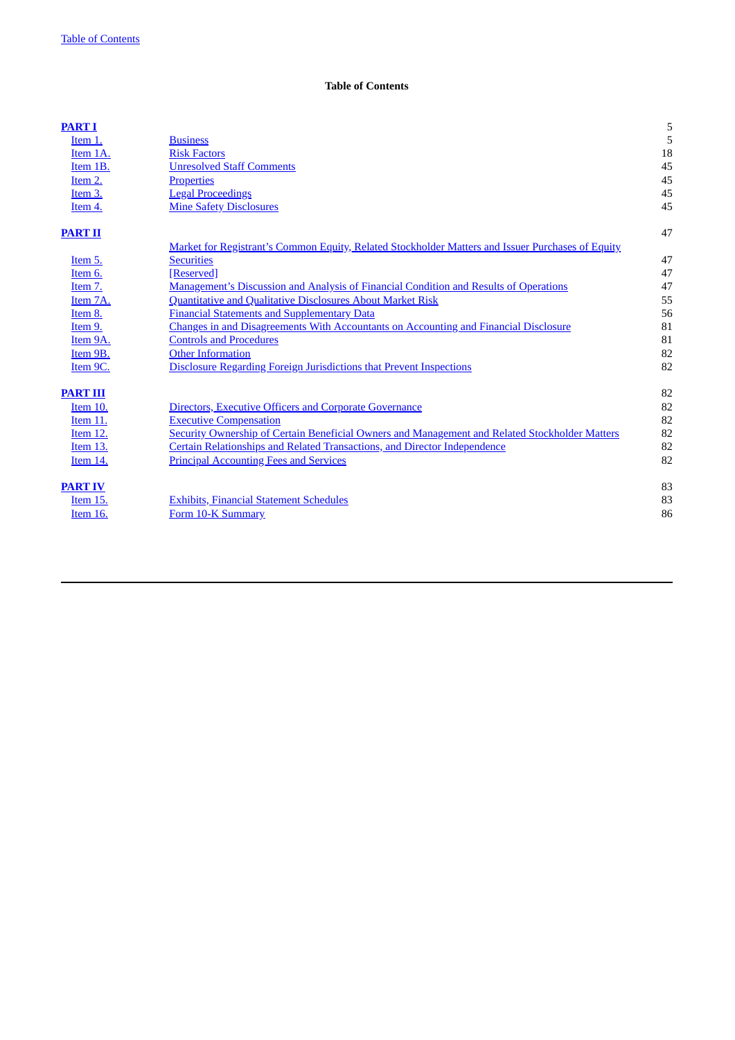# Table of Contents

| | | |
|---|---|---|
| **PART I** | | 5 |
| Item 1. | Business | 5 |
| Item 1A. | Risk Factors | 18 |
| Item 1B. | Unresolved Staff Comments | 45 |
| Item 2. | Properties | 45 |
| Item 3. | Legal Proceedings | 45 |
| Item 4. | Mine Safety Disclosures | 45 |
| **PART II** | | 47 |
| Item 5. | Market for Registrant's Common Equity, Related Stockholder Matters and Issuer Purchases of Equity Securities | 47 |
| Item 6. | [Reserved] | 47 |
| Item 7. | Management's Discussion and Analysis of Financial Condition and Results of Operations | 47 |
| Item 7A. | Quantitative and Qualitative Disclosures About Market Risk | 55 |
| Item 8. | Financial Statements and Supplementary Data | 56 |
| Item 9. | Changes in and Disagreements With Accountants on Accounting and Financial Disclosure | 81 |
| Item 9A. | Controls and Procedures | 81 |
| Item 9B. | Other Information | 82 |
| Item 9C. | Disclosure Regarding Foreign Jurisdictions that Prevent Inspections | 82 |
| **PART III** | | 82 |
| Item 10. | Directors, Executive Officers and Corporate Governance | 82 |
| Item 11. | Executive Compensation | 82 |
| Item 12. | Security Ownership of Certain Beneficial Owners and Management and Related Stockholder Matters | 82 |
| Item 13. | Certain Relationships and Related Transactions, and Director Independence | 82 |
| Item 14. | Principal Accounting Fees and Services | 82 |
| **PART IV** | | 83 |
| Item 15. | Exhibits, Financial Statement Schedules | 83 |
| Item 16. | Form 10-K Summary | 86 |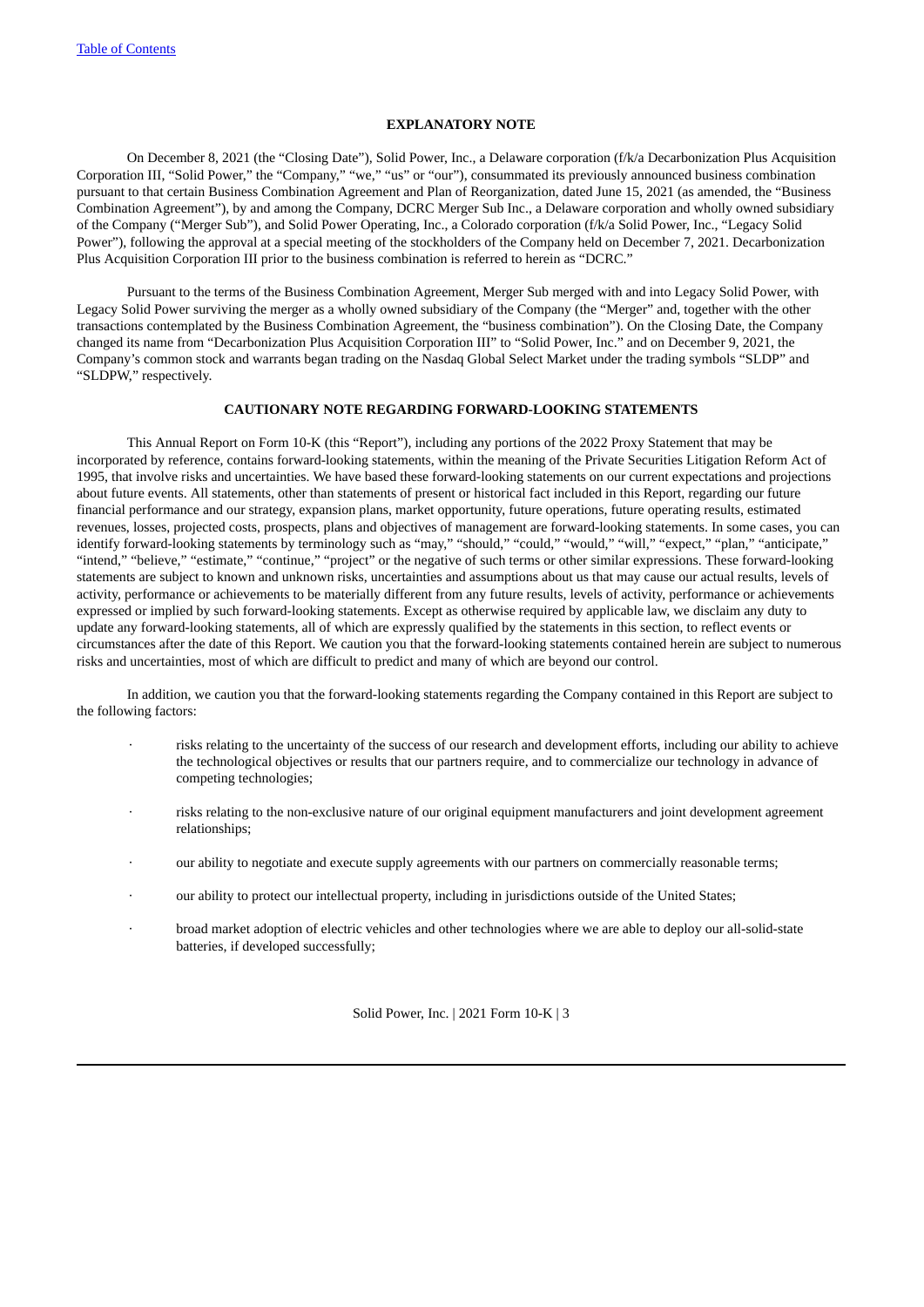## EXPLANATORY NOTE

On December 8, 2021 (the "Closing Date"), Solid Power, Inc., a Delaware corporation (f/k/a Decarbonization Plus Acquisition Corporation III, "Solid Power," the "Company," "we," "us" or "our"), consummated its previously announced business combination pursuant to that certain Business Combination Agreement and Plan of Reorganization, dated June 15, 2021 (as amended, the "Business Combination Agreement"), by and among the Company, DCRC Merger Sub Inc., a Delaware corporation and wholly owned subsidiary of the Company ("Merger Sub"), and Solid Power Operating, Inc., a Colorado corporation (f/k/a Solid Power, Inc., "Legacy Solid Power"), following the approval at a special meeting of the stockholders of the Company held on December 7, 2021. Decarbonization Plus Acquisition Corporation III prior to the business combination is referred to herein as "DCRC."

Pursuant to the terms of the Business Combination Agreement, Merger Sub merged with and into Legacy Solid Power, with Legacy Solid Power surviving the merger as a wholly owned subsidiary of the Company (the "Merger" and, together with the other transactions contemplated by the Business Combination Agreement, the "business combination"). On the Closing Date, the Company changed its name from "Decarbonization Plus Acquisition Corporation III" to "Solid Power, Inc." and on December 9, 2021, the Company's common stock and warrants began trading on the Nasdaq Global Select Market under the trading symbols "SLDP" and "SLDPW," respectively.

## CAUTIONARY NOTE REGARDING FORWARD-LOOKING STATEMENTS

This Annual Report on Form 10-K (this "Report"), including any portions of the 2022 Proxy Statement that may be incorporated by reference, contains forward-looking statements, within the meaning of the Private Securities Litigation Reform Act of 1995, that involve risks and uncertainties. We have based these forward-looking statements on our current expectations and projections about future events. All statements, other than statements of present or historical fact included in this Report, regarding our future financial performance and our strategy, expansion plans, market opportunity, future operations, future operating results, estimated revenues, losses, projected costs, prospects, plans and objectives of management are forward-looking statements. In some cases, you can identify forward-looking statements by terminology such as "may," "should," "could," "would," "will," "expect," "plan," "anticipate," "intend," "believe," "estimate," "continue," "project" or the negative of such terms or other similar expressions. These forward-looking statements are subject to known and unknown risks, uncertainties and assumptions about us that may cause our actual results, levels of activity, performance or achievements to be materially different from any future results, levels of activity, performance or achievements expressed or implied by such forward-looking statements. Except as otherwise required by applicable law, we disclaim any duty to update any forward-looking statements, all of which are expressly qualified by the statements in this section, to reflect events or circumstances after the date of this Report. We caution you that the forward-looking statements contained herein are subject to numerous risks and uncertainties, most of which are difficult to predict and many of which are beyond our control.

In addition, we caution you that the forward-looking statements regarding the Company contained in this Report are subject to the following factors:

- risks relating to the uncertainty of the success of our research and development efforts, including our ability to achieve the technological objectives or results that our partners require, and to commercialize our technology in advance of competing technologies;
- risks relating to the non-exclusive nature of our original equipment manufacturers and joint development agreement relationships;
- our ability to negotiate and execute supply agreements with our partners on commercially reasonable terms;
- our ability to protect our intellectual property, including in jurisdictions outside of the United States;
- broad market adoption of electric vehicles and other technologies where we are able to deploy our all-solid-state batteries, if developed successfully;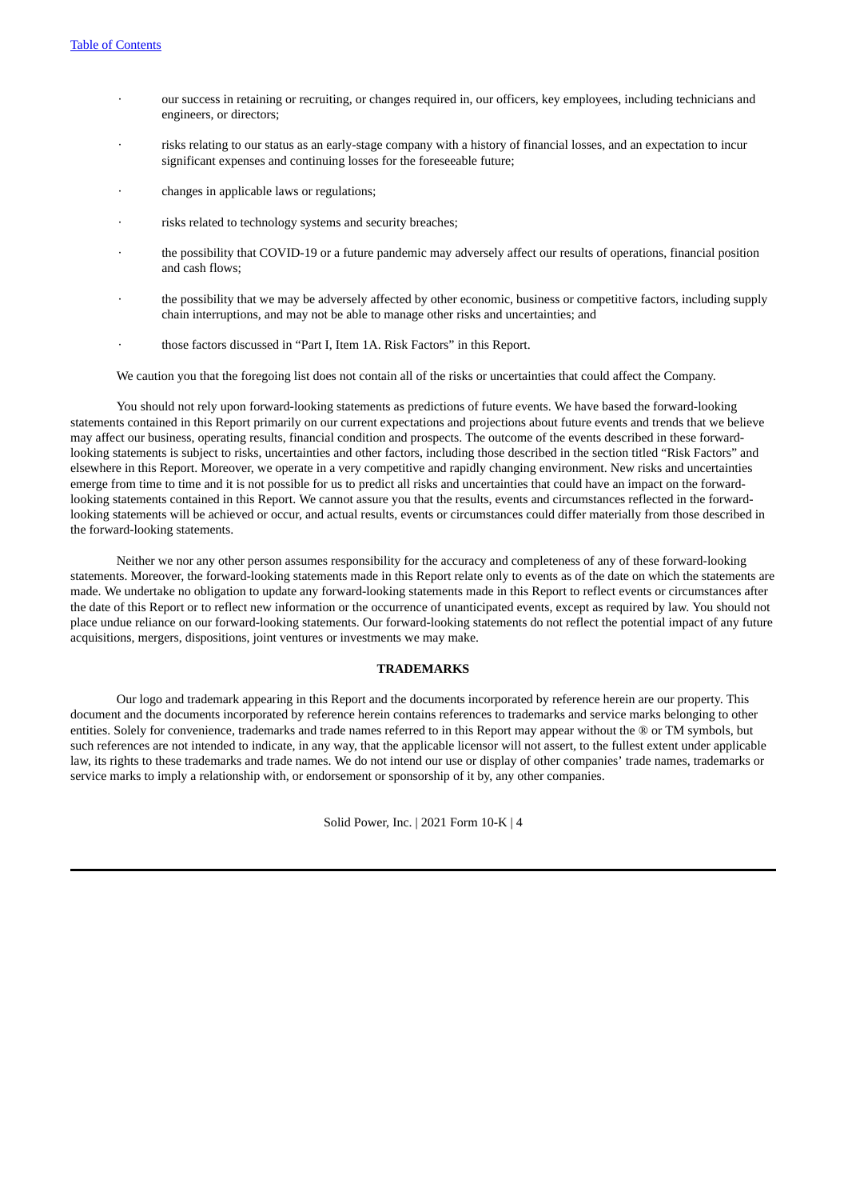- our success in retaining or recruiting, or changes required in, our officers, key employees, including technicians and engineers, or directors;
- risks relating to our status as an early-stage company with a history of financial losses, and an expectation to incur significant expenses and continuing losses for the foreseeable future;
- changes in applicable laws or regulations;
- risks related to technology systems and security breaches;
- the possibility that COVID-19 or a future pandemic may adversely affect our results of operations, financial position and cash flows;
- the possibility that we may be adversely affected by other economic, business or competitive factors, including supply chain interruptions, and may not be able to manage other risks and uncertainties; and
- those factors discussed in "Part I, Item 1A. Risk Factors" in this Report.

We caution you that the foregoing list does not contain all of the risks or uncertainties that could affect the Company.

You should not rely upon forward-looking statements as predictions of future events. We have based the forward-looking statements contained in this Report primarily on our current expectations and projections about future events and trends that we believe may affect our business, operating results, financial condition and prospects. The outcome of the events described in these forward-looking statements is subject to risks, uncertainties and other factors, including those described in the section titled "Risk Factors" and elsewhere in this Report. Moreover, we operate in a very competitive and rapidly changing environment. New risks and uncertainties emerge from time to time and it is not possible for us to predict all risks and uncertainties that could have an impact on the forward-looking statements contained in this Report. We cannot assure you that the results, events and circumstances reflected in the forward-looking statements will be achieved or occur, and actual results, events or circumstances could differ materially from those described in the forward-looking statements.

Neither we nor any other person assumes responsibility for the accuracy and completeness of any of these forward-looking statements. Moreover, the forward-looking statements made in this Report relate only to events as of the date on which the statements are made. We undertake no obligation to update any forward-looking statements made in this Report to reflect events or circumstances after the date of this Report or to reflect new information or the occurrence of unanticipated events, except as required by law. You should not place undue reliance on our forward-looking statements. Our forward-looking statements do not reflect the potential impact of any future acquisitions, mergers, dispositions, joint ventures or investments we may make.

## TRADEMARKS

Our logo and trademark appearing in this Report and the documents incorporated by reference herein are our property. This document and the documents incorporated by reference herein contains references to trademarks and service marks belonging to other entities. Solely for convenience, trademarks and trade names referred to in this Report may appear without the ® or TM symbols, but such references are not intended to indicate, in any way, that the applicable licensor will not assert, to the fullest extent under applicable law, its rights to these trademarks and trade names. We do not intend our use or display of other companies' trade names, trademarks or service marks to imply a relationship with, or endorsement or sponsorship of it by, any other companies.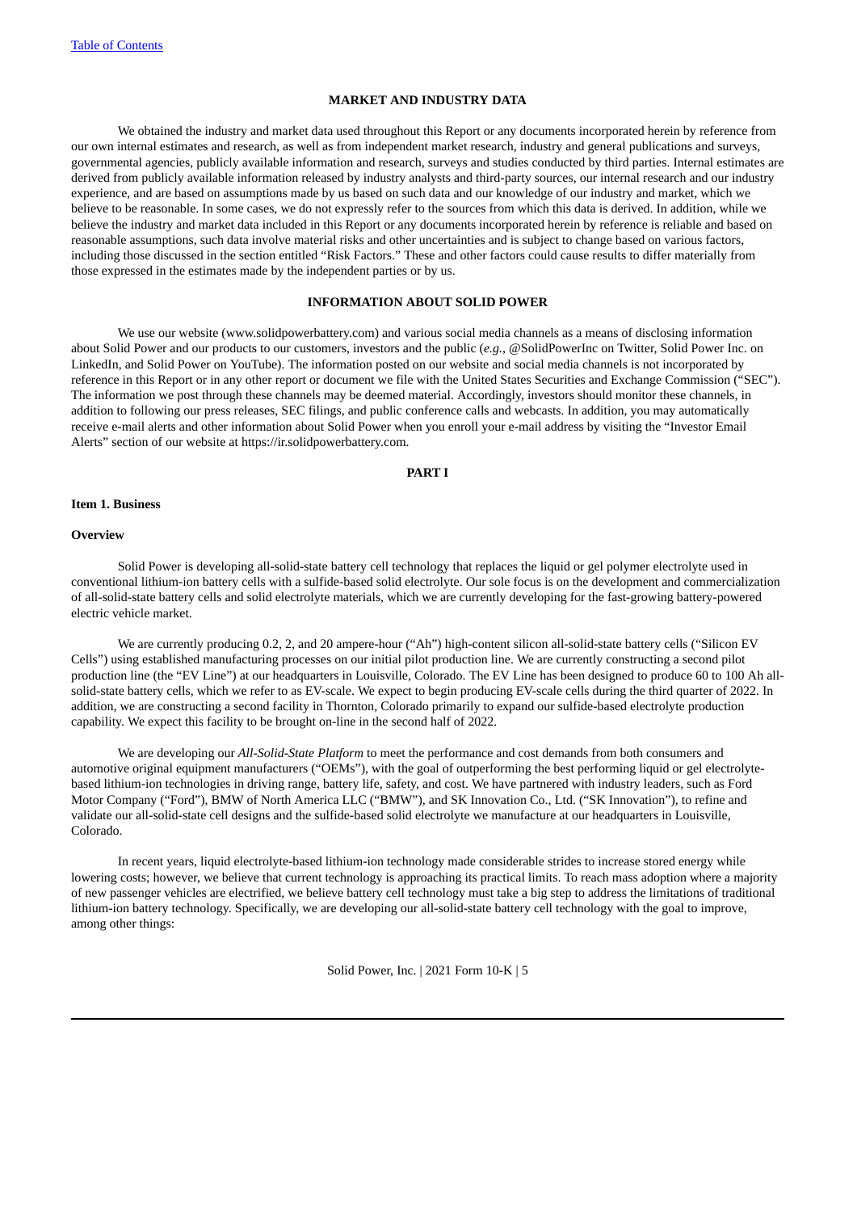## MARKET AND INDUSTRY DATA

We obtained the industry and market data used throughout this Report or any documents incorporated herein by reference from our own internal estimates and research, as well as from independent market research, industry and general publications and surveys, governmental agencies, publicly available information and research, surveys and studies conducted by third parties. Internal estimates are derived from publicly available information released by industry analysts and third-party sources, our internal research and our industry experience, and are based on assumptions made by us based on such data and our knowledge of our industry and market, which we believe to be reasonable. In some cases, we do not expressly refer to the sources from which this data is derived. In addition, while we believe the industry and market data included in this Report or any documents incorporated herein by reference is reliable and based on reasonable assumptions, such data involve material risks and other uncertainties and is subject to change based on various factors, including those discussed in the section entitled "Risk Factors." These and other factors could cause results to differ materially from those expressed in the estimates made by the independent parties or by us.

## INFORMATION ABOUT SOLID POWER

We use our website (www.solidpowerbattery.com) and various social media channels as a means of disclosing information about Solid Power and our products to our customers, investors and the public (*e.g.*, @SolidPowerInc on Twitter, Solid Power Inc. on LinkedIn, and Solid Power on YouTube). The information posted on our website and social media channels is not incorporated by reference in this Report or in any other report or document we file with the United States Securities and Exchange Commission ("SEC"). The information we post through these channels may be deemed material. Accordingly, investors should monitor these channels, in addition to following our press releases, SEC filings, and public conference calls and webcasts. In addition, you may automatically receive e-mail alerts and other information about Solid Power when you enroll your e-mail address by visiting the "Investor Email Alerts" section of our website at https://ir.solidpowerbattery.com.

# PART I

## Item 1. Business

### Overview

Solid Power is developing all-solid-state battery cell technology that replaces the liquid or gel polymer electrolyte used in conventional lithium-ion battery cells with a sulfide-based solid electrolyte. Our sole focus is on the development and commercialization of all-solid-state battery cells and solid electrolyte materials, which we are currently developing for the fast-growing battery-powered electric vehicle market.

We are currently producing 0.2, 2, and 20 ampere-hour ("Ah") high-content silicon all-solid-state battery cells ("Silicon EV Cells") using established manufacturing processes on our initial pilot production line. We are currently constructing a second pilot production line (the "EV Line") at our headquarters in Louisville, Colorado. The EV Line has been designed to produce 60 to 100 Ah all-solid-state battery cells, which we refer to as EV-scale. We expect to begin producing EV-scale cells during the third quarter of 2022. In addition, we are constructing a second facility in Thornton, Colorado primarily to expand our sulfide-based electrolyte production capability. We expect this facility to be brought on-line in the second half of 2022.

We are developing our *All-Solid-State Platform* to meet the performance and cost demands from both consumers and automotive original equipment manufacturers ("OEMs"), with the goal of outperforming the best performing liquid or gel electrolyte-based lithium-ion technologies in driving range, battery life, safety, and cost. We have partnered with industry leaders, such as Ford Motor Company ("Ford"), BMW of North America LLC ("BMW"), and SK Innovation Co., Ltd. ("SK Innovation"), to refine and validate our all-solid-state cell designs and the sulfide-based solid electrolyte we manufacture at our headquarters in Louisville, Colorado.

In recent years, liquid electrolyte-based lithium-ion technology made considerable strides to increase stored energy while lowering costs; however, we believe that current technology is approaching its practical limits. To reach mass adoption where a majority of new passenger vehicles are electrified, we believe battery cell technology must take a big step to address the limitations of traditional lithium-ion battery technology. Specifically, we are developing our all-solid-state battery cell technology with the goal to improve, among other things: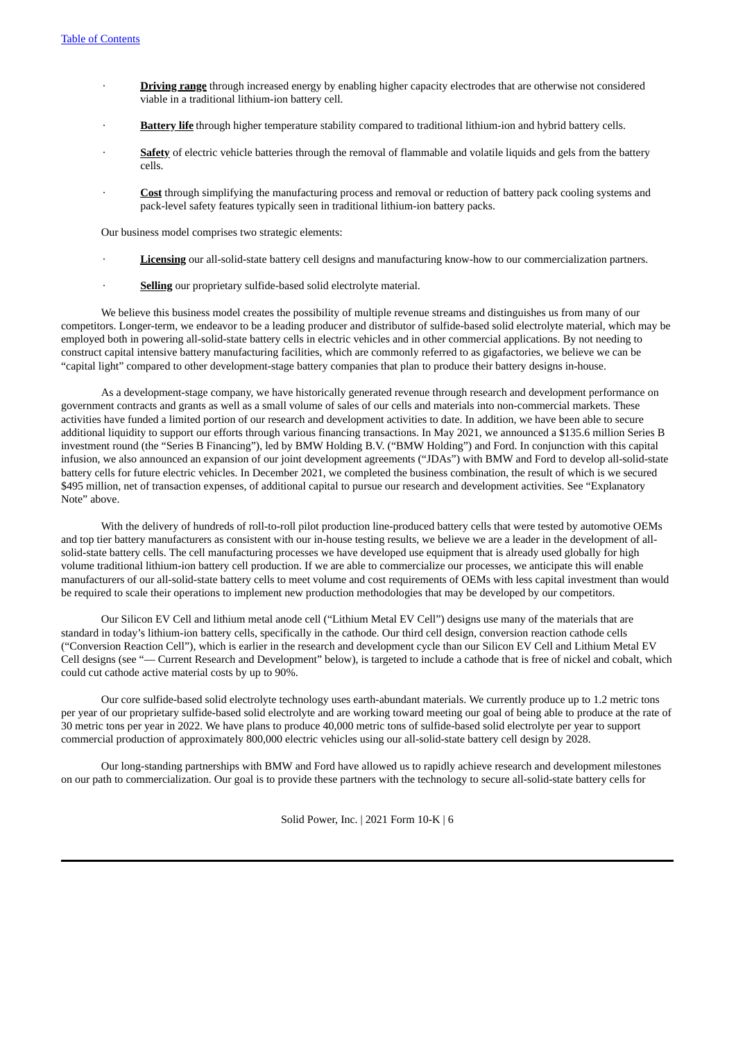- **Driving range** through increased energy by enabling higher capacity electrodes that are otherwise not considered viable in a traditional lithium-ion battery cell.
- **Battery life** through higher temperature stability compared to traditional lithium-ion and hybrid battery cells.
- **Safety** of electric vehicle batteries through the removal of flammable and volatile liquids and gels from the battery cells.
- **Cost** through simplifying the manufacturing process and removal or reduction of battery pack cooling systems and pack-level safety features typically seen in traditional lithium-ion battery packs.

Our business model comprises two strategic elements:

- **Licensing** our all-solid-state battery cell designs and manufacturing know-how to our commercialization partners.
- **Selling** our proprietary sulfide-based solid electrolyte material.

We believe this business model creates the possibility of multiple revenue streams and distinguishes us from many of our competitors. Longer-term, we endeavor to be a leading producer and distributor of sulfide-based solid electrolyte material, which may be employed both in powering all-solid-state battery cells in electric vehicles and in other commercial applications. By not needing to construct capital intensive battery manufacturing facilities, which are commonly referred to as gigafactories, we believe we can be "capital light" compared to other development-stage battery companies that plan to produce their battery designs in-house.

As a development-stage company, we have historically generated revenue through research and development performance on government contracts and grants as well as a small volume of sales of our cells and materials into non-commercial markets. These activities have funded a limited portion of our research and development activities to date. In addition, we have been able to secure additional liquidity to support our efforts through various financing transactions. In May 2021, we announced a $135.6 million Series B investment round (the "Series B Financing"), led by BMW Holding B.V. ("BMW Holding") and Ford. In conjunction with this capital infusion, we also announced an expansion of our joint development agreements ("JDAs") with BMW and Ford to develop all-solid-state battery cells for future electric vehicles. In December 2021, we completed the business combination, the result of which is we secured $495 million, net of transaction expenses, of additional capital to pursue our research and development activities. See "Explanatory Note" above.

With the delivery of hundreds of roll-to-roll pilot production line-produced battery cells that were tested by automotive OEMs and top tier battery manufacturers as consistent with our in-house testing results, we believe we are a leader in the development of all-solid-state battery cells. The cell manufacturing processes we have developed use equipment that is already used globally for high volume traditional lithium-ion battery cell production. If we are able to commercialize our processes, we anticipate this will enable manufacturers of our all-solid-state battery cells to meet volume and cost requirements of OEMs with less capital investment than would be required to scale their operations to implement new production methodologies that may be developed by our competitors.

Our Silicon EV Cell and lithium metal anode cell ("Lithium Metal EV Cell") designs use many of the materials that are standard in today's lithium-ion battery cells, specifically in the cathode. Our third cell design, conversion reaction cathode cells ("Conversion Reaction Cell"), which is earlier in the research and development cycle than our Silicon EV Cell and Lithium Metal EV Cell designs (see "— Current Research and Development" below), is targeted to include a cathode that is free of nickel and cobalt, which could cut cathode active material costs by up to 90%.

Our core sulfide-based solid electrolyte technology uses earth-abundant materials. We currently produce up to 1.2 metric tons per year of our proprietary sulfide-based solid electrolyte and are working toward meeting our goal of being able to produce at the rate of 30 metric tons per year in 2022. We have plans to produce 40,000 metric tons of sulfide-based solid electrolyte per year to support commercial production of approximately 800,000 electric vehicles using our all-solid-state battery cell design by 2028.

Our long-standing partnerships with BMW and Ford have allowed us to rapidly achieve research and development milestones on our path to commercialization. Our goal is to provide these partners with the technology to secure all-solid-state battery cells for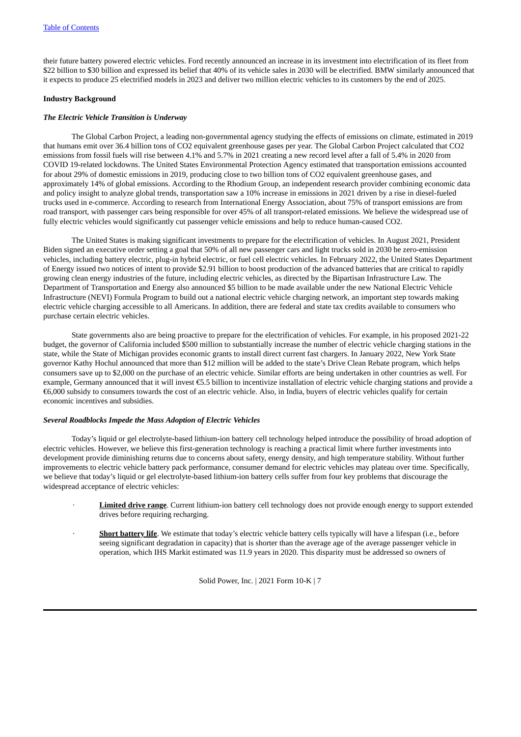their future battery powered electric vehicles. Ford recently announced an increase in its investment into electrification of its fleet from $22 billion to $30 billion and expressed its belief that 40% of its vehicle sales in 2030 will be electrified. BMW similarly announced that it expects to produce 25 electrified models in 2023 and deliver two million electric vehicles to its customers by the end of 2025.

**Industry Background**

***The Electric Vehicle Transition is Underway***

The Global Carbon Project, a leading non-governmental agency studying the effects of emissions on climate, estimated in 2019 that humans emit over 36.4 billion tons of CO2 equivalent greenhouse gases per year. The Global Carbon Project calculated that CO2 emissions from fossil fuels will rise between 4.1% and 5.7% in 2021 creating a new record level after a fall of 5.4% in 2020 from COVID 19-related lockdowns. The United States Environmental Protection Agency estimated that transportation emissions accounted for about 29% of domestic emissions in 2019, producing close to two billion tons of CO2 equivalent greenhouse gases, and approximately 14% of global emissions. According to the Rhodium Group, an independent research provider combining economic data and policy insight to analyze global trends, transportation saw a 10% increase in emissions in 2021 driven by a rise in diesel-fueled trucks used in e-commerce. According to research from International Energy Association, about 75% of transport emissions are from road transport, with passenger cars being responsible for over 45% of all transport-related emissions. We believe the widespread use of fully electric vehicles would significantly cut passenger vehicle emissions and help to reduce human-caused CO2.

The United States is making significant investments to prepare for the electrification of vehicles. In August 2021, President Biden signed an executive order setting a goal that 50% of all new passenger cars and light trucks sold in 2030 be zero-emission vehicles, including battery electric, plug-in hybrid electric, or fuel cell electric vehicles. In February 2022, the United States Department of Energy issued two notices of intent to provide $2.91 billion to boost production of the advanced batteries that are critical to rapidly growing clean energy industries of the future, including electric vehicles, as directed by the Bipartisan Infrastructure Law. The Department of Transportation and Energy also announced $5 billion to be made available under the new National Electric Vehicle Infrastructure (NEVI) Formula Program to build out a national electric vehicle charging network, an important step towards making electric vehicle charging accessible to all Americans. In addition, there are federal and state tax credits available to consumers who purchase certain electric vehicles.

State governments also are being proactive to prepare for the electrification of vehicles. For example, in his proposed 2021-22 budget, the governor of California included $500 million to substantially increase the number of electric vehicle charging stations in the state, while the State of Michigan provides economic grants to install direct current fast chargers. In January 2022, New York State governor Kathy Hochul announced that more than $12 million will be added to the state's Drive Clean Rebate program, which helps consumers save up to $2,000 on the purchase of an electric vehicle. Similar efforts are being undertaken in other countries as well. For example, Germany announced that it will invest €5.5 billion to incentivize installation of electric vehicle charging stations and provide a €6,000 subsidy to consumers towards the cost of an electric vehicle. Also, in India, buyers of electric vehicles qualify for certain economic incentives and subsidies.

***Several Roadblocks Impede the Mass Adoption of Electric Vehicles***

Today's liquid or gel electrolyte-based lithium-ion battery cell technology helped introduce the possibility of broad adoption of electric vehicles. However, we believe this first-generation technology is reaching a practical limit where further investments into development provide diminishing returns due to concerns about safety, energy density, and high temperature stability. Without further improvements to electric vehicle battery pack performance, consumer demand for electric vehicles may plateau over time. Specifically, we believe that today's liquid or gel electrolyte-based lithium-ion battery cells suffer from four key problems that discourage the widespread acceptance of electric vehicles:

- **Limited drive range**. Current lithium-ion battery cell technology does not provide enough energy to support extended drives before requiring recharging.
- **Short battery life**. We estimate that today's electric vehicle battery cells typically will have a lifespan (i.e., before seeing significant degradation in capacity) that is shorter than the average age of the average passenger vehicle in operation, which IHS Markit estimated was 11.9 years in 2020. This disparity must be addressed so owners of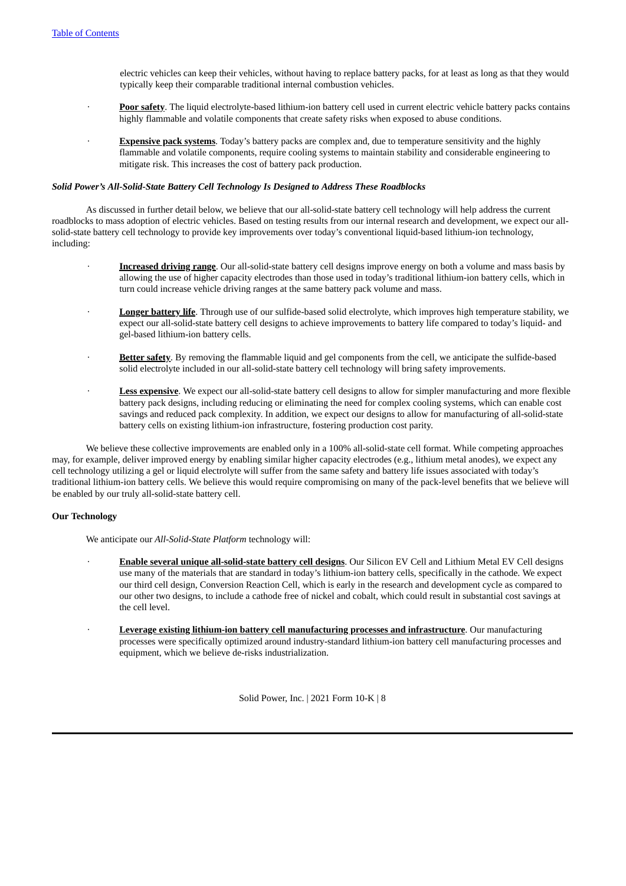electric vehicles can keep their vehicles, without having to replace battery packs, for at least as long as that they would typically keep their comparable traditional internal combustion vehicles.

- **Poor safety**. The liquid electrolyte-based lithium-ion battery cell used in current electric vehicle battery packs contains highly flammable and volatile components that create safety risks when exposed to abuse conditions.
- **Expensive pack systems**. Today's battery packs are complex and, due to temperature sensitivity and the highly flammable and volatile components, require cooling systems to maintain stability and considerable engineering to mitigate risk. This increases the cost of battery pack production.

***Solid Power's All-Solid-State Battery Cell Technology Is Designed to Address These Roadblocks***

As discussed in further detail below, we believe that our all-solid-state battery cell technology will help address the current roadblocks to mass adoption of electric vehicles. Based on testing results from our internal research and development, we expect our all-solid-state battery cell technology to provide key improvements over today's conventional liquid-based lithium-ion technology, including:

- **Increased driving range**. Our all-solid-state battery cell designs improve energy on both a volume and mass basis by allowing the use of higher capacity electrodes than those used in today's traditional lithium-ion battery cells, which in turn could increase vehicle driving ranges at the same battery pack volume and mass.
- **Longer battery life**. Through use of our sulfide-based solid electrolyte, which improves high temperature stability, we expect our all-solid-state battery cell designs to achieve improvements to battery life compared to today's liquid- and gel-based lithium-ion battery cells.
- **Better safety**. By removing the flammable liquid and gel components from the cell, we anticipate the sulfide-based solid electrolyte included in our all-solid-state battery cell technology will bring safety improvements.
- **Less expensive**. We expect our all-solid-state battery cell designs to allow for simpler manufacturing and more flexible battery pack designs, including reducing or eliminating the need for complex cooling systems, which can enable cost savings and reduced pack complexity. In addition, we expect our designs to allow for manufacturing of all-solid-state battery cells on existing lithium-ion infrastructure, fostering production cost parity.

We believe these collective improvements are enabled only in a 100% all-solid-state cell format. While competing approaches may, for example, deliver improved energy by enabling similar higher capacity electrodes (e.g., lithium metal anodes), we expect any cell technology utilizing a gel or liquid electrolyte will suffer from the same safety and battery life issues associated with today's traditional lithium-ion battery cells. We believe this would require compromising on many of the pack-level benefits that we believe will be enabled by our truly all-solid-state battery cell.

**Our Technology**

We anticipate our *All-Solid-State Platform* technology will:

- **Enable several unique all-solid-state battery cell designs**. Our Silicon EV Cell and Lithium Metal EV Cell designs use many of the materials that are standard in today's lithium-ion battery cells, specifically in the cathode. We expect our third cell design, Conversion Reaction Cell, which is early in the research and development cycle as compared to our other two designs, to include a cathode free of nickel and cobalt, which could result in substantial cost savings at the cell level.
- **Leverage existing lithium-ion battery cell manufacturing processes and infrastructure**. Our manufacturing processes were specifically optimized around industry-standard lithium-ion battery cell manufacturing processes and equipment, which we believe de-risks industrialization.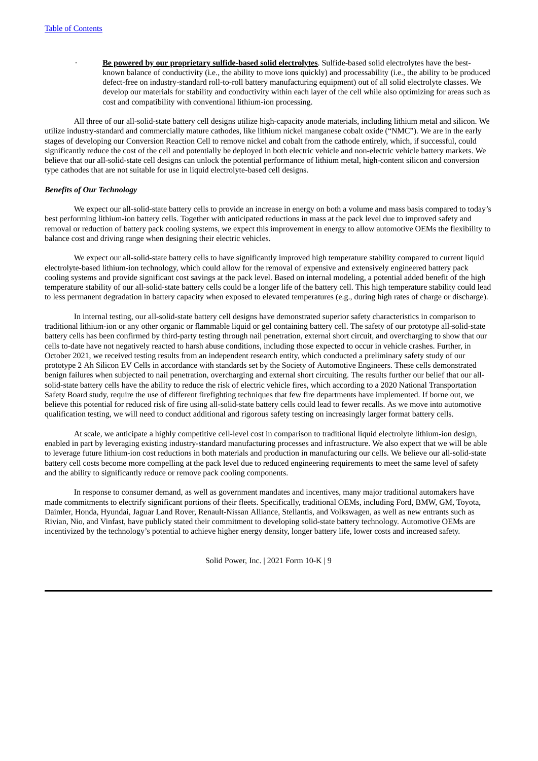- **Be powered by our proprietary sulfide-based solid electrolytes**. Sulfide-based solid electrolytes have the best-known balance of conductivity (i.e., the ability to move ions quickly) and processability (i.e., the ability to be produced defect-free on industry-standard roll-to-roll battery manufacturing equipment) out of all solid electrolyte classes. We develop our materials for stability and conductivity within each layer of the cell while also optimizing for areas such as cost and compatibility with conventional lithium-ion processing.

All three of our all-solid-state battery cell designs utilize high-capacity anode materials, including lithium metal and silicon. We utilize industry-standard and commercially mature cathodes, like lithium nickel manganese cobalt oxide ("NMC"). We are in the early stages of developing our Conversion Reaction Cell to remove nickel and cobalt from the cathode entirely, which, if successful, could significantly reduce the cost of the cell and potentially be deployed in both electric vehicle and non-electric vehicle battery markets. We believe that our all-solid-state cell designs can unlock the potential performance of lithium metal, high-content silicon and conversion type cathodes that are not suitable for use in liquid electrolyte-based cell designs.

***Benefits of Our Technology***

We expect our all-solid-state battery cells to provide an increase in energy on both a volume and mass basis compared to today's best performing lithium-ion battery cells. Together with anticipated reductions in mass at the pack level due to improved safety and removal or reduction of battery pack cooling systems, we expect this improvement in energy to allow automotive OEMs the flexibility to balance cost and driving range when designing their electric vehicles.

We expect our all-solid-state battery cells to have significantly improved high temperature stability compared to current liquid electrolyte-based lithium-ion technology, which could allow for the removal of expensive and extensively engineered battery pack cooling systems and provide significant cost savings at the pack level. Based on internal modeling, a potential added benefit of the high temperature stability of our all-solid-state battery cells could be a longer life of the battery cell. This high temperature stability could lead to less permanent degradation in battery capacity when exposed to elevated temperatures (e.g., during high rates of charge or discharge).

In internal testing, our all-solid-state battery cell designs have demonstrated superior safety characteristics in comparison to traditional lithium-ion or any other organic or flammable liquid or gel containing battery cell. The safety of our prototype all-solid-state battery cells has been confirmed by third-party testing through nail penetration, external short circuit, and overcharging to show that our cells to-date have not negatively reacted to harsh abuse conditions, including those expected to occur in vehicle crashes. Further, in October 2021, we received testing results from an independent research entity, which conducted a preliminary safety study of our prototype 2 Ah Silicon EV Cells in accordance with standards set by the Society of Automotive Engineers. These cells demonstrated benign failures when subjected to nail penetration, overcharging and external short circuiting. The results further our belief that our all-solid-state battery cells have the ability to reduce the risk of electric vehicle fires, which according to a 2020 National Transportation Safety Board study, require the use of different firefighting techniques that few fire departments have implemented. If borne out, we believe this potential for reduced risk of fire using all-solid-state battery cells could lead to fewer recalls. As we move into automotive qualification testing, we will need to conduct additional and rigorous safety testing on increasingly larger format battery cells.

At scale, we anticipate a highly competitive cell-level cost in comparison to traditional liquid electrolyte lithium-ion design, enabled in part by leveraging existing industry-standard manufacturing processes and infrastructure. We also expect that we will be able to leverage future lithium-ion cost reductions in both materials and production in manufacturing our cells. We believe our all-solid-state battery cell costs become more compelling at the pack level due to reduced engineering requirements to meet the same level of safety and the ability to significantly reduce or remove pack cooling components.

In response to consumer demand, as well as government mandates and incentives, many major traditional automakers have made commitments to electrify significant portions of their fleets. Specifically, traditional OEMs, including Ford, BMW, GM, Toyota, Daimler, Honda, Hyundai, Jaguar Land Rover, Renault-Nissan Alliance, Stellantis, and Volkswagen, as well as new entrants such as Rivian, Nio, and Vinfast, have publicly stated their commitment to developing solid-state battery technology. Automotive OEMs are incentivized by the technology's potential to achieve higher energy density, longer battery life, lower costs and increased safety.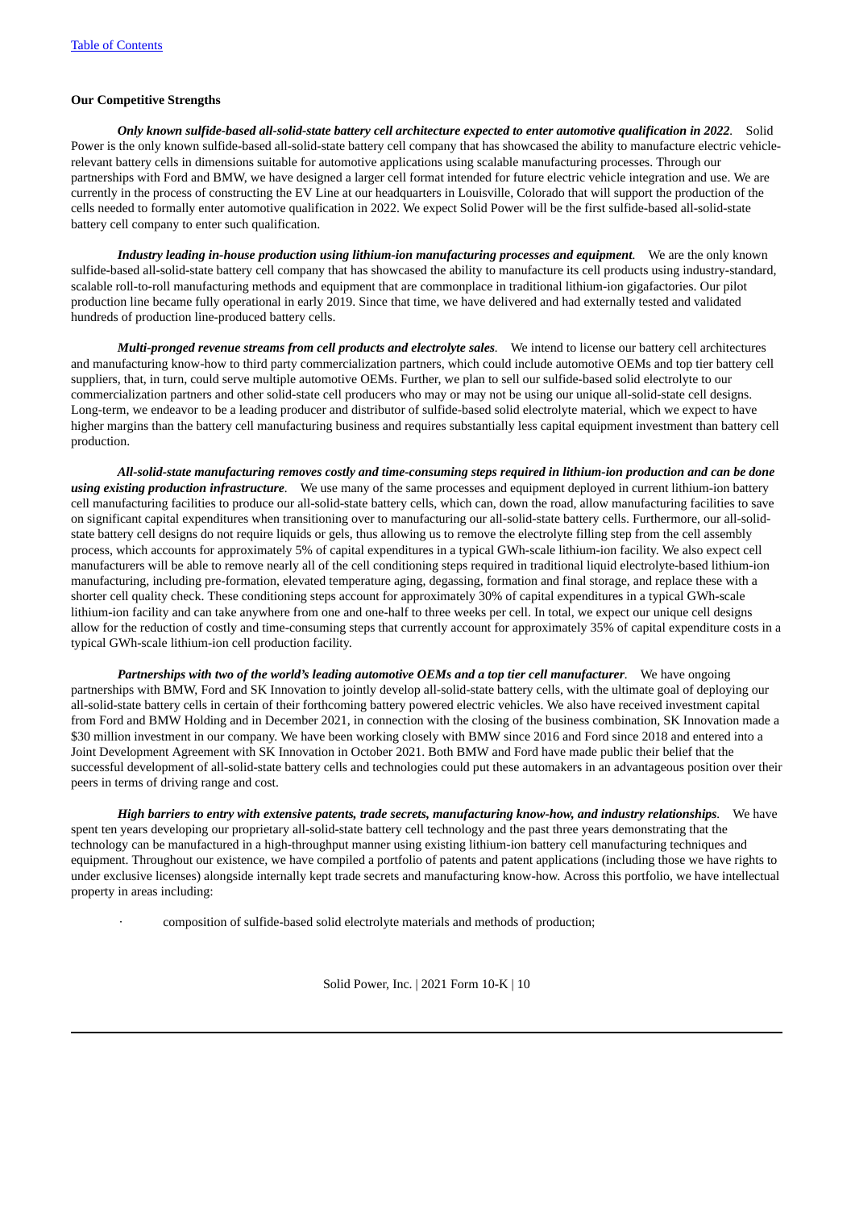### Our Competitive Strengths

***Only known sulfide-based all-solid-state battery cell architecture expected to enter automotive qualification in 2022.*** Solid Power is the only known sulfide-based all-solid-state battery cell company that has showcased the ability to manufacture electric vehicle-relevant battery cells in dimensions suitable for automotive applications using scalable manufacturing processes. Through our partnerships with Ford and BMW, we have designed a larger cell format intended for future electric vehicle integration and use. We are currently in the process of constructing the EV Line at our headquarters in Louisville, Colorado that will support the production of the cells needed to formally enter automotive qualification in 2022. We expect Solid Power will be the first sulfide-based all-solid-state battery cell company to enter such qualification.

***Industry leading in-house production using lithium-ion manufacturing processes and equipment.*** We are the only known sulfide-based all-solid-state battery cell company that has showcased the ability to manufacture its cell products using industry-standard, scalable roll-to-roll manufacturing methods and equipment that are commonplace in traditional lithium-ion gigafactories. Our pilot production line became fully operational in early 2019. Since that time, we have delivered and had externally tested and validated hundreds of production line-produced battery cells.

***Multi-pronged revenue streams from cell products and electrolyte sales.*** We intend to license our battery cell architectures and manufacturing know-how to third party commercialization partners, which could include automotive OEMs and top tier battery cell suppliers, that, in turn, could serve multiple automotive OEMs. Further, we plan to sell our sulfide-based solid electrolyte to our commercialization partners and other solid-state cell producers who may or may not be using our unique all-solid-state cell designs. Long-term, we endeavor to be a leading producer and distributor of sulfide-based solid electrolyte material, which we expect to have higher margins than the battery cell manufacturing business and requires substantially less capital equipment investment than battery cell production.

***All-solid-state manufacturing removes costly and time-consuming steps required in lithium-ion production and can be done using existing production infrastructure.*** We use many of the same processes and equipment deployed in current lithium-ion battery cell manufacturing facilities to produce our all-solid-state battery cells, which can, down the road, allow manufacturing facilities to save on significant capital expenditures when transitioning over to manufacturing our all-solid-state battery cells. Furthermore, our all-solid-state battery cell designs do not require liquids or gels, thus allowing us to remove the electrolyte filling step from the cell assembly process, which accounts for approximately 5% of capital expenditures in a typical GWh-scale lithium-ion facility. We also expect cell manufacturers will be able to remove nearly all of the cell conditioning steps required in traditional liquid electrolyte-based lithium-ion manufacturing, including pre-formation, elevated temperature aging, degassing, formation and final storage, and replace these with a shorter cell quality check. These conditioning steps account for approximately 30% of capital expenditures in a typical GWh-scale lithium-ion facility and can take anywhere from one and one-half to three weeks per cell. In total, we expect our unique cell designs allow for the reduction of costly and time-consuming steps that currently account for approximately 35% of capital expenditure costs in a typical GWh-scale lithium-ion cell production facility.

***Partnerships with two of the world's leading automotive OEMs and a top tier cell manufacturer.*** We have ongoing partnerships with BMW, Ford and SK Innovation to jointly develop all-solid-state battery cells, with the ultimate goal of deploying our all-solid-state battery cells in certain of their forthcoming battery powered electric vehicles. We also have received investment capital from Ford and BMW Holding and in December 2021, in connection with the closing of the business combination, SK Innovation made a $30 million investment in our company. We have been working closely with BMW since 2016 and Ford since 2018 and entered into a Joint Development Agreement with SK Innovation in October 2021. Both BMW and Ford have made public their belief that the successful development of all-solid-state battery cells and technologies could put these automakers in an advantageous position over their peers in terms of driving range and cost.

***High barriers to entry with extensive patents, trade secrets, manufacturing know-how, and industry relationships.*** We have spent ten years developing our proprietary all-solid-state battery cell technology and the past three years demonstrating that the technology can be manufactured in a high-throughput manner using existing lithium-ion battery cell manufacturing techniques and equipment. Throughout our existence, we have compiled a portfolio of patents and patent applications (including those we have rights to under exclusive licenses) alongside internally kept trade secrets and manufacturing know-how. Across this portfolio, we have intellectual property in areas including:

- composition of sulfide-based solid electrolyte materials and methods of production;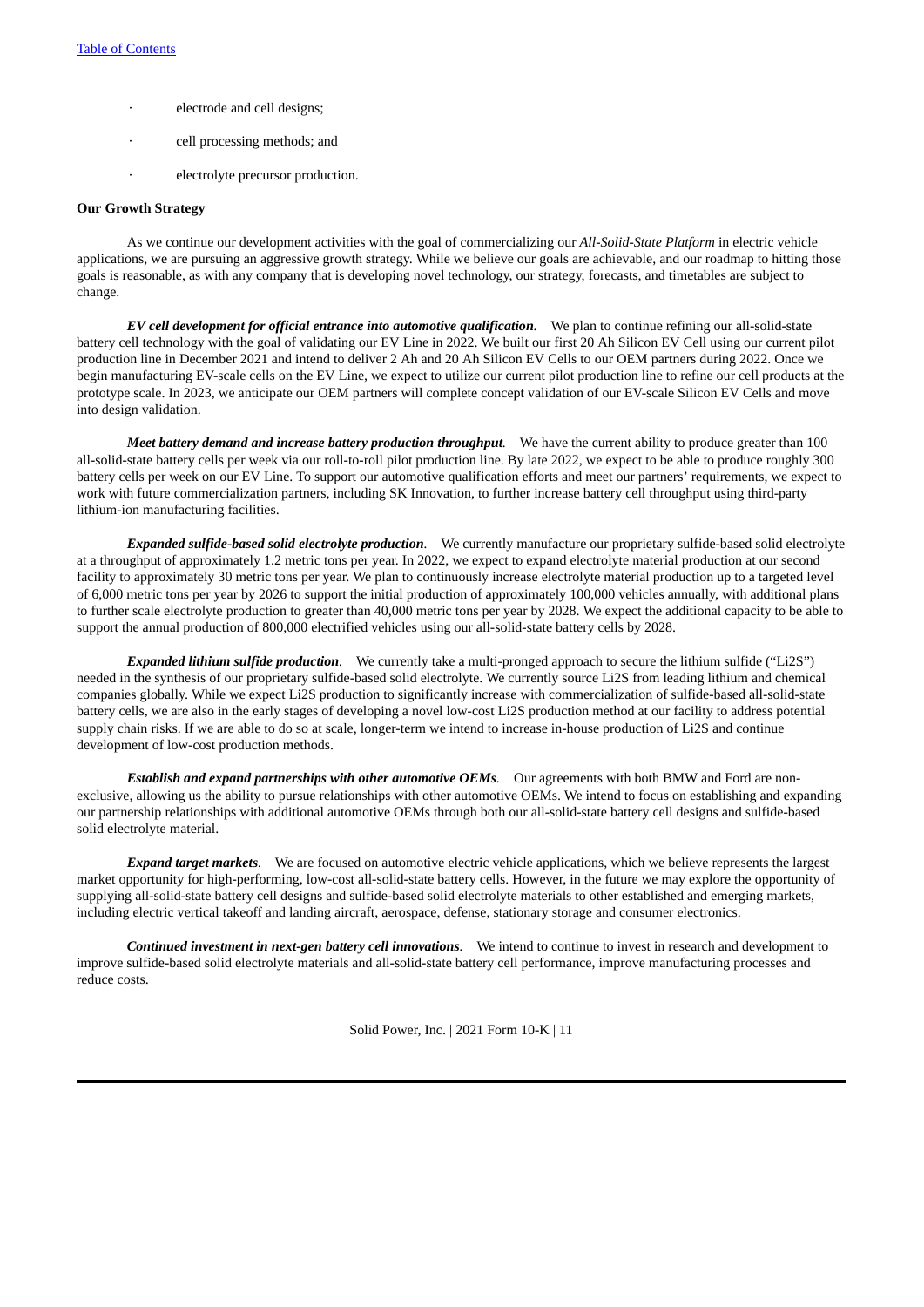- electrode and cell designs;
- cell processing methods; and
- electrolyte precursor production.

**Our Growth Strategy**

As we continue our development activities with the goal of commercializing our *All-Solid-State Platform* in electric vehicle applications, we are pursuing an aggressive growth strategy. While we believe our goals are achievable, and our roadmap to hitting those goals is reasonable, as with any company that is developing novel technology, our strategy, forecasts, and timetables are subject to change.

***EV cell development for official entrance into automotive qualification.*** We plan to continue refining our all-solid-state battery cell technology with the goal of validating our EV Line in 2022. We built our first 20 Ah Silicon EV Cell using our current pilot production line in December 2021 and intend to deliver 2 Ah and 20 Ah Silicon EV Cells to our OEM partners during 2022. Once we begin manufacturing EV-scale cells on the EV Line, we expect to utilize our current pilot production line to refine our cell products at the prototype scale. In 2023, we anticipate our OEM partners will complete concept validation of our EV-scale Silicon EV Cells and move into design validation.

***Meet battery demand and increase battery production throughput.*** We have the current ability to produce greater than 100 all-solid-state battery cells per week via our roll-to-roll pilot production line. By late 2022, we expect to be able to produce roughly 300 battery cells per week on our EV Line. To support our automotive qualification efforts and meet our partners' requirements, we expect to work with future commercialization partners, including SK Innovation, to further increase battery cell throughput using third-party lithium-ion manufacturing facilities.

***Expanded sulfide-based solid electrolyte production.*** We currently manufacture our proprietary sulfide-based solid electrolyte at a throughput of approximately 1.2 metric tons per year. In 2022, we expect to expand electrolyte material production at our second facility to approximately 30 metric tons per year. We plan to continuously increase electrolyte material production up to a targeted level of 6,000 metric tons per year by 2026 to support the initial production of approximately 100,000 vehicles annually, with additional plans to further scale electrolyte production to greater than 40,000 metric tons per year by 2028. We expect the additional capacity to be able to support the annual production of 800,000 electrified vehicles using our all-solid-state battery cells by 2028.

***Expanded lithium sulfide production.*** We currently take a multi-pronged approach to secure the lithium sulfide ("Li2S") needed in the synthesis of our proprietary sulfide-based solid electrolyte. We currently source Li2S from leading lithium and chemical companies globally. While we expect Li2S production to significantly increase with commercialization of sulfide-based all-solid-state battery cells, we are also in the early stages of developing a novel low-cost Li2S production method at our facility to address potential supply chain risks. If we are able to do so at scale, longer-term we intend to increase in-house production of Li2S and continue development of low-cost production methods.

***Establish and expand partnerships with other automotive OEMs.*** Our agreements with both BMW and Ford are non-exclusive, allowing us the ability to pursue relationships with other automotive OEMs. We intend to focus on establishing and expanding our partnership relationships with additional automotive OEMs through both our all-solid-state battery cell designs and sulfide-based solid electrolyte material.

***Expand target markets.*** We are focused on automotive electric vehicle applications, which we believe represents the largest market opportunity for high-performing, low-cost all-solid-state battery cells. However, in the future we may explore the opportunity of supplying all-solid-state battery cell designs and sulfide-based solid electrolyte materials to other established and emerging markets, including electric vertical takeoff and landing aircraft, aerospace, defense, stationary storage and consumer electronics.

***Continued investment in next-gen battery cell innovations.*** We intend to continue to invest in research and development to improve sulfide-based solid electrolyte materials and all-solid-state battery cell performance, improve manufacturing processes and reduce costs.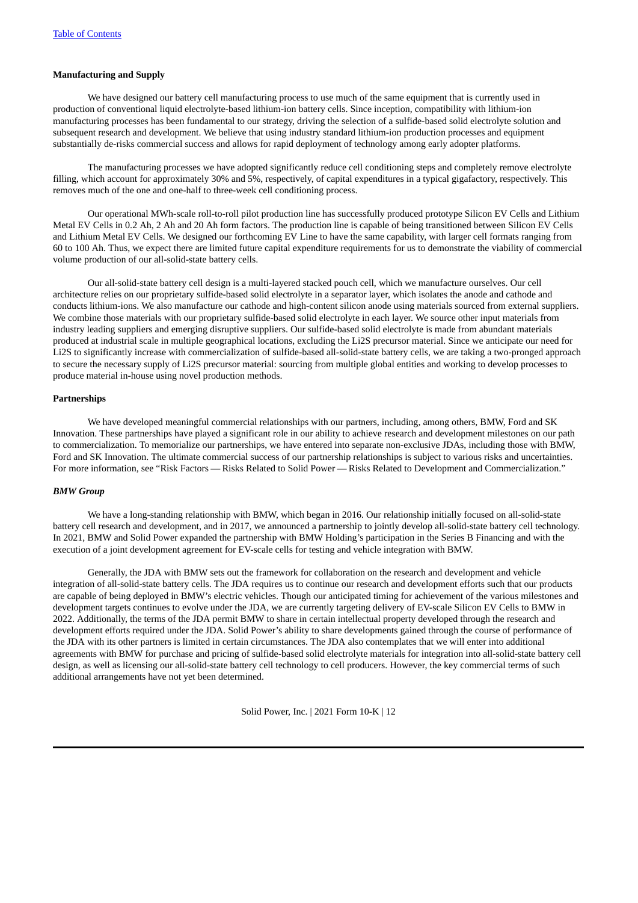**Manufacturing and Supply**

We have designed our battery cell manufacturing process to use much of the same equipment that is currently used in production of conventional liquid electrolyte-based lithium-ion battery cells. Since inception, compatibility with lithium-ion manufacturing processes has been fundamental to our strategy, driving the selection of a sulfide-based solid electrolyte solution and subsequent research and development. We believe that using industry standard lithium-ion production processes and equipment substantially de-risks commercial success and allows for rapid deployment of technology among early adopter platforms.

The manufacturing processes we have adopted significantly reduce cell conditioning steps and completely remove electrolyte filling, which account for approximately 30% and 5%, respectively, of capital expenditures in a typical gigafactory, respectively. This removes much of the one and one-half to three-week cell conditioning process.

Our operational MWh-scale roll-to-roll pilot production line has successfully produced prototype Silicon EV Cells and Lithium Metal EV Cells in 0.2 Ah, 2 Ah and 20 Ah form factors. The production line is capable of being transitioned between Silicon EV Cells and Lithium Metal EV Cells. We designed our forthcoming EV Line to have the same capability, with larger cell formats ranging from 60 to 100 Ah. Thus, we expect there are limited future capital expenditure requirements for us to demonstrate the viability of commercial volume production of our all-solid-state battery cells.

Our all-solid-state battery cell design is a multi-layered stacked pouch cell, which we manufacture ourselves. Our cell architecture relies on our proprietary sulfide-based solid electrolyte in a separator layer, which isolates the anode and cathode and conducts lithium-ions. We also manufacture our cathode and high-content silicon anode using materials sourced from external suppliers. We combine those materials with our proprietary sulfide-based solid electrolyte in each layer. We source other input materials from industry leading suppliers and emerging disruptive suppliers. Our sulfide-based solid electrolyte is made from abundant materials produced at industrial scale in multiple geographical locations, excluding the $Li_2S$ precursor material. Since we anticipate our need for $Li_2S$ to significantly increase with commercialization of sulfide-based all-solid-state battery cells, we are taking a two-pronged approach to secure the necessary supply of $Li_2S$ precursor material: sourcing from multiple global entities and working to develop processes to produce material in-house using novel production methods.

**Partnerships**

We have developed meaningful commercial relationships with our partners, including, among others, BMW, Ford and SK Innovation. These partnerships have played a significant role in our ability to achieve research and development milestones on our path to commercialization. To memorialize our partnerships, we have entered into separate non-exclusive JDAs, including those with BMW, Ford and SK Innovation. The ultimate commercial success of our partnership relationships is subject to various risks and uncertainties. For more information, see "Risk Factors — Risks Related to Solid Power — Risks Related to Development and Commercialization."

***BMW Group***

We have a long-standing relationship with BMW, which began in 2016. Our relationship initially focused on all-solid-state battery cell research and development, and in 2017, we announced a partnership to jointly develop all-solid-state battery cell technology. In 2021, BMW and Solid Power expanded the partnership with BMW Holding's participation in the Series B Financing and with the execution of a joint development agreement for EV-scale cells for testing and vehicle integration with BMW.

Generally, the JDA with BMW sets out the framework for collaboration on the research and development and vehicle integration of all-solid-state battery cells. The JDA requires us to continue our research and development efforts such that our products are capable of being deployed in BMW's electric vehicles. Though our anticipated timing for achievement of the various milestones and development targets continues to evolve under the JDA, we are currently targeting delivery of EV-scale Silicon EV Cells to BMW in 2022. Additionally, the terms of the JDA permit BMW to share in certain intellectual property developed through the research and development efforts required under the JDA. Solid Power's ability to share developments gained through the course of performance of the JDA with its other partners is limited in certain circumstances. The JDA also contemplates that we will enter into additional agreements with BMW for purchase and pricing of sulfide-based solid electrolyte materials for integration into all-solid-state battery cell design, as well as licensing our all-solid-state battery cell technology to cell producers. However, the key commercial terms of such additional arrangements have not yet been determined.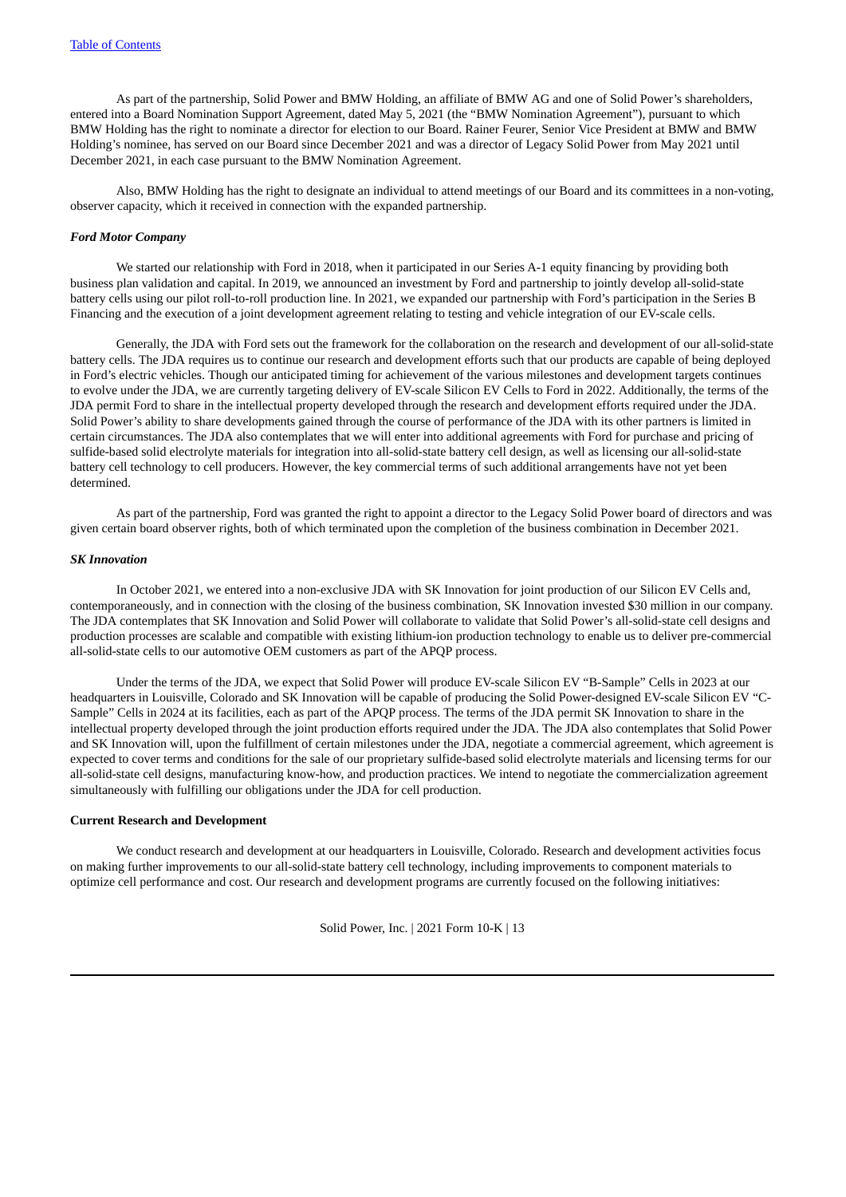As part of the partnership, Solid Power and BMW Holding, an affiliate of BMW AG and one of Solid Power's shareholders, entered into a Board Nomination Support Agreement, dated May 5, 2021 (the "BMW Nomination Agreement"), pursuant to which BMW Holding has the right to nominate a director for election to our Board. Rainer Feurer, Senior Vice President at BMW and BMW Holding's nominee, has served on our Board since December 2021 and was a director of Legacy Solid Power from May 2021 until December 2021, in each case pursuant to the BMW Nomination Agreement.

Also, BMW Holding has the right to designate an individual to attend meetings of our Board and its committees in a non-voting, observer capacity, which it received in connection with the expanded partnership.

***Ford Motor Company***

We started our relationship with Ford in 2018, when it participated in our Series A-1 equity financing by providing both business plan validation and capital. In 2019, we announced an investment by Ford and partnership to jointly develop all-solid-state battery cells using our pilot roll-to-roll production line. In 2021, we expanded our partnership with Ford's participation in the Series B Financing and the execution of a joint development agreement relating to testing and vehicle integration of our EV-scale cells.

Generally, the JDA with Ford sets out the framework for the collaboration on the research and development of our all-solid-state battery cells. The JDA requires us to continue our research and development efforts such that our products are capable of being deployed in Ford's electric vehicles. Though our anticipated timing for achievement of the various milestones and development targets continues to evolve under the JDA, we are currently targeting delivery of EV-scale Silicon EV Cells to Ford in 2022. Additionally, the terms of the JDA permit Ford to share in the intellectual property developed through the research and development efforts required under the JDA. Solid Power's ability to share developments gained through the course of performance of the JDA with its other partners is limited in certain circumstances. The JDA also contemplates that we will enter into additional agreements with Ford for purchase and pricing of sulfide-based solid electrolyte materials for integration into all-solid-state battery cell design, as well as licensing our all-solid-state battery cell technology to cell producers. However, the key commercial terms of such additional arrangements have not yet been determined.

As part of the partnership, Ford was granted the right to appoint a director to the Legacy Solid Power board of directors and was given certain board observer rights, both of which terminated upon the completion of the business combination in December 2021.

***SK Innovation***

In October 2021, we entered into a non-exclusive JDA with SK Innovation for joint production of our Silicon EV Cells and, contemporaneously, and in connection with the closing of the business combination, SK Innovation invested $30 million in our company. The JDA contemplates that SK Innovation and Solid Power will collaborate to validate that Solid Power's all-solid-state cell designs and production processes are scalable and compatible with existing lithium-ion production technology to enable us to deliver pre-commercial all-solid-state cells to our automotive OEM customers as part of the APQP process.

Under the terms of the JDA, we expect that Solid Power will produce EV-scale Silicon EV "B-Sample" Cells in 2023 at our headquarters in Louisville, Colorado and SK Innovation will be capable of producing the Solid Power-designed EV-scale Silicon EV "C-Sample" Cells in 2024 at its facilities, each as part of the APQP process. The terms of the JDA permit SK Innovation to share in the intellectual property developed through the joint production efforts required under the JDA. The JDA also contemplates that Solid Power and SK Innovation will, upon the fulfillment of certain milestones under the JDA, negotiate a commercial agreement, which agreement is expected to cover terms and conditions for the sale of our proprietary sulfide-based solid electrolyte materials and licensing terms for our all-solid-state cell designs, manufacturing know-how, and production practices. We intend to negotiate the commercialization agreement simultaneously with fulfilling our obligations under the JDA for cell production.

**Current Research and Development**

We conduct research and development at our headquarters in Louisville, Colorado. Research and development activities focus on making further improvements to our all-solid-state battery cell technology, including improvements to component materials to optimize cell performance and cost. Our research and development programs are currently focused on the following initiatives: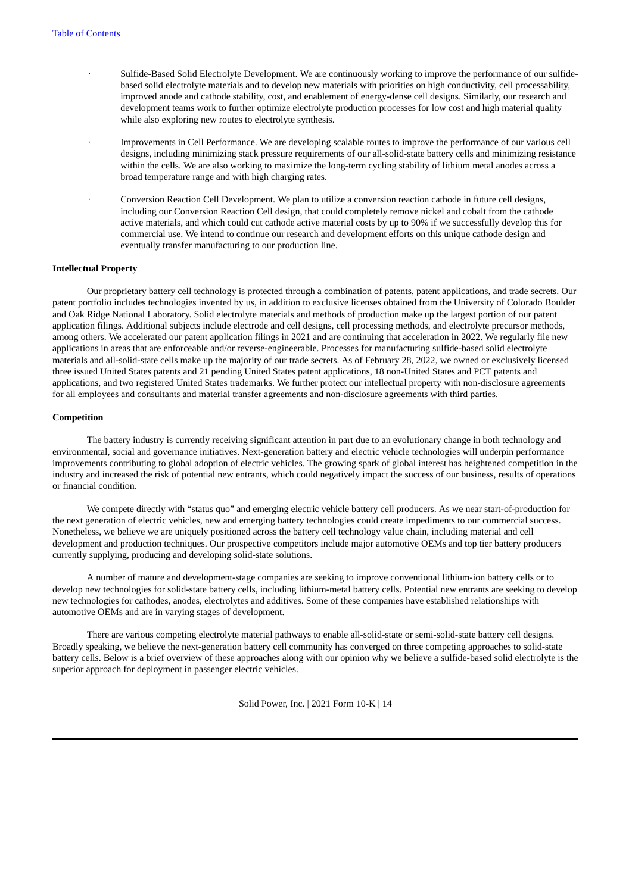- Sulfide-Based Solid Electrolyte Development. We are continuously working to improve the performance of our sulfide-based solid electrolyte materials and to develop new materials with priorities on high conductivity, cell processability, improved anode and cathode stability, cost, and enablement of energy-dense cell designs. Similarly, our research and development teams work to further optimize electrolyte production processes for low cost and high material quality while also exploring new routes to electrolyte synthesis.
- Improvements in Cell Performance. We are developing scalable routes to improve the performance of our various cell designs, including minimizing stack pressure requirements of our all-solid-state battery cells and minimizing resistance within the cells. We are also working to maximize the long-term cycling stability of lithium metal anodes across a broad temperature range and with high charging rates.
- Conversion Reaction Cell Development. We plan to utilize a conversion reaction cathode in future cell designs, including our Conversion Reaction Cell design, that could completely remove nickel and cobalt from the cathode active materials, and which could cut cathode active material costs by up to 90% if we successfully develop this for commercial use. We intend to continue our research and development efforts on this unique cathode design and eventually transfer manufacturing to our production line.

**Intellectual Property**

Our proprietary battery cell technology is protected through a combination of patents, patent applications, and trade secrets. Our patent portfolio includes technologies invented by us, in addition to exclusive licenses obtained from the University of Colorado Boulder and Oak Ridge National Laboratory. Solid electrolyte materials and methods of production make up the largest portion of our patent application filings. Additional subjects include electrode and cell designs, cell processing methods, and electrolyte precursor methods, among others. We accelerated our patent application filings in 2021 and are continuing that acceleration in 2022. We regularly file new applications in areas that are enforceable and/or reverse-engineerable. Processes for manufacturing sulfide-based solid electrolyte materials and all-solid-state cells make up the majority of our trade secrets. As of February 28, 2022, we owned or exclusively licensed three issued United States patents and 21 pending United States patent applications, 18 non-United States and PCT patents and applications, and two registered United States trademarks. We further protect our intellectual property with non-disclosure agreements for all employees and consultants and material transfer agreements and non-disclosure agreements with third parties.

**Competition**

The battery industry is currently receiving significant attention in part due to an evolutionary change in both technology and environmental, social and governance initiatives. Next-generation battery and electric vehicle technologies will underpin performance improvements contributing to global adoption of electric vehicles. The growing spark of global interest has heightened competition in the industry and increased the risk of potential new entrants, which could negatively impact the success of our business, results of operations or financial condition.

We compete directly with "status quo" and emerging electric vehicle battery cell producers. As we near start-of-production for the next generation of electric vehicles, new and emerging battery technologies could create impediments to our commercial success. Nonetheless, we believe we are uniquely positioned across the battery cell technology value chain, including material and cell development and production techniques. Our prospective competitors include major automotive OEMs and top tier battery producers currently supplying, producing and developing solid-state solutions.

A number of mature and development-stage companies are seeking to improve conventional lithium-ion battery cells or to develop new technologies for solid-state battery cells, including lithium-metal battery cells. Potential new entrants are seeking to develop new technologies for cathodes, anodes, electrolytes and additives. Some of these companies have established relationships with automotive OEMs and are in varying stages of development.

There are various competing electrolyte material pathways to enable all-solid-state or semi-solid-state battery cell designs. Broadly speaking, we believe the next-generation battery cell community has converged on three competing approaches to solid-state battery cells. Below is a brief overview of these approaches along with our opinion why we believe a sulfide-based solid electrolyte is the superior approach for deployment in passenger electric vehicles.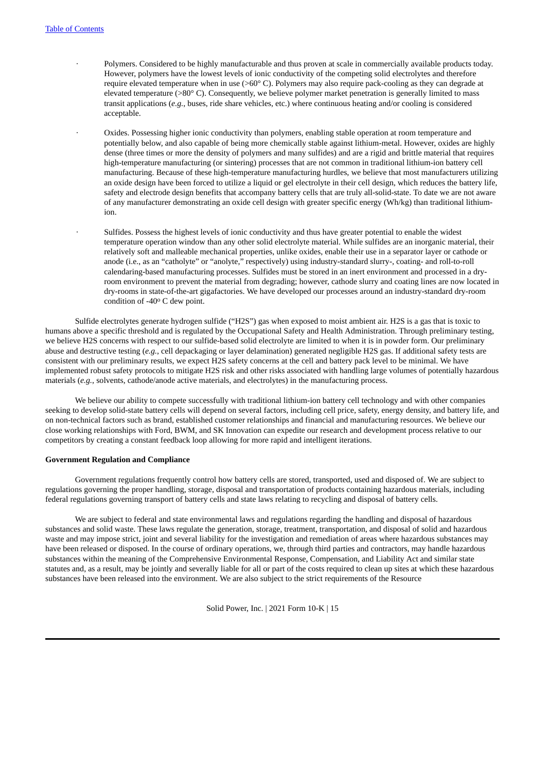- Polymers. Considered to be highly manufacturable and thus proven at scale in commercially available products today. However, polymers have the lowest levels of ionic conductivity of the competing solid electrolytes and therefore require elevated temperature when in use (>60° C). Polymers may also require pack-cooling as they can degrade at elevated temperature (>80° C). Consequently, we believe polymer market penetration is generally limited to mass transit applications (*e.g.*, buses, ride share vehicles, etc.) where continuous heating and/or cooling is considered acceptable.

- Oxides. Possessing higher ionic conductivity than polymers, enabling stable operation at room temperature and potentially below, and also capable of being more chemically stable against lithium-metal. However, oxides are highly dense (three times or more the density of polymers and many sulfides) and are a rigid and brittle material that requires high-temperature manufacturing (or sintering) processes that are not common in traditional lithium-ion battery cell manufacturing. Because of these high-temperature manufacturing hurdles, we believe that most manufacturers utilizing an oxide design have been forced to utilize a liquid or gel electrolyte in their cell design, which reduces the battery life, safety and electrode design benefits that accompany battery cells that are truly all-solid-state. To date we are not aware of any manufacturer demonstrating an oxide cell design with greater specific energy (Wh/kg) than traditional lithium-ion.

- Sulfides. Possess the highest levels of ionic conductivity and thus have greater potential to enable the widest temperature operation window than any other solid electrolyte material. While sulfides are an inorganic material, their relatively soft and malleable mechanical properties, unlike oxides, enable their use in a separator layer or cathode or anode (i.e., as an "catholyte" or "anolyte," respectively) using industry-standard slurry-, coating- and roll-to-roll calendaring-based manufacturing processes. Sulfides must be stored in an inert environment and processed in a dry-room environment to prevent the material from degrading; however, cathode slurry and coating lines are now located in dry-rooms in state-of-the-art gigafactories. We have developed our processes around an industry-standard dry-room condition of -40° C dew point.

Sulfide electrolytes generate hydrogen sulfide ("H2S") gas when exposed to moist ambient air. H2S is a gas that is toxic to humans above a specific threshold and is regulated by the Occupational Safety and Health Administration. Through preliminary testing, we believe H2S concerns with respect to our sulfide-based solid electrolyte are limited to when it is in powder form. Our preliminary abuse and destructive testing (*e.g.*, cell depackaging or layer delamination) generated negligible H2S gas. If additional safety tests are consistent with our preliminary results, we expect H2S safety concerns at the cell and battery pack level to be minimal. We have implemented robust safety protocols to mitigate H2S risk and other risks associated with handling large volumes of potentially hazardous materials (*e.g.*, solvents, cathode/anode active materials, and electrolytes) in the manufacturing process.

We believe our ability to compete successfully with traditional lithium-ion battery cell technology and with other companies seeking to develop solid-state battery cells will depend on several factors, including cell price, safety, energy density, and battery life, and on non-technical factors such as brand, established customer relationships and financial and manufacturing resources. We believe our close working relationships with Ford, BWM, and SK Innovation can expedite our research and development process relative to our competitors by creating a constant feedback loop allowing for more rapid and intelligent iterations.

**Government Regulation and Compliance**

Government regulations frequently control how battery cells are stored, transported, used and disposed of. We are subject to regulations governing the proper handling, storage, disposal and transportation of products containing hazardous materials, including federal regulations governing transport of battery cells and state laws relating to recycling and disposal of battery cells.

We are subject to federal and state environmental laws and regulations regarding the handling and disposal of hazardous substances and solid waste. These laws regulate the generation, storage, treatment, transportation, and disposal of solid and hazardous waste and may impose strict, joint and several liability for the investigation and remediation of areas where hazardous substances may have been released or disposed. In the course of ordinary operations, we, through third parties and contractors, may handle hazardous substances within the meaning of the Comprehensive Environmental Response, Compensation, and Liability Act and similar state statutes and, as a result, may be jointly and severally liable for all or part of the costs required to clean up sites at which these hazardous substances have been released into the environment. We are also subject to the strict requirements of the Resource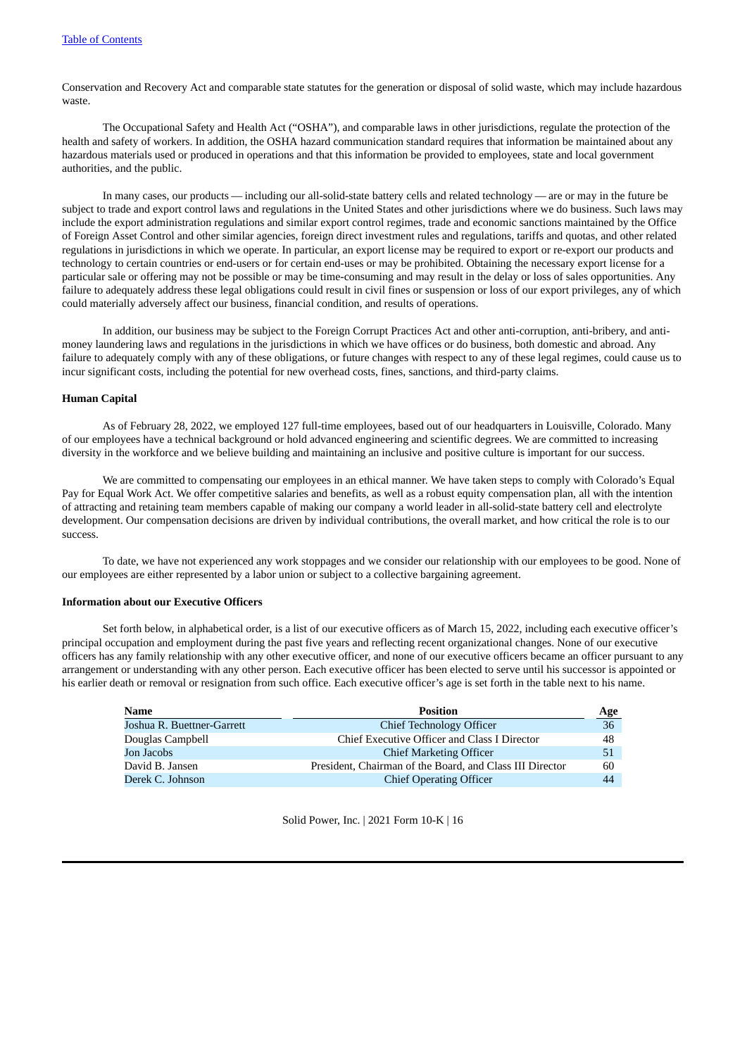Conservation and Recovery Act and comparable state statutes for the generation or disposal of solid waste, which may include hazardous waste.

The Occupational Safety and Health Act ("OSHA"), and comparable laws in other jurisdictions, regulate the protection of the health and safety of workers. In addition, the OSHA hazard communication standard requires that information be maintained about any hazardous materials used or produced in operations and that this information be provided to employees, state and local government authorities, and the public.

In many cases, our products — including our all-solid-state battery cells and related technology — are or may in the future be subject to trade and export control laws and regulations in the United States and other jurisdictions where we do business. Such laws may include the export administration regulations and similar export control regimes, trade and economic sanctions maintained by the Office of Foreign Asset Control and other similar agencies, foreign direct investment rules and regulations, tariffs and quotas, and other related regulations in jurisdictions in which we operate. In particular, an export license may be required to export or re-export our products and technology to certain countries or end-users or for certain end-uses or may be prohibited. Obtaining the necessary export license for a particular sale or offering may not be possible or may be time-consuming and may result in the delay or loss of sales opportunities. Any failure to adequately address these legal obligations could result in civil fines or suspension or loss of our export privileges, any of which could materially adversely affect our business, financial condition, and results of operations.

In addition, our business may be subject to the Foreign Corrupt Practices Act and other anti-corruption, anti-bribery, and anti-money laundering laws and regulations in the jurisdictions in which we have offices or do business, both domestic and abroad. Any failure to adequately comply with any of these obligations, or future changes with respect to any of these legal regimes, could cause us to incur significant costs, including the potential for new overhead costs, fines, sanctions, and third-party claims.

**Human Capital**

As of February 28, 2022, we employed 127 full-time employees, based out of our headquarters in Louisville, Colorado. Many of our employees have a technical background or hold advanced engineering and scientific degrees. We are committed to increasing diversity in the workforce and we believe building and maintaining an inclusive and positive culture is important for our success.

We are committed to compensating our employees in an ethical manner. We have taken steps to comply with Colorado's Equal Pay for Equal Work Act. We offer competitive salaries and benefits, as well as a robust equity compensation plan, all with the intention of attracting and retaining team members capable of making our company a world leader in all-solid-state battery cell and electrolyte development. Our compensation decisions are driven by individual contributions, the overall market, and how critical the role is to our success.

To date, we have not experienced any work stoppages and we consider our relationship with our employees to be good. None of our employees are either represented by a labor union or subject to a collective bargaining agreement.

**Information about our Executive Officers**

Set forth below, in alphabetical order, is a list of our executive officers as of March 15, 2022, including each executive officer's principal occupation and employment during the past five years and reflecting recent organizational changes. None of our executive officers has any family relationship with any other executive officer, and none of our executive officers became an officer pursuant to any arrangement or understanding with any other person. Each executive officer has been elected to serve until his successor is appointed or his earlier death or removal or resignation from such office. Each executive officer's age is set forth in the table next to his name.

| Name | Position | Age |
|---|---|---|
| Joshua R. Buettner-Garrett | Chief Technology Officer | 36 |
| Douglas Campbell | Chief Executive Officer and Class I Director | 48 |
| Jon Jacobs | Chief Marketing Officer | 51 |
| David B. Jansen | President, Chairman of the Board, and Class III Director | 60 |
| Derek C. Johnson | Chief Operating Officer | 44 |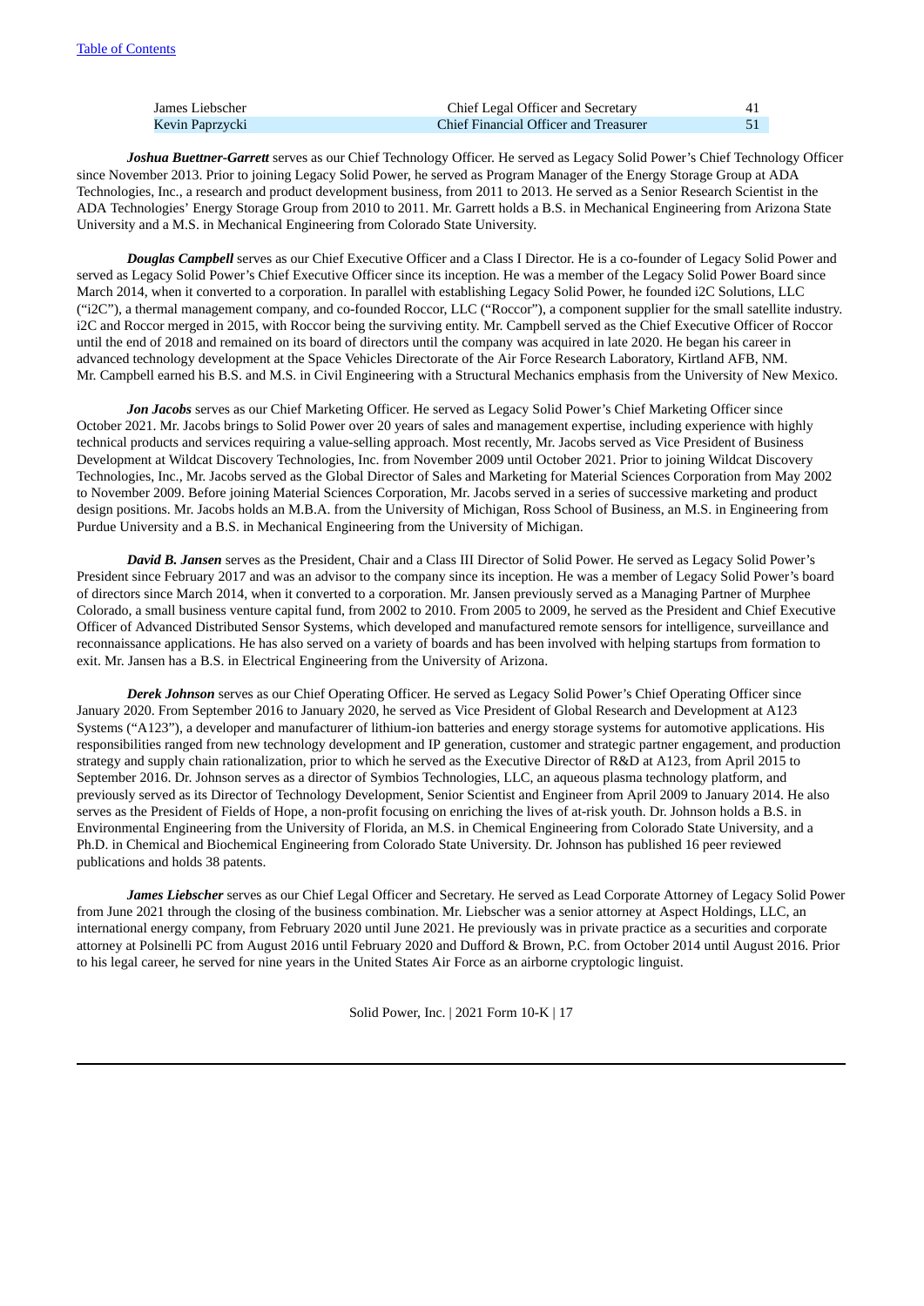| | | |
|---|---|---|
| James Liebscher | Chief Legal Officer and Secretary | 41 |
| Kevin Paprzycki | Chief Financial Officer and Treasurer | 51 |

***Joshua Buettner-Garrett*** serves as our Chief Technology Officer. He served as Legacy Solid Power's Chief Technology Officer since November 2013. Prior to joining Legacy Solid Power, he served as Program Manager of the Energy Storage Group at ADA Technologies, Inc., a research and product development business, from 2011 to 2013. He served as a Senior Research Scientist in the ADA Technologies' Energy Storage Group from 2010 to 2011. Mr. Garrett holds a B.S. in Mechanical Engineering from Arizona State University and a M.S. in Mechanical Engineering from Colorado State University.

***Douglas Campbell*** serves as our Chief Executive Officer and a Class I Director. He is a co-founder of Legacy Solid Power and served as Legacy Solid Power's Chief Executive Officer since its inception. He was a member of the Legacy Solid Power Board since March 2014, when it converted to a corporation. In parallel with establishing Legacy Solid Power, he founded i2C Solutions, LLC ("i2C"), a thermal management company, and co-founded Roccor, LLC ("Roccor"), a component supplier for the small satellite industry. i2C and Roccor merged in 2015, with Roccor being the surviving entity. Mr. Campbell served as the Chief Executive Officer of Roccor until the end of 2018 and remained on its board of directors until the company was acquired in late 2020. He began his career in advanced technology development at the Space Vehicles Directorate of the Air Force Research Laboratory, Kirtland AFB, NM. Mr. Campbell earned his B.S. and M.S. in Civil Engineering with a Structural Mechanics emphasis from the University of New Mexico.

***Jon Jacobs*** serves as our Chief Marketing Officer. He served as Legacy Solid Power's Chief Marketing Officer since October 2021. Mr. Jacobs brings to Solid Power over 20 years of sales and management expertise, including experience with highly technical products and services requiring a value-selling approach. Most recently, Mr. Jacobs served as Vice President of Business Development at Wildcat Discovery Technologies, Inc. from November 2009 until October 2021. Prior to joining Wildcat Discovery Technologies, Inc., Mr. Jacobs served as the Global Director of Sales and Marketing for Material Sciences Corporation from May 2002 to November 2009. Before joining Material Sciences Corporation, Mr. Jacobs served in a series of successive marketing and product design positions. Mr. Jacobs holds an M.B.A. from the University of Michigan, Ross School of Business, an M.S. in Engineering from Purdue University and a B.S. in Mechanical Engineering from the University of Michigan.

***David B. Jansen*** serves as the President, Chair and a Class III Director of Solid Power. He served as Legacy Solid Power's President since February 2017 and was an advisor to the company since its inception. He was a member of Legacy Solid Power's board of directors since March 2014, when it converted to a corporation. Mr. Jansen previously served as a Managing Partner of Murphee Colorado, a small business venture capital fund, from 2002 to 2010. From 2005 to 2009, he served as the President and Chief Executive Officer of Advanced Distributed Sensor Systems, which developed and manufactured remote sensors for intelligence, surveillance and reconnaissance applications. He has also served on a variety of boards and has been involved with helping startups from formation to exit. Mr. Jansen has a B.S. in Electrical Engineering from the University of Arizona.

***Derek Johnson*** serves as our Chief Operating Officer. He served as Legacy Solid Power's Chief Operating Officer since January 2020. From September 2016 to January 2020, he served as Vice President of Global Research and Development at A123 Systems ("A123"), a developer and manufacturer of lithium-ion batteries and energy storage systems for automotive applications. His responsibilities ranged from new technology development and IP generation, customer and strategic partner engagement, and production strategy and supply chain rationalization, prior to which he served as the Executive Director of R&D at A123, from April 2015 to September 2016. Dr. Johnson serves as a director of Symbios Technologies, LLC, an aqueous plasma technology platform, and previously served as its Director of Technology Development, Senior Scientist and Engineer from April 2009 to January 2014. He also serves as the President of Fields of Hope, a non-profit focusing on enriching the lives of at-risk youth. Dr. Johnson holds a B.S. in Environmental Engineering from the University of Florida, an M.S. in Chemical Engineering from Colorado State University, and a Ph.D. in Chemical and Biochemical Engineering from Colorado State University. Dr. Johnson has published 16 peer reviewed publications and holds 38 patents.

***James Liebscher*** serves as our Chief Legal Officer and Secretary. He served as Lead Corporate Attorney of Legacy Solid Power from June 2021 through the closing of the business combination. Mr. Liebscher was a senior attorney at Aspect Holdings, LLC, an international energy company, from February 2020 until June 2021. He previously was in private practice as a securities and corporate attorney at Polsinelli PC from August 2016 until February 2020 and Dufford & Brown, P.C. from October 2014 until August 2016. Prior to his legal career, he served for nine years in the United States Air Force as an airborne cryptologic linguist.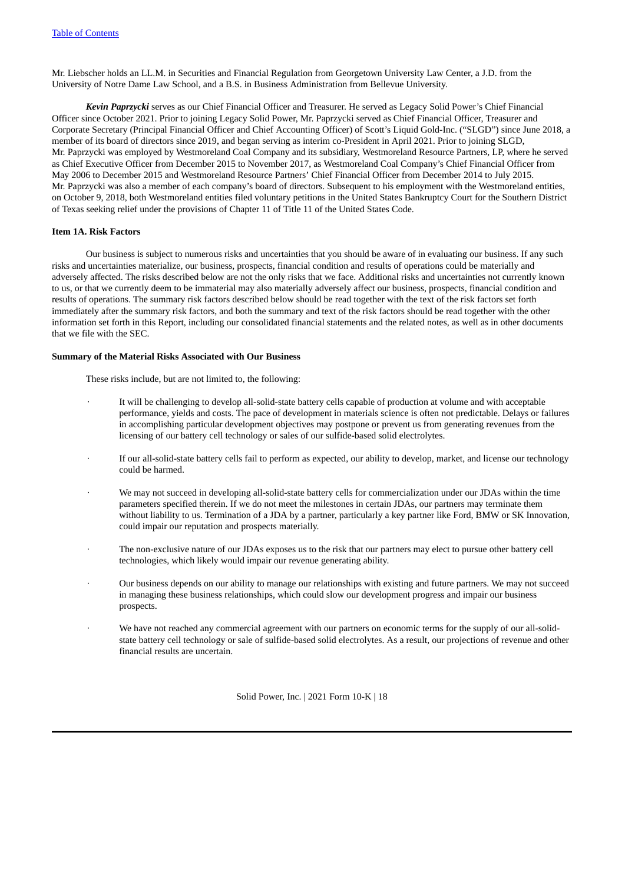Mr. Liebscher holds an LL.M. in Securities and Financial Regulation from Georgetown University Law Center, a J.D. from the University of Notre Dame Law School, and a B.S. in Business Administration from Bellevue University.

***Kevin Paprzycki*** serves as our Chief Financial Officer and Treasurer. He served as Legacy Solid Power's Chief Financial Officer since October 2021. Prior to joining Legacy Solid Power, Mr. Paprzycki served as Chief Financial Officer, Treasurer and Corporate Secretary (Principal Financial Officer and Chief Accounting Officer) of Scott's Liquid Gold-Inc. ("SLGD") since June 2018, a member of its board of directors since 2019, and began serving as interim co-President in April 2021. Prior to joining SLGD, Mr. Paprzycki was employed by Westmoreland Coal Company and its subsidiary, Westmoreland Resource Partners, LP, where he served as Chief Executive Officer from December 2015 to November 2017, as Westmoreland Coal Company's Chief Financial Officer from May 2006 to December 2015 and Westmoreland Resource Partners' Chief Financial Officer from December 2014 to July 2015. Mr. Paprzycki was also a member of each company's board of directors. Subsequent to his employment with the Westmoreland entities, on October 9, 2018, both Westmoreland entities filed voluntary petitions in the United States Bankruptcy Court for the Southern District of Texas seeking relief under the provisions of Chapter 11 of Title 11 of the United States Code.

## Item 1A. Risk Factors

Our business is subject to numerous risks and uncertainties that you should be aware of in evaluating our business. If any such risks and uncertainties materialize, our business, prospects, financial condition and results of operations could be materially and adversely affected. The risks described below are not the only risks that we face. Additional risks and uncertainties not currently known to us, or that we currently deem to be immaterial may also materially adversely affect our business, prospects, financial condition and results of operations. The summary risk factors described below should be read together with the text of the risk factors set forth immediately after the summary risk factors, and both the summary and text of the risk factors should be read together with the other information set forth in this Report, including our consolidated financial statements and the related notes, as well as in other documents that we file with the SEC.

### Summary of the Material Risks Associated with Our Business

These risks include, but are not limited to, the following:

- It will be challenging to develop all-solid-state battery cells capable of production at volume and with acceptable performance, yields and costs. The pace of development in materials science is often not predictable. Delays or failures in accomplishing particular development objectives may postpone or prevent us from generating revenues from the licensing of our battery cell technology or sales of our sulfide-based solid electrolytes.
- If our all-solid-state battery cells fail to perform as expected, our ability to develop, market, and license our technology could be harmed.
- We may not succeed in developing all-solid-state battery cells for commercialization under our JDAs within the time parameters specified therein. If we do not meet the milestones in certain JDAs, our partners may terminate them without liability to us. Termination of a JDA by a partner, particularly a key partner like Ford, BMW or SK Innovation, could impair our reputation and prospects materially.
- The non-exclusive nature of our JDAs exposes us to the risk that our partners may elect to pursue other battery cell technologies, which likely would impair our revenue generating ability.
- Our business depends on our ability to manage our relationships with existing and future partners. We may not succeed in managing these business relationships, which could slow our development progress and impair our business prospects.
- We have not reached any commercial agreement with our partners on economic terms for the supply of our all-solid-state battery cell technology or sale of sulfide-based solid electrolytes. As a result, our projections of revenue and other financial results are uncertain.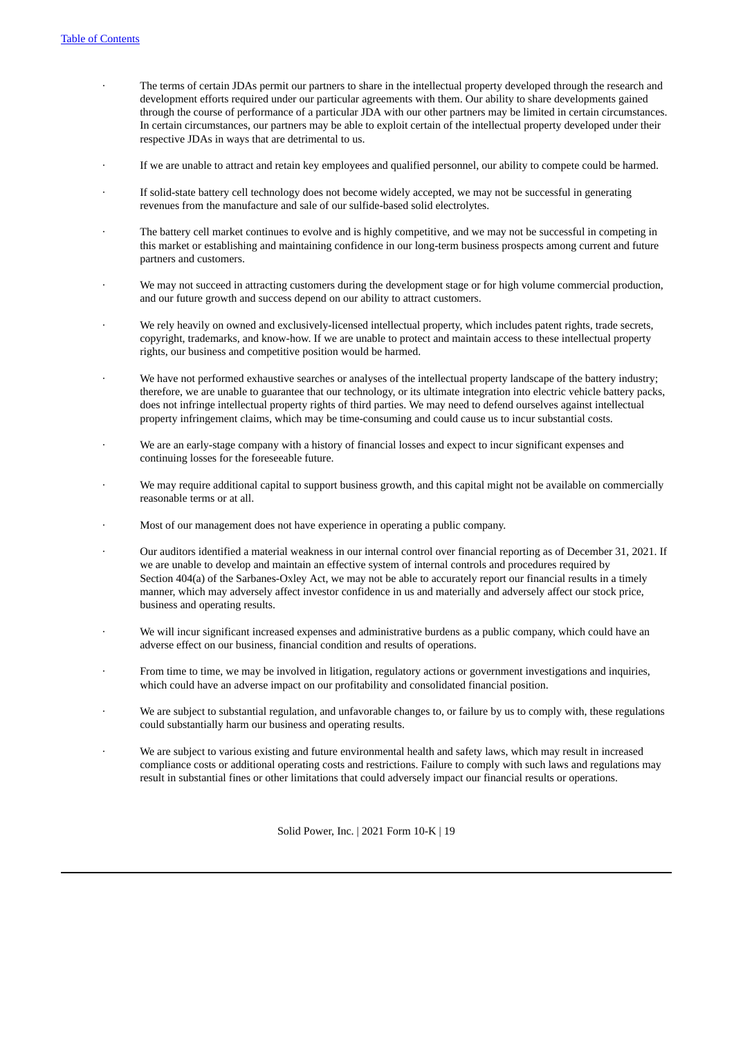- The terms of certain JDAs permit our partners to share in the intellectual property developed through the research and development efforts required under our particular agreements with them. Our ability to share developments gained through the course of performance of a particular JDA with our other partners may be limited in certain circumstances. In certain circumstances, our partners may be able to exploit certain of the intellectual property developed under their respective JDAs in ways that are detrimental to us.

- If we are unable to attract and retain key employees and qualified personnel, our ability to compete could be harmed.

- If solid-state battery cell technology does not become widely accepted, we may not be successful in generating revenues from the manufacture and sale of our sulfide-based solid electrolytes.

- The battery cell market continues to evolve and is highly competitive, and we may not be successful in competing in this market or establishing and maintaining confidence in our long-term business prospects among current and future partners and customers.

- We may not succeed in attracting customers during the development stage or for high volume commercial production, and our future growth and success depend on our ability to attract customers.

- We rely heavily on owned and exclusively-licensed intellectual property, which includes patent rights, trade secrets, copyright, trademarks, and know-how. If we are unable to protect and maintain access to these intellectual property rights, our business and competitive position would be harmed.

- We have not performed exhaustive searches or analyses of the intellectual property landscape of the battery industry; therefore, we are unable to guarantee that our technology, or its ultimate integration into electric vehicle battery packs, does not infringe intellectual property rights of third parties. We may need to defend ourselves against intellectual property infringement claims, which may be time-consuming and could cause us to incur substantial costs.

- We are an early-stage company with a history of financial losses and expect to incur significant expenses and continuing losses for the foreseeable future.

- We may require additional capital to support business growth, and this capital might not be available on commercially reasonable terms or at all.

- Most of our management does not have experience in operating a public company.

- Our auditors identified a material weakness in our internal control over financial reporting as of December 31, 2021. If we are unable to develop and maintain an effective system of internal controls and procedures required by Section 404(a) of the Sarbanes-Oxley Act, we may not be able to accurately report our financial results in a timely manner, which may adversely affect investor confidence in us and materially and adversely affect our stock price, business and operating results.

- We will incur significant increased expenses and administrative burdens as a public company, which could have an adverse effect on our business, financial condition and results of operations.

- From time to time, we may be involved in litigation, regulatory actions or government investigations and inquiries, which could have an adverse impact on our profitability and consolidated financial position.

- We are subject to substantial regulation, and unfavorable changes to, or failure by us to comply with, these regulations could substantially harm our business and operating results.

- We are subject to various existing and future environmental health and safety laws, which may result in increased compliance costs or additional operating costs and restrictions. Failure to comply with such laws and regulations may result in substantial fines or other limitations that could adversely impact our financial results or operations.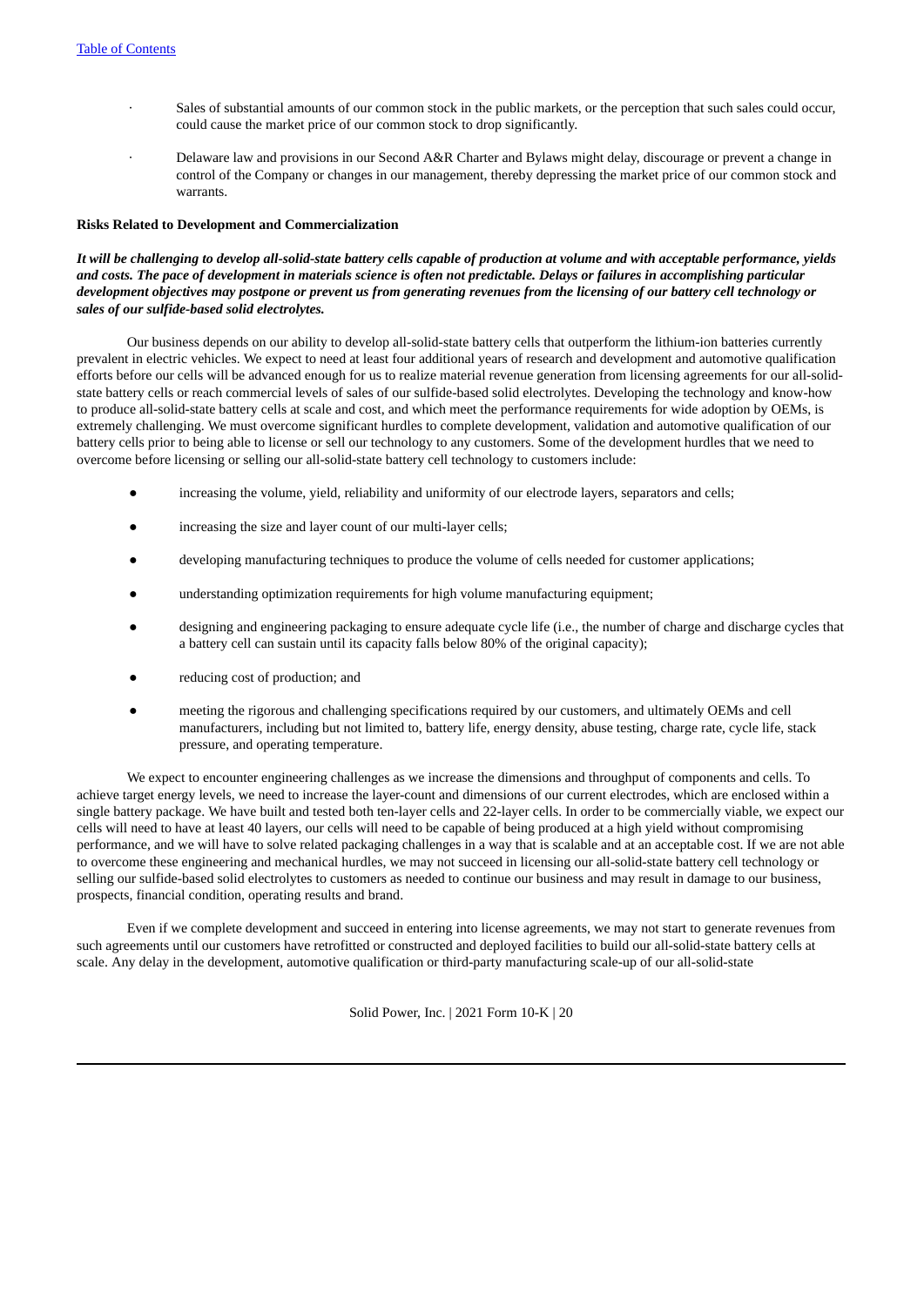- Sales of substantial amounts of our common stock in the public markets, or the perception that such sales could occur, could cause the market price of our common stock to drop significantly.
- Delaware law and provisions in our Second A&R Charter and Bylaws might delay, discourage or prevent a change in control of the Company or changes in our management, thereby depressing the market price of our common stock and warrants.

**Risks Related to Development and Commercialization**

***It will be challenging to develop all-solid-state battery cells capable of production at volume and with acceptable performance, yields and costs. The pace of development in materials science is often not predictable. Delays or failures in accomplishing particular development objectives may postpone or prevent us from generating revenues from the licensing of our battery cell technology or sales of our sulfide-based solid electrolytes.***

Our business depends on our ability to develop all-solid-state battery cells that outperform the lithium-ion batteries currently prevalent in electric vehicles. We expect to need at least four additional years of research and development and automotive qualification efforts before our cells will be advanced enough for us to realize material revenue generation from licensing agreements for our all-solid-state battery cells or reach commercial levels of sales of our sulfide-based solid electrolytes. Developing the technology and know-how to produce all-solid-state battery cells at scale and cost, and which meet the performance requirements for wide adoption by OEMs, is extremely challenging. We must overcome significant hurdles to complete development, validation and automotive qualification of our battery cells prior to being able to license or sell our technology to any customers. Some of the development hurdles that we need to overcome before licensing or selling our all-solid-state battery cell technology to customers include:

- increasing the volume, yield, reliability and uniformity of our electrode layers, separators and cells;
- increasing the size and layer count of our multi-layer cells;
- developing manufacturing techniques to produce the volume of cells needed for customer applications;
- understanding optimization requirements for high volume manufacturing equipment;
- designing and engineering packaging to ensure adequate cycle life (i.e., the number of charge and discharge cycles that a battery cell can sustain until its capacity falls below 80% of the original capacity);
- reducing cost of production; and
- meeting the rigorous and challenging specifications required by our customers, and ultimately OEMs and cell manufacturers, including but not limited to, battery life, energy density, abuse testing, charge rate, cycle life, stack pressure, and operating temperature.

We expect to encounter engineering challenges as we increase the dimensions and throughput of components and cells. To achieve target energy levels, we need to increase the layer-count and dimensions of our current electrodes, which are enclosed within a single battery package. We have built and tested both ten-layer cells and 22-layer cells. In order to be commercially viable, we expect our cells will need to have at least 40 layers, our cells will need to be capable of being produced at a high yield without compromising performance, and we will have to solve related packaging challenges in a way that is scalable and at an acceptable cost. If we are not able to overcome these engineering and mechanical hurdles, we may not succeed in licensing our all-solid-state battery cell technology or selling our sulfide-based solid electrolytes to customers as needed to continue our business and may result in damage to our business, prospects, financial condition, operating results and brand.

Even if we complete development and succeed in entering into license agreements, we may not start to generate revenues from such agreements until our customers have retrofitted or constructed and deployed facilities to build our all-solid-state battery cells at scale. Any delay in the development, automotive qualification or third-party manufacturing scale-up of our all-solid-state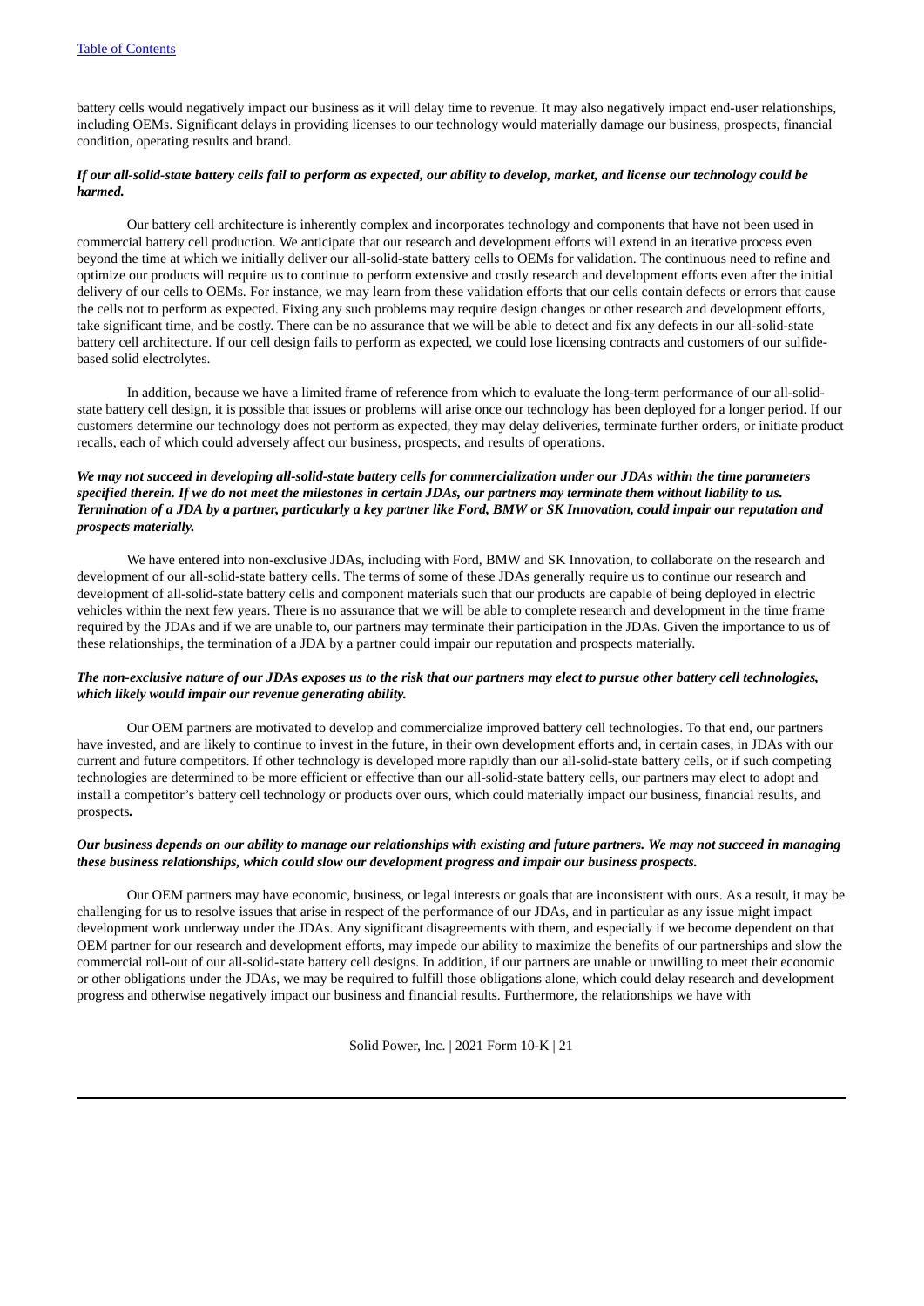battery cells would negatively impact our business as it will delay time to revenue. It may also negatively impact end-user relationships, including OEMs. Significant delays in providing licenses to our technology would materially damage our business, prospects, financial condition, operating results and brand.

***If our all-solid-state battery cells fail to perform as expected, our ability to develop, market, and license our technology could be harmed.***

Our battery cell architecture is inherently complex and incorporates technology and components that have not been used in commercial battery cell production. We anticipate that our research and development efforts will extend in an iterative process even beyond the time at which we initially deliver our all-solid-state battery cells to OEMs for validation. The continuous need to refine and optimize our products will require us to continue to perform extensive and costly research and development efforts even after the initial delivery of our cells to OEMs. For instance, we may learn from these validation efforts that our cells contain defects or errors that cause the cells not to perform as expected. Fixing any such problems may require design changes or other research and development efforts, take significant time, and be costly. There can be no assurance that we will be able to detect and fix any defects in our all-solid-state battery cell architecture. If our cell design fails to perform as expected, we could lose licensing contracts and customers of our sulfide-based solid electrolytes.

In addition, because we have a limited frame of reference from which to evaluate the long-term performance of our all-solid-state battery cell design, it is possible that issues or problems will arise once our technology has been deployed for a longer period. If our customers determine our technology does not perform as expected, they may delay deliveries, terminate further orders, or initiate product recalls, each of which could adversely affect our business, prospects, and results of operations.

***We may not succeed in developing all-solid-state battery cells for commercialization under our JDAs within the time parameters specified therein. If we do not meet the milestones in certain JDAs, our partners may terminate them without liability to us. Termination of a JDA by a partner, particularly a key partner like Ford, BMW or SK Innovation, could impair our reputation and prospects materially.***

We have entered into non-exclusive JDAs, including with Ford, BMW and SK Innovation, to collaborate on the research and development of our all-solid-state battery cells. The terms of some of these JDAs generally require us to continue our research and development of all-solid-state battery cells and component materials such that our products are capable of being deployed in electric vehicles within the next few years. There is no assurance that we will be able to complete research and development in the time frame required by the JDAs and if we are unable to, our partners may terminate their participation in the JDAs. Given the importance to us of these relationships, the termination of a JDA by a partner could impair our reputation and prospects materially.

***The non-exclusive nature of our JDAs exposes us to the risk that our partners may elect to pursue other battery cell technologies, which likely would impair our revenue generating ability.***

Our OEM partners are motivated to develop and commercialize improved battery cell technologies. To that end, our partners have invested, and are likely to continue to invest in the future, in their own development efforts and, in certain cases, in JDAs with our current and future competitors. If other technology is developed more rapidly than our all-solid-state battery cells, or if such competing technologies are determined to be more efficient or effective than our all-solid-state battery cells, our partners may elect to adopt and install a competitor's battery cell technology or products over ours, which could materially impact our business, financial results, and prospects.

***Our business depends on our ability to manage our relationships with existing and future partners. We may not succeed in managing these business relationships, which could slow our development progress and impair our business prospects.***

Our OEM partners may have economic, business, or legal interests or goals that are inconsistent with ours. As a result, it may be challenging for us to resolve issues that arise in respect of the performance of our JDAs, and in particular as any issue might impact development work underway under the JDAs. Any significant disagreements with them, and especially if we become dependent on that OEM partner for our research and development efforts, may impede our ability to maximize the benefits of our partnerships and slow the commercial roll-out of our all-solid-state battery cell designs. In addition, if our partners are unable or unwilling to meet their economic or other obligations under the JDAs, we may be required to fulfill those obligations alone, which could delay research and development progress and otherwise negatively impact our business and financial results. Furthermore, the relationships we have with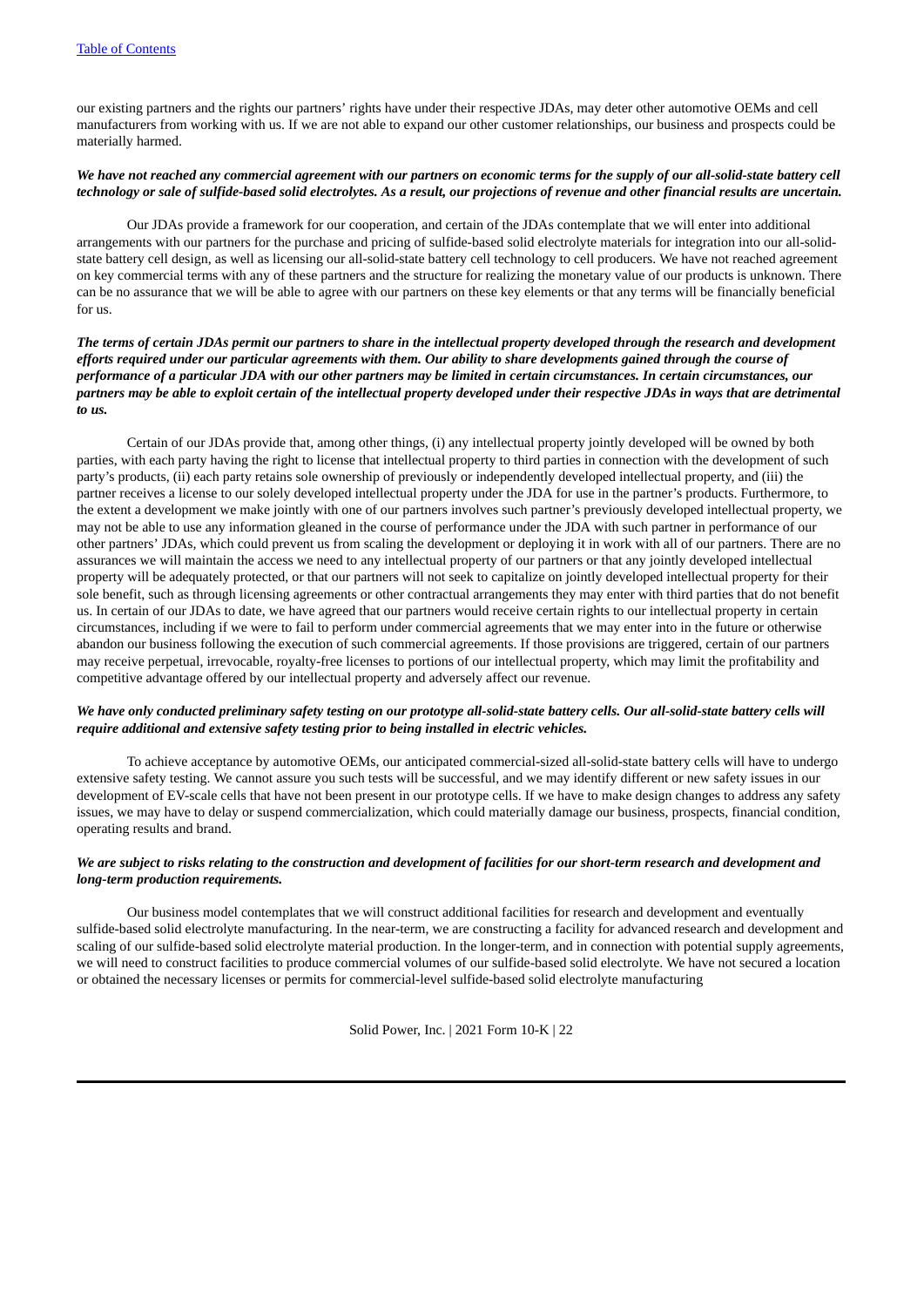our existing partners and the rights our partners' rights have under their respective JDAs, may deter other automotive OEMs and cell manufacturers from working with us. If we are not able to expand our other customer relationships, our business and prospects could be materially harmed.

***We have not reached any commercial agreement with our partners on economic terms for the supply of our all-solid-state battery cell technology or sale of sulfide-based solid electrolytes. As a result, our projections of revenue and other financial results are uncertain.***

Our JDAs provide a framework for our cooperation, and certain of the JDAs contemplate that we will enter into additional arrangements with our partners for the purchase and pricing of sulfide-based solid electrolyte materials for integration into our all-solid-state battery cell design, as well as licensing our all-solid-state battery cell technology to cell producers. We have not reached agreement on key commercial terms with any of these partners and the structure for realizing the monetary value of our products is unknown. There can be no assurance that we will be able to agree with our partners on these key elements or that any terms will be financially beneficial for us.

***The terms of certain JDAs permit our partners to share in the intellectual property developed through the research and development efforts required under our particular agreements with them. Our ability to share developments gained through the course of performance of a particular JDA with our other partners may be limited in certain circumstances. In certain circumstances, our partners may be able to exploit certain of the intellectual property developed under their respective JDAs in ways that are detrimental to us.***

Certain of our JDAs provide that, among other things, (i) any intellectual property jointly developed will be owned by both parties, with each party having the right to license that intellectual property to third parties in connection with the development of such party's products, (ii) each party retains sole ownership of previously or independently developed intellectual property, and (iii) the partner receives a license to our solely developed intellectual property under the JDA for use in the partner's products. Furthermore, to the extent a development we make jointly with one of our partners involves such partner's previously developed intellectual property, we may not be able to use any information gleaned in the course of performance under the JDA with such partner in performance of our other partners' JDAs, which could prevent us from scaling the development or deploying it in work with all of our partners. There are no assurances we will maintain the access we need to any intellectual property of our partners or that any jointly developed intellectual property will be adequately protected, or that our partners will not seek to capitalize on jointly developed intellectual property for their sole benefit, such as through licensing agreements or other contractual arrangements they may enter with third parties that do not benefit us. In certain of our JDAs to date, we have agreed that our partners would receive certain rights to our intellectual property in certain circumstances, including if we were to fail to perform under commercial agreements that we may enter into in the future or otherwise abandon our business following the execution of such commercial agreements. If those provisions are triggered, certain of our partners may receive perpetual, irrevocable, royalty-free licenses to portions of our intellectual property, which may limit the profitability and competitive advantage offered by our intellectual property and adversely affect our revenue.

***We have only conducted preliminary safety testing on our prototype all-solid-state battery cells. Our all-solid-state battery cells will require additional and extensive safety testing prior to being installed in electric vehicles.***

To achieve acceptance by automotive OEMs, our anticipated commercial-sized all-solid-state battery cells will have to undergo extensive safety testing. We cannot assure you such tests will be successful, and we may identify different or new safety issues in our development of EV-scale cells that have not been present in our prototype cells. If we have to make design changes to address any safety issues, we may have to delay or suspend commercialization, which could materially damage our business, prospects, financial condition, operating results and brand.

***We are subject to risks relating to the construction and development of facilities for our short-term research and development and long-term production requirements.***

Our business model contemplates that we will construct additional facilities for research and development and eventually sulfide-based solid electrolyte manufacturing. In the near-term, we are constructing a facility for advanced research and development and scaling of our sulfide-based solid electrolyte material production. In the longer-term, and in connection with potential supply agreements, we will need to construct facilities to produce commercial volumes of our sulfide-based solid electrolyte. We have not secured a location or obtained the necessary licenses or permits for commercial-level sulfide-based solid electrolyte manufacturing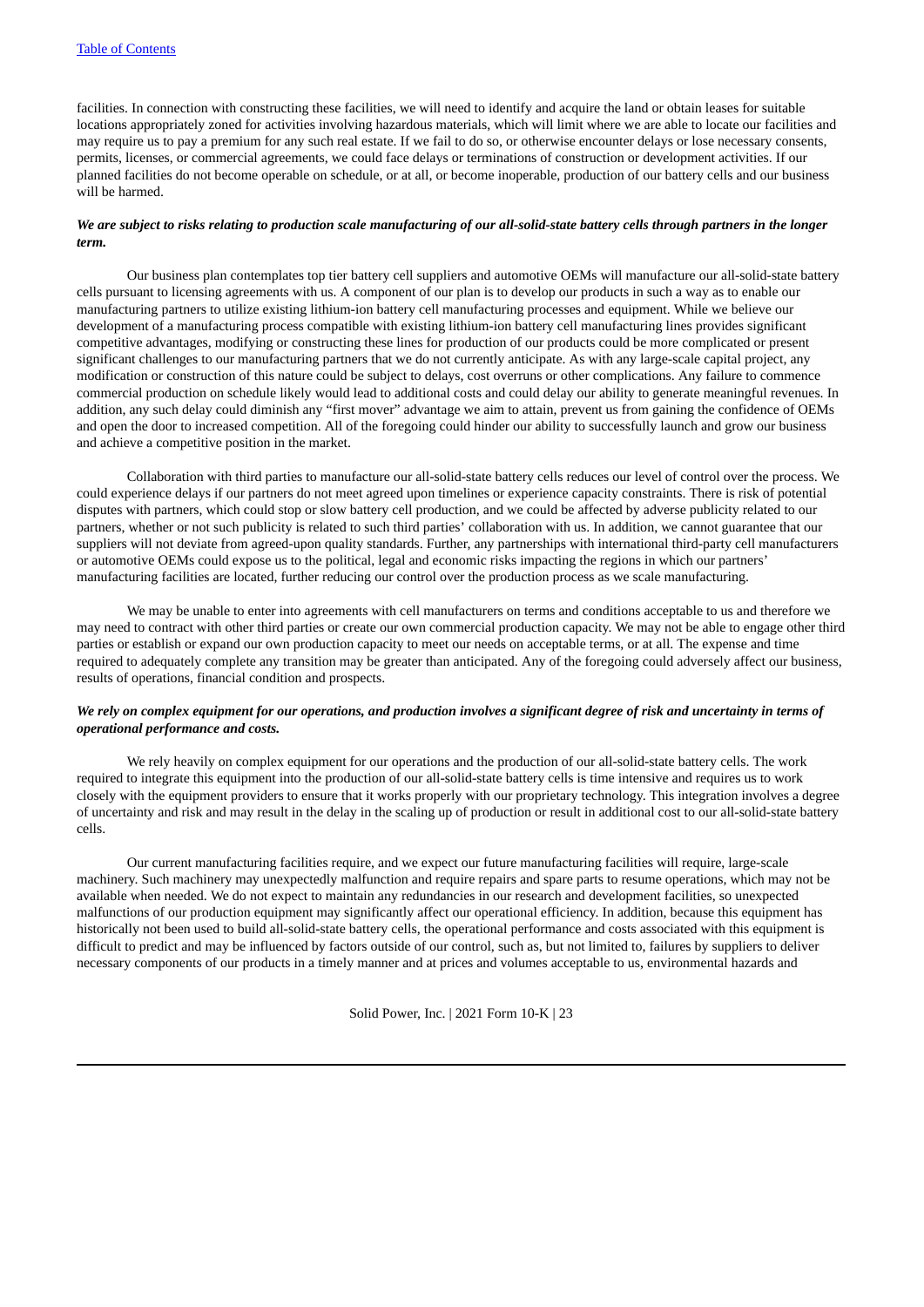facilities. In connection with constructing these facilities, we will need to identify and acquire the land or obtain leases for suitable locations appropriately zoned for activities involving hazardous materials, which will limit where we are able to locate our facilities and may require us to pay a premium for any such real estate. If we fail to do so, or otherwise encounter delays or lose necessary consents, permits, licenses, or commercial agreements, we could face delays or terminations of construction or development activities. If our planned facilities do not become operable on schedule, or at all, or become inoperable, production of our battery cells and our business will be harmed.

***We are subject to risks relating to production scale manufacturing of our all-solid-state battery cells through partners in the longer term.***

Our business plan contemplates top tier battery cell suppliers and automotive OEMs will manufacture our all-solid-state battery cells pursuant to licensing agreements with us. A component of our plan is to develop our products in such a way as to enable our manufacturing partners to utilize existing lithium-ion battery cell manufacturing processes and equipment. While we believe our development of a manufacturing process compatible with existing lithium-ion battery cell manufacturing lines provides significant competitive advantages, modifying or constructing these lines for production of our products could be more complicated or present significant challenges to our manufacturing partners that we do not currently anticipate. As with any large-scale capital project, any modification or construction of this nature could be subject to delays, cost overruns or other complications. Any failure to commence commercial production on schedule likely would lead to additional costs and could delay our ability to generate meaningful revenues. In addition, any such delay could diminish any "first mover" advantage we aim to attain, prevent us from gaining the confidence of OEMs and open the door to increased competition. All of the foregoing could hinder our ability to successfully launch and grow our business and achieve a competitive position in the market.

Collaboration with third parties to manufacture our all-solid-state battery cells reduces our level of control over the process. We could experience delays if our partners do not meet agreed upon timelines or experience capacity constraints. There is risk of potential disputes with partners, which could stop or slow battery cell production, and we could be affected by adverse publicity related to our partners, whether or not such publicity is related to such third parties' collaboration with us. In addition, we cannot guarantee that our suppliers will not deviate from agreed-upon quality standards. Further, any partnerships with international third-party cell manufacturers or automotive OEMs could expose us to the political, legal and economic risks impacting the regions in which our partners' manufacturing facilities are located, further reducing our control over the production process as we scale manufacturing.

We may be unable to enter into agreements with cell manufacturers on terms and conditions acceptable to us and therefore we may need to contract with other third parties or create our own commercial production capacity. We may not be able to engage other third parties or establish or expand our own production capacity to meet our needs on acceptable terms, or at all. The expense and time required to adequately complete any transition may be greater than anticipated. Any of the foregoing could adversely affect our business, results of operations, financial condition and prospects.

***We rely on complex equipment for our operations, and production involves a significant degree of risk and uncertainty in terms of operational performance and costs.***

We rely heavily on complex equipment for our operations and the production of our all-solid-state battery cells. The work required to integrate this equipment into the production of our all-solid-state battery cells is time intensive and requires us to work closely with the equipment providers to ensure that it works properly with our proprietary technology. This integration involves a degree of uncertainty and risk and may result in the delay in the scaling up of production or result in additional cost to our all-solid-state battery cells.

Our current manufacturing facilities require, and we expect our future manufacturing facilities will require, large-scale machinery. Such machinery may unexpectedly malfunction and require repairs and spare parts to resume operations, which may not be available when needed. We do not expect to maintain any redundancies in our research and development facilities, so unexpected malfunctions of our production equipment may significantly affect our operational efficiency. In addition, because this equipment has historically not been used to build all-solid-state battery cells, the operational performance and costs associated with this equipment is difficult to predict and may be influenced by factors outside of our control, such as, but not limited to, failures by suppliers to deliver necessary components of our products in a timely manner and at prices and volumes acceptable to us, environmental hazards and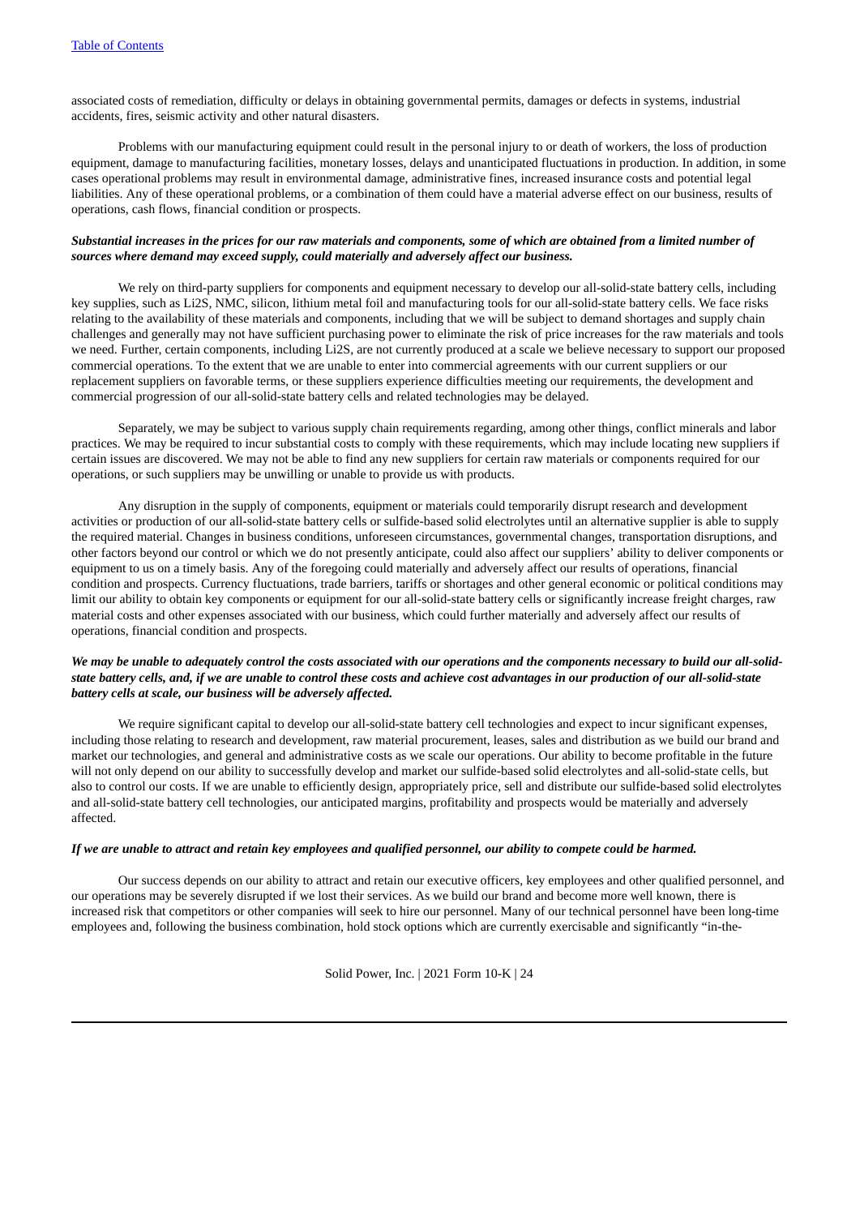associated costs of remediation, difficulty or delays in obtaining governmental permits, damages or defects in systems, industrial accidents, fires, seismic activity and other natural disasters.

Problems with our manufacturing equipment could result in the personal injury to or death of workers, the loss of production equipment, damage to manufacturing facilities, monetary losses, delays and unanticipated fluctuations in production. In addition, in some cases operational problems may result in environmental damage, administrative fines, increased insurance costs and potential legal liabilities. Any of these operational problems, or a combination of them could have a material adverse effect on our business, results of operations, cash flows, financial condition or prospects.

***Substantial increases in the prices for our raw materials and components, some of which are obtained from a limited number of sources where demand may exceed supply, could materially and adversely affect our business.***

We rely on third-party suppliers for components and equipment necessary to develop our all-solid-state battery cells, including key supplies, such as $Li_2S$, NMC, silicon, lithium metal foil and manufacturing tools for our all-solid-state battery cells. We face risks relating to the availability of these materials and components, including that we will be subject to demand shortages and supply chain challenges and generally may not have sufficient purchasing power to eliminate the risk of price increases for the raw materials and tools we need. Further, certain components, including $Li_2S$, are not currently produced at a scale we believe necessary to support our proposed commercial operations. To the extent that we are unable to enter into commercial agreements with our current suppliers or our replacement suppliers on favorable terms, or these suppliers experience difficulties meeting our requirements, the development and commercial progression of our all-solid-state battery cells and related technologies may be delayed.

Separately, we may be subject to various supply chain requirements regarding, among other things, conflict minerals and labor practices. We may be required to incur substantial costs to comply with these requirements, which may include locating new suppliers if certain issues are discovered. We may not be able to find any new suppliers for certain raw materials or components required for our operations, or such suppliers may be unwilling or unable to provide us with products.

Any disruption in the supply of components, equipment or materials could temporarily disrupt research and development activities or production of our all-solid-state battery cells or sulfide-based solid electrolytes until an alternative supplier is able to supply the required material. Changes in business conditions, unforeseen circumstances, governmental changes, transportation disruptions, and other factors beyond our control or which we do not presently anticipate, could also affect our suppliers' ability to deliver components or equipment to us on a timely basis. Any of the foregoing could materially and adversely affect our results of operations, financial condition and prospects. Currency fluctuations, trade barriers, tariffs or shortages and other general economic or political conditions may limit our ability to obtain key components or equipment for our all-solid-state battery cells or significantly increase freight charges, raw material costs and other expenses associated with our business, which could further materially and adversely affect our results of operations, financial condition and prospects.

***We may be unable to adequately control the costs associated with our operations and the components necessary to build our all-solid-state battery cells, and, if we are unable to control these costs and achieve cost advantages in our production of our all-solid-state battery cells at scale, our business will be adversely affected.***

We require significant capital to develop our all-solid-state battery cell technologies and expect to incur significant expenses, including those relating to research and development, raw material procurement, leases, sales and distribution as we build our brand and market our technologies, and general and administrative costs as we scale our operations. Our ability to become profitable in the future will not only depend on our ability to successfully develop and market our sulfide-based solid electrolytes and all-solid-state cells, but also to control our costs. If we are unable to efficiently design, appropriately price, sell and distribute our sulfide-based solid electrolytes and all-solid-state battery cell technologies, our anticipated margins, profitability and prospects would be materially and adversely affected.

***If we are unable to attract and retain key employees and qualified personnel, our ability to compete could be harmed.***

Our success depends on our ability to attract and retain our executive officers, key employees and other qualified personnel, and our operations may be severely disrupted if we lost their services. As we build our brand and become more well known, there is increased risk that competitors or other companies will seek to hire our personnel. Many of our technical personnel have been long-time employees and, following the business combination, hold stock options which are currently exercisable and significantly "in-the-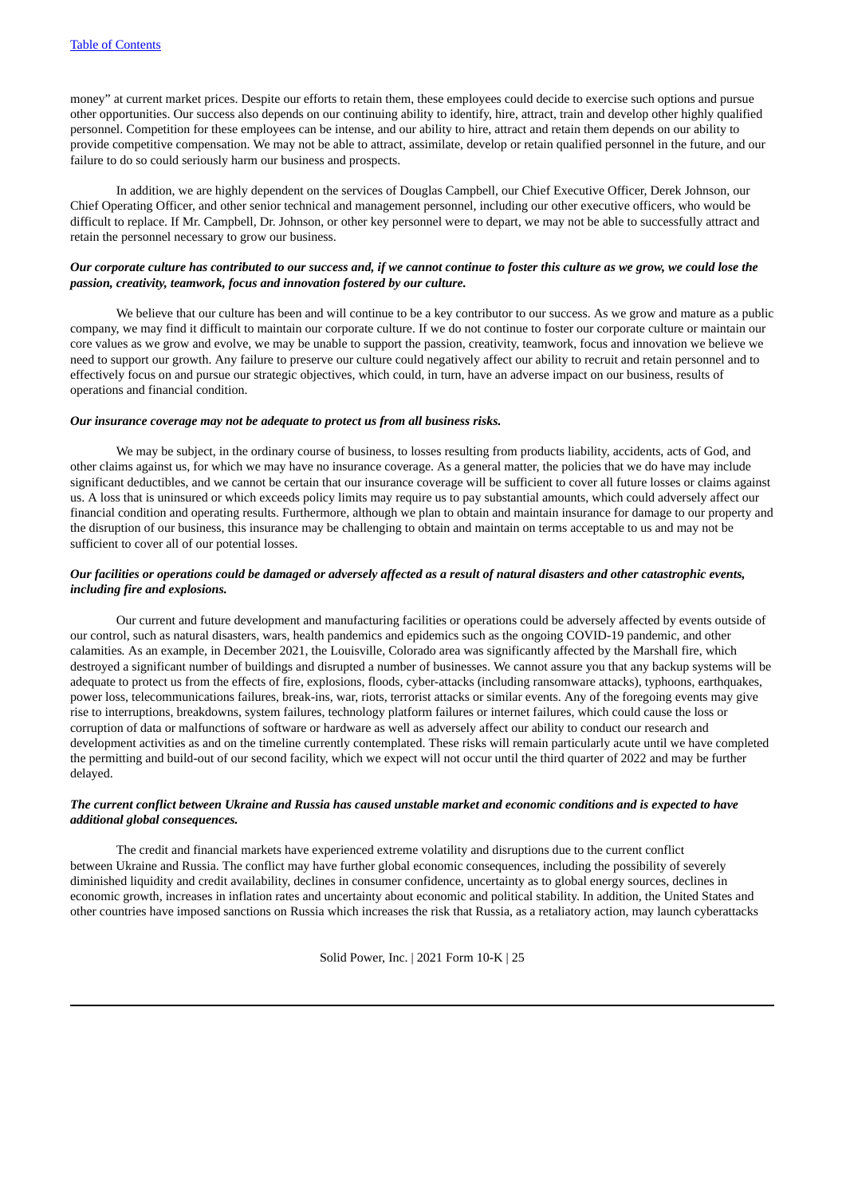money" at current market prices. Despite our efforts to retain them, these employees could decide to exercise such options and pursue other opportunities. Our success also depends on our continuing ability to identify, hire, attract, train and develop other highly qualified personnel. Competition for these employees can be intense, and our ability to hire, attract and retain them depends on our ability to provide competitive compensation. We may not be able to attract, assimilate, develop or retain qualified personnel in the future, and our failure to do so could seriously harm our business and prospects.

In addition, we are highly dependent on the services of Douglas Campbell, our Chief Executive Officer, Derek Johnson, our Chief Operating Officer, and other senior technical and management personnel, including our other executive officers, who would be difficult to replace. If Mr. Campbell, Dr. Johnson, or other key personnel were to depart, we may not be able to successfully attract and retain the personnel necessary to grow our business.

***Our corporate culture has contributed to our success and, if we cannot continue to foster this culture as we grow, we could lose the passion, creativity, teamwork, focus and innovation fostered by our culture.***

We believe that our culture has been and will continue to be a key contributor to our success. As we grow and mature as a public company, we may find it difficult to maintain our corporate culture. If we do not continue to foster our corporate culture or maintain our core values as we grow and evolve, we may be unable to support the passion, creativity, teamwork, focus and innovation we believe we need to support our growth. Any failure to preserve our culture could negatively affect our ability to recruit and retain personnel and to effectively focus on and pursue our strategic objectives, which could, in turn, have an adverse impact on our business, results of operations and financial condition.

***Our insurance coverage may not be adequate to protect us from all business risks.***

We may be subject, in the ordinary course of business, to losses resulting from products liability, accidents, acts of God, and other claims against us, for which we may have no insurance coverage. As a general matter, the policies that we do have may include significant deductibles, and we cannot be certain that our insurance coverage will be sufficient to cover all future losses or claims against us. A loss that is uninsured or which exceeds policy limits may require us to pay substantial amounts, which could adversely affect our financial condition and operating results. Furthermore, although we plan to obtain and maintain insurance for damage to our property and the disruption of our business, this insurance may be challenging to obtain and maintain on terms acceptable to us and may not be sufficient to cover all of our potential losses.

***Our facilities or operations could be damaged or adversely affected as a result of natural disasters and other catastrophic events, including fire and explosions.***

Our current and future development and manufacturing facilities or operations could be adversely affected by events outside of our control, such as natural disasters, wars, health pandemics and epidemics such as the ongoing COVID-19 pandemic, and other calamities. As an example, in December 2021, the Louisville, Colorado area was significantly affected by the Marshall fire, which destroyed a significant number of buildings and disrupted a number of businesses. We cannot assure you that any backup systems will be adequate to protect us from the effects of fire, explosions, floods, cyber-attacks (including ransomware attacks), typhoons, earthquakes, power loss, telecommunications failures, break-ins, war, riots, terrorist attacks or similar events. Any of the foregoing events may give rise to interruptions, breakdowns, system failures, technology platform failures or internet failures, which could cause the loss or corruption of data or malfunctions of software or hardware as well as adversely affect our ability to conduct our research and development activities as and on the timeline currently contemplated. These risks will remain particularly acute until we have completed the permitting and build-out of our second facility, which we expect will not occur until the third quarter of 2022 and may be further delayed.

***The current conflict between Ukraine and Russia has caused unstable market and economic conditions and is expected to have additional global consequences.***

The credit and financial markets have experienced extreme volatility and disruptions due to the current conflict between Ukraine and Russia. The conflict may have further global economic consequences, including the possibility of severely diminished liquidity and credit availability, declines in consumer confidence, uncertainty as to global energy sources, declines in economic growth, increases in inflation rates and uncertainty about economic and political stability. In addition, the United States and other countries have imposed sanctions on Russia which increases the risk that Russia, as a retaliatory action, may launch cyberattacks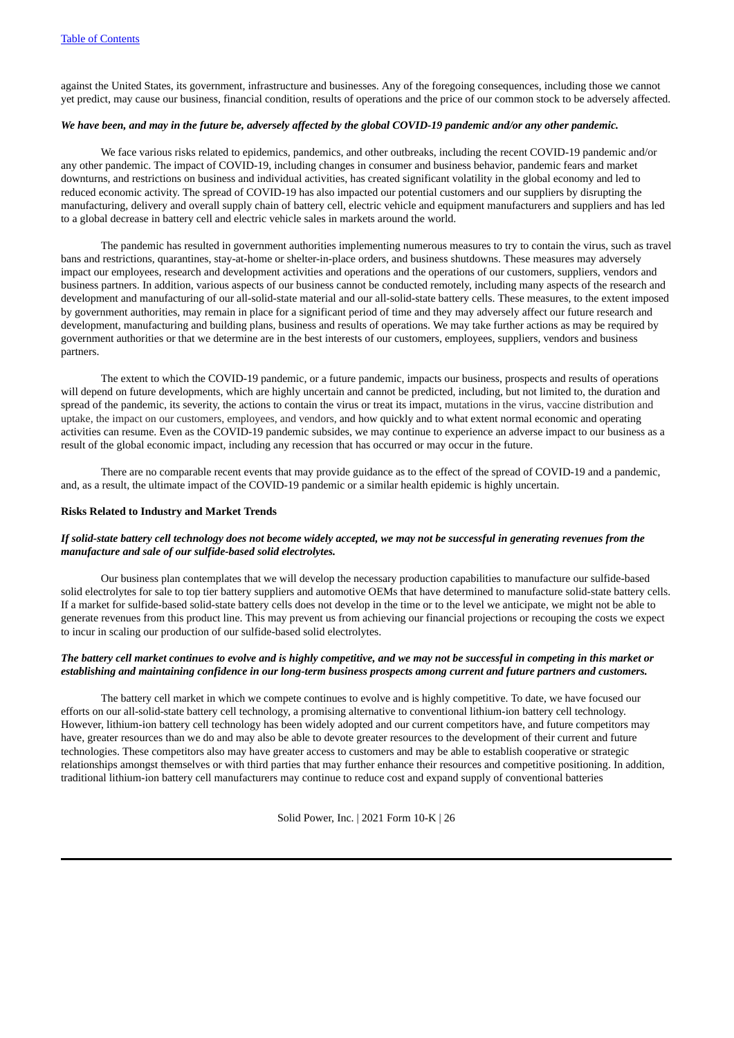against the United States, its government, infrastructure and businesses. Any of the foregoing consequences, including those we cannot yet predict, may cause our business, financial condition, results of operations and the price of our common stock to be adversely affected.

***We have been, and may in the future be, adversely affected by the global COVID-19 pandemic and/or any other pandemic.***

We face various risks related to epidemics, pandemics, and other outbreaks, including the recent COVID-19 pandemic and/or any other pandemic. The impact of COVID-19, including changes in consumer and business behavior, pandemic fears and market downturns, and restrictions on business and individual activities, has created significant volatility in the global economy and led to reduced economic activity. The spread of COVID-19 has also impacted our potential customers and our suppliers by disrupting the manufacturing, delivery and overall supply chain of battery cell, electric vehicle and equipment manufacturers and suppliers and has led to a global decrease in battery cell and electric vehicle sales in markets around the world.

The pandemic has resulted in government authorities implementing numerous measures to try to contain the virus, such as travel bans and restrictions, quarantines, stay-at-home or shelter-in-place orders, and business shutdowns. These measures may adversely impact our employees, research and development activities and operations and the operations of our customers, suppliers, vendors and business partners. In addition, various aspects of our business cannot be conducted remotely, including many aspects of the research and development and manufacturing of our all-solid-state material and our all-solid-state battery cells. These measures, to the extent imposed by government authorities, may remain in place for a significant period of time and they may adversely affect our future research and development, manufacturing and building plans, business and results of operations. We may take further actions as may be required by government authorities or that we determine are in the best interests of our customers, employees, suppliers, vendors and business partners.

The extent to which the COVID-19 pandemic, or a future pandemic, impacts our business, prospects and results of operations will depend on future developments, which are highly uncertain and cannot be predicted, including, but not limited to, the duration and spread of the pandemic, its severity, the actions to contain the virus or treat its impact, mutations in the virus, vaccine distribution and uptake, the impact on our customers, employees, and vendors, and how quickly and to what extent normal economic and operating activities can resume. Even as the COVID-19 pandemic subsides, we may continue to experience an adverse impact to our business as a result of the global economic impact, including any recession that has occurred or may occur in the future.

There are no comparable recent events that may provide guidance as to the effect of the spread of COVID-19 and a pandemic, and, as a result, the ultimate impact of the COVID-19 pandemic or a similar health epidemic is highly uncertain.

**Risks Related to Industry and Market Trends**

***If solid-state battery cell technology does not become widely accepted, we may not be successful in generating revenues from the manufacture and sale of our sulfide-based solid electrolytes.***

Our business plan contemplates that we will develop the necessary production capabilities to manufacture our sulfide-based solid electrolytes for sale to top tier battery suppliers and automotive OEMs that have determined to manufacture solid-state battery cells. If a market for sulfide-based solid-state battery cells does not develop in the time or to the level we anticipate, we might not be able to generate revenues from this product line. This may prevent us from achieving our financial projections or recouping the costs we expect to incur in scaling our production of our sulfide-based solid electrolytes.

***The battery cell market continues to evolve and is highly competitive, and we may not be successful in competing in this market or establishing and maintaining confidence in our long-term business prospects among current and future partners and customers.***

The battery cell market in which we compete continues to evolve and is highly competitive. To date, we have focused our efforts on our all-solid-state battery cell technology, a promising alternative to conventional lithium-ion battery cell technology. However, lithium-ion battery cell technology has been widely adopted and our current competitors have, and future competitors may have, greater resources than we do and may also be able to devote greater resources to the development of their current and future technologies. These competitors also may have greater access to customers and may be able to establish cooperative or strategic relationships amongst themselves or with third parties that may further enhance their resources and competitive positioning. In addition, traditional lithium-ion battery cell manufacturers may continue to reduce cost and expand supply of conventional batteries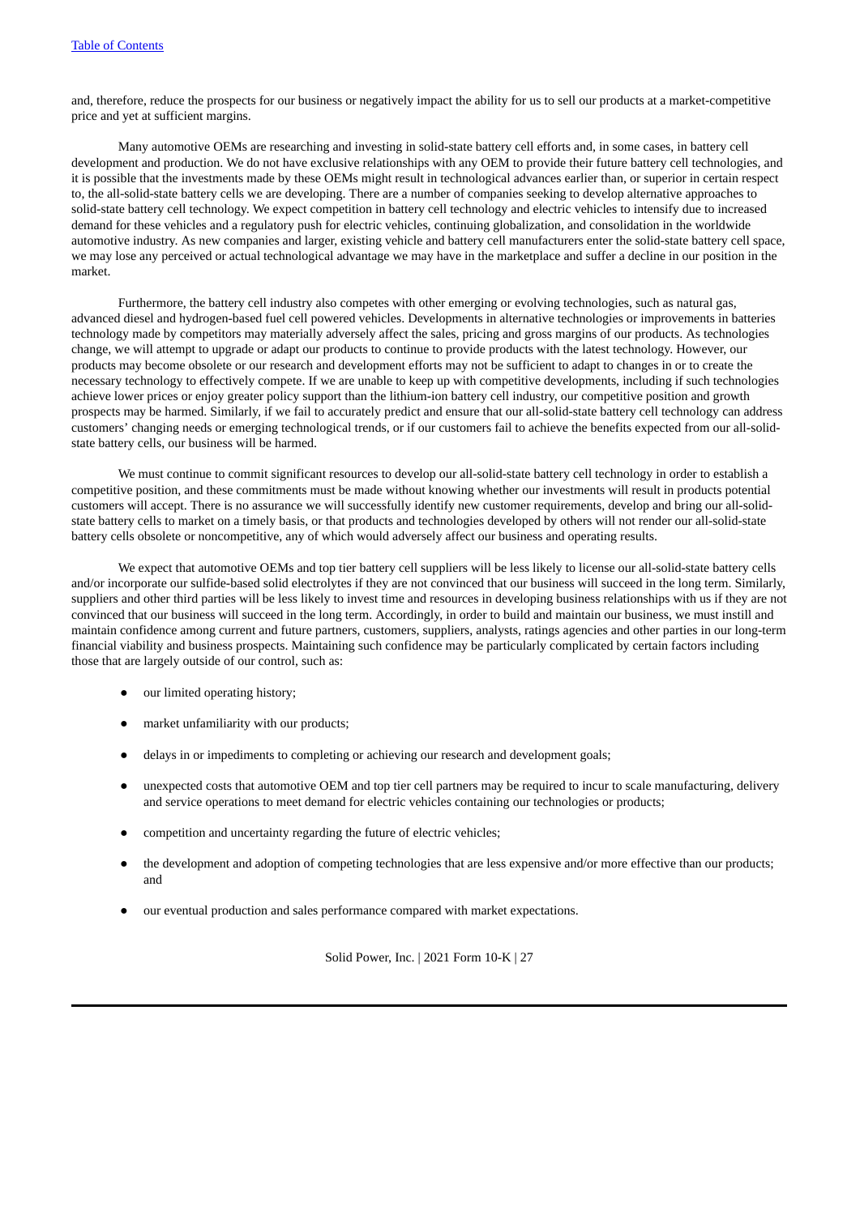and, therefore, reduce the prospects for our business or negatively impact the ability for us to sell our products at a market-competitive price and yet at sufficient margins.

Many automotive OEMs are researching and investing in solid-state battery cell efforts and, in some cases, in battery cell development and production. We do not have exclusive relationships with any OEM to provide their future battery cell technologies, and it is possible that the investments made by these OEMs might result in technological advances earlier than, or superior in certain respect to, the all-solid-state battery cells we are developing. There are a number of companies seeking to develop alternative approaches to solid-state battery cell technology. We expect competition in battery cell technology and electric vehicles to intensify due to increased demand for these vehicles and a regulatory push for electric vehicles, continuing globalization, and consolidation in the worldwide automotive industry. As new companies and larger, existing vehicle and battery cell manufacturers enter the solid-state battery cell space, we may lose any perceived or actual technological advantage we may have in the marketplace and suffer a decline in our position in the market.

Furthermore, the battery cell industry also competes with other emerging or evolving technologies, such as natural gas, advanced diesel and hydrogen-based fuel cell powered vehicles. Developments in alternative technologies or improvements in batteries technology made by competitors may materially adversely affect the sales, pricing and gross margins of our products. As technologies change, we will attempt to upgrade or adapt our products to continue to provide products with the latest technology. However, our products may become obsolete or our research and development efforts may not be sufficient to adapt to changes in or to create the necessary technology to effectively compete. If we are unable to keep up with competitive developments, including if such technologies achieve lower prices or enjoy greater policy support than the lithium-ion battery cell industry, our competitive position and growth prospects may be harmed. Similarly, if we fail to accurately predict and ensure that our all-solid-state battery cell technology can address customers' changing needs or emerging technological trends, or if our customers fail to achieve the benefits expected from our all-solid-state battery cells, our business will be harmed.

We must continue to commit significant resources to develop our all-solid-state battery cell technology in order to establish a competitive position, and these commitments must be made without knowing whether our investments will result in products potential customers will accept. There is no assurance we will successfully identify new customer requirements, develop and bring our all-solid-state battery cells to market on a timely basis, or that products and technologies developed by others will not render our all-solid-state battery cells obsolete or noncompetitive, any of which would adversely affect our business and operating results.

We expect that automotive OEMs and top tier battery cell suppliers will be less likely to license our all-solid-state battery cells and/or incorporate our sulfide-based solid electrolytes if they are not convinced that our business will succeed in the long term. Similarly, suppliers and other third parties will be less likely to invest time and resources in developing business relationships with us if they are not convinced that our business will succeed in the long term. Accordingly, in order to build and maintain our business, we must instill and maintain confidence among current and future partners, customers, suppliers, analysts, ratings agencies and other parties in our long-term financial viability and business prospects. Maintaining such confidence may be particularly complicated by certain factors including those that are largely outside of our control, such as:

- our limited operating history;
- market unfamiliarity with our products;
- delays in or impediments to completing or achieving our research and development goals;
- unexpected costs that automotive OEM and top tier cell partners may be required to incur to scale manufacturing, delivery and service operations to meet demand for electric vehicles containing our technologies or products;
- competition and uncertainty regarding the future of electric vehicles;
- the development and adoption of competing technologies that are less expensive and/or more effective than our products; and
- our eventual production and sales performance compared with market expectations.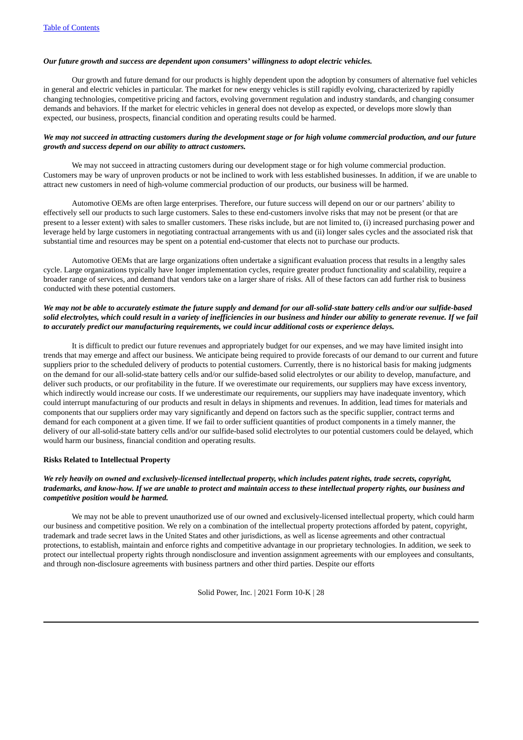***Our future growth and success are dependent upon consumers' willingness to adopt electric vehicles.***

Our growth and future demand for our products is highly dependent upon the adoption by consumers of alternative fuel vehicles in general and electric vehicles in particular. The market for new energy vehicles is still rapidly evolving, characterized by rapidly changing technologies, competitive pricing and factors, evolving government regulation and industry standards, and changing consumer demands and behaviors. If the market for electric vehicles in general does not develop as expected, or develops more slowly than expected, our business, prospects, financial condition and operating results could be harmed.

***We may not succeed in attracting customers during the development stage or for high volume commercial production, and our future growth and success depend on our ability to attract customers.***

We may not succeed in attracting customers during our development stage or for high volume commercial production. Customers may be wary of unproven products or not be inclined to work with less established businesses. In addition, if we are unable to attract new customers in need of high-volume commercial production of our products, our business will be harmed.

Automotive OEMs are often large enterprises. Therefore, our future success will depend on our or our partners' ability to effectively sell our products to such large customers. Sales to these end-customers involve risks that may not be present (or that are present to a lesser extent) with sales to smaller customers. These risks include, but are not limited to, (i) increased purchasing power and leverage held by large customers in negotiating contractual arrangements with us and (ii) longer sales cycles and the associated risk that substantial time and resources may be spent on a potential end-customer that elects not to purchase our products.

Automotive OEMs that are large organizations often undertake a significant evaluation process that results in a lengthy sales cycle. Large organizations typically have longer implementation cycles, require greater product functionality and scalability, require a broader range of services, and demand that vendors take on a larger share of risks. All of these factors can add further risk to business conducted with these potential customers.

***We may not be able to accurately estimate the future supply and demand for our all-solid-state battery cells and/or our sulfide-based solid electrolytes, which could result in a variety of inefficiencies in our business and hinder our ability to generate revenue. If we fail to accurately predict our manufacturing requirements, we could incur additional costs or experience delays.***

It is difficult to predict our future revenues and appropriately budget for our expenses, and we may have limited insight into trends that may emerge and affect our business. We anticipate being required to provide forecasts of our demand to our current and future suppliers prior to the scheduled delivery of products to potential customers. Currently, there is no historical basis for making judgments on the demand for our all-solid-state battery cells and/or our sulfide-based solid electrolytes or our ability to develop, manufacture, and deliver such products, or our profitability in the future. If we overestimate our requirements, our suppliers may have excess inventory, which indirectly would increase our costs. If we underestimate our requirements, our suppliers may have inadequate inventory, which could interrupt manufacturing of our products and result in delays in shipments and revenues. In addition, lead times for materials and components that our suppliers order may vary significantly and depend on factors such as the specific supplier, contract terms and demand for each component at a given time. If we fail to order sufficient quantities of product components in a timely manner, the delivery of our all-solid-state battery cells and/or our sulfide-based solid electrolytes to our potential customers could be delayed, which would harm our business, financial condition and operating results.

**Risks Related to Intellectual Property**

***We rely heavily on owned and exclusively-licensed intellectual property, which includes patent rights, trade secrets, copyright, trademarks, and know-how. If we are unable to protect and maintain access to these intellectual property rights, our business and competitive position would be harmed.***

We may not be able to prevent unauthorized use of our owned and exclusively-licensed intellectual property, which could harm our business and competitive position. We rely on a combination of the intellectual property protections afforded by patent, copyright, trademark and trade secret laws in the United States and other jurisdictions, as well as license agreements and other contractual protections, to establish, maintain and enforce rights and competitive advantage in our proprietary technologies. In addition, we seek to protect our intellectual property rights through nondisclosure and invention assignment agreements with our employees and consultants, and through non-disclosure agreements with business partners and other third parties. Despite our efforts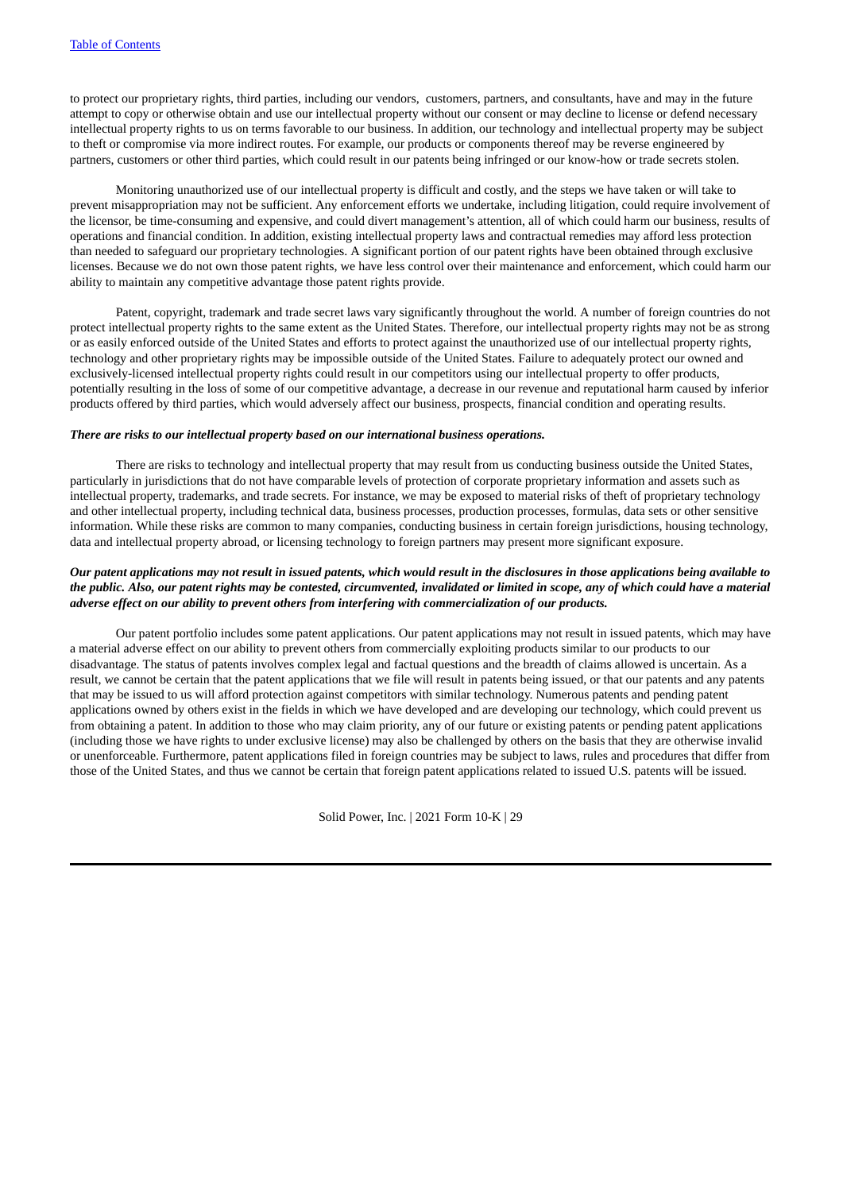to protect our proprietary rights, third parties, including our vendors, customers, partners, and consultants, have and may in the future attempt to copy or otherwise obtain and use our intellectual property without our consent or may decline to license or defend necessary intellectual property rights to us on terms favorable to our business. In addition, our technology and intellectual property may be subject to theft or compromise via more indirect routes. For example, our products or components thereof may be reverse engineered by partners, customers or other third parties, which could result in our patents being infringed or our know-how or trade secrets stolen.

Monitoring unauthorized use of our intellectual property is difficult and costly, and the steps we have taken or will take to prevent misappropriation may not be sufficient. Any enforcement efforts we undertake, including litigation, could require involvement of the licensor, be time-consuming and expensive, and could divert management's attention, all of which could harm our business, results of operations and financial condition. In addition, existing intellectual property laws and contractual remedies may afford less protection than needed to safeguard our proprietary technologies. A significant portion of our patent rights have been obtained through exclusive licenses. Because we do not own those patent rights, we have less control over their maintenance and enforcement, which could harm our ability to maintain any competitive advantage those patent rights provide.

Patent, copyright, trademark and trade secret laws vary significantly throughout the world. A number of foreign countries do not protect intellectual property rights to the same extent as the United States. Therefore, our intellectual property rights may not be as strong or as easily enforced outside of the United States and efforts to protect against the unauthorized use of our intellectual property rights, technology and other proprietary rights may be impossible outside of the United States. Failure to adequately protect our owned and exclusively-licensed intellectual property rights could result in our competitors using our intellectual property to offer products, potentially resulting in the loss of some of our competitive advantage, a decrease in our revenue and reputational harm caused by inferior products offered by third parties, which would adversely affect our business, prospects, financial condition and operating results.

***There are risks to our intellectual property based on our international business operations.***

There are risks to technology and intellectual property that may result from us conducting business outside the United States, particularly in jurisdictions that do not have comparable levels of protection of corporate proprietary information and assets such as intellectual property, trademarks, and trade secrets. For instance, we may be exposed to material risks of theft of proprietary technology and other intellectual property, including technical data, business processes, production processes, formulas, data sets or other sensitive information. While these risks are common to many companies, conducting business in certain foreign jurisdictions, housing technology, data and intellectual property abroad, or licensing technology to foreign partners may present more significant exposure.

***Our patent applications may not result in issued patents, which would result in the disclosures in those applications being available to the public. Also, our patent rights may be contested, circumvented, invalidated or limited in scope, any of which could have a material adverse effect on our ability to prevent others from interfering with commercialization of our products.***

Our patent portfolio includes some patent applications. Our patent applications may not result in issued patents, which may have a material adverse effect on our ability to prevent others from commercially exploiting products similar to our products to our disadvantage. The status of patents involves complex legal and factual questions and the breadth of claims allowed is uncertain. As a result, we cannot be certain that the patent applications that we file will result in patents being issued, or that our patents and any patents that may be issued to us will afford protection against competitors with similar technology. Numerous patents and pending patent applications owned by others exist in the fields in which we have developed and are developing our technology, which could prevent us from obtaining a patent. In addition to those who may claim priority, any of our future or existing patents or pending patent applications (including those we have rights to under exclusive license) may also be challenged by others on the basis that they are otherwise invalid or unenforceable. Furthermore, patent applications filed in foreign countries may be subject to laws, rules and procedures that differ from those of the United States, and thus we cannot be certain that foreign patent applications related to issued U.S. patents will be issued.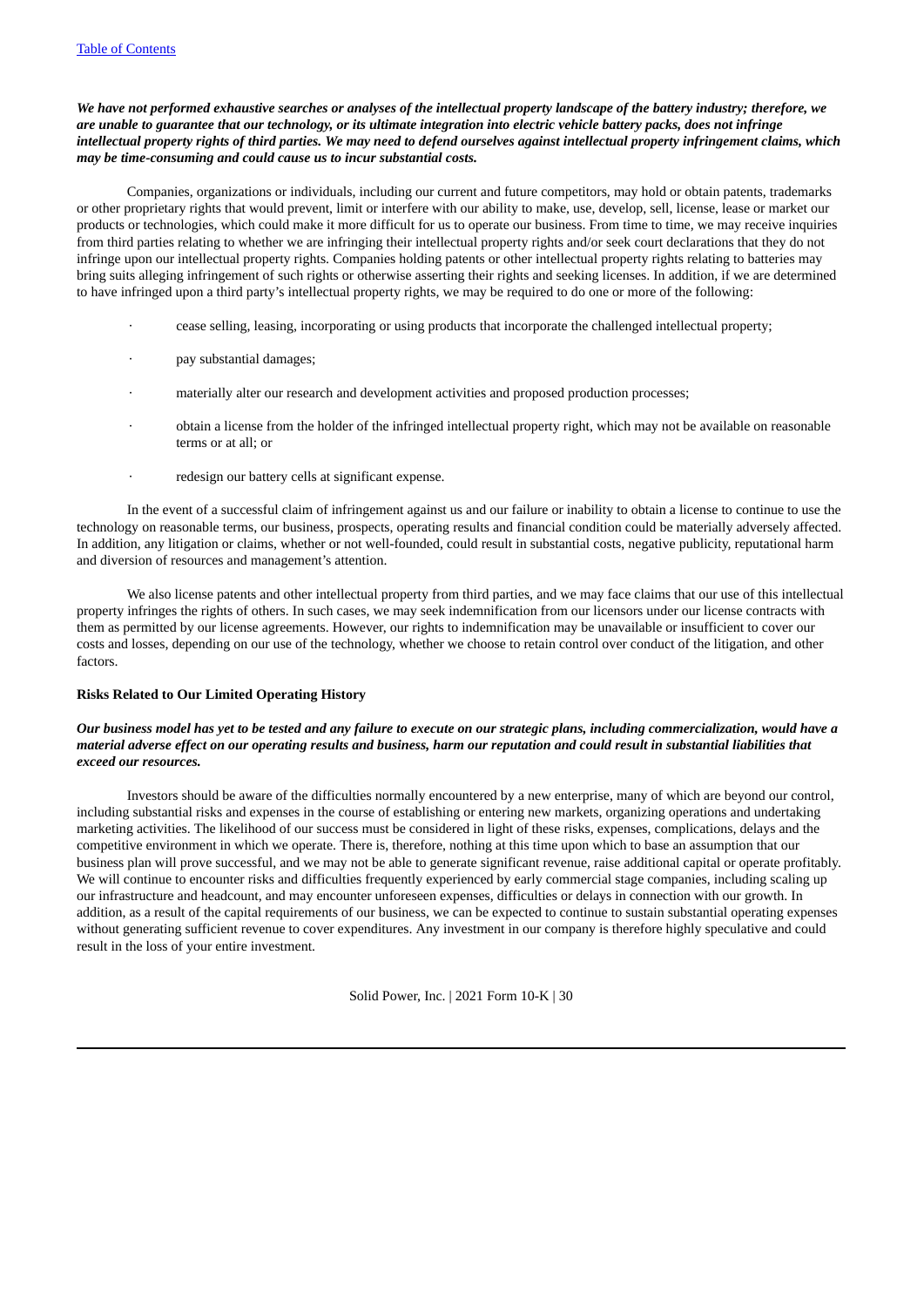***We have not performed exhaustive searches or analyses of the intellectual property landscape of the battery industry; therefore, we are unable to guarantee that our technology, or its ultimate integration into electric vehicle battery packs, does not infringe intellectual property rights of third parties. We may need to defend ourselves against intellectual property infringement claims, which may be time-consuming and could cause us to incur substantial costs.***

Companies, organizations or individuals, including our current and future competitors, may hold or obtain patents, trademarks or other proprietary rights that would prevent, limit or interfere with our ability to make, use, develop, sell, license, lease or market our products or technologies, which could make it more difficult for us to operate our business. From time to time, we may receive inquiries from third parties relating to whether we are infringing their intellectual property rights and/or seek court declarations that they do not infringe upon our intellectual property rights. Companies holding patents or other intellectual property rights relating to batteries may bring suits alleging infringement of such rights or otherwise asserting their rights and seeking licenses. In addition, if we are determined to have infringed upon a third party's intellectual property rights, we may be required to do one or more of the following:

- cease selling, leasing, incorporating or using products that incorporate the challenged intellectual property;
- pay substantial damages;
- materially alter our research and development activities and proposed production processes;
- obtain a license from the holder of the infringed intellectual property right, which may not be available on reasonable terms or at all; or
- redesign our battery cells at significant expense.

In the event of a successful claim of infringement against us and our failure or inability to obtain a license to continue to use the technology on reasonable terms, our business, prospects, operating results and financial condition could be materially adversely affected. In addition, any litigation or claims, whether or not well-founded, could result in substantial costs, negative publicity, reputational harm and diversion of resources and management's attention.

We also license patents and other intellectual property from third parties, and we may face claims that our use of this intellectual property infringes the rights of others. In such cases, we may seek indemnification from our licensors under our license contracts with them as permitted by our license agreements. However, our rights to indemnification may be unavailable or insufficient to cover our costs and losses, depending on our use of the technology, whether we choose to retain control over conduct of the litigation, and other factors.

**Risks Related to Our Limited Operating History**

***Our business model has yet to be tested and any failure to execute on our strategic plans, including commercialization, would have a material adverse effect on our operating results and business, harm our reputation and could result in substantial liabilities that exceed our resources.***

Investors should be aware of the difficulties normally encountered by a new enterprise, many of which are beyond our control, including substantial risks and expenses in the course of establishing or entering new markets, organizing operations and undertaking marketing activities. The likelihood of our success must be considered in light of these risks, expenses, complications, delays and the competitive environment in which we operate. There is, therefore, nothing at this time upon which to base an assumption that our business plan will prove successful, and we may not be able to generate significant revenue, raise additional capital or operate profitably. We will continue to encounter risks and difficulties frequently experienced by early commercial stage companies, including scaling up our infrastructure and headcount, and may encounter unforeseen expenses, difficulties or delays in connection with our growth. In addition, as a result of the capital requirements of our business, we can be expected to continue to sustain substantial operating expenses without generating sufficient revenue to cover expenditures. Any investment in our company is therefore highly speculative and could result in the loss of your entire investment.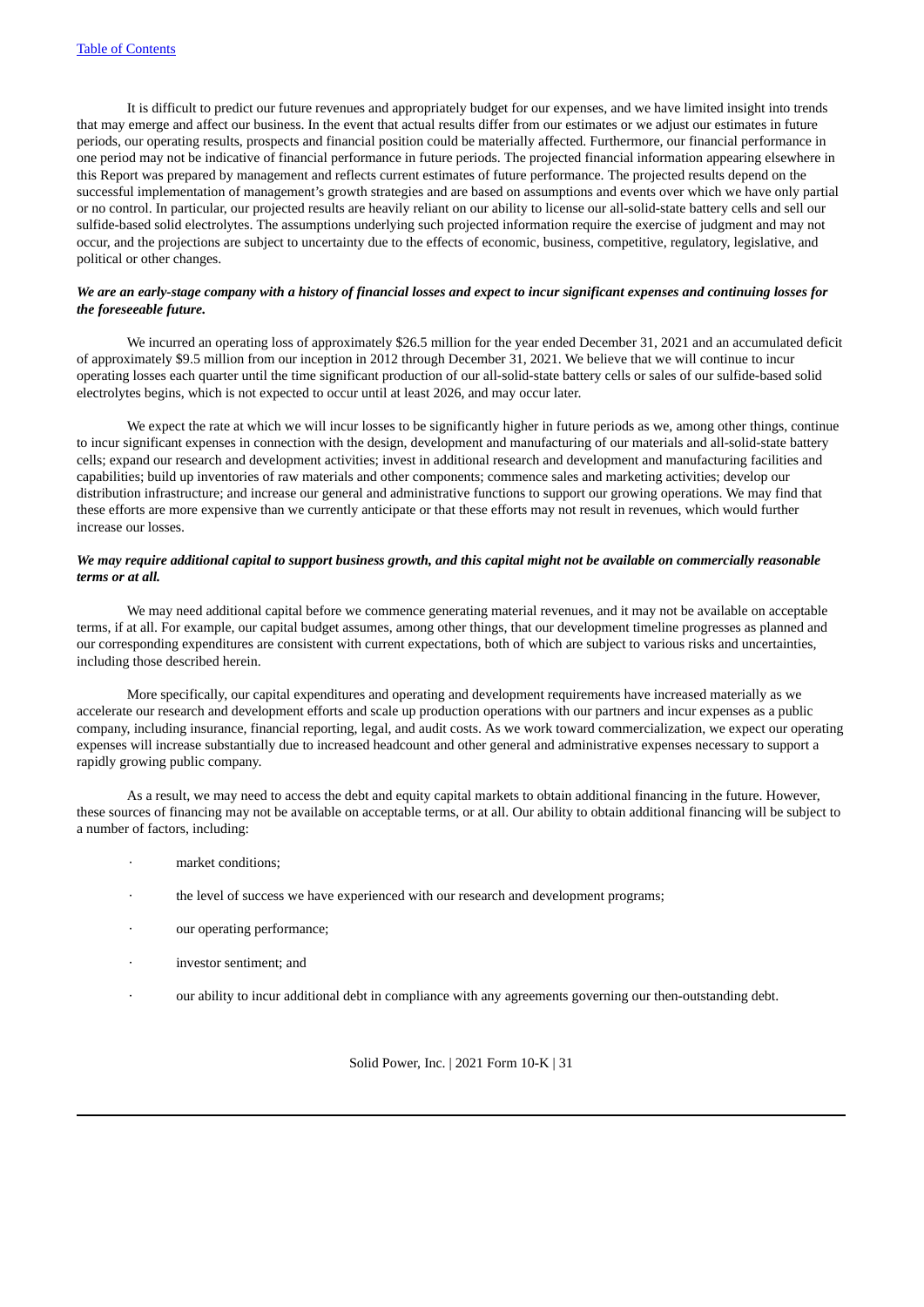It is difficult to predict our future revenues and appropriately budget for our expenses, and we have limited insight into trends that may emerge and affect our business. In the event that actual results differ from our estimates or we adjust our estimates in future periods, our operating results, prospects and financial position could be materially affected. Furthermore, our financial performance in one period may not be indicative of financial performance in future periods. The projected financial information appearing elsewhere in this Report was prepared by management and reflects current estimates of future performance. The projected results depend on the successful implementation of management's growth strategies and are based on assumptions and events over which we have only partial or no control. In particular, our projected results are heavily reliant on our ability to license our all-solid-state battery cells and sell our sulfide-based solid electrolytes. The assumptions underlying such projected information require the exercise of judgment and may not occur, and the projections are subject to uncertainty due to the effects of economic, business, competitive, regulatory, legislative, and political or other changes.

***We are an early-stage company with a history of financial losses and expect to incur significant expenses and continuing losses for the foreseeable future.***

We incurred an operating loss of approximately $26.5 million for the year ended December 31, 2021 and an accumulated deficit of approximately $9.5 million from our inception in 2012 through December 31, 2021. We believe that we will continue to incur operating losses each quarter until the time significant production of our all-solid-state battery cells or sales of our sulfide-based solid electrolytes begins, which is not expected to occur until at least 2026, and may occur later.

We expect the rate at which we will incur losses to be significantly higher in future periods as we, among other things, continue to incur significant expenses in connection with the design, development and manufacturing of our materials and all-solid-state battery cells; expand our research and development activities; invest in additional research and development and manufacturing facilities and capabilities; build up inventories of raw materials and other components; commence sales and marketing activities; develop our distribution infrastructure; and increase our general and administrative functions to support our growing operations. We may find that these efforts are more expensive than we currently anticipate or that these efforts may not result in revenues, which would further increase our losses.

***We may require additional capital to support business growth, and this capital might not be available on commercially reasonable terms or at all.***

We may need additional capital before we commence generating material revenues, and it may not be available on acceptable terms, if at all. For example, our capital budget assumes, among other things, that our development timeline progresses as planned and our corresponding expenditures are consistent with current expectations, both of which are subject to various risks and uncertainties, including those described herein.

More specifically, our capital expenditures and operating and development requirements have increased materially as we accelerate our research and development efforts and scale up production operations with our partners and incur expenses as a public company, including insurance, financial reporting, legal, and audit costs. As we work toward commercialization, we expect our operating expenses will increase substantially due to increased headcount and other general and administrative expenses necessary to support a rapidly growing public company.

As a result, we may need to access the debt and equity capital markets to obtain additional financing in the future. However, these sources of financing may not be available on acceptable terms, or at all. Our ability to obtain additional financing will be subject to a number of factors, including:

- market conditions;
- the level of success we have experienced with our research and development programs;
- our operating performance;
- investor sentiment; and
- our ability to incur additional debt in compliance with any agreements governing our then-outstanding debt.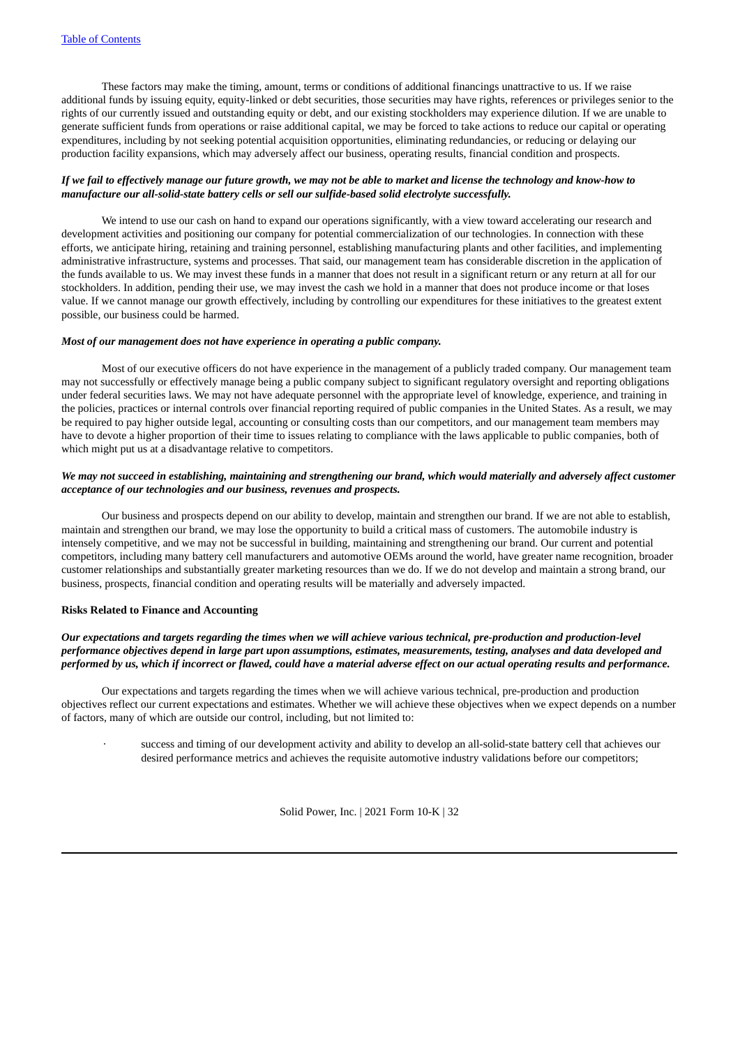These factors may make the timing, amount, terms or conditions of additional financings unattractive to us. If we raise additional funds by issuing equity, equity-linked or debt securities, those securities may have rights, references or privileges senior to the rights of our currently issued and outstanding equity or debt, and our existing stockholders may experience dilution. If we are unable to generate sufficient funds from operations or raise additional capital, we may be forced to take actions to reduce our capital or operating expenditures, including by not seeking potential acquisition opportunities, eliminating redundancies, or reducing or delaying our production facility expansions, which may adversely affect our business, operating results, financial condition and prospects.

***If we fail to effectively manage our future growth, we may not be able to market and license the technology and know-how to manufacture our all-solid-state battery cells or sell our sulfide-based solid electrolyte successfully.***

We intend to use our cash on hand to expand our operations significantly, with a view toward accelerating our research and development activities and positioning our company for potential commercialization of our technologies. In connection with these efforts, we anticipate hiring, retaining and training personnel, establishing manufacturing plants and other facilities, and implementing administrative infrastructure, systems and processes. That said, our management team has considerable discretion in the application of the funds available to us. We may invest these funds in a manner that does not result in a significant return or any return at all for our stockholders. In addition, pending their use, we may invest the cash we hold in a manner that does not produce income or that loses value. If we cannot manage our growth effectively, including by controlling our expenditures for these initiatives to the greatest extent possible, our business could be harmed.

***Most of our management does not have experience in operating a public company.***

Most of our executive officers do not have experience in the management of a publicly traded company. Our management team may not successfully or effectively manage being a public company subject to significant regulatory oversight and reporting obligations under federal securities laws. We may not have adequate personnel with the appropriate level of knowledge, experience, and training in the policies, practices or internal controls over financial reporting required of public companies in the United States. As a result, we may be required to pay higher outside legal, accounting or consulting costs than our competitors, and our management team members may have to devote a higher proportion of their time to issues relating to compliance with the laws applicable to public companies, both of which might put us at a disadvantage relative to competitors.

***We may not succeed in establishing, maintaining and strengthening our brand, which would materially and adversely affect customer acceptance of our technologies and our business, revenues and prospects.***

Our business and prospects depend on our ability to develop, maintain and strengthen our brand. If we are not able to establish, maintain and strengthen our brand, we may lose the opportunity to build a critical mass of customers. The automobile industry is intensely competitive, and we may not be successful in building, maintaining and strengthening our brand. Our current and potential competitors, including many battery cell manufacturers and automotive OEMs around the world, have greater name recognition, broader customer relationships and substantially greater marketing resources than we do. If we do not develop and maintain a strong brand, our business, prospects, financial condition and operating results will be materially and adversely impacted.

**Risks Related to Finance and Accounting**

***Our expectations and targets regarding the times when we will achieve various technical, pre-production and production-level performance objectives depend in large part upon assumptions, estimates, measurements, testing, analyses and data developed and performed by us, which if incorrect or flawed, could have a material adverse effect on our actual operating results and performance.***

Our expectations and targets regarding the times when we will achieve various technical, pre-production and production objectives reflect our current expectations and estimates. Whether we will achieve these objectives when we expect depends on a number of factors, many of which are outside our control, including, but not limited to:

- success and timing of our development activity and ability to develop an all-solid-state battery cell that achieves our desired performance metrics and achieves the requisite automotive industry validations before our competitors;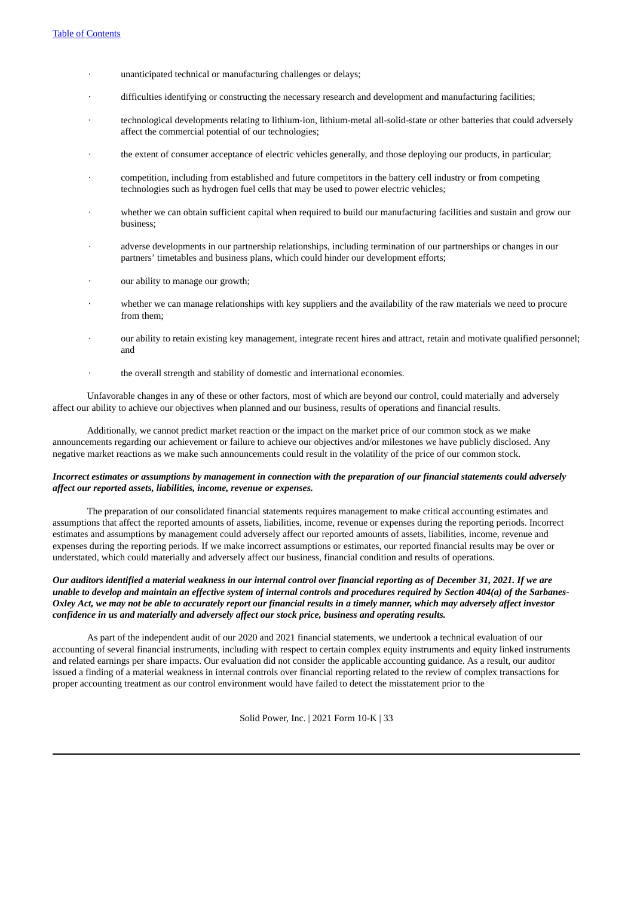- unanticipated technical or manufacturing challenges or delays;
- difficulties identifying or constructing the necessary research and development and manufacturing facilities;
- technological developments relating to lithium-ion, lithium-metal all-solid-state or other batteries that could adversely affect the commercial potential of our technologies;
- the extent of consumer acceptance of electric vehicles generally, and those deploying our products, in particular;
- competition, including from established and future competitors in the battery cell industry or from competing technologies such as hydrogen fuel cells that may be used to power electric vehicles;
- whether we can obtain sufficient capital when required to build our manufacturing facilities and sustain and grow our business;
- adverse developments in our partnership relationships, including termination of our partnerships or changes in our partners' timetables and business plans, which could hinder our development efforts;
- our ability to manage our growth;
- whether we can manage relationships with key suppliers and the availability of the raw materials we need to procure from them;
- our ability to retain existing key management, integrate recent hires and attract, retain and motivate qualified personnel; and
- the overall strength and stability of domestic and international economies.

Unfavorable changes in any of these or other factors, most of which are beyond our control, could materially and adversely affect our ability to achieve our objectives when planned and our business, results of operations and financial results.

Additionally, we cannot predict market reaction or the impact on the market price of our common stock as we make announcements regarding our achievement or failure to achieve our objectives and/or milestones we have publicly disclosed. Any negative market reactions as we make such announcements could result in the volatility of the price of our common stock.

***Incorrect estimates or assumptions by management in connection with the preparation of our financial statements could adversely affect our reported assets, liabilities, income, revenue or expenses.***

The preparation of our consolidated financial statements requires management to make critical accounting estimates and assumptions that affect the reported amounts of assets, liabilities, income, revenue or expenses during the reporting periods. Incorrect estimates and assumptions by management could adversely affect our reported amounts of assets, liabilities, income, revenue and expenses during the reporting periods. If we make incorrect assumptions or estimates, our reported financial results may be over or understated, which could materially and adversely affect our business, financial condition and results of operations.

***Our auditors identified a material weakness in our internal control over financial reporting as of December 31, 2021. If we are unable to develop and maintain an effective system of internal controls and procedures required by Section 404(a) of the Sarbanes-Oxley Act, we may not be able to accurately report our financial results in a timely manner, which may adversely affect investor confidence in us and materially and adversely affect our stock price, business and operating results.***

As part of the independent audit of our 2020 and 2021 financial statements, we undertook a technical evaluation of our accounting of several financial instruments, including with respect to certain complex equity instruments and equity linked instruments and related earnings per share impacts. Our evaluation did not consider the applicable accounting guidance. As a result, our auditor issued a finding of a material weakness in internal controls over financial reporting related to the review of complex transactions for proper accounting treatment as our control environment would have failed to detect the misstatement prior to the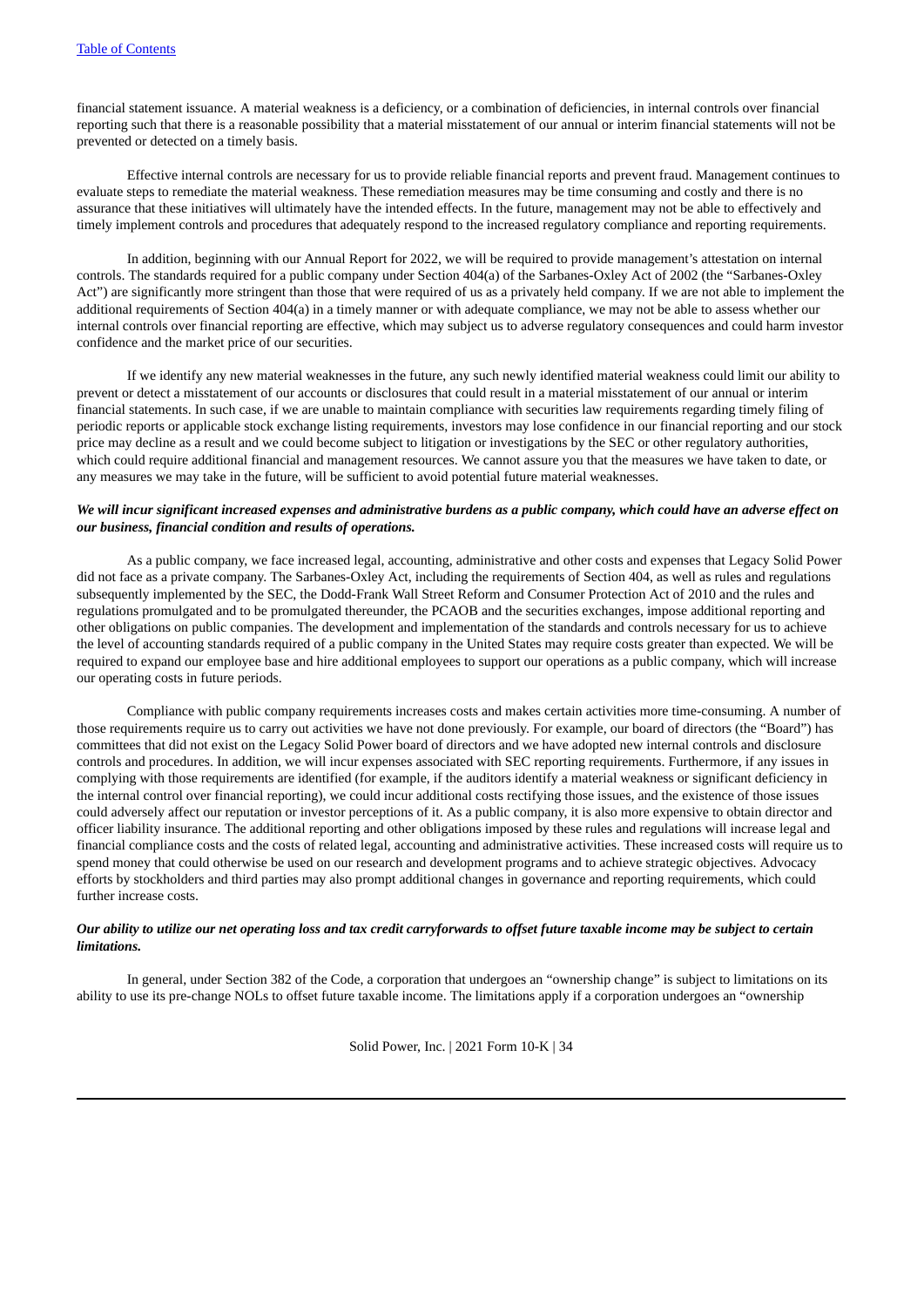financial statement issuance. A material weakness is a deficiency, or a combination of deficiencies, in internal controls over financial reporting such that there is a reasonable possibility that a material misstatement of our annual or interim financial statements will not be prevented or detected on a timely basis.

Effective internal controls are necessary for us to provide reliable financial reports and prevent fraud. Management continues to evaluate steps to remediate the material weakness. These remediation measures may be time consuming and costly and there is no assurance that these initiatives will ultimately have the intended effects. In the future, management may not be able to effectively and timely implement controls and procedures that adequately respond to the increased regulatory compliance and reporting requirements.

In addition, beginning with our Annual Report for 2022, we will be required to provide management's attestation on internal controls. The standards required for a public company under Section 404(a) of the Sarbanes-Oxley Act of 2002 (the "Sarbanes-Oxley Act") are significantly more stringent than those that were required of us as a privately held company. If we are not able to implement the additional requirements of Section 404(a) in a timely manner or with adequate compliance, we may not be able to assess whether our internal controls over financial reporting are effective, which may subject us to adverse regulatory consequences and could harm investor confidence and the market price of our securities.

If we identify any new material weaknesses in the future, any such newly identified material weakness could limit our ability to prevent or detect a misstatement of our accounts or disclosures that could result in a material misstatement of our annual or interim financial statements. In such case, if we are unable to maintain compliance with securities law requirements regarding timely filing of periodic reports or applicable stock exchange listing requirements, investors may lose confidence in our financial reporting and our stock price may decline as a result and we could become subject to litigation or investigations by the SEC or other regulatory authorities, which could require additional financial and management resources. We cannot assure you that the measures we have taken to date, or any measures we may take in the future, will be sufficient to avoid potential future material weaknesses.

***We will incur significant increased expenses and administrative burdens as a public company, which could have an adverse effect on our business, financial condition and results of operations.***

As a public company, we face increased legal, accounting, administrative and other costs and expenses that Legacy Solid Power did not face as a private company. The Sarbanes-Oxley Act, including the requirements of Section 404, as well as rules and regulations subsequently implemented by the SEC, the Dodd-Frank Wall Street Reform and Consumer Protection Act of 2010 and the rules and regulations promulgated and to be promulgated thereunder, the PCAOB and the securities exchanges, impose additional reporting and other obligations on public companies. The development and implementation of the standards and controls necessary for us to achieve the level of accounting standards required of a public company in the United States may require costs greater than expected. We will be required to expand our employee base and hire additional employees to support our operations as a public company, which will increase our operating costs in future periods.

Compliance with public company requirements increases costs and makes certain activities more time-consuming. A number of those requirements require us to carry out activities we have not done previously. For example, our board of directors (the "Board") has committees that did not exist on the Legacy Solid Power board of directors and we have adopted new internal controls and disclosure controls and procedures. In addition, we will incur expenses associated with SEC reporting requirements. Furthermore, if any issues in complying with those requirements are identified (for example, if the auditors identify a material weakness or significant deficiency in the internal control over financial reporting), we could incur additional costs rectifying those issues, and the existence of those issues could adversely affect our reputation or investor perceptions of it. As a public company, it is also more expensive to obtain director and officer liability insurance. The additional reporting and other obligations imposed by these rules and regulations will increase legal and financial compliance costs and the costs of related legal, accounting and administrative activities. These increased costs will require us to spend money that could otherwise be used on our research and development programs and to achieve strategic objectives. Advocacy efforts by stockholders and third parties may also prompt additional changes in governance and reporting requirements, which could further increase costs.

***Our ability to utilize our net operating loss and tax credit carryforwards to offset future taxable income may be subject to certain limitations.***

In general, under Section 382 of the Code, a corporation that undergoes an "ownership change" is subject to limitations on its ability to use its pre-change NOLs to offset future taxable income. The limitations apply if a corporation undergoes an "ownership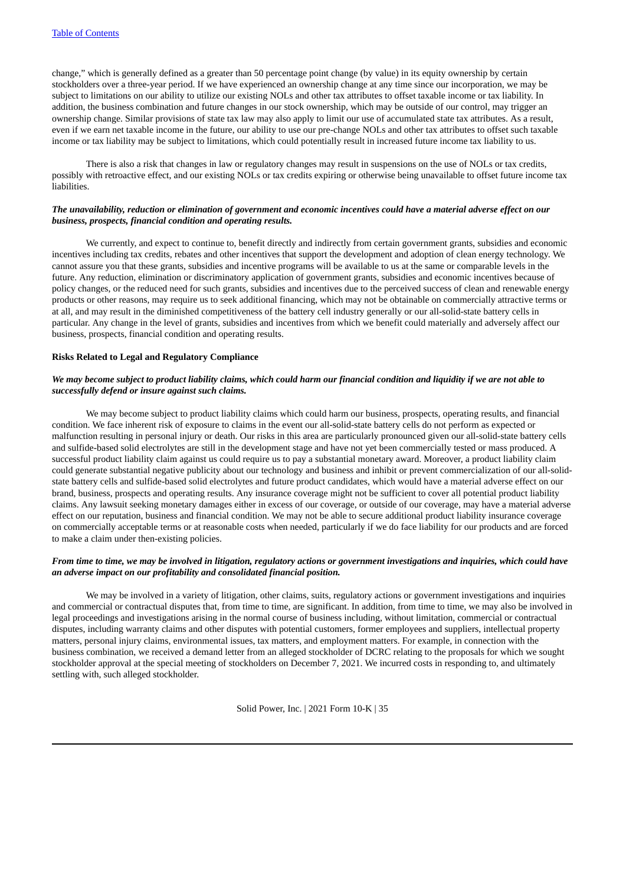change," which is generally defined as a greater than 50 percentage point change (by value) in its equity ownership by certain stockholders over a three-year period. If we have experienced an ownership change at any time since our incorporation, we may be subject to limitations on our ability to utilize our existing NOLs and other tax attributes to offset taxable income or tax liability. In addition, the business combination and future changes in our stock ownership, which may be outside of our control, may trigger an ownership change. Similar provisions of state tax law may also apply to limit our use of accumulated state tax attributes. As a result, even if we earn net taxable income in the future, our ability to use our pre-change NOLs and other tax attributes to offset such taxable income or tax liability may be subject to limitations, which could potentially result in increased future income tax liability to us.

There is also a risk that changes in law or regulatory changes may result in suspensions on the use of NOLs or tax credits, possibly with retroactive effect, and our existing NOLs or tax credits expiring or otherwise being unavailable to offset future income tax liabilities.

***The unavailability, reduction or elimination of government and economic incentives could have a material adverse effect on our business, prospects, financial condition and operating results.***

We currently, and expect to continue to, benefit directly and indirectly from certain government grants, subsidies and economic incentives including tax credits, rebates and other incentives that support the development and adoption of clean energy technology. We cannot assure you that these grants, subsidies and incentive programs will be available to us at the same or comparable levels in the future. Any reduction, elimination or discriminatory application of government grants, subsidies and economic incentives because of policy changes, or the reduced need for such grants, subsidies and incentives due to the perceived success of clean and renewable energy products or other reasons, may require us to seek additional financing, which may not be obtainable on commercially attractive terms or at all, and may result in the diminished competitiveness of the battery cell industry generally or our all-solid-state battery cells in particular. Any change in the level of grants, subsidies and incentives from which we benefit could materially and adversely affect our business, prospects, financial condition and operating results.

**Risks Related to Legal and Regulatory Compliance**

***We may become subject to product liability claims, which could harm our financial condition and liquidity if we are not able to successfully defend or insure against such claims.***

We may become subject to product liability claims which could harm our business, prospects, operating results, and financial condition. We face inherent risk of exposure to claims in the event our all-solid-state battery cells do not perform as expected or malfunction resulting in personal injury or death. Our risks in this area are particularly pronounced given our all-solid-state battery cells and sulfide-based solid electrolytes are still in the development stage and have not yet been commercially tested or mass produced. A successful product liability claim against us could require us to pay a substantial monetary award. Moreover, a product liability claim could generate substantial negative publicity about our technology and business and inhibit or prevent commercialization of our all-solid-state battery cells and sulfide-based solid electrolytes and future product candidates, which would have a material adverse effect on our brand, business, prospects and operating results. Any insurance coverage might not be sufficient to cover all potential product liability claims. Any lawsuit seeking monetary damages either in excess of our coverage, or outside of our coverage, may have a material adverse effect on our reputation, business and financial condition. We may not be able to secure additional product liability insurance coverage on commercially acceptable terms or at reasonable costs when needed, particularly if we do face liability for our products and are forced to make a claim under then-existing policies.

***From time to time, we may be involved in litigation, regulatory actions or government investigations and inquiries, which could have an adverse impact on our profitability and consolidated financial position.***

We may be involved in a variety of litigation, other claims, suits, regulatory actions or government investigations and inquiries and commercial or contractual disputes that, from time to time, are significant. In addition, from time to time, we may also be involved in legal proceedings and investigations arising in the normal course of business including, without limitation, commercial or contractual disputes, including warranty claims and other disputes with potential customers, former employees and suppliers, intellectual property matters, personal injury claims, environmental issues, tax matters, and employment matters. For example, in connection with the business combination, we received a demand letter from an alleged stockholder of DCRC relating to the proposals for which we sought stockholder approval at the special meeting of stockholders on December 7, 2021. We incurred costs in responding to, and ultimately settling with, such alleged stockholder.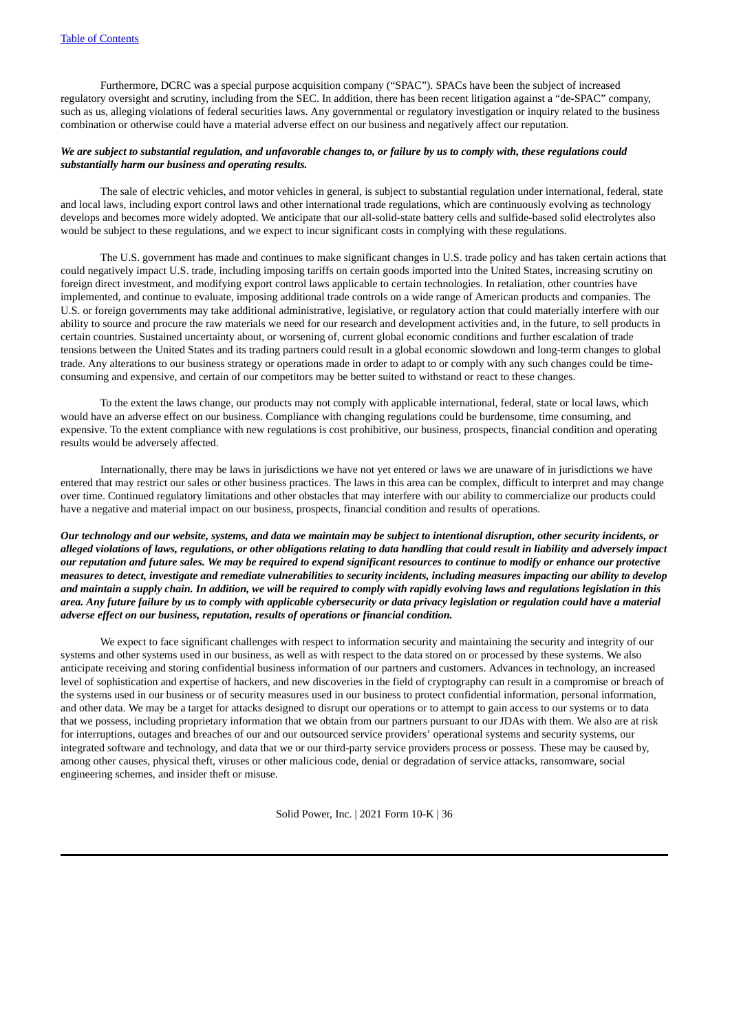Furthermore, DCRC was a special purpose acquisition company ("SPAC"). SPACs have been the subject of increased regulatory oversight and scrutiny, including from the SEC. In addition, there has been recent litigation against a "de-SPAC" company, such as us, alleging violations of federal securities laws. Any governmental or regulatory investigation or inquiry related to the business combination or otherwise could have a material adverse effect on our business and negatively affect our reputation.

***We are subject to substantial regulation, and unfavorable changes to, or failure by us to comply with, these regulations could substantially harm our business and operating results.***

The sale of electric vehicles, and motor vehicles in general, is subject to substantial regulation under international, federal, state and local laws, including export control laws and other international trade regulations, which are continuously evolving as technology develops and becomes more widely adopted. We anticipate that our all-solid-state battery cells and sulfide-based solid electrolytes also would be subject to these regulations, and we expect to incur significant costs in complying with these regulations.

The U.S. government has made and continues to make significant changes in U.S. trade policy and has taken certain actions that could negatively impact U.S. trade, including imposing tariffs on certain goods imported into the United States, increasing scrutiny on foreign direct investment, and modifying export control laws applicable to certain technologies. In retaliation, other countries have implemented, and continue to evaluate, imposing additional trade controls on a wide range of American products and companies. The U.S. or foreign governments may take additional administrative, legislative, or regulatory action that could materially interfere with our ability to source and procure the raw materials we need for our research and development activities and, in the future, to sell products in certain countries. Sustained uncertainty about, or worsening of, current global economic conditions and further escalation of trade tensions between the United States and its trading partners could result in a global economic slowdown and long-term changes to global trade. Any alterations to our business strategy or operations made in order to adapt to or comply with any such changes could be time-consuming and expensive, and certain of our competitors may be better suited to withstand or react to these changes.

To the extent the laws change, our products may not comply with applicable international, federal, state or local laws, which would have an adverse effect on our business. Compliance with changing regulations could be burdensome, time consuming, and expensive. To the extent compliance with new regulations is cost prohibitive, our business, prospects, financial condition and operating results would be adversely affected.

Internationally, there may be laws in jurisdictions we have not yet entered or laws we are unaware of in jurisdictions we have entered that may restrict our sales or other business practices. The laws in this area can be complex, difficult to interpret and may change over time. Continued regulatory limitations and other obstacles that may interfere with our ability to commercialize our products could have a negative and material impact on our business, prospects, financial condition and results of operations.

***Our technology and our website, systems, and data we maintain may be subject to intentional disruption, other security incidents, or alleged violations of laws, regulations, or other obligations relating to data handling that could result in liability and adversely impact our reputation and future sales. We may be required to expend significant resources to continue to modify or enhance our protective measures to detect, investigate and remediate vulnerabilities to security incidents, including measures impacting our ability to develop and maintain a supply chain. In addition, we will be required to comply with rapidly evolving laws and regulations legislation in this area. Any future failure by us to comply with applicable cybersecurity or data privacy legislation or regulation could have a material adverse effect on our business, reputation, results of operations or financial condition.***

We expect to face significant challenges with respect to information security and maintaining the security and integrity of our systems and other systems used in our business, as well as with respect to the data stored on or processed by these systems. We also anticipate receiving and storing confidential business information of our partners and customers. Advances in technology, an increased level of sophistication and expertise of hackers, and new discoveries in the field of cryptography can result in a compromise or breach of the systems used in our business or of security measures used in our business to protect confidential information, personal information, and other data. We may be a target for attacks designed to disrupt our operations or to attempt to gain access to our systems or to data that we possess, including proprietary information that we obtain from our partners pursuant to our JDAs with them. We also are at risk for interruptions, outages and breaches of our and our outsourced service providers' operational systems and security systems, our integrated software and technology, and data that we or our third-party service providers process or possess. These may be caused by, among other causes, physical theft, viruses or other malicious code, denial or degradation of service attacks, ransomware, social engineering schemes, and insider theft or misuse.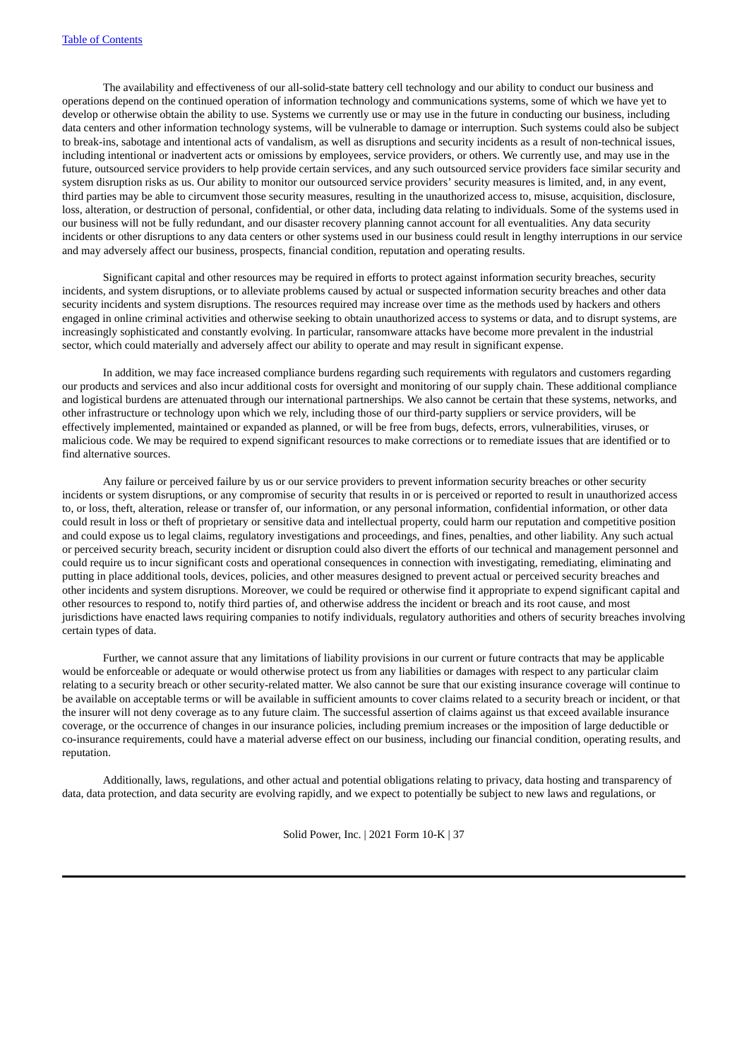The availability and effectiveness of our all-solid-state battery cell technology and our ability to conduct our business and operations depend on the continued operation of information technology and communications systems, some of which we have yet to develop or otherwise obtain the ability to use. Systems we currently use or may use in the future in conducting our business, including data centers and other information technology systems, will be vulnerable to damage or interruption. Such systems could also be subject to break-ins, sabotage and intentional acts of vandalism, as well as disruptions and security incidents as a result of non-technical issues, including intentional or inadvertent acts or omissions by employees, service providers, or others. We currently use, and may use in the future, outsourced service providers to help provide certain services, and any such outsourced service providers face similar security and system disruption risks as us. Our ability to monitor our outsourced service providers' security measures is limited, and, in any event, third parties may be able to circumvent those security measures, resulting in the unauthorized access to, misuse, acquisition, disclosure, loss, alteration, or destruction of personal, confidential, or other data, including data relating to individuals. Some of the systems used in our business will not be fully redundant, and our disaster recovery planning cannot account for all eventualities. Any data security incidents or other disruptions to any data centers or other systems used in our business could result in lengthy interruptions in our service and may adversely affect our business, prospects, financial condition, reputation and operating results.

Significant capital and other resources may be required in efforts to protect against information security breaches, security incidents, and system disruptions, or to alleviate problems caused by actual or suspected information security breaches and other data security incidents and system disruptions. The resources required may increase over time as the methods used by hackers and others engaged in online criminal activities and otherwise seeking to obtain unauthorized access to systems or data, and to disrupt systems, are increasingly sophisticated and constantly evolving. In particular, ransomware attacks have become more prevalent in the industrial sector, which could materially and adversely affect our ability to operate and may result in significant expense.

In addition, we may face increased compliance burdens regarding such requirements with regulators and customers regarding our products and services and also incur additional costs for oversight and monitoring of our supply chain. These additional compliance and logistical burdens are attenuated through our international partnerships. We also cannot be certain that these systems, networks, and other infrastructure or technology upon which we rely, including those of our third-party suppliers or service providers, will be effectively implemented, maintained or expanded as planned, or will be free from bugs, defects, errors, vulnerabilities, viruses, or malicious code. We may be required to expend significant resources to make corrections or to remediate issues that are identified or to find alternative sources.

Any failure or perceived failure by us or our service providers to prevent information security breaches or other security incidents or system disruptions, or any compromise of security that results in or is perceived or reported to result in unauthorized access to, or loss, theft, alteration, release or transfer of, our information, or any personal information, confidential information, or other data could result in loss or theft of proprietary or sensitive data and intellectual property, could harm our reputation and competitive position and could expose us to legal claims, regulatory investigations and proceedings, and fines, penalties, and other liability. Any such actual or perceived security breach, security incident or disruption could also divert the efforts of our technical and management personnel and could require us to incur significant costs and operational consequences in connection with investigating, remediating, eliminating and putting in place additional tools, devices, policies, and other measures designed to prevent actual or perceived security breaches and other incidents and system disruptions. Moreover, we could be required or otherwise find it appropriate to expend significant capital and other resources to respond to, notify third parties of, and otherwise address the incident or breach and its root cause, and most jurisdictions have enacted laws requiring companies to notify individuals, regulatory authorities and others of security breaches involving certain types of data.

Further, we cannot assure that any limitations of liability provisions in our current or future contracts that may be applicable would be enforceable or adequate or would otherwise protect us from any liabilities or damages with respect to any particular claim relating to a security breach or other security-related matter. We also cannot be sure that our existing insurance coverage will continue to be available on acceptable terms or will be available in sufficient amounts to cover claims related to a security breach or incident, or that the insurer will not deny coverage as to any future claim. The successful assertion of claims against us that exceed available insurance coverage, or the occurrence of changes in our insurance policies, including premium increases or the imposition of large deductible or co-insurance requirements, could have a material adverse effect on our business, including our financial condition, operating results, and reputation.

Additionally, laws, regulations, and other actual and potential obligations relating to privacy, data hosting and transparency of data, data protection, and data security are evolving rapidly, and we expect to potentially be subject to new laws and regulations, or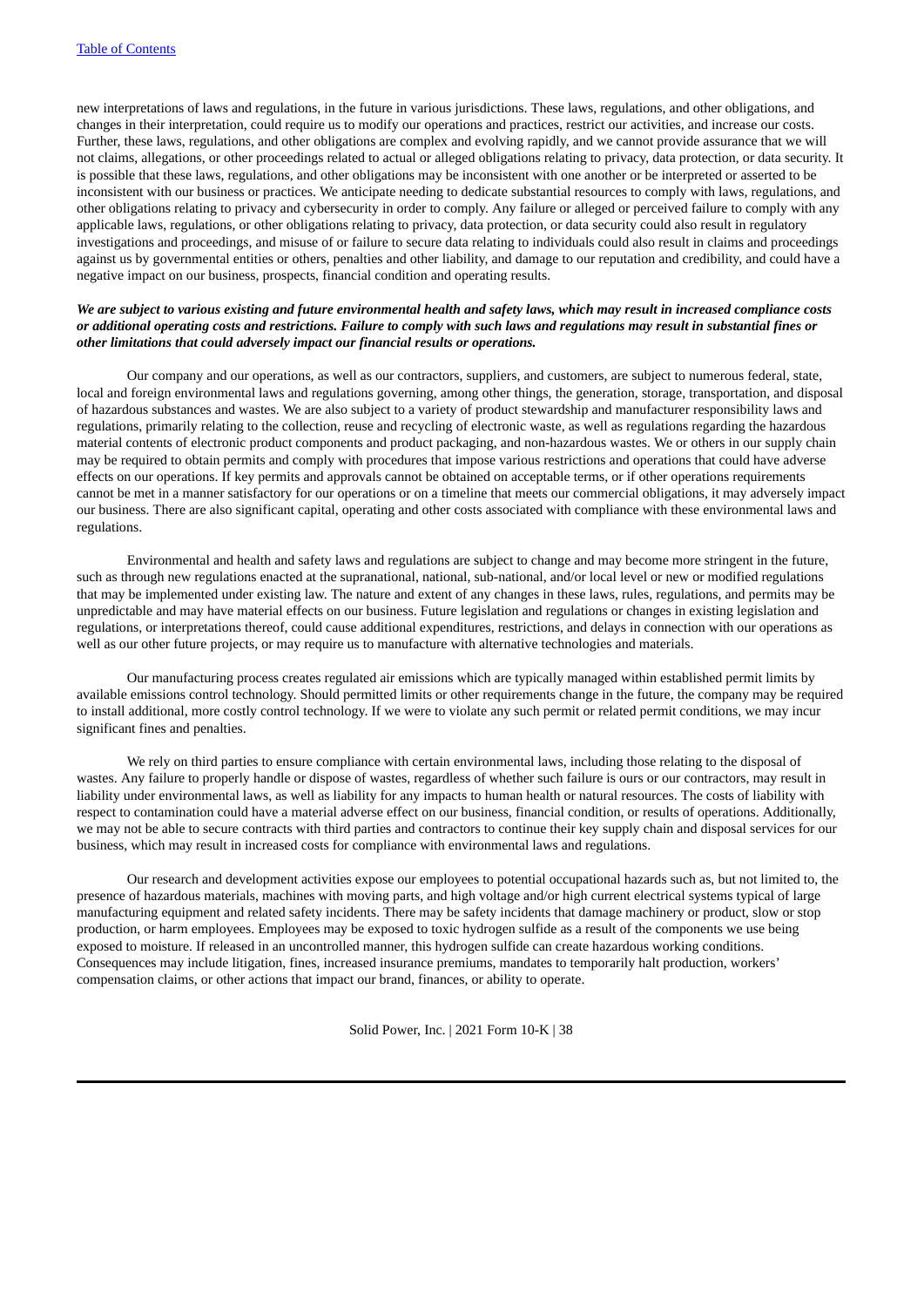new interpretations of laws and regulations, in the future in various jurisdictions. These laws, regulations, and other obligations, and changes in their interpretation, could require us to modify our operations and practices, restrict our activities, and increase our costs. Further, these laws, regulations, and other obligations are complex and evolving rapidly, and we cannot provide assurance that we will not claims, allegations, or other proceedings related to actual or alleged obligations relating to privacy, data protection, or data security. It is possible that these laws, regulations, and other obligations may be inconsistent with one another or be interpreted or asserted to be inconsistent with our business or practices. We anticipate needing to dedicate substantial resources to comply with laws, regulations, and other obligations relating to privacy and cybersecurity in order to comply. Any failure or alleged or perceived failure to comply with any applicable laws, regulations, or other obligations relating to privacy, data protection, or data security could also result in regulatory investigations and proceedings, and misuse of or failure to secure data relating to individuals could also result in claims and proceedings against us by governmental entities or others, penalties and other liability, and damage to our reputation and credibility, and could have a negative impact on our business, prospects, financial condition and operating results.

***We are subject to various existing and future environmental health and safety laws, which may result in increased compliance costs or additional operating costs and restrictions. Failure to comply with such laws and regulations may result in substantial fines or other limitations that could adversely impact our financial results or operations.***

Our company and our operations, as well as our contractors, suppliers, and customers, are subject to numerous federal, state, local and foreign environmental laws and regulations governing, among other things, the generation, storage, transportation, and disposal of hazardous substances and wastes. We are also subject to a variety of product stewardship and manufacturer responsibility laws and regulations, primarily relating to the collection, reuse and recycling of electronic waste, as well as regulations regarding the hazardous material contents of electronic product components and product packaging, and non-hazardous wastes. We or others in our supply chain may be required to obtain permits and comply with procedures that impose various restrictions and operations that could have adverse effects on our operations. If key permits and approvals cannot be obtained on acceptable terms, or if other operations requirements cannot be met in a manner satisfactory for our operations or on a timeline that meets our commercial obligations, it may adversely impact our business. There are also significant capital, operating and other costs associated with compliance with these environmental laws and regulations.

Environmental and health and safety laws and regulations are subject to change and may become more stringent in the future, such as through new regulations enacted at the supranational, national, sub-national, and/or local level or new or modified regulations that may be implemented under existing law. The nature and extent of any changes in these laws, rules, regulations, and permits may be unpredictable and may have material effects on our business. Future legislation and regulations or changes in existing legislation and regulations, or interpretations thereof, could cause additional expenditures, restrictions, and delays in connection with our operations as well as our other future projects, or may require us to manufacture with alternative technologies and materials.

Our manufacturing process creates regulated air emissions which are typically managed within established permit limits by available emissions control technology. Should permitted limits or other requirements change in the future, the company may be required to install additional, more costly control technology. If we were to violate any such permit or related permit conditions, we may incur significant fines and penalties.

We rely on third parties to ensure compliance with certain environmental laws, including those relating to the disposal of wastes. Any failure to properly handle or dispose of wastes, regardless of whether such failure is ours or our contractors, may result in liability under environmental laws, as well as liability for any impacts to human health or natural resources. The costs of liability with respect to contamination could have a material adverse effect on our business, financial condition, or results of operations. Additionally, we may not be able to secure contracts with third parties and contractors to continue their key supply chain and disposal services for our business, which may result in increased costs for compliance with environmental laws and regulations.

Our research and development activities expose our employees to potential occupational hazards such as, but not limited to, the presence of hazardous materials, machines with moving parts, and high voltage and/or high current electrical systems typical of large manufacturing equipment and related safety incidents. There may be safety incidents that damage machinery or product, slow or stop production, or harm employees. Employees may be exposed to toxic hydrogen sulfide as a result of the components we use being exposed to moisture. If released in an uncontrolled manner, this hydrogen sulfide can create hazardous working conditions. Consequences may include litigation, fines, increased insurance premiums, mandates to temporarily halt production, workers' compensation claims, or other actions that impact our brand, finances, or ability to operate.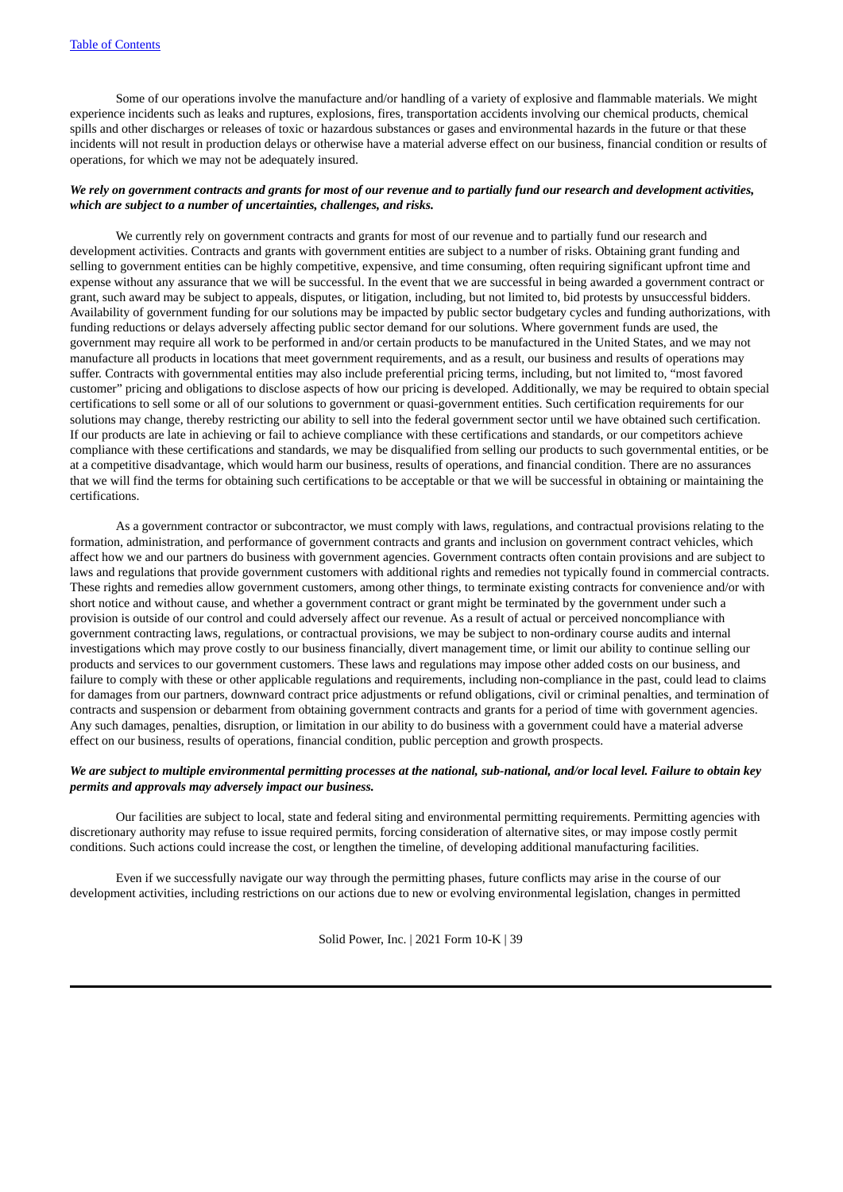Some of our operations involve the manufacture and/or handling of a variety of explosive and flammable materials. We might experience incidents such as leaks and ruptures, explosions, fires, transportation accidents involving our chemical products, chemical spills and other discharges or releases of toxic or hazardous substances or gases and environmental hazards in the future or that these incidents will not result in production delays or otherwise have a material adverse effect on our business, financial condition or results of operations, for which we may not be adequately insured.

***We rely on government contracts and grants for most of our revenue and to partially fund our research and development activities, which are subject to a number of uncertainties, challenges, and risks.***

We currently rely on government contracts and grants for most of our revenue and to partially fund our research and development activities. Contracts and grants with government entities are subject to a number of risks. Obtaining grant funding and selling to government entities can be highly competitive, expensive, and time consuming, often requiring significant upfront time and expense without any assurance that we will be successful. In the event that we are successful in being awarded a government contract or grant, such award may be subject to appeals, disputes, or litigation, including, but not limited to, bid protests by unsuccessful bidders. Availability of government funding for our solutions may be impacted by public sector budgetary cycles and funding authorizations, with funding reductions or delays adversely affecting public sector demand for our solutions. Where government funds are used, the government may require all work to be performed in and/or certain products to be manufactured in the United States, and we may not manufacture all products in locations that meet government requirements, and as a result, our business and results of operations may suffer. Contracts with governmental entities may also include preferential pricing terms, including, but not limited to, "most favored customer" pricing and obligations to disclose aspects of how our pricing is developed. Additionally, we may be required to obtain special certifications to sell some or all of our solutions to government or quasi-government entities. Such certification requirements for our solutions may change, thereby restricting our ability to sell into the federal government sector until we have obtained such certification. If our products are late in achieving or fail to achieve compliance with these certifications and standards, or our competitors achieve compliance with these certifications and standards, we may be disqualified from selling our products to such governmental entities, or be at a competitive disadvantage, which would harm our business, results of operations, and financial condition. There are no assurances that we will find the terms for obtaining such certifications to be acceptable or that we will be successful in obtaining or maintaining the certifications.

As a government contractor or subcontractor, we must comply with laws, regulations, and contractual provisions relating to the formation, administration, and performance of government contracts and grants and inclusion on government contract vehicles, which affect how we and our partners do business with government agencies. Government contracts often contain provisions and are subject to laws and regulations that provide government customers with additional rights and remedies not typically found in commercial contracts. These rights and remedies allow government customers, among other things, to terminate existing contracts for convenience and/or with short notice and without cause, and whether a government contract or grant might be terminated by the government under such a provision is outside of our control and could adversely affect our revenue. As a result of actual or perceived noncompliance with government contracting laws, regulations, or contractual provisions, we may be subject to non-ordinary course audits and internal investigations which may prove costly to our business financially, divert management time, or limit our ability to continue selling our products and services to our government customers. These laws and regulations may impose other added costs on our business, and failure to comply with these or other applicable regulations and requirements, including non-compliance in the past, could lead to claims for damages from our partners, downward contract price adjustments or refund obligations, civil or criminal penalties, and termination of contracts and suspension or debarment from obtaining government contracts and grants for a period of time with government agencies. Any such damages, penalties, disruption, or limitation in our ability to do business with a government could have a material adverse effect on our business, results of operations, financial condition, public perception and growth prospects.

***We are subject to multiple environmental permitting processes at the national, sub-national, and/or local level. Failure to obtain key permits and approvals may adversely impact our business.***

Our facilities are subject to local, state and federal siting and environmental permitting requirements. Permitting agencies with discretionary authority may refuse to issue required permits, forcing consideration of alternative sites, or may impose costly permit conditions. Such actions could increase the cost, or lengthen the timeline, of developing additional manufacturing facilities.

Even if we successfully navigate our way through the permitting phases, future conflicts may arise in the course of our development activities, including restrictions on our actions due to new or evolving environmental legislation, changes in permitted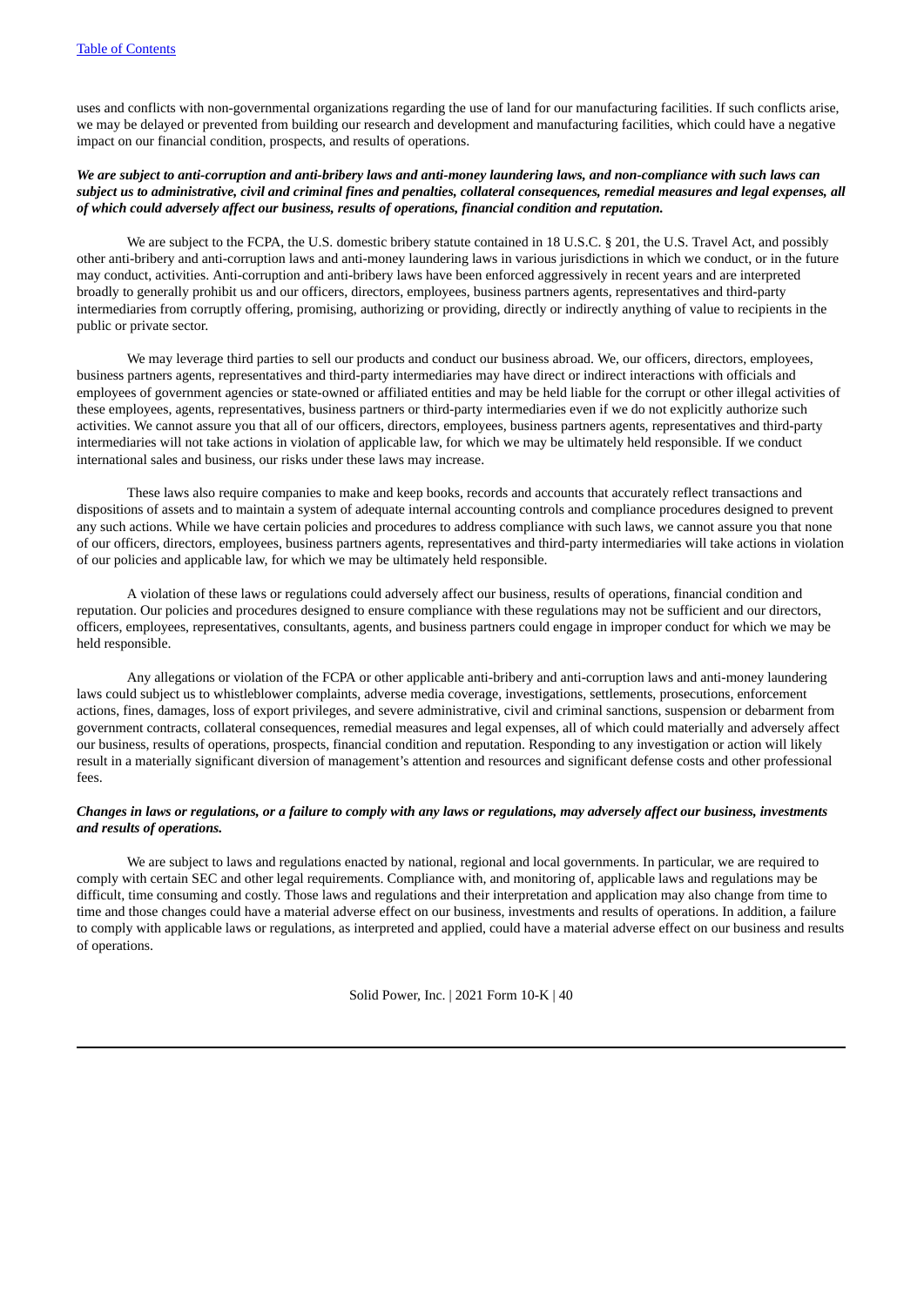uses and conflicts with non-governmental organizations regarding the use of land for our manufacturing facilities. If such conflicts arise, we may be delayed or prevented from building our research and development and manufacturing facilities, which could have a negative impact on our financial condition, prospects, and results of operations.

***We are subject to anti-corruption and anti-bribery laws and anti-money laundering laws, and non-compliance with such laws can subject us to administrative, civil and criminal fines and penalties, collateral consequences, remedial measures and legal expenses, all of which could adversely affect our business, results of operations, financial condition and reputation.***

We are subject to the FCPA, the U.S. domestic bribery statute contained in 18 U.S.C. § 201, the U.S. Travel Act, and possibly other anti-bribery and anti-corruption laws and anti-money laundering laws in various jurisdictions in which we conduct, or in the future may conduct, activities. Anti-corruption and anti-bribery laws have been enforced aggressively in recent years and are interpreted broadly to generally prohibit us and our officers, directors, employees, business partners agents, representatives and third-party intermediaries from corruptly offering, promising, authorizing or providing, directly or indirectly anything of value to recipients in the public or private sector.

We may leverage third parties to sell our products and conduct our business abroad. We, our officers, directors, employees, business partners agents, representatives and third-party intermediaries may have direct or indirect interactions with officials and employees of government agencies or state-owned or affiliated entities and may be held liable for the corrupt or other illegal activities of these employees, agents, representatives, business partners or third-party intermediaries even if we do not explicitly authorize such activities. We cannot assure you that all of our officers, directors, employees, business partners agents, representatives and third-party intermediaries will not take actions in violation of applicable law, for which we may be ultimately held responsible. If we conduct international sales and business, our risks under these laws may increase.

These laws also require companies to make and keep books, records and accounts that accurately reflect transactions and dispositions of assets and to maintain a system of adequate internal accounting controls and compliance procedures designed to prevent any such actions. While we have certain policies and procedures to address compliance with such laws, we cannot assure you that none of our officers, directors, employees, business partners agents, representatives and third-party intermediaries will take actions in violation of our policies and applicable law, for which we may be ultimately held responsible.

A violation of these laws or regulations could adversely affect our business, results of operations, financial condition and reputation. Our policies and procedures designed to ensure compliance with these regulations may not be sufficient and our directors, officers, employees, representatives, consultants, agents, and business partners could engage in improper conduct for which we may be held responsible.

Any allegations or violation of the FCPA or other applicable anti-bribery and anti-corruption laws and anti-money laundering laws could subject us to whistleblower complaints, adverse media coverage, investigations, settlements, prosecutions, enforcement actions, fines, damages, loss of export privileges, and severe administrative, civil and criminal sanctions, suspension or debarment from government contracts, collateral consequences, remedial measures and legal expenses, all of which could materially and adversely affect our business, results of operations, prospects, financial condition and reputation. Responding to any investigation or action will likely result in a materially significant diversion of management's attention and resources and significant defense costs and other professional fees.

***Changes in laws or regulations, or a failure to comply with any laws or regulations, may adversely affect our business, investments and results of operations.***

We are subject to laws and regulations enacted by national, regional and local governments. In particular, we are required to comply with certain SEC and other legal requirements. Compliance with, and monitoring of, applicable laws and regulations may be difficult, time consuming and costly. Those laws and regulations and their interpretation and application may also change from time to time and those changes could have a material adverse effect on our business, investments and results of operations. In addition, a failure to comply with applicable laws or regulations, as interpreted and applied, could have a material adverse effect on our business and results of operations.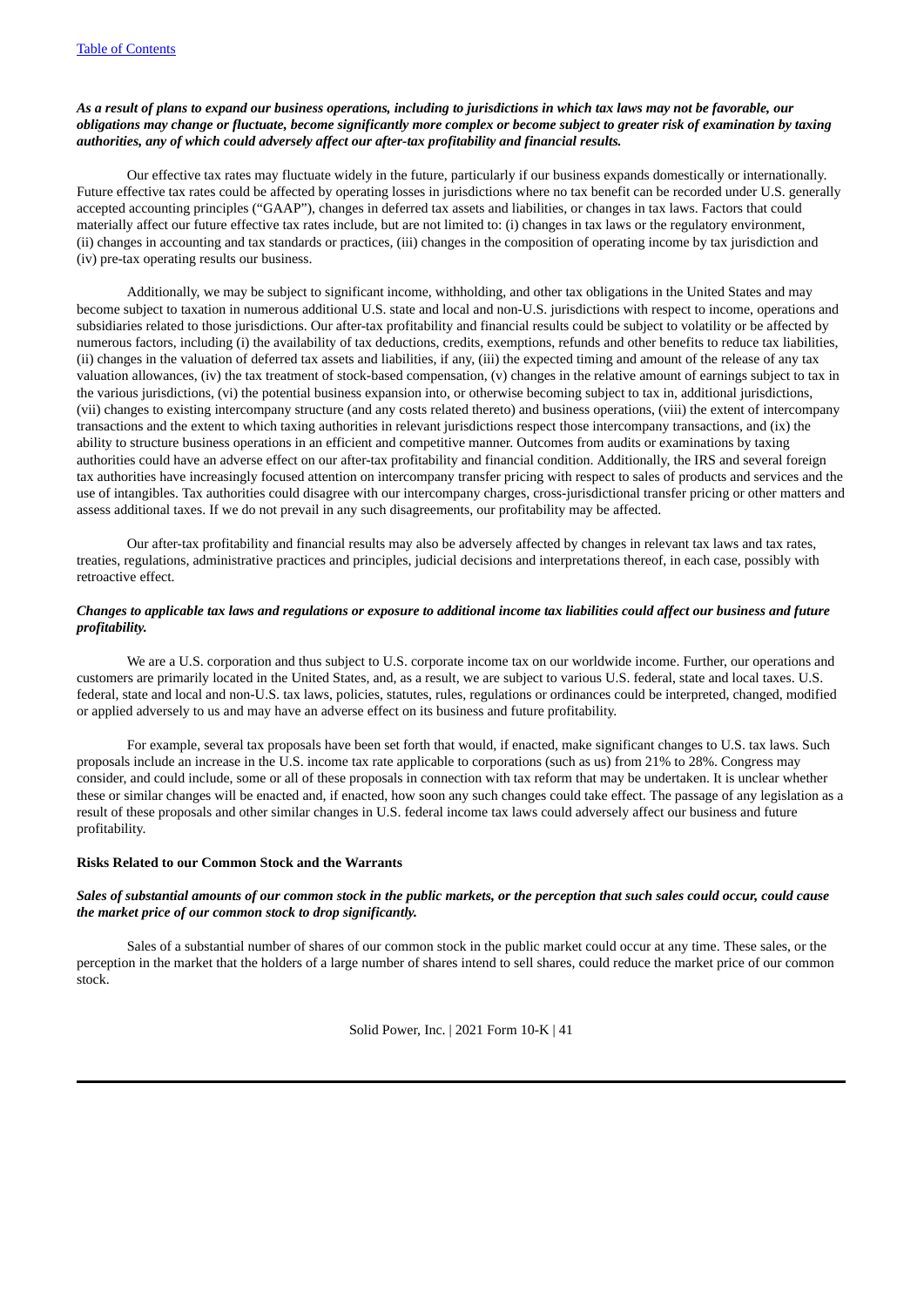*As a result of plans to expand our business operations, including to jurisdictions in which tax laws may not be favorable, our obligations may change or fluctuate, become significantly more complex or become subject to greater risk of examination by taxing authorities, any of which could adversely affect our after-tax profitability and financial results.*

Our effective tax rates may fluctuate widely in the future, particularly if our business expands domestically or internationally. Future effective tax rates could be affected by operating losses in jurisdictions where no tax benefit can be recorded under U.S. generally accepted accounting principles ("GAAP"), changes in deferred tax assets and liabilities, or changes in tax laws. Factors that could materially affect our future effective tax rates include, but are not limited to: (i) changes in tax laws or the regulatory environment, (ii) changes in accounting and tax standards or practices, (iii) changes in the composition of operating income by tax jurisdiction and (iv) pre-tax operating results our business.

Additionally, we may be subject to significant income, withholding, and other tax obligations in the United States and may become subject to taxation in numerous additional U.S. state and local and non-U.S. jurisdictions with respect to income, operations and subsidiaries related to those jurisdictions. Our after-tax profitability and financial results could be subject to volatility or be affected by numerous factors, including (i) the availability of tax deductions, credits, exemptions, refunds and other benefits to reduce tax liabilities, (ii) changes in the valuation of deferred tax assets and liabilities, if any, (iii) the expected timing and amount of the release of any tax valuation allowances, (iv) the tax treatment of stock-based compensation, (v) changes in the relative amount of earnings subject to tax in the various jurisdictions, (vi) the potential business expansion into, or otherwise becoming subject to tax in, additional jurisdictions, (vii) changes to existing intercompany structure (and any costs related thereto) and business operations, (viii) the extent of intercompany transactions and the extent to which taxing authorities in relevant jurisdictions respect those intercompany transactions, and (ix) the ability to structure business operations in an efficient and competitive manner. Outcomes from audits or examinations by taxing authorities could have an adverse effect on our after-tax profitability and financial condition. Additionally, the IRS and several foreign tax authorities have increasingly focused attention on intercompany transfer pricing with respect to sales of products and services and the use of intangibles. Tax authorities could disagree with our intercompany charges, cross-jurisdictional transfer pricing or other matters and assess additional taxes. If we do not prevail in any such disagreements, our profitability may be affected.

Our after-tax profitability and financial results may also be adversely affected by changes in relevant tax laws and tax rates, treaties, regulations, administrative practices and principles, judicial decisions and interpretations thereof, in each case, possibly with retroactive effect.

*Changes to applicable tax laws and regulations or exposure to additional income tax liabilities could affect our business and future profitability.*

We are a U.S. corporation and thus subject to U.S. corporate income tax on our worldwide income. Further, our operations and customers are primarily located in the United States, and, as a result, we are subject to various U.S. federal, state and local taxes. U.S. federal, state and local and non-U.S. tax laws, policies, statutes, rules, regulations or ordinances could be interpreted, changed, modified or applied adversely to us and may have an adverse effect on its business and future profitability.

For example, several tax proposals have been set forth that would, if enacted, make significant changes to U.S. tax laws. Such proposals include an increase in the U.S. income tax rate applicable to corporations (such as us) from 21% to 28%. Congress may consider, and could include, some or all of these proposals in connection with tax reform that may be undertaken. It is unclear whether these or similar changes will be enacted and, if enacted, how soon any such changes could take effect. The passage of any legislation as a result of these proposals and other similar changes in U.S. federal income tax laws could adversely affect our business and future profitability.

**Risks Related to our Common Stock and the Warrants**

*Sales of substantial amounts of our common stock in the public markets, or the perception that such sales could occur, could cause the market price of our common stock to drop significantly.*

Sales of a substantial number of shares of our common stock in the public market could occur at any time. These sales, or the perception in the market that the holders of a large number of shares intend to sell shares, could reduce the market price of our common stock.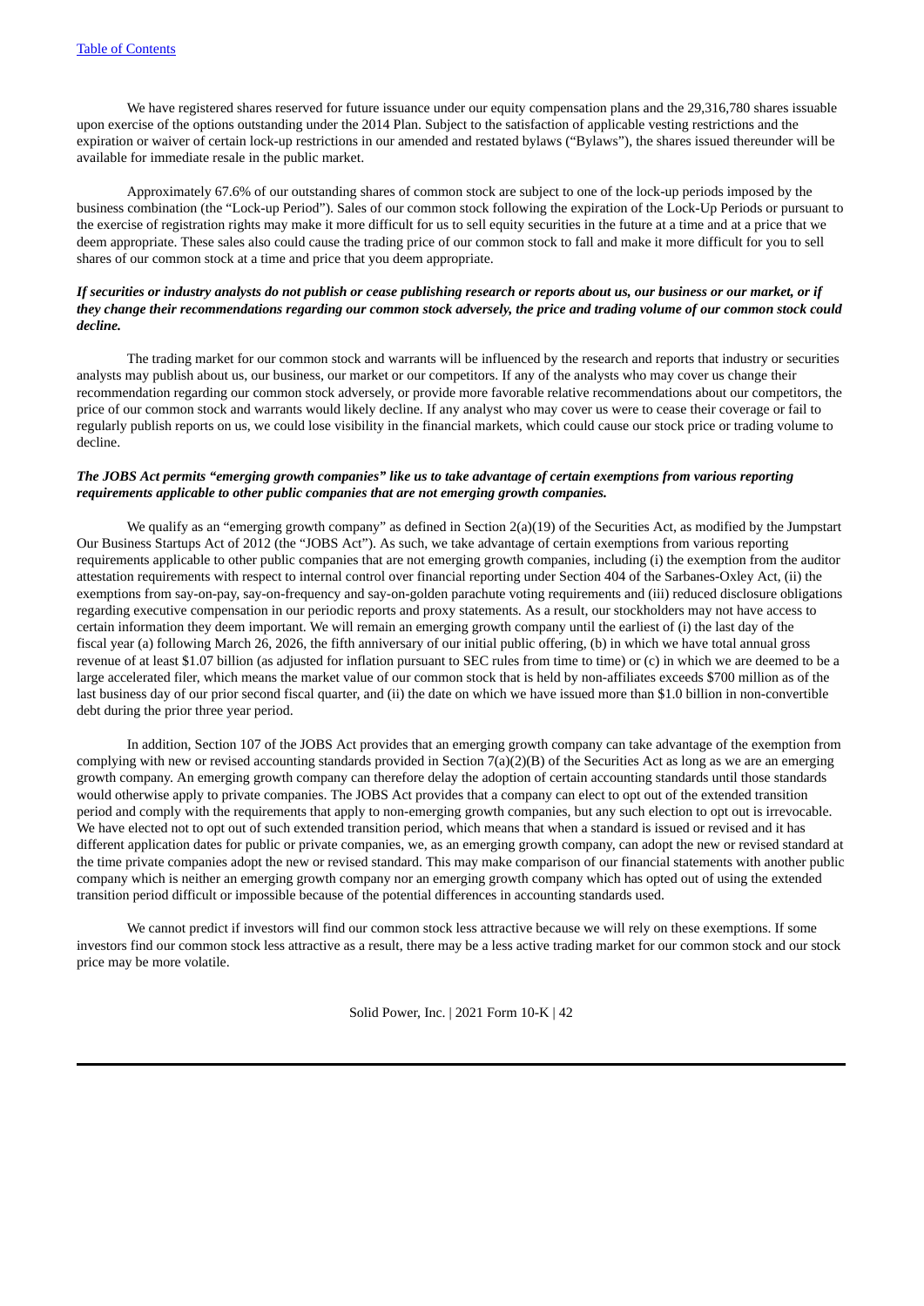We have registered shares reserved for future issuance under our equity compensation plans and the 29,316,780 shares issuable upon exercise of the options outstanding under the 2014 Plan. Subject to the satisfaction of applicable vesting restrictions and the expiration or waiver of certain lock-up restrictions in our amended and restated bylaws ("Bylaws"), the shares issued thereunder will be available for immediate resale in the public market.

Approximately 67.6% of our outstanding shares of common stock are subject to one of the lock-up periods imposed by the business combination (the "Lock-up Period"). Sales of our common stock following the expiration of the Lock-Up Periods or pursuant to the exercise of registration rights may make it more difficult for us to sell equity securities in the future at a time and at a price that we deem appropriate. These sales also could cause the trading price of our common stock to fall and make it more difficult for you to sell shares of our common stock at a time and price that you deem appropriate.

***If securities or industry analysts do not publish or cease publishing research or reports about us, our business or our market, or if they change their recommendations regarding our common stock adversely, the price and trading volume of our common stock could decline.***

The trading market for our common stock and warrants will be influenced by the research and reports that industry or securities analysts may publish about us, our business, our market or our competitors. If any of the analysts who may cover us change their recommendation regarding our common stock adversely, or provide more favorable relative recommendations about our competitors, the price of our common stock and warrants would likely decline. If any analyst who may cover us were to cease their coverage or fail to regularly publish reports on us, we could lose visibility in the financial markets, which could cause our stock price or trading volume to decline.

***The JOBS Act permits "emerging growth companies" like us to take advantage of certain exemptions from various reporting requirements applicable to other public companies that are not emerging growth companies.***

We qualify as an "emerging growth company" as defined in Section 2(a)(19) of the Securities Act, as modified by the Jumpstart Our Business Startups Act of 2012 (the "JOBS Act"). As such, we take advantage of certain exemptions from various reporting requirements applicable to other public companies that are not emerging growth companies, including (i) the exemption from the auditor attestation requirements with respect to internal control over financial reporting under Section 404 of the Sarbanes-Oxley Act, (ii) the exemptions from say-on-pay, say-on-frequency and say-on-golden parachute voting requirements and (iii) reduced disclosure obligations regarding executive compensation in our periodic reports and proxy statements. As a result, our stockholders may not have access to certain information they deem important. We will remain an emerging growth company until the earliest of (i) the last day of the fiscal year (a) following March 26, 2026, the fifth anniversary of our initial public offering, (b) in which we have total annual gross revenue of at least $1.07 billion (as adjusted for inflation pursuant to SEC rules from time to time) or (c) in which we are deemed to be a large accelerated filer, which means the market value of our common stock that is held by non-affiliates exceeds $700 million as of the last business day of our prior second fiscal quarter, and (ii) the date on which we have issued more than $1.0 billion in non-convertible debt during the prior three year period.

In addition, Section 107 of the JOBS Act provides that an emerging growth company can take advantage of the exemption from complying with new or revised accounting standards provided in Section 7(a)(2)(B) of the Securities Act as long as we are an emerging growth company. An emerging growth company can therefore delay the adoption of certain accounting standards until those standards would otherwise apply to private companies. The JOBS Act provides that a company can elect to opt out of the extended transition period and comply with the requirements that apply to non-emerging growth companies, but any such election to opt out is irrevocable. We have elected not to opt out of such extended transition period, which means that when a standard is issued or revised and it has different application dates for public or private companies, we, as an emerging growth company, can adopt the new or revised standard at the time private companies adopt the new or revised standard. This may make comparison of our financial statements with another public company which is neither an emerging growth company nor an emerging growth company which has opted out of using the extended transition period difficult or impossible because of the potential differences in accounting standards used.

We cannot predict if investors will find our common stock less attractive because we will rely on these exemptions. If some investors find our common stock less attractive as a result, there may be a less active trading market for our common stock and our stock price may be more volatile.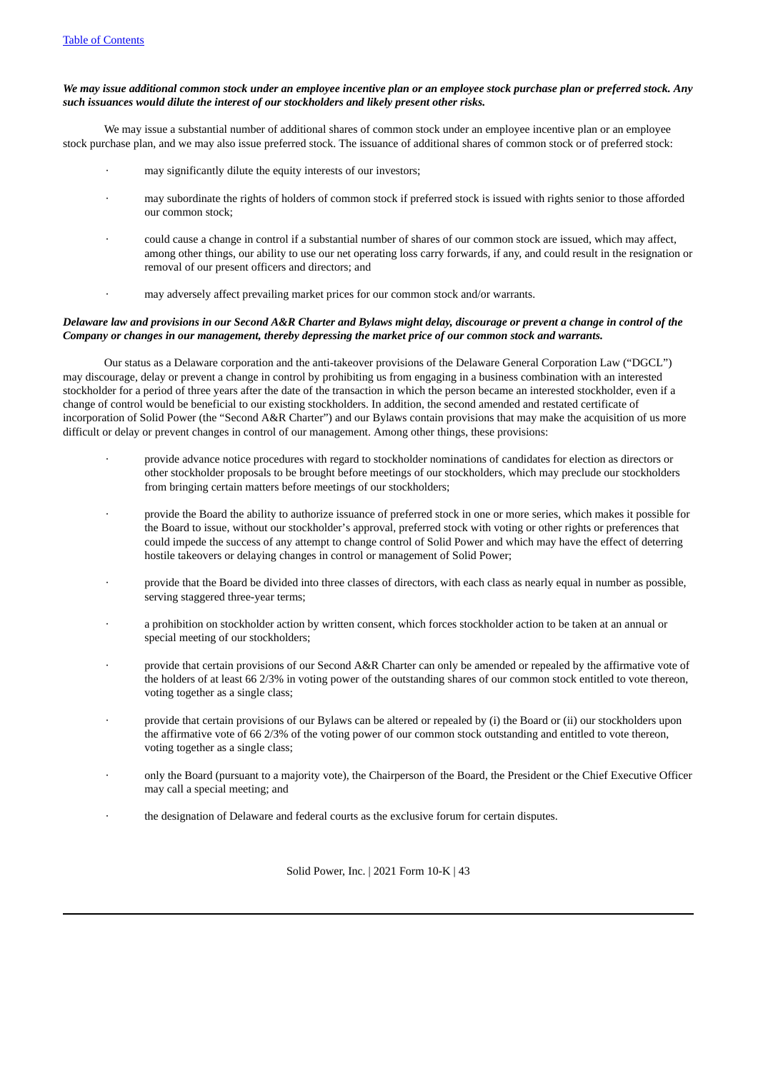***We may issue additional common stock under an employee incentive plan or an employee stock purchase plan or preferred stock. Any such issuances would dilute the interest of our stockholders and likely present other risks.***

We may issue a substantial number of additional shares of common stock under an employee incentive plan or an employee stock purchase plan, and we may also issue preferred stock. The issuance of additional shares of common stock or of preferred stock:

- may significantly dilute the equity interests of our investors;
- may subordinate the rights of holders of common stock if preferred stock is issued with rights senior to those afforded our common stock;
- could cause a change in control if a substantial number of shares of our common stock are issued, which may affect, among other things, our ability to use our net operating loss carry forwards, if any, and could result in the resignation or removal of our present officers and directors; and
- may adversely affect prevailing market prices for our common stock and/or warrants.

***Delaware law and provisions in our Second A&R Charter and Bylaws might delay, discourage or prevent a change in control of the Company or changes in our management, thereby depressing the market price of our common stock and warrants.***

Our status as a Delaware corporation and the anti-takeover provisions of the Delaware General Corporation Law ("DGCL") may discourage, delay or prevent a change in control by prohibiting us from engaging in a business combination with an interested stockholder for a period of three years after the date of the transaction in which the person became an interested stockholder, even if a change of control would be beneficial to our existing stockholders. In addition, the second amended and restated certificate of incorporation of Solid Power (the "Second A&R Charter") and our Bylaws contain provisions that may make the acquisition of us more difficult or delay or prevent changes in control of our management. Among other things, these provisions:

- provide advance notice procedures with regard to stockholder nominations of candidates for election as directors or other stockholder proposals to be brought before meetings of our stockholders, which may preclude our stockholders from bringing certain matters before meetings of our stockholders;
- provide the Board the ability to authorize issuance of preferred stock in one or more series, which makes it possible for the Board to issue, without our stockholder's approval, preferred stock with voting or other rights or preferences that could impede the success of any attempt to change control of Solid Power and which may have the effect of deterring hostile takeovers or delaying changes in control or management of Solid Power;
- provide that the Board be divided into three classes of directors, with each class as nearly equal in number as possible, serving staggered three-year terms;
- a prohibition on stockholder action by written consent, which forces stockholder action to be taken at an annual or special meeting of our stockholders;
- provide that certain provisions of our Second A&R Charter can only be amended or repealed by the affirmative vote of the holders of at least 66 2/3% in voting power of the outstanding shares of our common stock entitled to vote thereon, voting together as a single class;
- provide that certain provisions of our Bylaws can be altered or repealed by (i) the Board or (ii) our stockholders upon the affirmative vote of 66 2/3% of the voting power of our common stock outstanding and entitled to vote thereon, voting together as a single class;
- only the Board (pursuant to a majority vote), the Chairperson of the Board, the President or the Chief Executive Officer may call a special meeting; and
- the designation of Delaware and federal courts as the exclusive forum for certain disputes.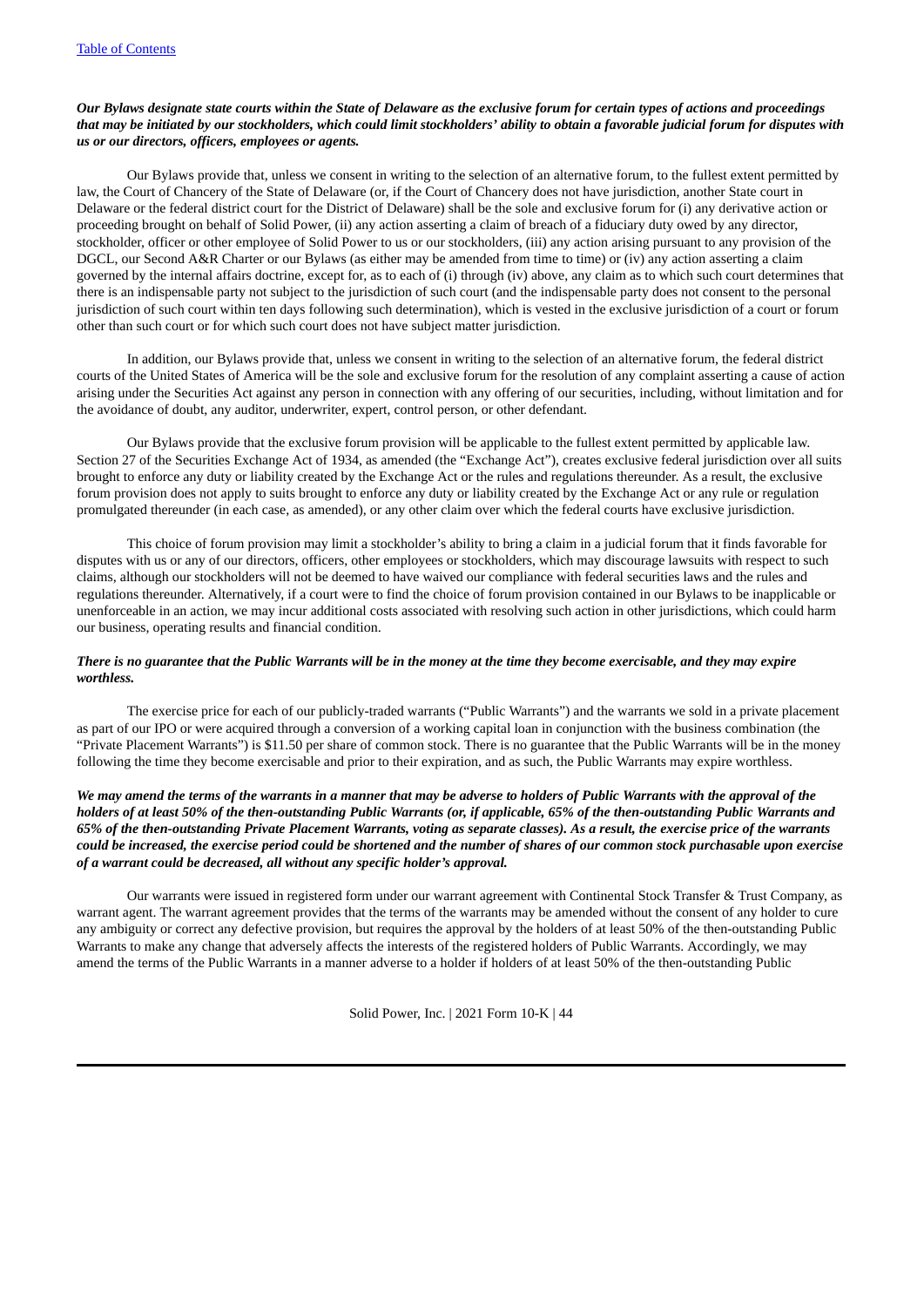***Our Bylaws designate state courts within the State of Delaware as the exclusive forum for certain types of actions and proceedings that may be initiated by our stockholders, which could limit stockholders' ability to obtain a favorable judicial forum for disputes with us or our directors, officers, employees or agents.***

Our Bylaws provide that, unless we consent in writing to the selection of an alternative forum, to the fullest extent permitted by law, the Court of Chancery of the State of Delaware (or, if the Court of Chancery does not have jurisdiction, another State court in Delaware or the federal district court for the District of Delaware) shall be the sole and exclusive forum for (i) any derivative action or proceeding brought on behalf of Solid Power, (ii) any action asserting a claim of breach of a fiduciary duty owed by any director, stockholder, officer or other employee of Solid Power to us or our stockholders, (iii) any action arising pursuant to any provision of the DGCL, our Second A&R Charter or our Bylaws (as either may be amended from time to time) or (iv) any action asserting a claim governed by the internal affairs doctrine, except for, as to each of (i) through (iv) above, any claim as to which such court determines that there is an indispensable party not subject to the jurisdiction of such court (and the indispensable party does not consent to the personal jurisdiction of such court within ten days following such determination), which is vested in the exclusive jurisdiction of a court or forum other than such court or for which such court does not have subject matter jurisdiction.

In addition, our Bylaws provide that, unless we consent in writing to the selection of an alternative forum, the federal district courts of the United States of America will be the sole and exclusive forum for the resolution of any complaint asserting a cause of action arising under the Securities Act against any person in connection with any offering of our securities, including, without limitation and for the avoidance of doubt, any auditor, underwriter, expert, control person, or other defendant.

Our Bylaws provide that the exclusive forum provision will be applicable to the fullest extent permitted by applicable law. Section 27 of the Securities Exchange Act of 1934, as amended (the "Exchange Act"), creates exclusive federal jurisdiction over all suits brought to enforce any duty or liability created by the Exchange Act or the rules and regulations thereunder. As a result, the exclusive forum provision does not apply to suits brought to enforce any duty or liability created by the Exchange Act or any rule or regulation promulgated thereunder (in each case, as amended), or any other claim over which the federal courts have exclusive jurisdiction.

This choice of forum provision may limit a stockholder's ability to bring a claim in a judicial forum that it finds favorable for disputes with us or any of our directors, officers, other employees or stockholders, which may discourage lawsuits with respect to such claims, although our stockholders will not be deemed to have waived our compliance with federal securities laws and the rules and regulations thereunder. Alternatively, if a court were to find the choice of forum provision contained in our Bylaws to be inapplicable or unenforceable in an action, we may incur additional costs associated with resolving such action in other jurisdictions, which could harm our business, operating results and financial condition.

***There is no guarantee that the Public Warrants will be in the money at the time they become exercisable, and they may expire worthless.***

The exercise price for each of our publicly-traded warrants ("Public Warrants") and the warrants we sold in a private placement as part of our IPO or were acquired through a conversion of a working capital loan in conjunction with the business combination (the "Private Placement Warrants") is $11.50 per share of common stock. There is no guarantee that the Public Warrants will be in the money following the time they become exercisable and prior to their expiration, and as such, the Public Warrants may expire worthless.

***We may amend the terms of the warrants in a manner that may be adverse to holders of Public Warrants with the approval of the holders of at least 50% of the then-outstanding Public Warrants (or, if applicable, 65% of the then-outstanding Public Warrants and 65% of the then-outstanding Private Placement Warrants, voting as separate classes). As a result, the exercise price of the warrants could be increased, the exercise period could be shortened and the number of shares of our common stock purchasable upon exercise of a warrant could be decreased, all without any specific holder's approval.***

Our warrants were issued in registered form under our warrant agreement with Continental Stock Transfer & Trust Company, as warrant agent. The warrant agreement provides that the terms of the warrants may be amended without the consent of any holder to cure any ambiguity or correct any defective provision, but requires the approval by the holders of at least 50% of the then-outstanding Public Warrants to make any change that adversely affects the interests of the registered holders of Public Warrants. Accordingly, we may amend the terms of the Public Warrants in a manner adverse to a holder if holders of at least 50% of the then-outstanding Public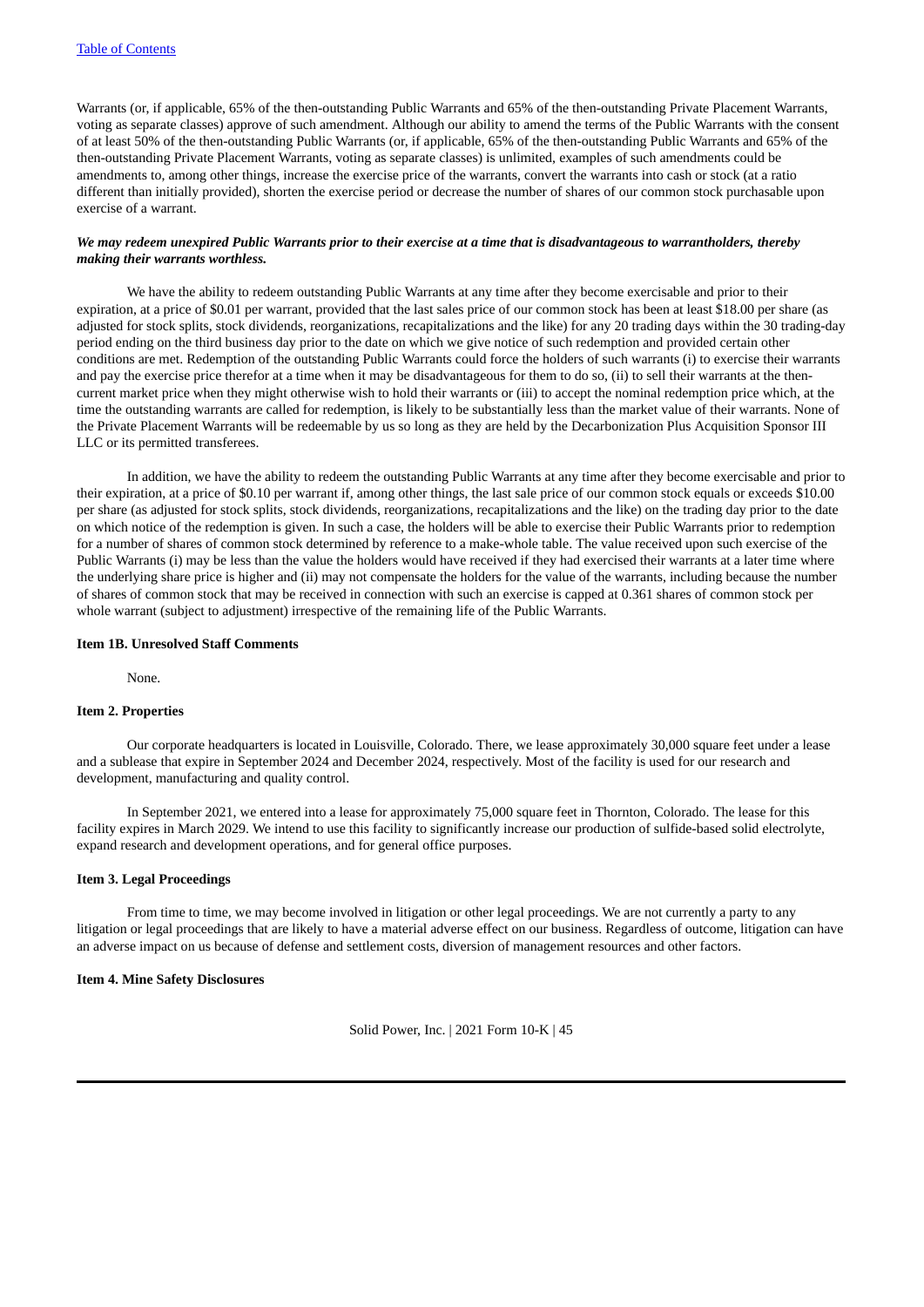Warrants (or, if applicable, 65% of the then-outstanding Public Warrants and 65% of the then-outstanding Private Placement Warrants, voting as separate classes) approve of such amendment. Although our ability to amend the terms of the Public Warrants with the consent of at least 50% of the then-outstanding Public Warrants (or, if applicable, 65% of the then-outstanding Public Warrants and 65% of the then-outstanding Private Placement Warrants, voting as separate classes) is unlimited, examples of such amendments could be amendments to, among other things, increase the exercise price of the warrants, convert the warrants into cash or stock (at a ratio different than initially provided), shorten the exercise period or decrease the number of shares of our common stock purchasable upon exercise of a warrant.

***We may redeem unexpired Public Warrants prior to their exercise at a time that is disadvantageous to warrantholders, thereby making their warrants worthless.***

We have the ability to redeem outstanding Public Warrants at any time after they become exercisable and prior to their expiration, at a price of $0.01 per warrant, provided that the last sales price of our common stock has been at least $18.00 per share (as adjusted for stock splits, stock dividends, reorganizations, recapitalizations and the like) for any 20 trading days within the 30 trading-day period ending on the third business day prior to the date on which we give notice of such redemption and provided certain other conditions are met. Redemption of the outstanding Public Warrants could force the holders of such warrants (i) to exercise their warrants and pay the exercise price therefor at a time when it may be disadvantageous for them to do so, (ii) to sell their warrants at the then-current market price when they might otherwise wish to hold their warrants or (iii) to accept the nominal redemption price which, at the time the outstanding warrants are called for redemption, is likely to be substantially less than the market value of their warrants. None of the Private Placement Warrants will be redeemable by us so long as they are held by the Decarbonization Plus Acquisition Sponsor III LLC or its permitted transferees.

In addition, we have the ability to redeem the outstanding Public Warrants at any time after they become exercisable and prior to their expiration, at a price of $0.10 per warrant if, among other things, the last sale price of our common stock equals or exceeds $10.00 per share (as adjusted for stock splits, stock dividends, reorganizations, recapitalizations and the like) on the trading day prior to the date on which notice of the redemption is given. In such a case, the holders will be able to exercise their Public Warrants prior to redemption for a number of shares of common stock determined by reference to a make-whole table. The value received upon such exercise of the Public Warrants (i) may be less than the value the holders would have received if they had exercised their warrants at a later time where the underlying share price is higher and (ii) may not compensate the holders for the value of the warrants, including because the number of shares of common stock that may be received in connection with such an exercise is capped at 0.361 shares of common stock per whole warrant (subject to adjustment) irrespective of the remaining life of the Public Warrants.

## Item 1B. Unresolved Staff Comments

None.

## Item 2. Properties

Our corporate headquarters is located in Louisville, Colorado. There, we lease approximately 30,000 square feet under a lease and a sublease that expire in September 2024 and December 2024, respectively. Most of the facility is used for our research and development, manufacturing and quality control.

In September 2021, we entered into a lease for approximately 75,000 square feet in Thornton, Colorado. The lease for this facility expires in March 2029. We intend to use this facility to significantly increase our production of sulfide-based solid electrolyte, expand research and development operations, and for general office purposes.

## Item 3. Legal Proceedings

From time to time, we may become involved in litigation or other legal proceedings. We are not currently a party to any litigation or legal proceedings that are likely to have a material adverse effect on our business. Regardless of outcome, litigation can have an adverse impact on us because of defense and settlement costs, diversion of management resources and other factors.

## Item 4. Mine Safety Disclosures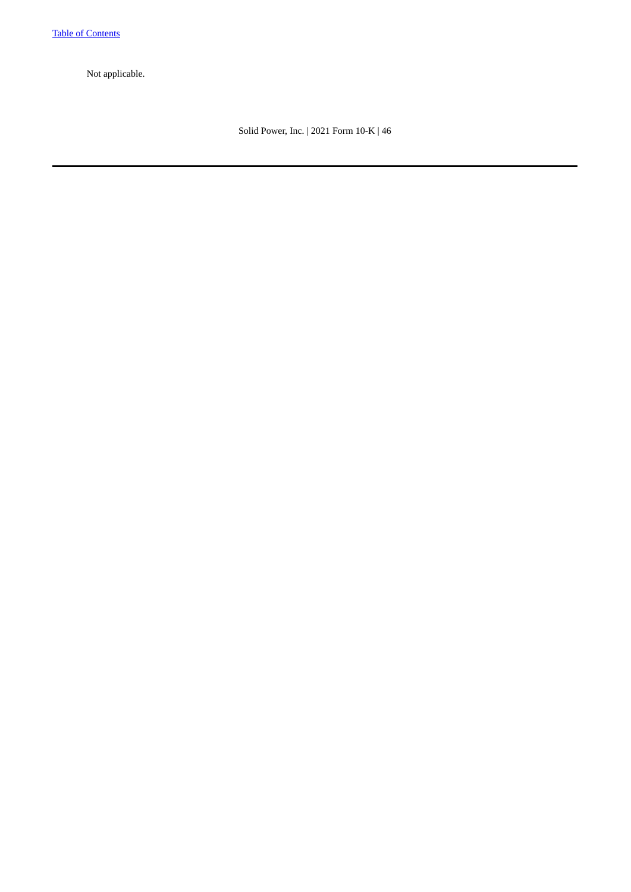Not applicable.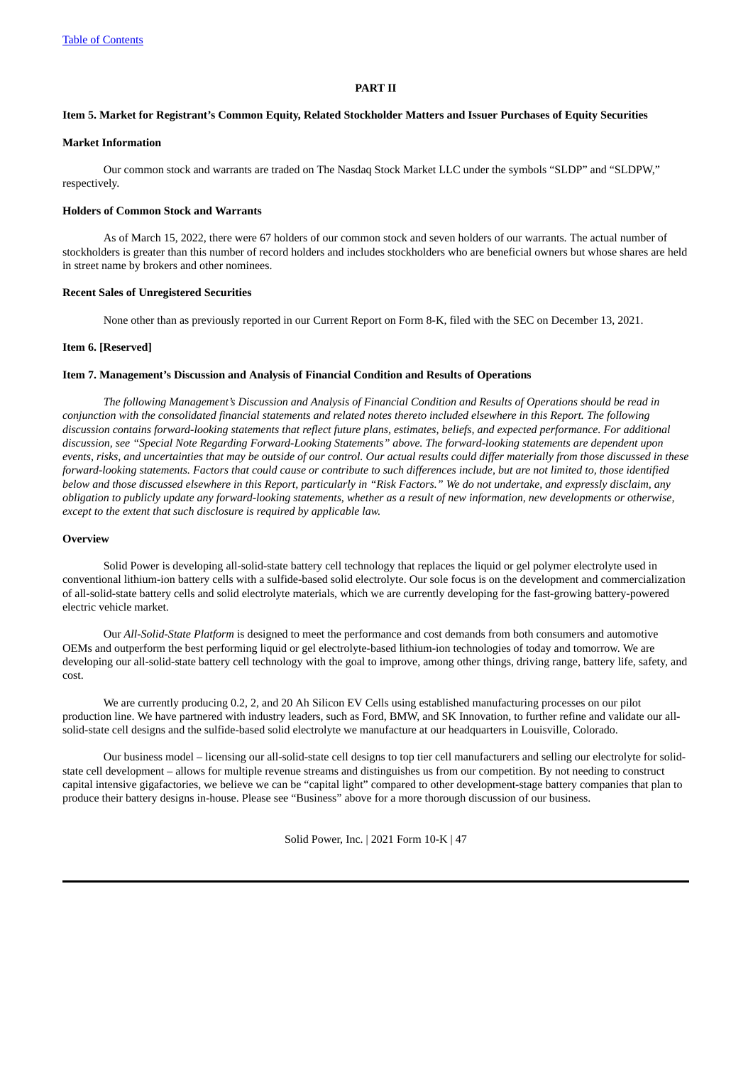## PART II

### Item 5. Market for Registrant's Common Equity, Related Stockholder Matters and Issuer Purchases of Equity Securities

#### Market Information

Our common stock and warrants are traded on The Nasdaq Stock Market LLC under the symbols "SLDP" and "SLDPW," respectively.

#### Holders of Common Stock and Warrants

As of March 15, 2022, there were 67 holders of our common stock and seven holders of our warrants. The actual number of stockholders is greater than this number of record holders and includes stockholders who are beneficial owners but whose shares are held in street name by brokers and other nominees.

#### Recent Sales of Unregistered Securities

None other than as previously reported in our Current Report on Form 8-K, filed with the SEC on December 13, 2021.

### Item 6. [Reserved]

### Item 7. Management's Discussion and Analysis of Financial Condition and Results of Operations

*The following Management's Discussion and Analysis of Financial Condition and Results of Operations should be read in conjunction with the consolidated financial statements and related notes thereto included elsewhere in this Report. The following discussion contains forward-looking statements that reflect future plans, estimates, beliefs, and expected performance. For additional discussion, see "Special Note Regarding Forward-Looking Statements" above. The forward-looking statements are dependent upon events, risks, and uncertainties that may be outside of our control. Our actual results could differ materially from those discussed in these forward-looking statements. Factors that could cause or contribute to such differences include, but are not limited to, those identified below and those discussed elsewhere in this Report, particularly in "Risk Factors." We do not undertake, and expressly disclaim, any obligation to publicly update any forward-looking statements, whether as a result of new information, new developments or otherwise, except to the extent that such disclosure is required by applicable law.*

#### Overview

Solid Power is developing all-solid-state battery cell technology that replaces the liquid or gel polymer electrolyte used in conventional lithium-ion battery cells with a sulfide-based solid electrolyte. Our sole focus is on the development and commercialization of all-solid-state battery cells and solid electrolyte materials, which we are currently developing for the fast-growing battery-powered electric vehicle market.

Our *All-Solid-State Platform* is designed to meet the performance and cost demands from both consumers and automotive OEMs and outperform the best performing liquid or gel electrolyte-based lithium-ion technologies of today and tomorrow. We are developing our all-solid-state battery cell technology with the goal to improve, among other things, driving range, battery life, safety, and cost.

We are currently producing 0.2, 2, and 20 Ah Silicon EV Cells using established manufacturing processes on our pilot production line. We have partnered with industry leaders, such as Ford, BMW, and SK Innovation, to further refine and validate our all-solid-state cell designs and the sulfide-based solid electrolyte we manufacture at our headquarters in Louisville, Colorado.

Our business model – licensing our all-solid-state cell designs to top tier cell manufacturers and selling our electrolyte for solid-state cell development – allows for multiple revenue streams and distinguishes us from our competition. By not needing to construct capital intensive gigafactories, we believe we can be "capital light" compared to other development-stage battery companies that plan to produce their battery designs in-house. Please see "Business" above for a more thorough discussion of our business.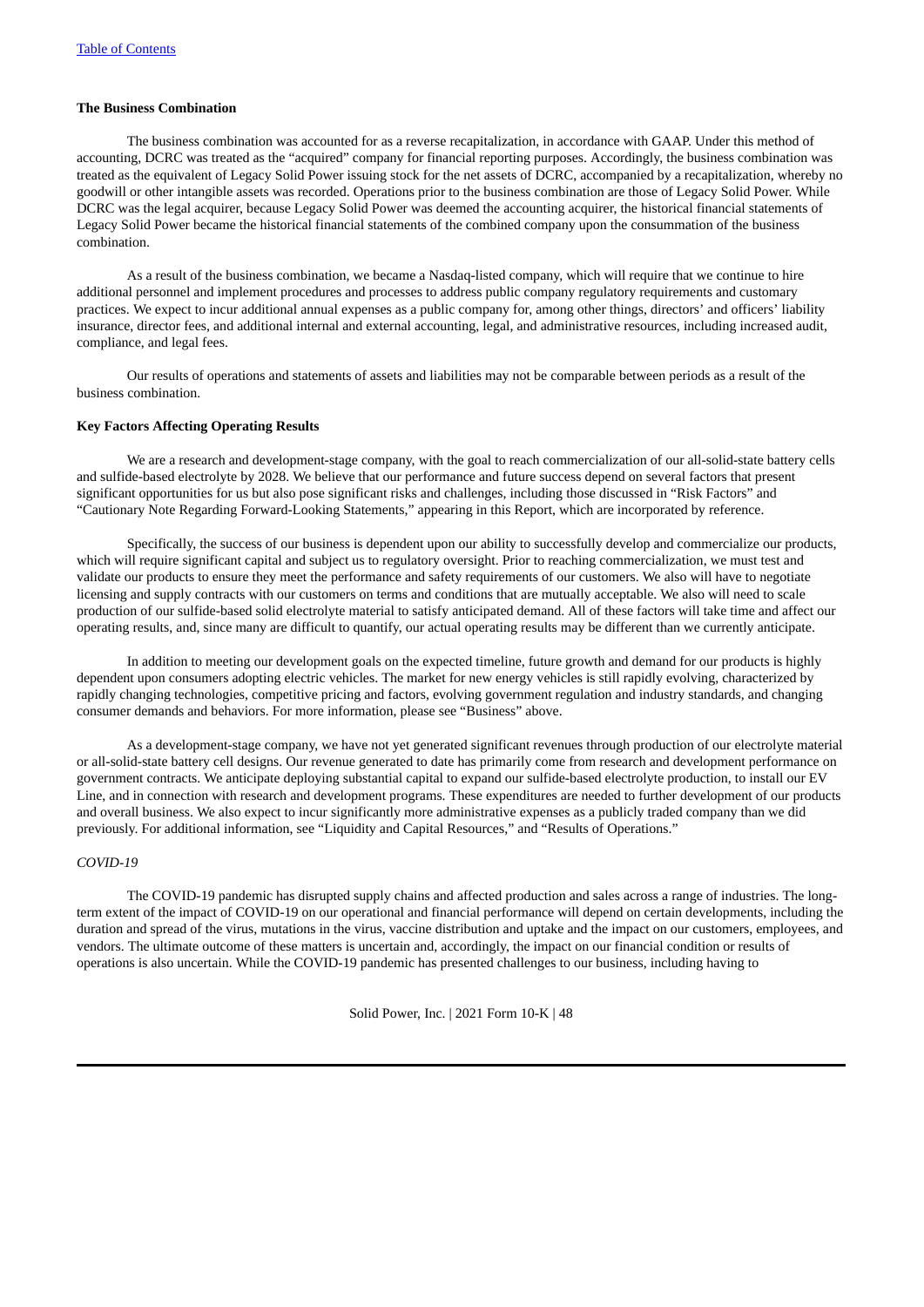**The Business Combination**

The business combination was accounted for as a reverse recapitalization, in accordance with GAAP. Under this method of accounting, DCRC was treated as the "acquired" company for financial reporting purposes. Accordingly, the business combination was treated as the equivalent of Legacy Solid Power issuing stock for the net assets of DCRC, accompanied by a recapitalization, whereby no goodwill or other intangible assets was recorded. Operations prior to the business combination are those of Legacy Solid Power. While DCRC was the legal acquirer, because Legacy Solid Power was deemed the accounting acquirer, the historical financial statements of Legacy Solid Power became the historical financial statements of the combined company upon the consummation of the business combination.

As a result of the business combination, we became a Nasdaq-listed company, which will require that we continue to hire additional personnel and implement procedures and processes to address public company regulatory requirements and customary practices. We expect to incur additional annual expenses as a public company for, among other things, directors' and officers' liability insurance, director fees, and additional internal and external accounting, legal, and administrative resources, including increased audit, compliance, and legal fees.

Our results of operations and statements of assets and liabilities may not be comparable between periods as a result of the business combination.

**Key Factors Affecting Operating Results**

We are a research and development-stage company, with the goal to reach commercialization of our all-solid-state battery cells and sulfide-based electrolyte by 2028. We believe that our performance and future success depend on several factors that present significant opportunities for us but also pose significant risks and challenges, including those discussed in "Risk Factors" and "Cautionary Note Regarding Forward-Looking Statements," appearing in this Report, which are incorporated by reference.

Specifically, the success of our business is dependent upon our ability to successfully develop and commercialize our products, which will require significant capital and subject us to regulatory oversight. Prior to reaching commercialization, we must test and validate our products to ensure they meet the performance and safety requirements of our customers. We also will have to negotiate licensing and supply contracts with our customers on terms and conditions that are mutually acceptable. We also will need to scale production of our sulfide-based solid electrolyte material to satisfy anticipated demand. All of these factors will take time and affect our operating results, and, since many are difficult to quantify, our actual operating results may be different than we currently anticipate.

In addition to meeting our development goals on the expected timeline, future growth and demand for our products is highly dependent upon consumers adopting electric vehicles. The market for new energy vehicles is still rapidly evolving, characterized by rapidly changing technologies, competitive pricing and factors, evolving government regulation and industry standards, and changing consumer demands and behaviors. For more information, please see "Business" above.

As a development-stage company, we have not yet generated significant revenues through production of our electrolyte material or all-solid-state battery cell designs. Our revenue generated to date has primarily come from research and development performance on government contracts. We anticipate deploying substantial capital to expand our sulfide-based electrolyte production, to install our EV Line, and in connection with research and development programs. These expenditures are needed to further development of our products and overall business. We also expect to incur significantly more administrative expenses as a publicly traded company than we did previously. For additional information, see "Liquidity and Capital Resources," and "Results of Operations."

*COVID-19*

The COVID-19 pandemic has disrupted supply chains and affected production and sales across a range of industries. The long-term extent of the impact of COVID-19 on our operational and financial performance will depend on certain developments, including the duration and spread of the virus, mutations in the virus, vaccine distribution and uptake and the impact on our customers, employees, and vendors. The ultimate outcome of these matters is uncertain and, accordingly, the impact on our financial condition or results of operations is also uncertain. While the COVID-19 pandemic has presented challenges to our business, including having to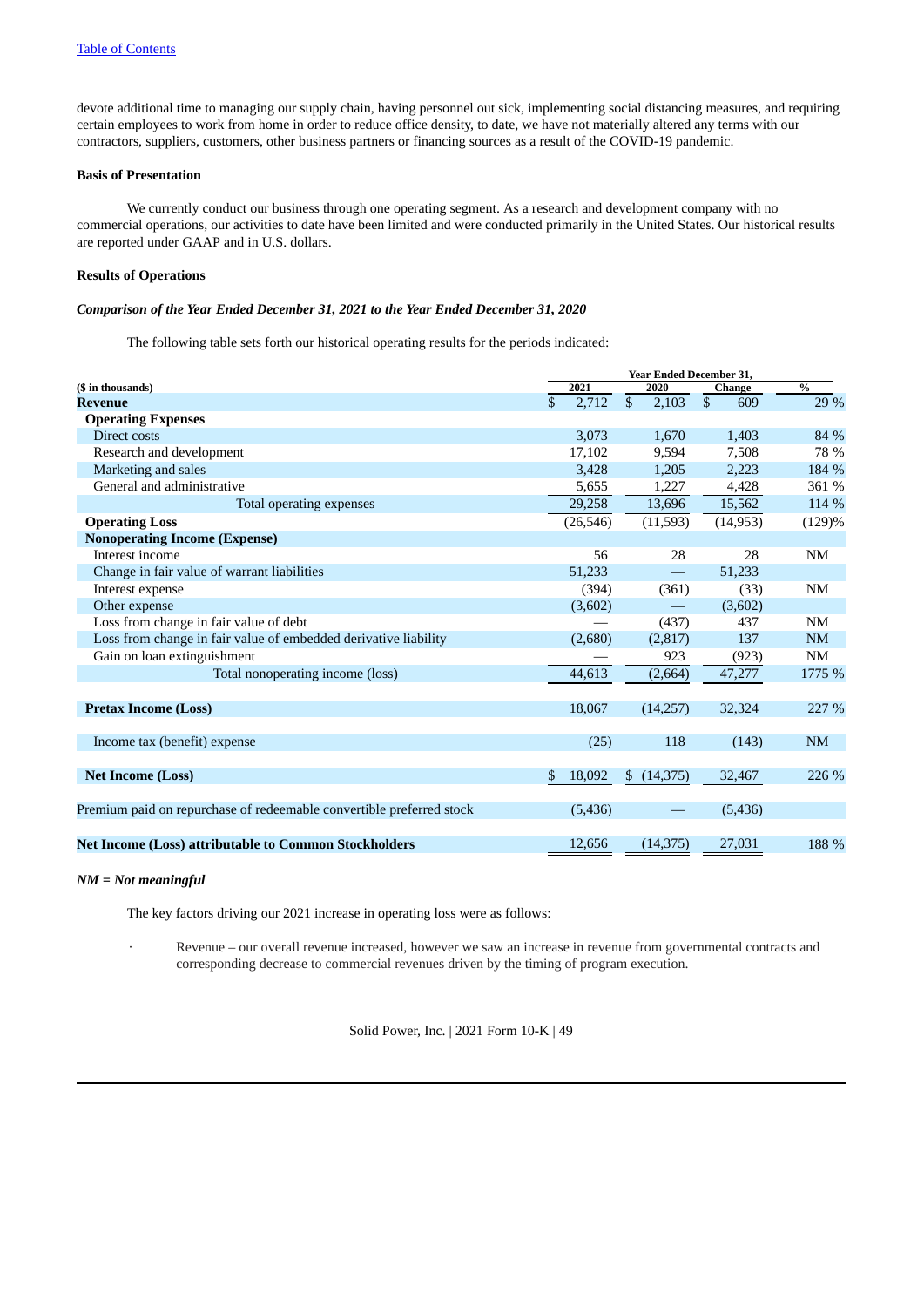devote additional time to managing our supply chain, having personnel out sick, implementing social distancing measures, and requiring certain employees to work from home in order to reduce office density, to date, we have not materially altered any terms with our contractors, suppliers, customers, other business partners or financing sources as a result of the COVID-19 pandemic.

**Basis of Presentation**

We currently conduct our business through one operating segment. As a research and development company with no commercial operations, our activities to date have been limited and were conducted primarily in the United States. Our historical results are reported under GAAP and in U.S. dollars.

**Results of Operations**

***Comparison of the Year Ended December 31, 2021 to the Year Ended December 31, 2020***

The following table sets forth our historical operating results for the periods indicated:

| | Year Ended December 31, | | | |
|---|---|---|---|---|
| **($ in thousands)** | **2021** | **2020** | **Change** | **%** |
| **Revenue** | $ 2,712 | $ 2,103 | $ 609 | 29 % |
| **Operating Expenses** | | | | |
| Direct costs | 3,073 | 1,670 | 1,403 | 84 % |
| Research and development | 17,102 | 9,594 | 7,508 | 78 % |
| Marketing and sales | 3,428 | 1,205 | 2,223 | 184 % |
| General and administrative | 5,655 | 1,227 | 4,428 | 361 % |
| Total operating expenses | 29,258 | 13,696 | 15,562 | 114 % |
| **Operating Loss** | (26,546) | (11,593) | (14,953) | (129)% |
| **Nonoperating Income (Expense)** | | | | |
| Interest income | 56 | 28 | 28 | NM |
| Change in fair value of warrant liabilities | 51,233 | — | 51,233 | |
| Interest expense | (394) | (361) | (33) | NM |
| Other expense | (3,602) | — | (3,602) | |
| Loss from change in fair value of debt | — | (437) | 437 | NM |
| Loss from change in fair value of embedded derivative liability | (2,680) | (2,817) | 137 | NM |
| Gain on loan extinguishment | — | 923 | (923) | NM |
| Total nonoperating income (loss) | 44,613 | (2,664) | 47,277 | 1775 % |
| **Pretax Income (Loss)** | 18,067 | (14,257) | 32,324 | 227 % |
| Income tax (benefit) expense | (25) | 118 | (143) | NM |
| **Net Income (Loss)** | $ 18,092 | $ (14,375) | 32,467 | 226 % |
| Premium paid on repurchase of redeemable convertible preferred stock | (5,436) | — | (5,436) | |
| **Net Income (Loss) attributable to Common Stockholders** | 12,656 | (14,375) | 27,031 | 188 % |

***NM = Not meaningful***

The key factors driving our 2021 increase in operating loss were as follows:

- Revenue – our overall revenue increased, however we saw an increase in revenue from governmental contracts and corresponding decrease to commercial revenues driven by the timing of program execution.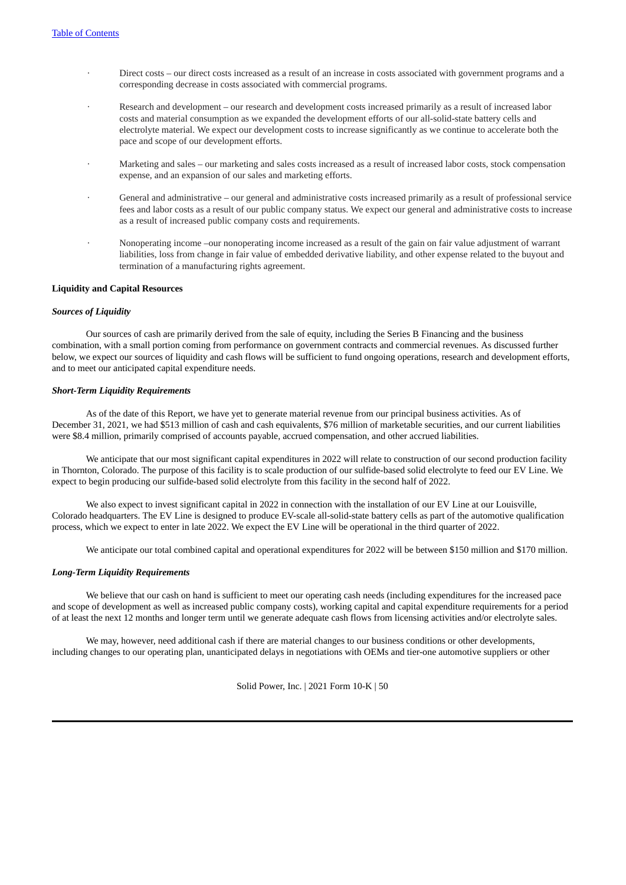- Direct costs – our direct costs increased as a result of an increase in costs associated with government programs and a corresponding decrease in costs associated with commercial programs.
- Research and development – our research and development costs increased primarily as a result of increased labor costs and material consumption as we expanded the development efforts of our all-solid-state battery cells and electrolyte material. We expect our development costs to increase significantly as we continue to accelerate both the pace and scope of our development efforts.
- Marketing and sales – our marketing and sales costs increased as a result of increased labor costs, stock compensation expense, and an expansion of our sales and marketing efforts.
- General and administrative – our general and administrative costs increased primarily as a result of professional service fees and labor costs as a result of our public company status. We expect our general and administrative costs to increase as a result of increased public company costs and requirements.
- Nonoperating income –our nonoperating income increased as a result of the gain on fair value adjustment of warrant liabilities, loss from change in fair value of embedded derivative liability, and other expense related to the buyout and termination of a manufacturing rights agreement.

**Liquidity and Capital Resources**

***Sources of Liquidity***

Our sources of cash are primarily derived from the sale of equity, including the Series B Financing and the business combination, with a small portion coming from performance on government contracts and commercial revenues. As discussed further below, we expect our sources of liquidity and cash flows will be sufficient to fund ongoing operations, research and development efforts, and to meet our anticipated capital expenditure needs.

***Short-Term Liquidity Requirements***

As of the date of this Report, we have yet to generate material revenue from our principal business activities. As of December 31, 2021, we had $513 million of cash and cash equivalents, $76 million of marketable securities, and our current liabilities were $8.4 million, primarily comprised of accounts payable, accrued compensation, and other accrued liabilities.

We anticipate that our most significant capital expenditures in 2022 will relate to construction of our second production facility in Thornton, Colorado. The purpose of this facility is to scale production of our sulfide-based solid electrolyte to feed our EV Line. We expect to begin producing our sulfide-based solid electrolyte from this facility in the second half of 2022.

We also expect to invest significant capital in 2022 in connection with the installation of our EV Line at our Louisville, Colorado headquarters. The EV Line is designed to produce EV-scale all-solid-state battery cells as part of the automotive qualification process, which we expect to enter in late 2022. We expect the EV Line will be operational in the third quarter of 2022.

We anticipate our total combined capital and operational expenditures for 2022 will be between $150 million and $170 million.

***Long-Term Liquidity Requirements***

We believe that our cash on hand is sufficient to meet our operating cash needs (including expenditures for the increased pace and scope of development as well as increased public company costs), working capital and capital expenditure requirements for a period of at least the next 12 months and longer term until we generate adequate cash flows from licensing activities and/or electrolyte sales.

We may, however, need additional cash if there are material changes to our business conditions or other developments, including changes to our operating plan, unanticipated delays in negotiations with OEMs and tier-one automotive suppliers or other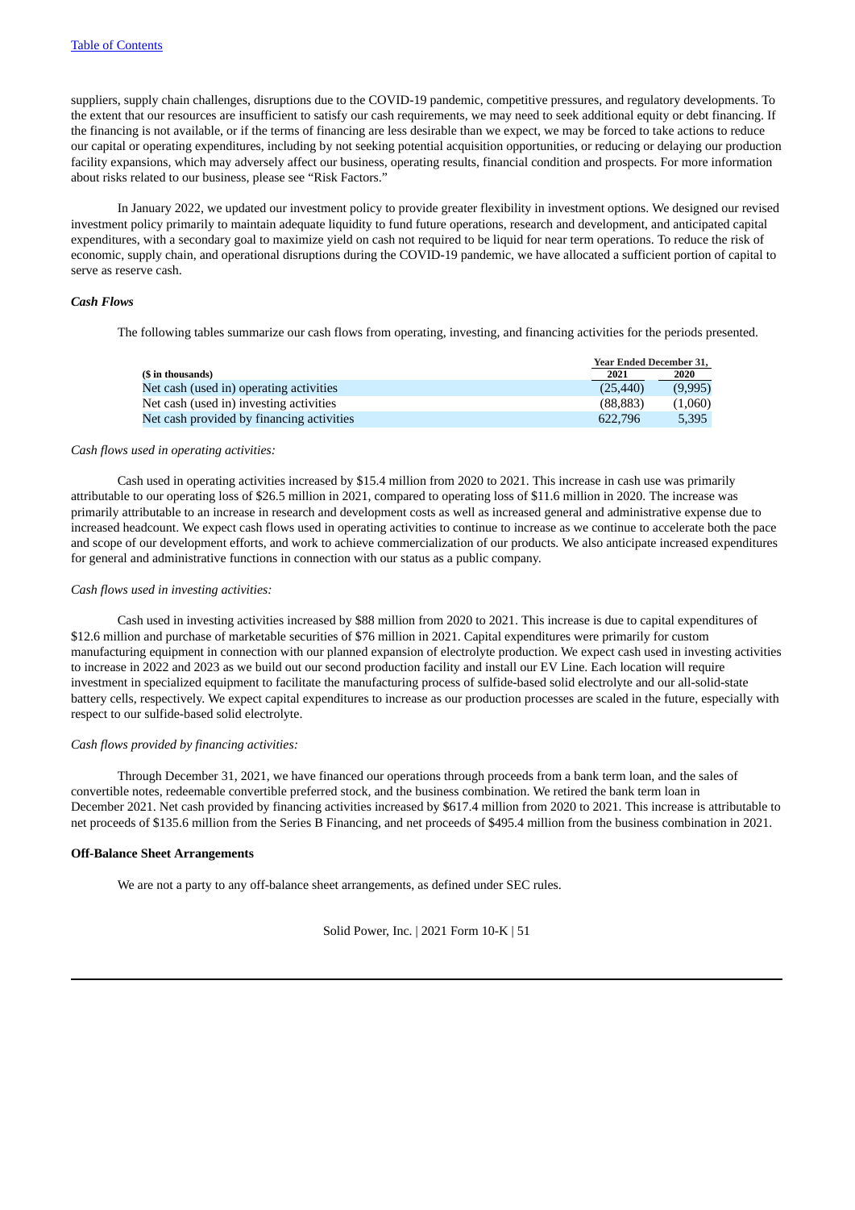suppliers, supply chain challenges, disruptions due to the COVID-19 pandemic, competitive pressures, and regulatory developments. To the extent that our resources are insufficient to satisfy our cash requirements, we may need to seek additional equity or debt financing. If the financing is not available, or if the terms of financing are less desirable than we expect, we may be forced to take actions to reduce our capital or operating expenditures, including by not seeking potential acquisition opportunities, or reducing or delaying our production facility expansions, which may adversely affect our business, operating results, financial condition and prospects. For more information about risks related to our business, please see "Risk Factors."

In January 2022, we updated our investment policy to provide greater flexibility in investment options. We designed our revised investment policy primarily to maintain adequate liquidity to fund future operations, research and development, and anticipated capital expenditures, with a secondary goal to maximize yield on cash not required to be liquid for near term operations. To reduce the risk of economic, supply chain, and operational disruptions during the COVID-19 pandemic, we have allocated a sufficient portion of capital to serve as reserve cash.

***Cash Flows***

The following tables summarize our cash flows from operating, investing, and financing activities for the periods presented.

| | Year Ended December 31, | |
|---|---|---|
| **($ in thousands)** | **2021** | **2020** |
| Net cash (used in) operating activities | (25,440) | (9,995) |
| Net cash (used in) investing activities | (88,883) | (1,060) |
| Net cash provided by financing activities | 622,796 | 5,395 |

*Cash flows used in operating activities:*

Cash used in operating activities increased by $15.4 million from 2020 to 2021. This increase in cash use was primarily attributable to our operating loss of $26.5 million in 2021, compared to operating loss of $11.6 million in 2020. The increase was primarily attributable to an increase in research and development costs as well as increased general and administrative expense due to increased headcount. We expect cash flows used in operating activities to continue to increase as we continue to accelerate both the pace and scope of our development efforts, and work to achieve commercialization of our products. We also anticipate increased expenditures for general and administrative functions in connection with our status as a public company.

*Cash flows used in investing activities:*

Cash used in investing activities increased by $88 million from 2020 to 2021. This increase is due to capital expenditures of $12.6 million and purchase of marketable securities of $76 million in 2021. Capital expenditures were primarily for custom manufacturing equipment in connection with our planned expansion of electrolyte production. We expect cash used in investing activities to increase in 2022 and 2023 as we build out our second production facility and install our EV Line. Each location will require investment in specialized equipment to facilitate the manufacturing process of sulfide-based solid electrolyte and our all-solid-state battery cells, respectively. We expect capital expenditures to increase as our production processes are scaled in the future, especially with respect to our sulfide-based solid electrolyte.

*Cash flows provided by financing activities:*

Through December 31, 2021, we have financed our operations through proceeds from a bank term loan, and the sales of convertible notes, redeemable convertible preferred stock, and the business combination. We retired the bank term loan in December 2021. Net cash provided by financing activities increased by $617.4 million from 2020 to 2021. This increase is attributable to net proceeds of $135.6 million from the Series B Financing, and net proceeds of $495.4 million from the business combination in 2021.

**Off-Balance Sheet Arrangements**

We are not a party to any off-balance sheet arrangements, as defined under SEC rules.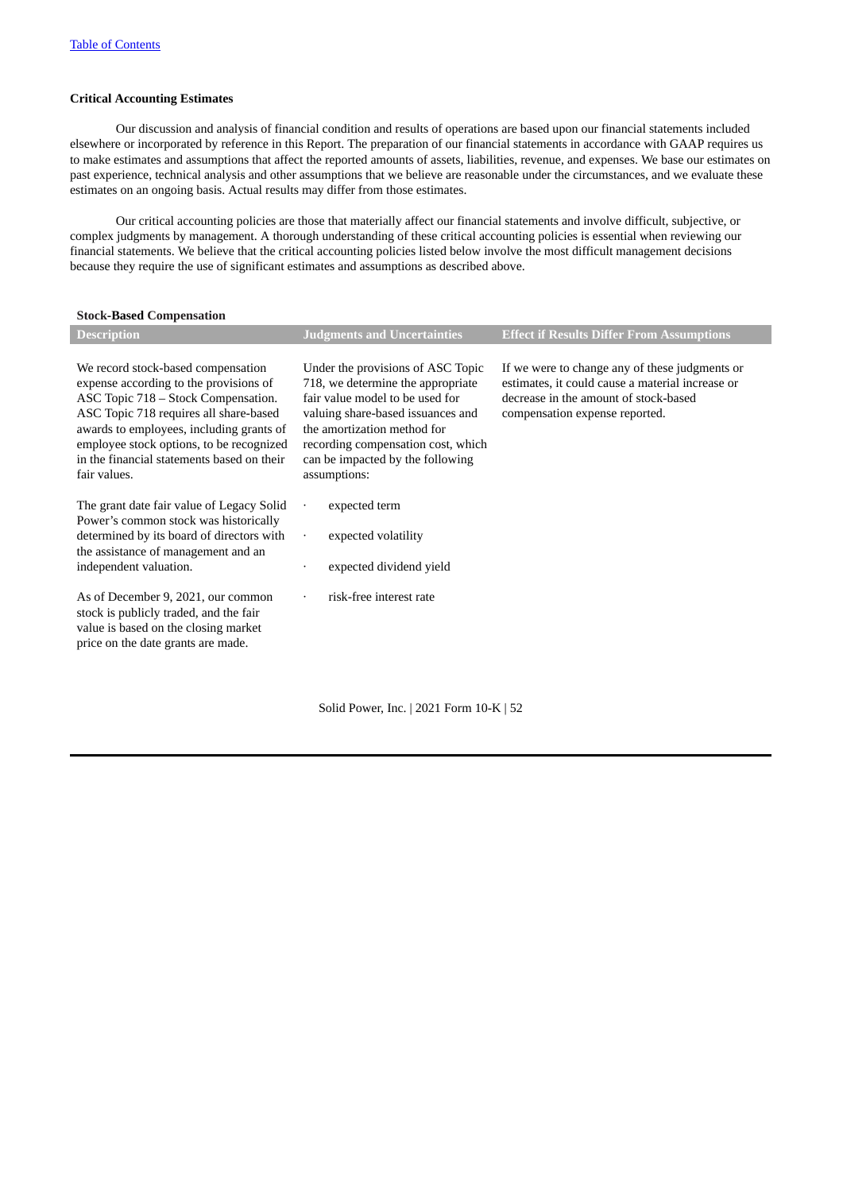**Critical Accounting Estimates**

Our discussion and analysis of financial condition and results of operations are based upon our financial statements included elsewhere or incorporated by reference in this Report. The preparation of our financial statements in accordance with GAAP requires us to make estimates and assumptions that affect the reported amounts of assets, liabilities, revenue, and expenses. We base our estimates on past experience, technical analysis and other assumptions that we believe are reasonable under the circumstances, and we evaluate these estimates on an ongoing basis. Actual results may differ from those estimates.

Our critical accounting policies are those that materially affect our financial statements and involve difficult, subjective, or complex judgments by management. A thorough understanding of these critical accounting policies is essential when reviewing our financial statements. We believe that the critical accounting policies listed below involve the most difficult management decisions because they require the use of significant estimates and assumptions as described above.

**Stock-Based Compensation**

| Description | Judgments and Uncertainties | Effect if Results Differ From Assumptions |
|---|---|---|
| We record stock-based compensation expense according to the provisions of ASC Topic 718 – Stock Compensation. ASC Topic 718 requires all share-based awards to employees, including grants of employee stock options, to be recognized in the financial statements based on their fair values.<br><br>The grant date fair value of Legacy Solid Power's common stock was historically determined by its board of directors with the assistance of management and an independent valuation.<br><br>As of December 9, 2021, our common stock is publicly traded, and the fair value is based on the closing market price on the date grants are made. | Under the provisions of ASC Topic 718, we determine the appropriate fair value model to be used for valuing share-based issuances and the amortization method for recording compensation cost, which can be impacted by the following assumptions:<br><br>· expected term<br>· expected volatility<br>· expected dividend yield<br>· risk-free interest rate | If we were to change any of these judgments or estimates, it could cause a material increase or decrease in the amount of stock-based compensation expense reported. |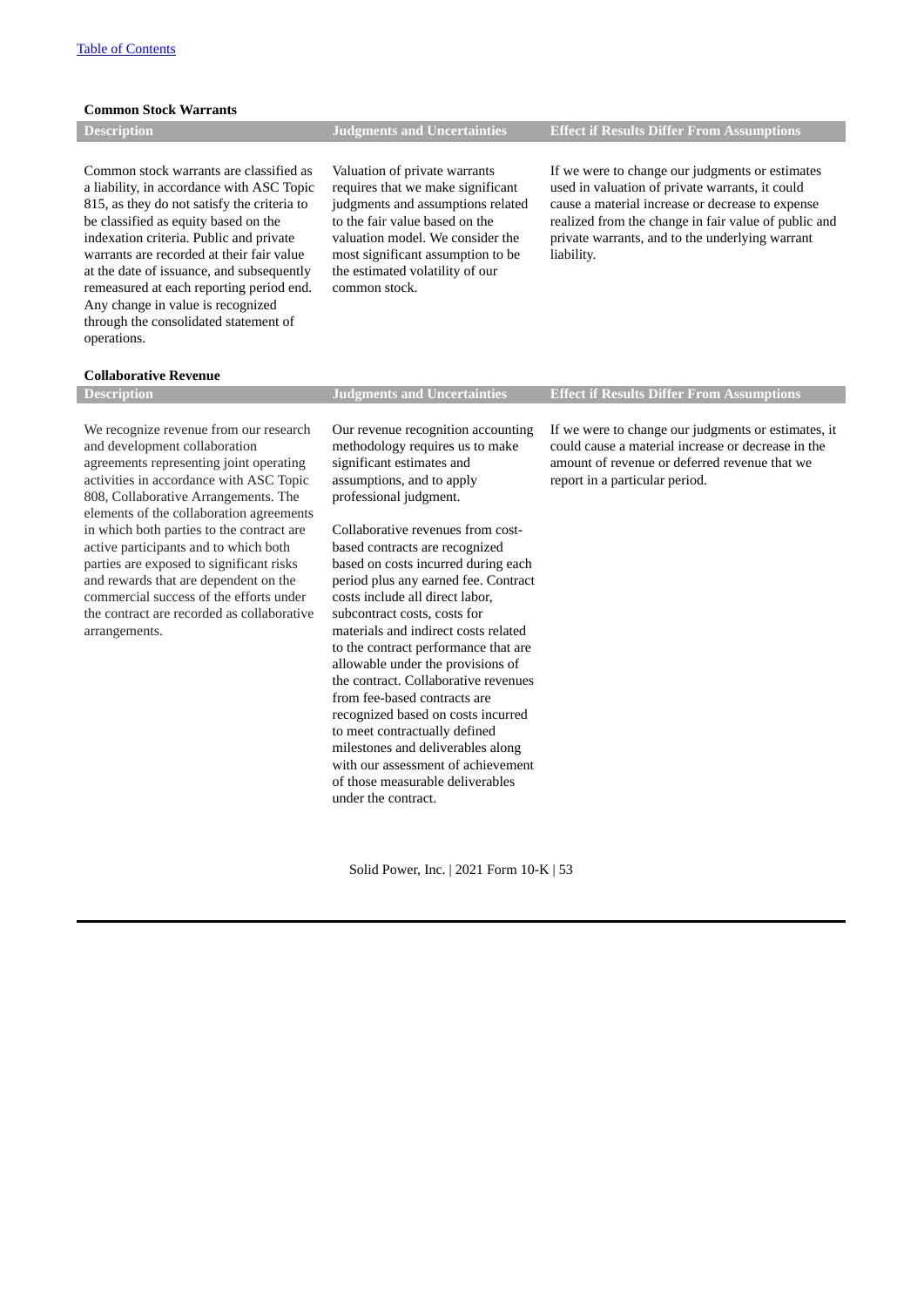**Common Stock Warrants**

| Description | Judgments and Uncertainties | Effect if Results Differ From Assumptions |
|---|---|---|
| Common stock warrants are classified as a liability, in accordance with ASC Topic 815, as they do not satisfy the criteria to be classified as equity based on the indexation criteria. Public and private warrants are recorded at their fair value at the date of issuance, and subsequently remeasured at each reporting period end. Any change in value is recognized through the consolidated statement of operations. | Valuation of private warrants requires that we make significant judgments and assumptions related to the fair value based on the valuation model. We consider the most significant assumption to be the estimated volatility of our common stock. | If we were to change our judgments or estimates used in valuation of private warrants, it could cause a material increase or decrease to expense realized from the change in fair value of public and private warrants, and to the underlying warrant liability. |

**Collaborative Revenue**

| Description | Judgments and Uncertainties | Effect if Results Differ From Assumptions |
|---|---|---|
| We recognize revenue from our research and development collaboration agreements representing joint operating activities in accordance with ASC Topic 808, Collaborative Arrangements. The elements of the collaboration agreements in which both parties to the contract are active participants and to which both parties are exposed to significant risks and rewards that are dependent on the commercial success of the efforts under the contract are recorded as collaborative arrangements. | Our revenue recognition accounting methodology requires us to make significant estimates and assumptions, and to apply professional judgment.<br><br>Collaborative revenues from cost-based contracts are recognized based on costs incurred during each period plus any earned fee. Contract costs include all direct labor, subcontract costs, costs for materials and indirect costs related to the contract performance that are allowable under the provisions of the contract. Collaborative revenues from fee-based contracts are recognized based on costs incurred to meet contractually defined milestones and deliverables along with our assessment of achievement of those measurable deliverables under the contract. | If we were to change our judgments or estimates, it could cause a material increase or decrease in the amount of revenue or deferred revenue that we report in a particular period. |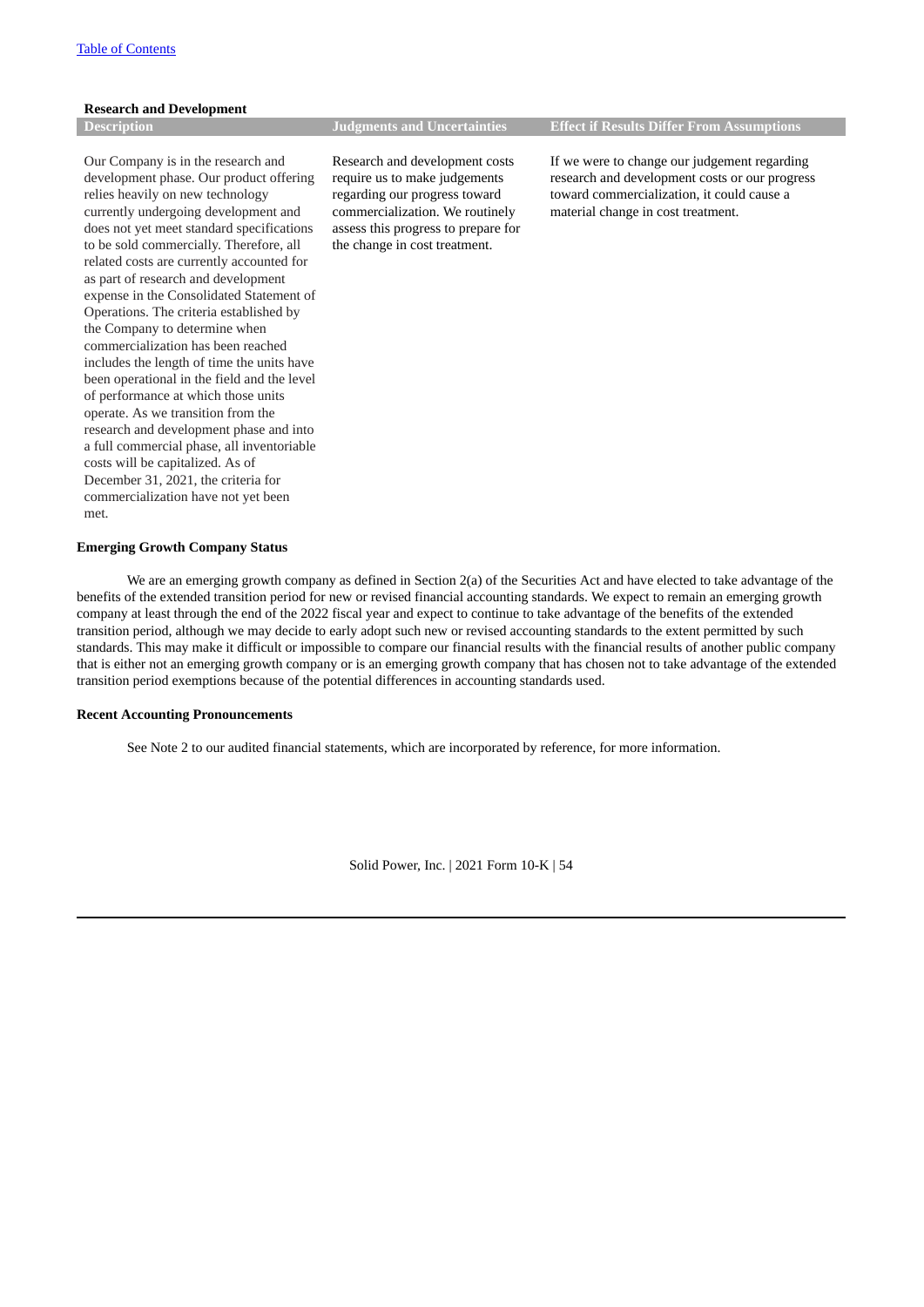**Research and Development**

| Description | Judgments and Uncertainties | Effect if Results Differ From Assumptions |
| --- | --- | --- |
| Our Company is in the research and development phase. Our product offering relies heavily on new technology currently undergoing development and does not yet meet standard specifications to be sold commercially. Therefore, all related costs are currently accounted for as part of research and development expense in the Consolidated Statement of Operations. The criteria established by the Company to determine when commercialization has been reached includes the length of time the units have been operational in the field and the level of performance at which those units operate. As we transition from the research and development phase and into a full commercial phase, all inventoriable costs will be capitalized. As of December 31, 2021, the criteria for commercialization have not yet been met. | Research and development costs require us to make judgements regarding our progress toward commercialization. We routinely assess this progress to prepare for the change in cost treatment. | If we were to change our judgement regarding research and development costs or our progress toward commercialization, it could cause a material change in cost treatment. |

**Emerging Growth Company Status**

We are an emerging growth company as defined in Section 2(a) of the Securities Act and have elected to take advantage of the benefits of the extended transition period for new or revised financial accounting standards. We expect to remain an emerging growth company at least through the end of the 2022 fiscal year and expect to continue to take advantage of the benefits of the extended transition period, although we may decide to early adopt such new or revised accounting standards to the extent permitted by such standards. This may make it difficult or impossible to compare our financial results with the financial results of another public company that is either not an emerging growth company or is an emerging growth company that has chosen not to take advantage of the extended transition period exemptions because of the potential differences in accounting standards used.

**Recent Accounting Pronouncements**

See Note 2 to our audited financial statements, which are incorporated by reference, for more information.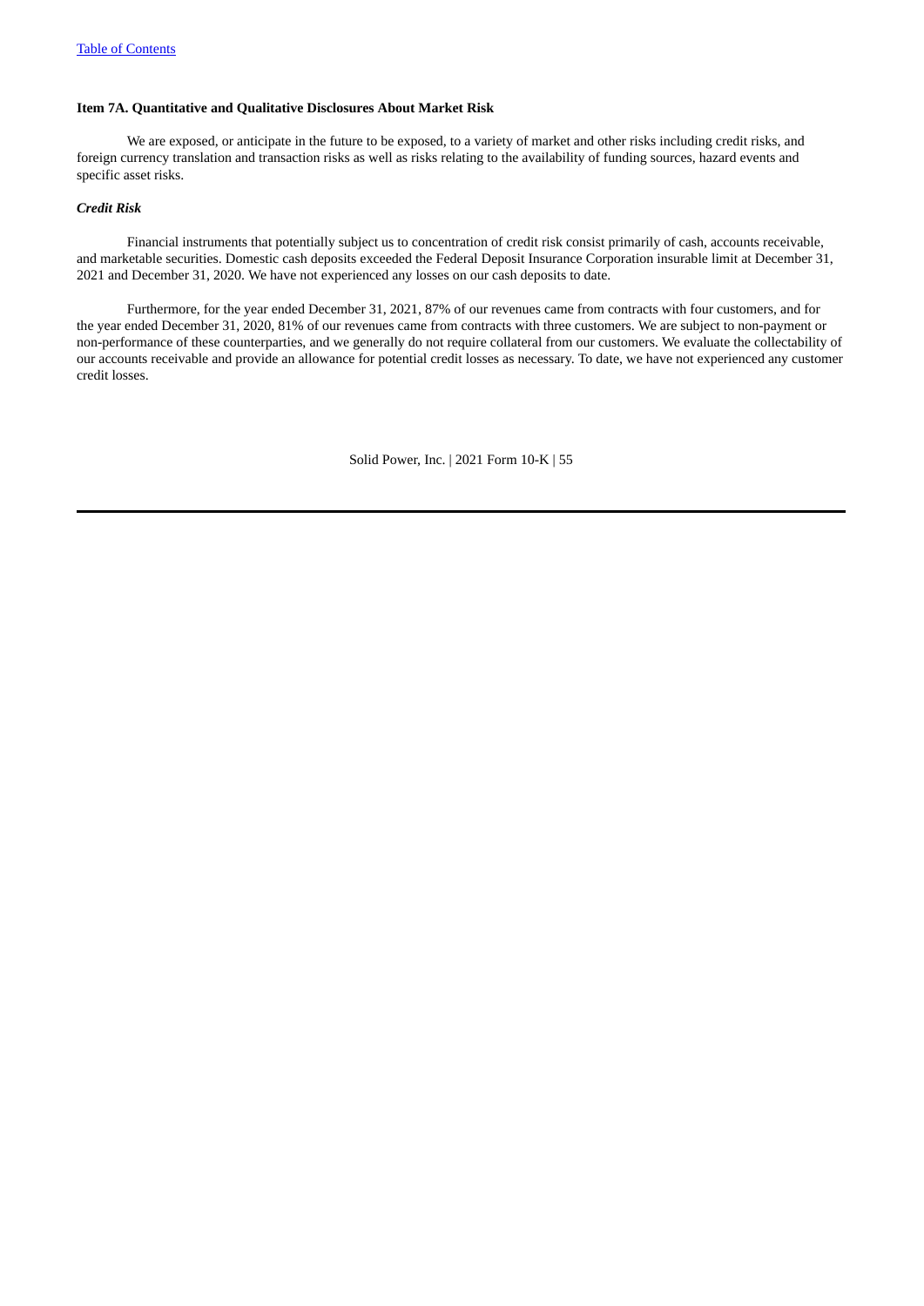### Item 7A. Quantitative and Qualitative Disclosures About Market Risk

We are exposed, or anticipate in the future to be exposed, to a variety of market and other risks including credit risks, and foreign currency translation and transaction risks as well as risks relating to the availability of funding sources, hazard events and specific asset risks.

***Credit Risk***

Financial instruments that potentially subject us to concentration of credit risk consist primarily of cash, accounts receivable, and marketable securities. Domestic cash deposits exceeded the Federal Deposit Insurance Corporation insurable limit at December 31, 2021 and December 31, 2020. We have not experienced any losses on our cash deposits to date.

Furthermore, for the year ended December 31, 2021, 87% of our revenues came from contracts with four customers, and for the year ended December 31, 2020, 81% of our revenues came from contracts with three customers. We are subject to non-payment or non-performance of these counterparties, and we generally do not require collateral from our customers. We evaluate the collectability of our accounts receivable and provide an allowance for potential credit losses as necessary. To date, we have not experienced any customer credit losses.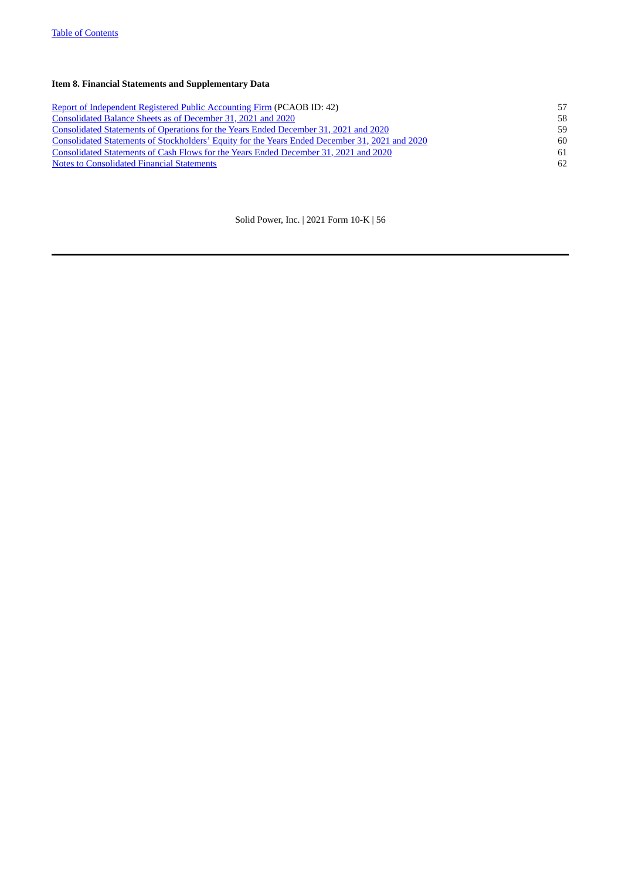### Item 8. Financial Statements and Supplementary Data

| | |
|---|---|
| Report of Independent Registered Public Accounting Firm (PCAOB ID: 42) | 57 |
| Consolidated Balance Sheets as of December 31, 2021 and 2020 | 58 |
| Consolidated Statements of Operations for the Years Ended December 31, 2021 and 2020 | 59 |
| Consolidated Statements of Stockholders' Equity for the Years Ended December 31, 2021 and 2020 | 60 |
| Consolidated Statements of Cash Flows for the Years Ended December 31, 2021 and 2020 | 61 |
| Notes to Consolidated Financial Statements | 62 |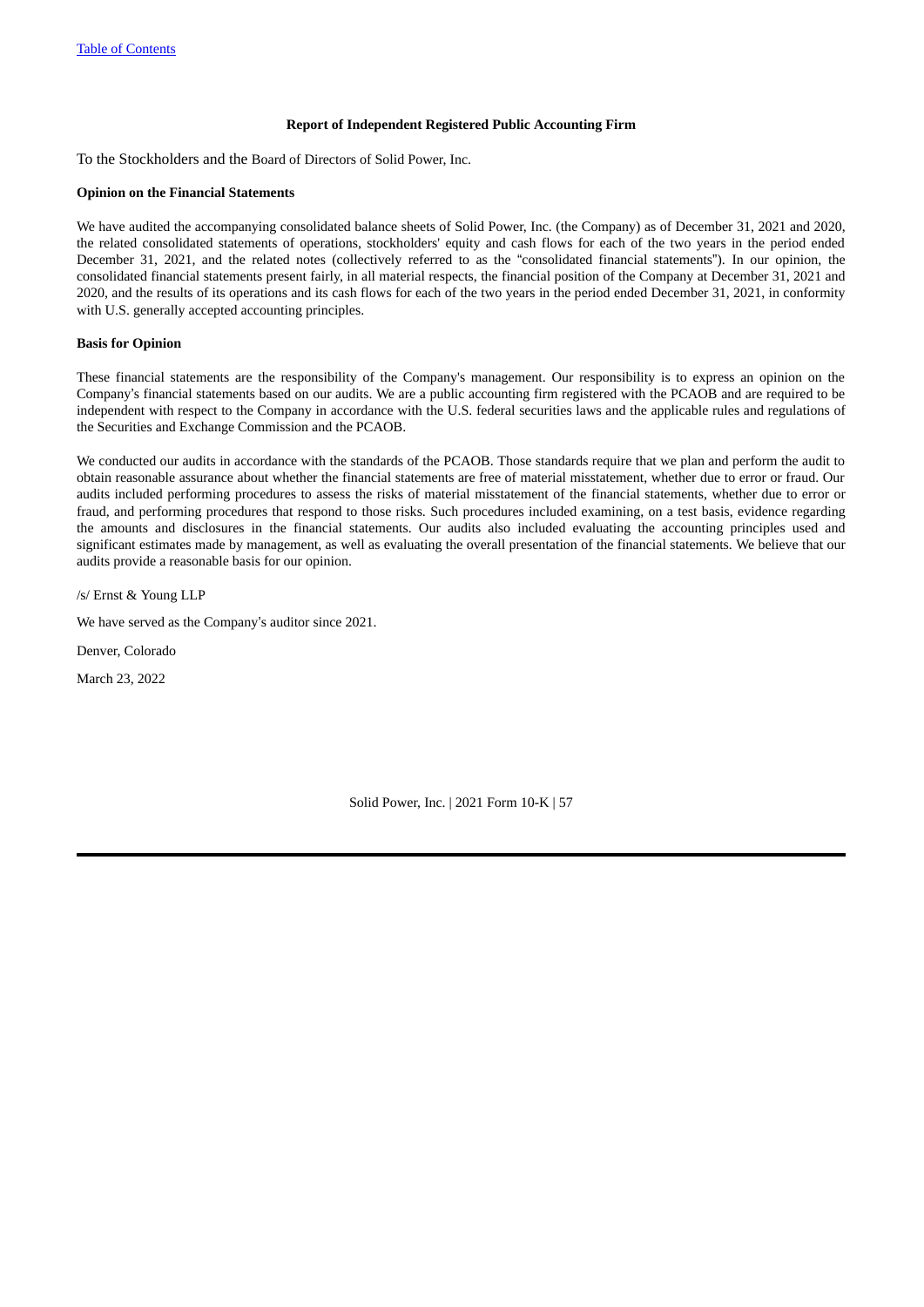**Report of Independent Registered Public Accounting Firm**

To the Stockholders and the Board of Directors of Solid Power, Inc.

**Opinion on the Financial Statements**

We have audited the accompanying consolidated balance sheets of Solid Power, Inc. (the Company) as of December 31, 2021 and 2020, the related consolidated statements of operations, stockholders' equity and cash flows for each of the two years in the period ended December 31, 2021, and the related notes (collectively referred to as the "consolidated financial statements"). In our opinion, the consolidated financial statements present fairly, in all material respects, the financial position of the Company at December 31, 2021 and 2020, and the results of its operations and its cash flows for each of the two years in the period ended December 31, 2021, in conformity with U.S. generally accepted accounting principles.

**Basis for Opinion**

These financial statements are the responsibility of the Company's management. Our responsibility is to express an opinion on the Company's financial statements based on our audits. We are a public accounting firm registered with the PCAOB and are required to be independent with respect to the Company in accordance with the U.S. federal securities laws and the applicable rules and regulations of the Securities and Exchange Commission and the PCAOB.

We conducted our audits in accordance with the standards of the PCAOB. Those standards require that we plan and perform the audit to obtain reasonable assurance about whether the financial statements are free of material misstatement, whether due to error or fraud. Our audits included performing procedures to assess the risks of material misstatement of the financial statements, whether due to error or fraud, and performing procedures that respond to those risks. Such procedures included examining, on a test basis, evidence regarding the amounts and disclosures in the financial statements. Our audits also included evaluating the accounting principles used and significant estimates made by management, as well as evaluating the overall presentation of the financial statements. We believe that our audits provide a reasonable basis for our opinion.

/s/ Ernst & Young LLP

We have served as the Company's auditor since 2021.

Denver, Colorado

March 23, 2022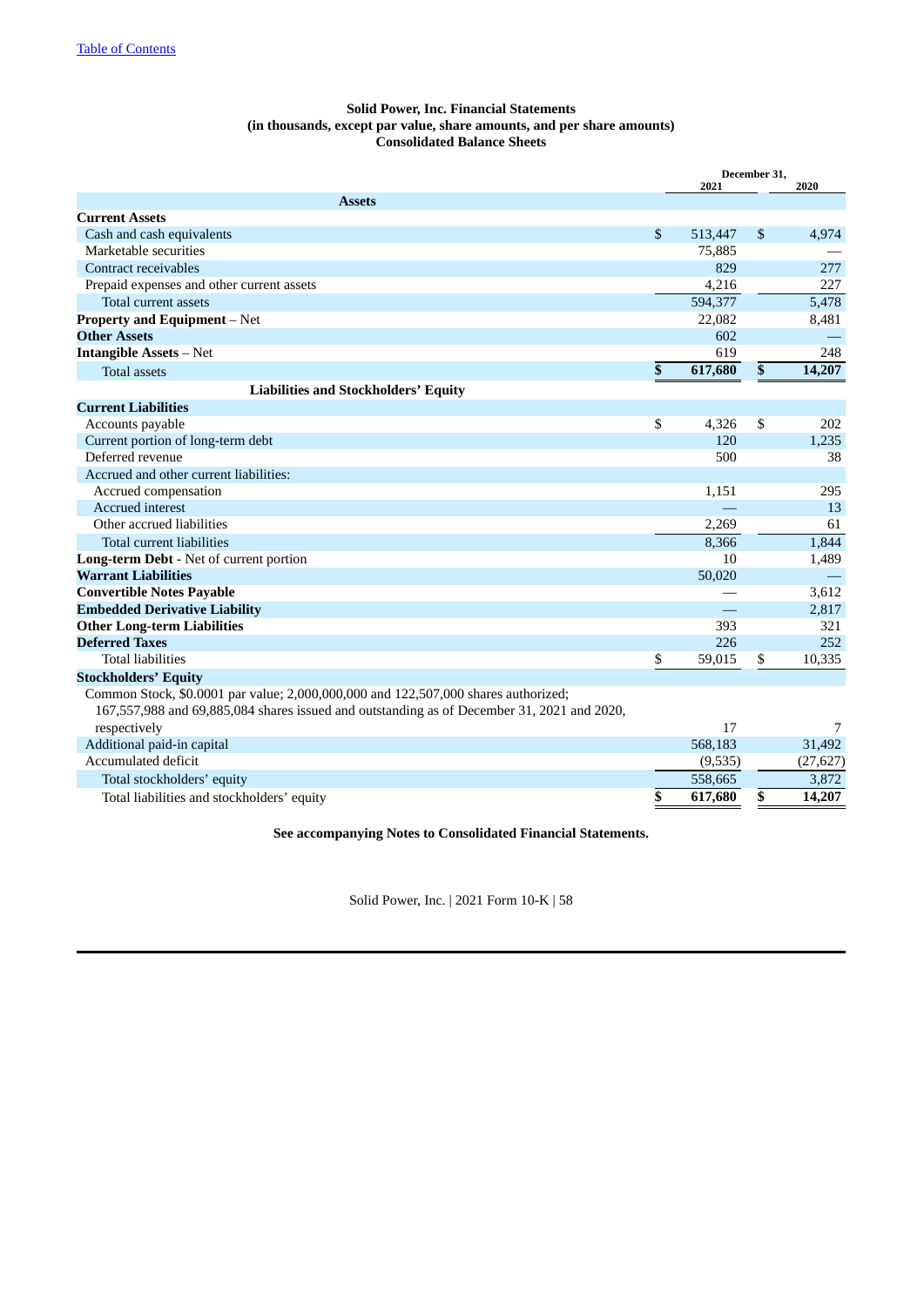**Solid Power, Inc. Financial Statements**
**(in thousands, except par value, share amounts, and per share amounts)**
**Consolidated Balance Sheets**

| | December 31, 2021 | December 31, 2020 |
|---|---|---|
| **Assets** | | |
| **Current Assets** | | |
| Cash and cash equivalents | $ 513,447 | $ 4,974 |
| Marketable securities | 75,885 | — |
| Contract receivables | 829 | 277 |
| Prepaid expenses and other current assets | 4,216 | 227 |
| Total current assets | 594,377 | 5,478 |
| **Property and Equipment** – Net | 22,082 | 8,481 |
| **Other Assets** | 602 | — |
| **Intangible Assets** – Net | 619 | 248 |
| Total assets | **$ 617,680** | **$ 14,207** |
| **Liabilities and Stockholders' Equity** | | |
| **Current Liabilities** | | |
| Accounts payable | $ 4,326 | $ 202 |
| Current portion of long-term debt | 120 | 1,235 |
| Deferred revenue | 500 | 38 |
| Accrued and other current liabilities: | | |
| Accrued compensation | 1,151 | 295 |
| Accrued interest | — | 13 |
| Other accrued liabilities | 2,269 | 61 |
| Total current liabilities | 8,366 | 1,844 |
| **Long-term Debt** - Net of current portion | 10 | 1,489 |
| **Warrant Liabilities** | 50,020 | — |
| **Convertible Notes Payable** | — | 3,612 |
| **Embedded Derivative Liability** | — | 2,817 |
| **Other Long-term Liabilities** | 393 | 321 |
| **Deferred Taxes** | 226 | 252 |
| Total liabilities | $ 59,015 | $ 10,335 |
| **Stockholders' Equity** | | |
| Common Stock, $0.0001 par value; 2,000,000,000 and 122,507,000 shares authorized; 167,557,988 and 69,885,084 shares issued and outstanding as of December 31, 2021 and 2020, respectively | 17 | 7 |
| Additional paid-in capital | 568,183 | 31,492 |
| Accumulated deficit | (9,535) | (27,627) |
| Total stockholders' equity | 558,665 | 3,872 |
| Total liabilities and stockholders' equity | **$ 617,680** | **$ 14,207** |

**See accompanying Notes to Consolidated Financial Statements.**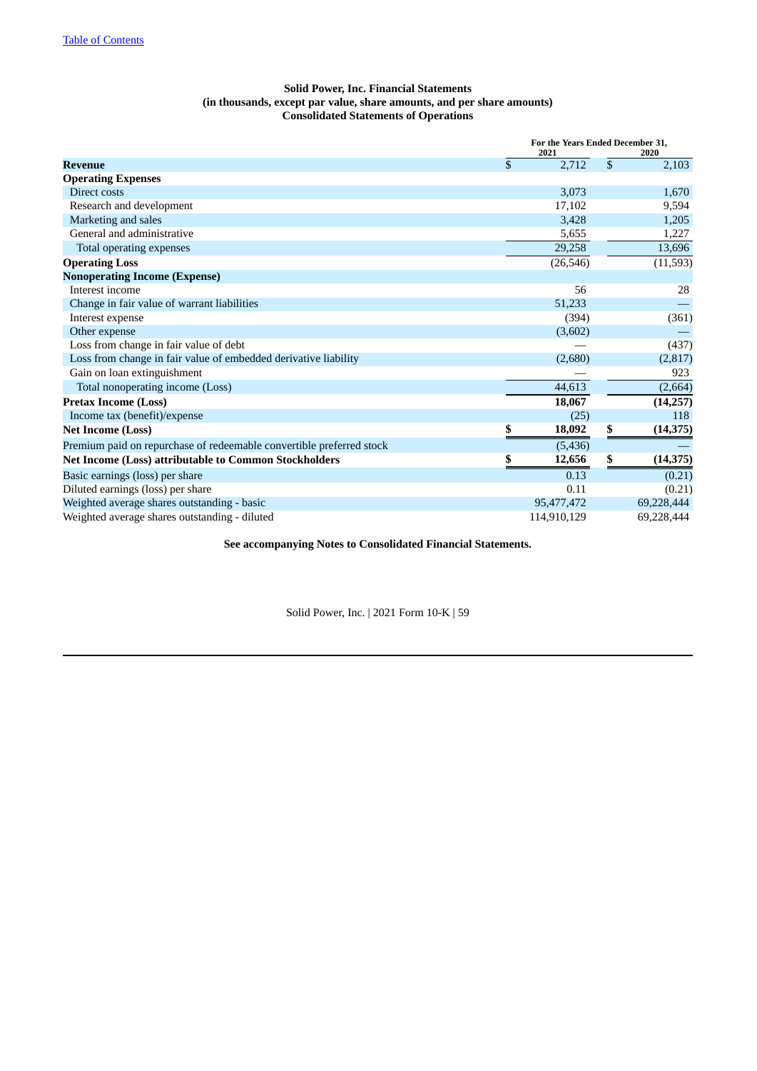**Solid Power, Inc. Financial Statements**
**(in thousands, except par value, share amounts, and per share amounts)**
**Consolidated Statements of Operations**

| | For the Years Ended December 31, 2021 | 2020 |
|---|---|---|
| **Revenue** | $ 2,712 | $ 2,103 |
| **Operating Expenses** | | |
| Direct costs | 3,073 | 1,670 |
| Research and development | 17,102 | 9,594 |
| Marketing and sales | 3,428 | 1,205 |
| General and administrative | 5,655 | 1,227 |
| Total operating expenses | 29,258 | 13,696 |
| **Operating Loss** | (26,546) | (11,593) |
| **Nonoperating Income (Expense)** | | |
| Interest income | 56 | 28 |
| Change in fair value of warrant liabilities | 51,233 | — |
| Interest expense | (394) | (361) |
| Other expense | (3,602) | — |
| Loss from change in fair value of debt | — | (437) |
| Loss from change in fair value of embedded derivative liability | (2,680) | (2,817) |
| Gain on loan extinguishment | — | 923 |
| Total nonoperating income (Loss) | 44,613 | (2,664) |
| **Pretax Income (Loss)** | **18,067** | **(14,257)** |
| Income tax (benefit)/expense | (25) | 118 |
| **Net Income (Loss)** | **$ 18,092** | **$ (14,375)** |
| Premium paid on repurchase of redeemable convertible preferred stock | (5,436) | — |
| **Net Income (Loss) attributable to Common Stockholders** | **$ 12,656** | **$ (14,375)** |
| Basic earnings (loss) per share | 0.13 | (0.21) |
| Diluted earnings (loss) per share | 0.11 | (0.21) |
| Weighted average shares outstanding - basic | 95,477,472 | 69,228,444 |
| Weighted average shares outstanding - diluted | 114,910,129 | 69,228,444 |

**See accompanying Notes to Consolidated Financial Statements.**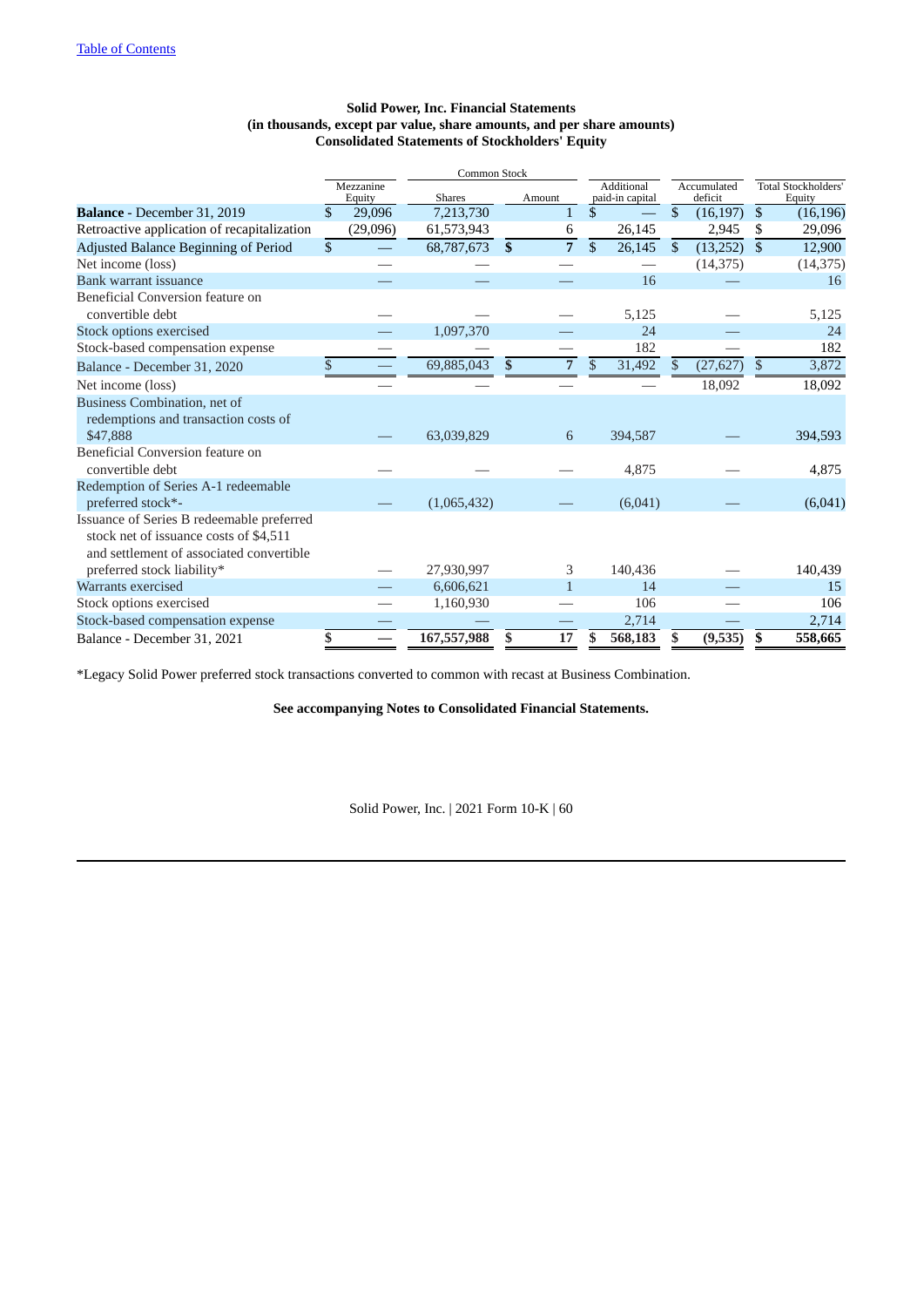Table of Contents

**Solid Power, Inc. Financial Statements**
**(in thousands, except par value, share amounts, and per share amounts)**
**Consolidated Statements of Stockholders' Equity**

| | Mezzanine Equity | Common Stock Shares | Common Stock Amount | Additional paid-in capital | Accumulated deficit | Total Stockholders' Equity |
|---|---|---|---|---|---|---|
| **Balance** - December 31, 2019 | $ 29,096 | 7,213,730 | 1 | $ — | $ (16,197) | $ (16,196) |
| Retroactive application of recapitalization | (29,096) | 61,573,943 | 6 | 26,145 | 2,945 | $ 29,096 |
| Adjusted Balance Beginning of Period | $ — | 68,787,673 | **$ 7** | $ 26,145 | $ (13,252) | $ 12,900 |
| Net income (loss) | — | — | — | — | (14,375) | (14,375) |
| Bank warrant issuance | — | — | — | 16 | — | 16 |
| Beneficial Conversion feature on convertible debt | — | — | — | 5,125 | — | 5,125 |
| Stock options exercised | — | 1,097,370 | — | 24 | — | 24 |
| Stock-based compensation expense | — | — | — | 182 | — | 182 |
| Balance - December 31, 2020 | $ — | 69,885,043 | $ 7 | $ 31,492 | $ (27,627) | $ 3,872 |
| Net income (loss) | — | — | — | — | 18,092 | 18,092 |
| Business Combination, net of redemptions and transaction costs of $47,888 | — | 63,039,829 | 6 | 394,587 | — | 394,593 |
| Beneficial Conversion feature on convertible debt | — | — | — | 4,875 | — | 4,875 |
| Redemption of Series A-1 redeemable preferred stock*- | — | (1,065,432) | — | (6,041) | — | (6,041) |
| Issuance of Series B redeemable preferred stock net of issuance costs of $4,511 and settlement of associated convertible preferred stock liability* | — | 27,930,997 | 3 | 140,436 | — | 140,439 |
| Warrants exercised | — | 6,606,621 | 1 | 14 | — | 15 |
| Stock options exercised | — | 1,160,930 | — | 106 | — | 106 |
| Stock-based compensation expense | — | — | — | 2,714 | — | 2,714 |
| Balance - December 31, 2021 | **$ —** | **167,557,988** | **$ 17** | **$ 568,183** | **$ (9,535)** | **$ 558,665** |

*Legacy Solid Power preferred stock transactions converted to common with recast at Business Combination.

**See accompanying Notes to Consolidated Financial Statements.**

Solid Power, Inc. | 2021 Form 10-K | 60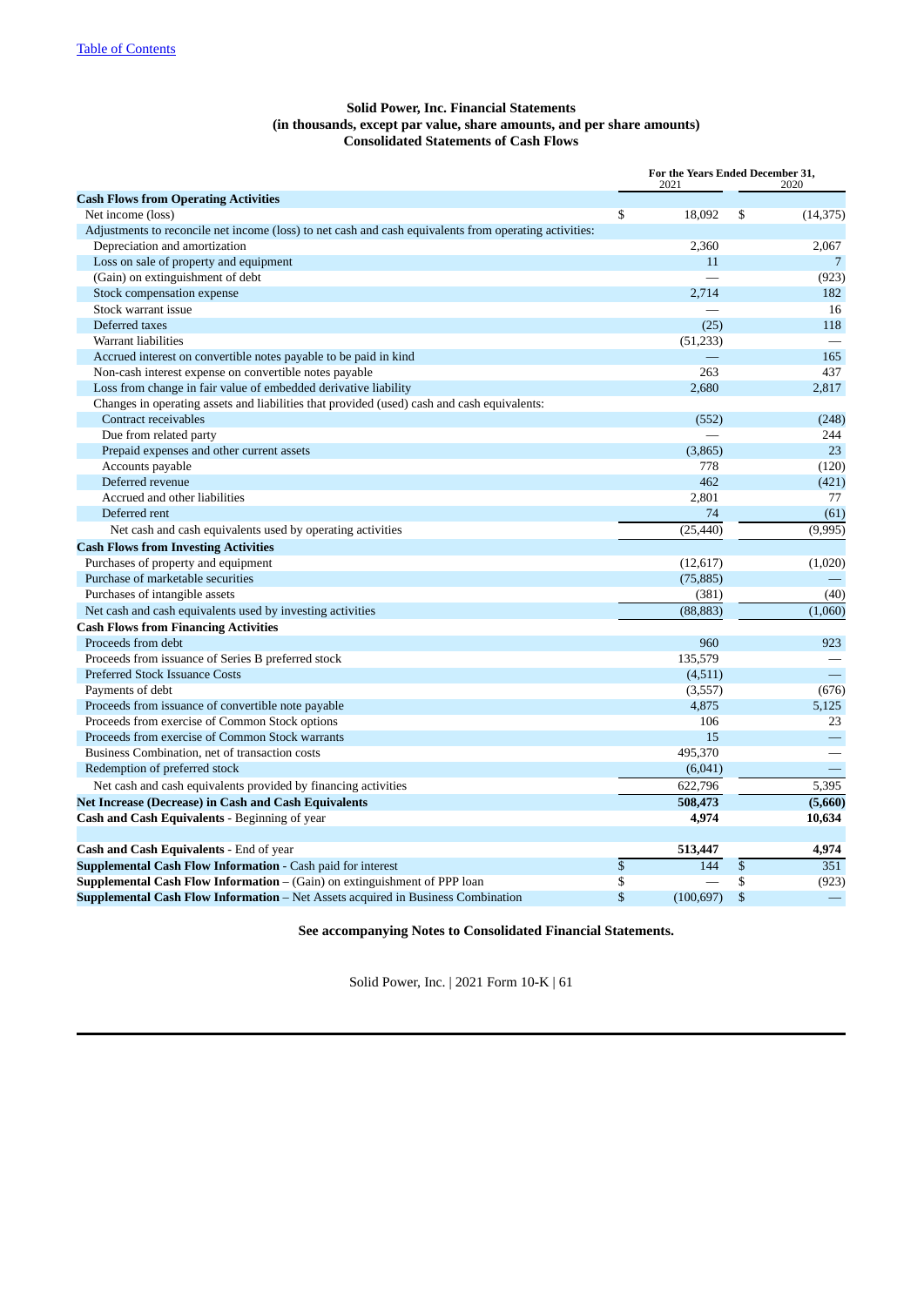Table of Contents

**Solid Power, Inc. Financial Statements**
**(in thousands, except par value, share amounts, and per share amounts)**
**Consolidated Statements of Cash Flows**

| | For the Years Ended December 31, 2021 | 2020 |
|---|---|---|
| **Cash Flows from Operating Activities** | | |
| Net income (loss) | $ 18,092 | $ (14,375) |
| Adjustments to reconcile net income (loss) to net cash and cash equivalents from operating activities: | | |
| Depreciation and amortization | 2,360 | 2,067 |
| Loss on sale of property and equipment | 11 | 7 |
| (Gain) on extinguishment of debt | — | (923) |
| Stock compensation expense | 2,714 | 182 |
| Stock warrant issue | — | 16 |
| Deferred taxes | (25) | 118 |
| Warrant liabilities | (51,233) | — |
| Accrued interest on convertible notes payable to be paid in kind | — | 165 |
| Non-cash interest expense on convertible notes payable | 263 | 437 |
| Loss from change in fair value of embedded derivative liability | 2,680 | 2,817 |
| Changes in operating assets and liabilities that provided (used) cash and cash equivalents: | | |
| Contract receivables | (552) | (248) |
| Due from related party | — | 244 |
| Prepaid expenses and other current assets | (3,865) | 23 |
| Accounts payable | 778 | (120) |
| Deferred revenue | 462 | (421) |
| Accrued and other liabilities | 2,801 | 77 |
| Deferred rent | 74 | (61) |
| Net cash and cash equivalents used by operating activities | (25,440) | (9,995) |
| **Cash Flows from Investing Activities** | | |
| Purchases of property and equipment | (12,617) | (1,020) |
| Purchase of marketable securities | (75,885) | — |
| Purchases of intangible assets | (381) | (40) |
| Net cash and cash equivalents used by investing activities | (88,883) | (1,060) |
| **Cash Flows from Financing Activities** | | |
| Proceeds from debt | 960 | 923 |
| Proceeds from issuance of Series B preferred stock | 135,579 | — |
| Preferred Stock Issuance Costs | (4,511) | — |
| Payments of debt | (3,557) | (676) |
| Proceeds from issuance of convertible note payable | 4,875 | 5,125 |
| Proceeds from exercise of Common Stock options | 106 | 23 |
| Proceeds from exercise of Common Stock warrants | 15 | — |
| Business Combination, net of transaction costs | 495,370 | — |
| Redemption of preferred stock | (6,041) | — |
| Net cash and cash equivalents provided by financing activities | 622,796 | 5,395 |
| **Net Increase (Decrease) in Cash and Cash Equivalents** | **508,473** | **(5,660)** |
| **Cash and Cash Equivalents** - Beginning of year | **4,974** | **10,634** |
| | | |
| **Cash and Cash Equivalents** - End of year | **513,447** | **4,974** |
| **Supplemental Cash Flow Information** - Cash paid for interest | $ 144 | $ 351 |
| **Supplemental Cash Flow Information** – (Gain) on extinguishment of PPP loan | $ — | $ (923) |
| **Supplemental Cash Flow Information** – Net Assets acquired in Business Combination | $ (100,697) | $ — |

**See accompanying Notes to Consolidated Financial Statements.**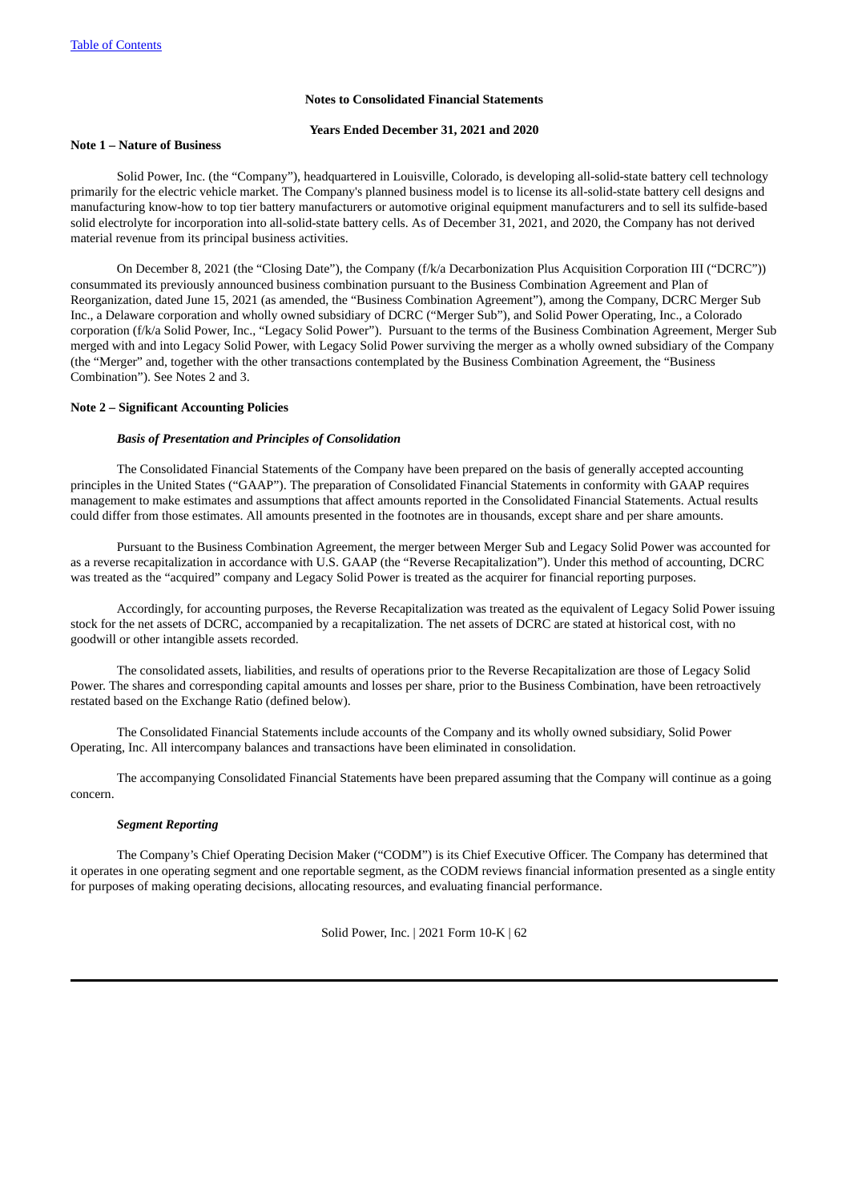**Notes to Consolidated Financial Statements**

**Years Ended December 31, 2021 and 2020**

**Note 1 – Nature of Business**

Solid Power, Inc. (the "Company"), headquartered in Louisville, Colorado, is developing all-solid-state battery cell technology primarily for the electric vehicle market. The Company's planned business model is to license its all-solid-state battery cell designs and manufacturing know-how to top tier battery manufacturers or automotive original equipment manufacturers and to sell its sulfide-based solid electrolyte for incorporation into all-solid-state battery cells. As of December 31, 2021, and 2020, the Company has not derived material revenue from its principal business activities.

On December 8, 2021 (the "Closing Date"), the Company (f/k/a Decarbonization Plus Acquisition Corporation III ("DCRC")) consummated its previously announced business combination pursuant to the Business Combination Agreement and Plan of Reorganization, dated June 15, 2021 (as amended, the "Business Combination Agreement"), among the Company, DCRC Merger Sub Inc., a Delaware corporation and wholly owned subsidiary of DCRC ("Merger Sub"), and Solid Power Operating, Inc., a Colorado corporation (f/k/a Solid Power, Inc., "Legacy Solid Power"). Pursuant to the terms of the Business Combination Agreement, Merger Sub merged with and into Legacy Solid Power, with Legacy Solid Power surviving the merger as a wholly owned subsidiary of the Company (the "Merger" and, together with the other transactions contemplated by the Business Combination Agreement, the "Business Combination"). See Notes 2 and 3.

**Note 2 – Significant Accounting Policies**

***Basis of Presentation and Principles of Consolidation***

The Consolidated Financial Statements of the Company have been prepared on the basis of generally accepted accounting principles in the United States ("GAAP"). The preparation of Consolidated Financial Statements in conformity with GAAP requires management to make estimates and assumptions that affect amounts reported in the Consolidated Financial Statements. Actual results could differ from those estimates. All amounts presented in the footnotes are in thousands, except share and per share amounts.

Pursuant to the Business Combination Agreement, the merger between Merger Sub and Legacy Solid Power was accounted for as a reverse recapitalization in accordance with U.S. GAAP (the "Reverse Recapitalization"). Under this method of accounting, DCRC was treated as the "acquired" company and Legacy Solid Power is treated as the acquirer for financial reporting purposes.

Accordingly, for accounting purposes, the Reverse Recapitalization was treated as the equivalent of Legacy Solid Power issuing stock for the net assets of DCRC, accompanied by a recapitalization. The net assets of DCRC are stated at historical cost, with no goodwill or other intangible assets recorded.

The consolidated assets, liabilities, and results of operations prior to the Reverse Recapitalization are those of Legacy Solid Power. The shares and corresponding capital amounts and losses per share, prior to the Business Combination, have been retroactively restated based on the Exchange Ratio (defined below).

The Consolidated Financial Statements include accounts of the Company and its wholly owned subsidiary, Solid Power Operating, Inc. All intercompany balances and transactions have been eliminated in consolidation.

The accompanying Consolidated Financial Statements have been prepared assuming that the Company will continue as a going concern.

***Segment Reporting***

The Company's Chief Operating Decision Maker ("CODM") is its Chief Executive Officer. The Company has determined that it operates in one operating segment and one reportable segment, as the CODM reviews financial information presented as a single entity for purposes of making operating decisions, allocating resources, and evaluating financial performance.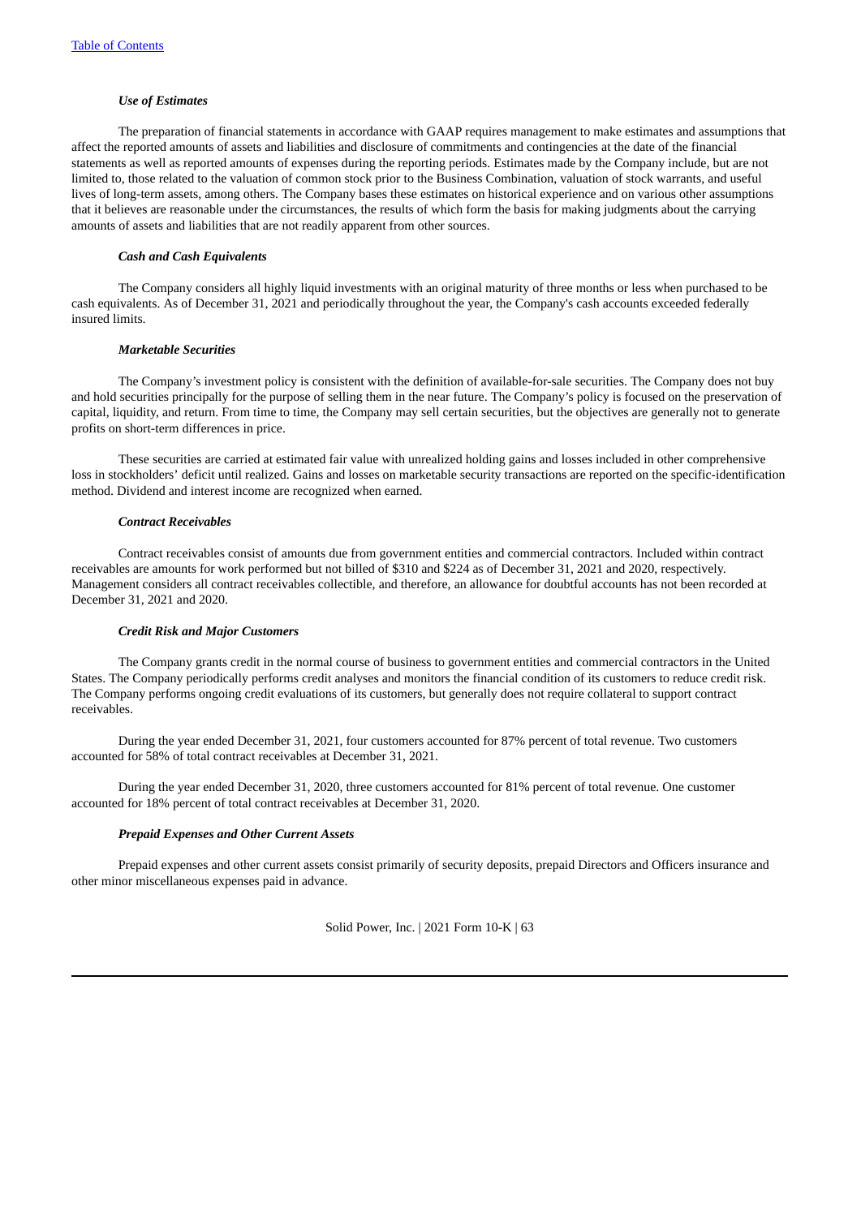### *Use of Estimates*

The preparation of financial statements in accordance with GAAP requires management to make estimates and assumptions that affect the reported amounts of assets and liabilities and disclosure of commitments and contingencies at the date of the financial statements as well as reported amounts of expenses during the reporting periods. Estimates made by the Company include, but are not limited to, those related to the valuation of common stock prior to the Business Combination, valuation of stock warrants, and useful lives of long-term assets, among others. The Company bases these estimates on historical experience and on various other assumptions that it believes are reasonable under the circumstances, the results of which form the basis for making judgments about the carrying amounts of assets and liabilities that are not readily apparent from other sources.

### *Cash and Cash Equivalents*

The Company considers all highly liquid investments with an original maturity of three months or less when purchased to be cash equivalents. As of December 31, 2021 and periodically throughout the year, the Company's cash accounts exceeded federally insured limits.

### *Marketable Securities*

The Company's investment policy is consistent with the definition of available-for-sale securities. The Company does not buy and hold securities principally for the purpose of selling them in the near future. The Company's policy is focused on the preservation of capital, liquidity, and return. From time to time, the Company may sell certain securities, but the objectives are generally not to generate profits on short-term differences in price.

These securities are carried at estimated fair value with unrealized holding gains and losses included in other comprehensive loss in stockholders' deficit until realized. Gains and losses on marketable security transactions are reported on the specific-identification method. Dividend and interest income are recognized when earned.

### *Contract Receivables*

Contract receivables consist of amounts due from government entities and commercial contractors. Included within contract receivables are amounts for work performed but not billed of $310 and $224 as of December 31, 2021 and 2020, respectively. Management considers all contract receivables collectible, and therefore, an allowance for doubtful accounts has not been recorded at December 31, 2021 and 2020.

### *Credit Risk and Major Customers*

The Company grants credit in the normal course of business to government entities and commercial contractors in the United States. The Company periodically performs credit analyses and monitors the financial condition of its customers to reduce credit risk. The Company performs ongoing credit evaluations of its customers, but generally does not require collateral to support contract receivables.

During the year ended December 31, 2021, four customers accounted for 87% percent of total revenue. Two customers accounted for 58% of total contract receivables at December 31, 2021.

During the year ended December 31, 2020, three customers accounted for 81% percent of total revenue. One customer accounted for 18% percent of total contract receivables at December 31, 2020.

### *Prepaid Expenses and Other Current Assets*

Prepaid expenses and other current assets consist primarily of security deposits, prepaid Directors and Officers insurance and other minor miscellaneous expenses paid in advance.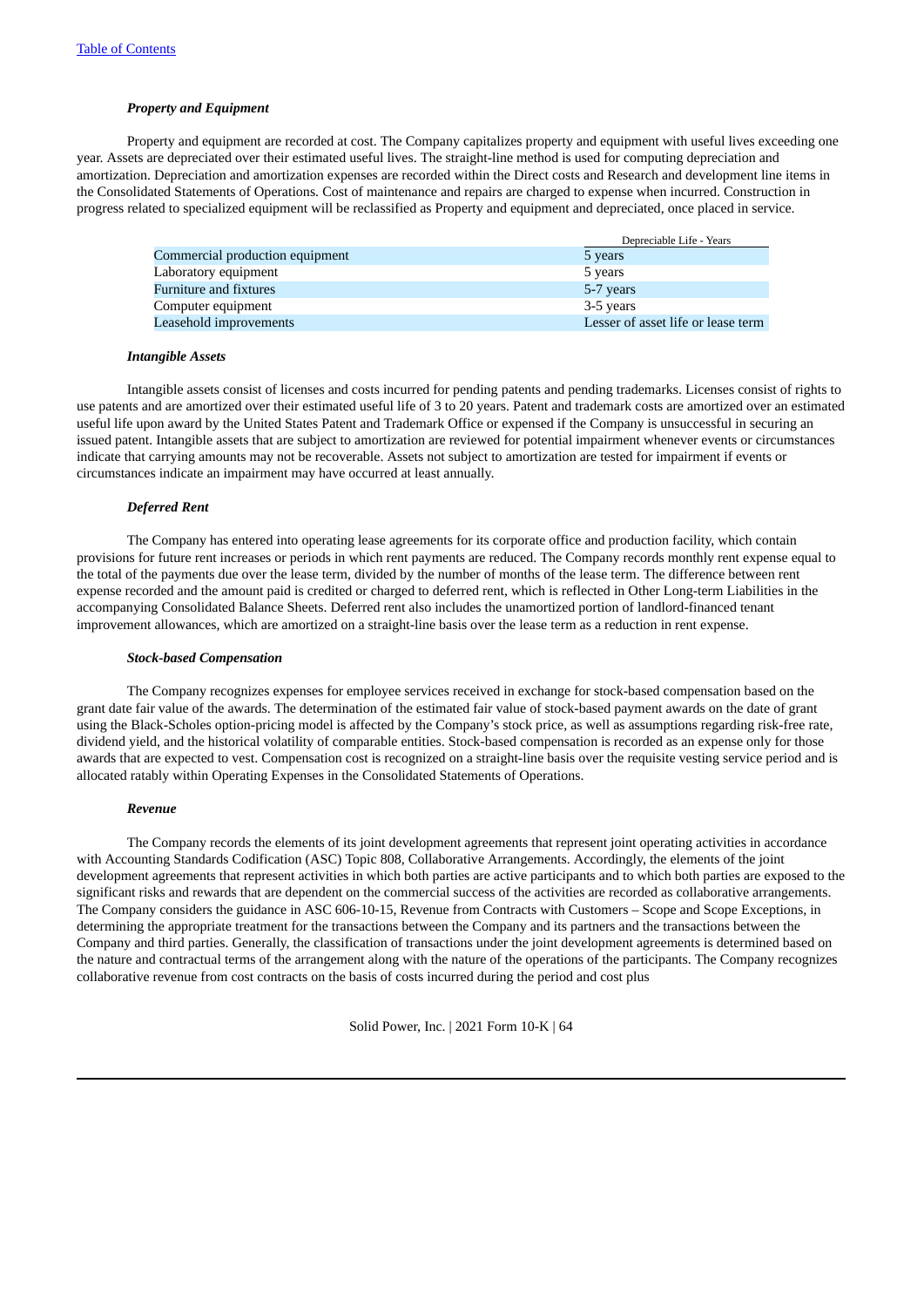*Property and Equipment*

Property and equipment are recorded at cost. The Company capitalizes property and equipment with useful lives exceeding one year. Assets are depreciated over their estimated useful lives. The straight-line method is used for computing depreciation and amortization. Depreciation and amortization expenses are recorded within the Direct costs and Research and development line items in the Consolidated Statements of Operations. Cost of maintenance and repairs are charged to expense when incurred. Construction in progress related to specialized equipment will be reclassified as Property and equipment and depreciated, once placed in service.

| | Depreciable Life - Years |
|---|---|
| Commercial production equipment | 5 years |
| Laboratory equipment | 5 years |
| Furniture and fixtures | 5-7 years |
| Computer equipment | 3-5 years |
| Leasehold improvements | Lesser of asset life or lease term |

*Intangible Assets*

Intangible assets consist of licenses and costs incurred for pending patents and pending trademarks. Licenses consist of rights to use patents and are amortized over their estimated useful life of 3 to 20 years. Patent and trademark costs are amortized over an estimated useful life upon award by the United States Patent and Trademark Office or expensed if the Company is unsuccessful in securing an issued patent. Intangible assets that are subject to amortization are reviewed for potential impairment whenever events or circumstances indicate that carrying amounts may not be recoverable. Assets not subject to amortization are tested for impairment if events or circumstances indicate an impairment may have occurred at least annually.

*Deferred Rent*

The Company has entered into operating lease agreements for its corporate office and production facility, which contain provisions for future rent increases or periods in which rent payments are reduced. The Company records monthly rent expense equal to the total of the payments due over the lease term, divided by the number of months of the lease term. The difference between rent expense recorded and the amount paid is credited or charged to deferred rent, which is reflected in Other Long-term Liabilities in the accompanying Consolidated Balance Sheets. Deferred rent also includes the unamortized portion of landlord-financed tenant improvement allowances, which are amortized on a straight-line basis over the lease term as a reduction in rent expense.

*Stock-based Compensation*

The Company recognizes expenses for employee services received in exchange for stock-based compensation based on the grant date fair value of the awards. The determination of the estimated fair value of stock-based payment awards on the date of grant using the Black-Scholes option-pricing model is affected by the Company's stock price, as well as assumptions regarding risk-free rate, dividend yield, and the historical volatility of comparable entities. Stock-based compensation is recorded as an expense only for those awards that are expected to vest. Compensation cost is recognized on a straight-line basis over the requisite vesting service period and is allocated ratably within Operating Expenses in the Consolidated Statements of Operations.

*Revenue*

The Company records the elements of its joint development agreements that represent joint operating activities in accordance with Accounting Standards Codification (ASC) Topic 808, Collaborative Arrangements. Accordingly, the elements of the joint development agreements that represent activities in which both parties are active participants and to which both parties are exposed to the significant risks and rewards that are dependent on the commercial success of the activities are recorded as collaborative arrangements. The Company considers the guidance in ASC 606-10-15, Revenue from Contracts with Customers – Scope and Scope Exceptions, in determining the appropriate treatment for the transactions between the Company and its partners and the transactions between the Company and third parties. Generally, the classification of transactions under the joint development agreements is determined based on the nature and contractual terms of the arrangement along with the nature of the operations of the participants. The Company recognizes collaborative revenue from cost contracts on the basis of costs incurred during the period and cost plus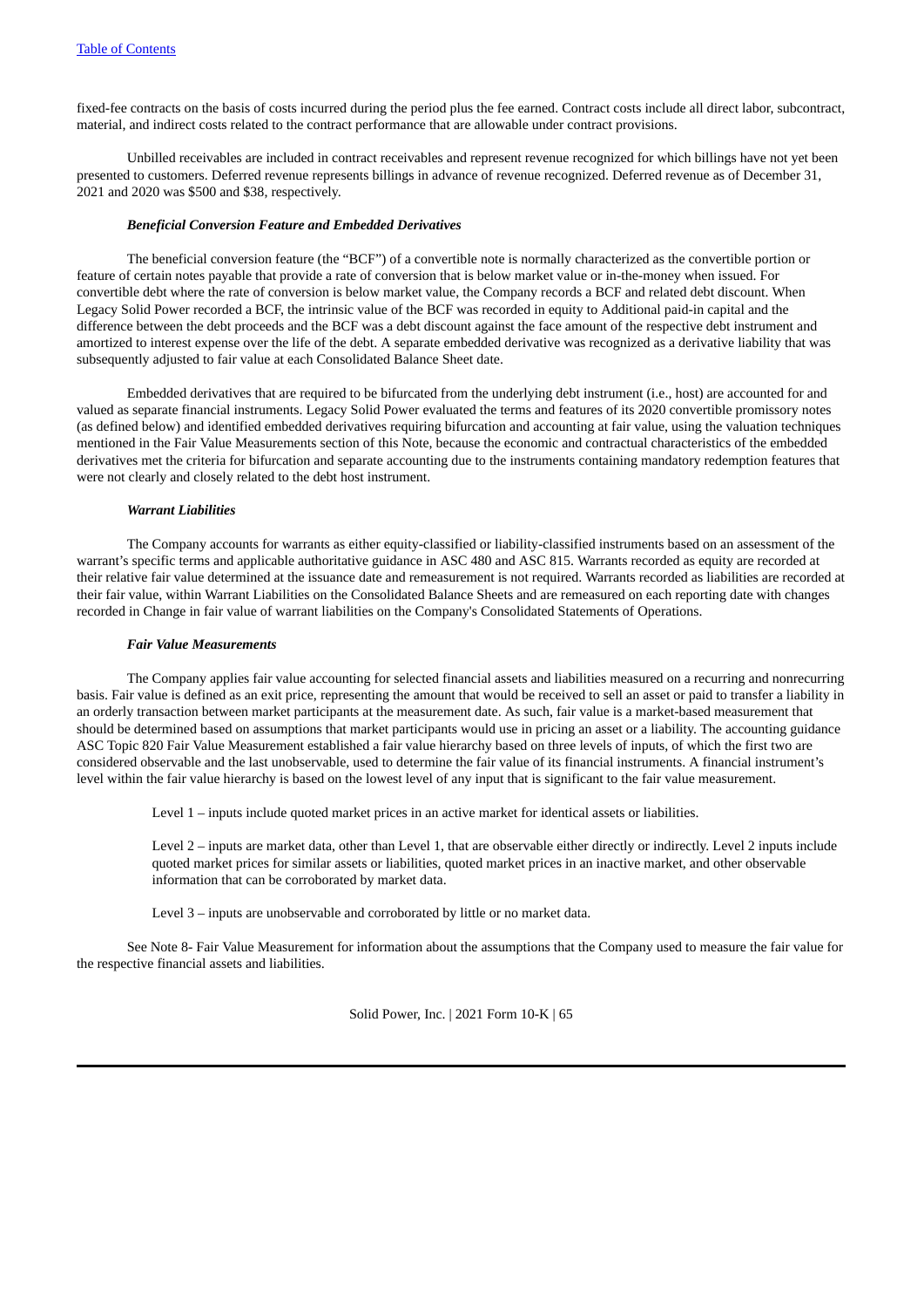fixed-fee contracts on the basis of costs incurred during the period plus the fee earned. Contract costs include all direct labor, subcontract, material, and indirect costs related to the contract performance that are allowable under contract provisions.

Unbilled receivables are included in contract receivables and represent revenue recognized for which billings have not yet been presented to customers. Deferred revenue represents billings in advance of revenue recognized. Deferred revenue as of December 31, 2021 and 2020 was $500 and $38, respectively.

***Beneficial Conversion Feature and Embedded Derivatives***

The beneficial conversion feature (the "BCF") of a convertible note is normally characterized as the convertible portion or feature of certain notes payable that provide a rate of conversion that is below market value or in-the-money when issued. For convertible debt where the rate of conversion is below market value, the Company records a BCF and related debt discount. When Legacy Solid Power recorded a BCF, the intrinsic value of the BCF was recorded in equity to Additional paid-in capital and the difference between the debt proceeds and the BCF was a debt discount against the face amount of the respective debt instrument and amortized to interest expense over the life of the debt. A separate embedded derivative was recognized as a derivative liability that was subsequently adjusted to fair value at each Consolidated Balance Sheet date.

Embedded derivatives that are required to be bifurcated from the underlying debt instrument (i.e., host) are accounted for and valued as separate financial instruments. Legacy Solid Power evaluated the terms and features of its 2020 convertible promissory notes (as defined below) and identified embedded derivatives requiring bifurcation and accounting at fair value, using the valuation techniques mentioned in the Fair Value Measurements section of this Note, because the economic and contractual characteristics of the embedded derivatives met the criteria for bifurcation and separate accounting due to the instruments containing mandatory redemption features that were not clearly and closely related to the debt host instrument.

***Warrant Liabilities***

The Company accounts for warrants as either equity-classified or liability-classified instruments based on an assessment of the warrant's specific terms and applicable authoritative guidance in ASC 480 and ASC 815. Warrants recorded as equity are recorded at their relative fair value determined at the issuance date and remeasurement is not required. Warrants recorded as liabilities are recorded at their fair value, within Warrant Liabilities on the Consolidated Balance Sheets and are remeasured on each reporting date with changes recorded in Change in fair value of warrant liabilities on the Company's Consolidated Statements of Operations.

***Fair Value Measurements***

The Company applies fair value accounting for selected financial assets and liabilities measured on a recurring and nonrecurring basis. Fair value is defined as an exit price, representing the amount that would be received to sell an asset or paid to transfer a liability in an orderly transaction between market participants at the measurement date. As such, fair value is a market-based measurement that should be determined based on assumptions that market participants would use in pricing an asset or a liability. The accounting guidance ASC Topic 820 Fair Value Measurement established a fair value hierarchy based on three levels of inputs, of which the first two are considered observable and the last unobservable, used to determine the fair value of its financial instruments. A financial instrument's level within the fair value hierarchy is based on the lowest level of any input that is significant to the fair value measurement.

Level 1 – inputs include quoted market prices in an active market for identical assets or liabilities.

Level 2 – inputs are market data, other than Level 1, that are observable either directly or indirectly. Level 2 inputs include quoted market prices for similar assets or liabilities, quoted market prices in an inactive market, and other observable information that can be corroborated by market data.

Level 3 – inputs are unobservable and corroborated by little or no market data.

See Note 8- Fair Value Measurement for information about the assumptions that the Company used to measure the fair value for the respective financial assets and liabilities.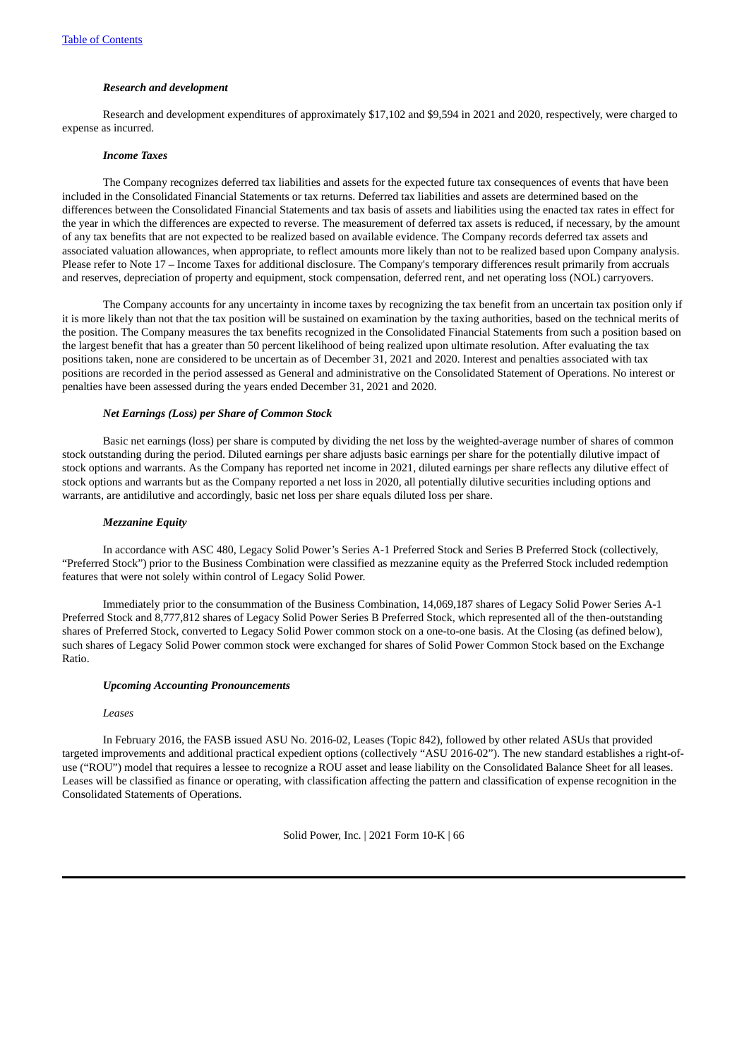***Research and development***

Research and development expenditures of approximately $17,102 and $9,594 in 2021 and 2020, respectively, were charged to expense as incurred.

***Income Taxes***

The Company recognizes deferred tax liabilities and assets for the expected future tax consequences of events that have been included in the Consolidated Financial Statements or tax returns. Deferred tax liabilities and assets are determined based on the differences between the Consolidated Financial Statements and tax basis of assets and liabilities using the enacted tax rates in effect for the year in which the differences are expected to reverse. The measurement of deferred tax assets is reduced, if necessary, by the amount of any tax benefits that are not expected to be realized based on available evidence. The Company records deferred tax assets and associated valuation allowances, when appropriate, to reflect amounts more likely than not to be realized based upon Company analysis. Please refer to Note 17 – Income Taxes for additional disclosure. The Company's temporary differences result primarily from accruals and reserves, depreciation of property and equipment, stock compensation, deferred rent, and net operating loss (NOL) carryovers.

The Company accounts for any uncertainty in income taxes by recognizing the tax benefit from an uncertain tax position only if it is more likely than not that the tax position will be sustained on examination by the taxing authorities, based on the technical merits of the position. The Company measures the tax benefits recognized in the Consolidated Financial Statements from such a position based on the largest benefit that has a greater than 50 percent likelihood of being realized upon ultimate resolution. After evaluating the tax positions taken, none are considered to be uncertain as of December 31, 2021 and 2020. Interest and penalties associated with tax positions are recorded in the period assessed as General and administrative on the Consolidated Statement of Operations. No interest or penalties have been assessed during the years ended December 31, 2021 and 2020.

***Net Earnings (Loss) per Share of Common Stock***

Basic net earnings (loss) per share is computed by dividing the net loss by the weighted-average number of shares of common stock outstanding during the period. Diluted earnings per share adjusts basic earnings per share for the potentially dilutive impact of stock options and warrants. As the Company has reported net income in 2021, diluted earnings per share reflects any dilutive effect of stock options and warrants but as the Company reported a net loss in 2020, all potentially dilutive securities including options and warrants, are antidilutive and accordingly, basic net loss per share equals diluted loss per share.

***Mezzanine Equity***

In accordance with ASC 480, Legacy Solid Power's Series A-1 Preferred Stock and Series B Preferred Stock (collectively, "Preferred Stock") prior to the Business Combination were classified as mezzanine equity as the Preferred Stock included redemption features that were not solely within control of Legacy Solid Power.

Immediately prior to the consummation of the Business Combination, 14,069,187 shares of Legacy Solid Power Series A-1 Preferred Stock and 8,777,812 shares of Legacy Solid Power Series B Preferred Stock, which represented all of the then-outstanding shares of Preferred Stock, converted to Legacy Solid Power common stock on a one-to-one basis. At the Closing (as defined below), such shares of Legacy Solid Power common stock were exchanged for shares of Solid Power Common Stock based on the Exchange Ratio.

***Upcoming Accounting Pronouncements***

*Leases*

In February 2016, the FASB issued ASU No. 2016-02, Leases (Topic 842), followed by other related ASUs that provided targeted improvements and additional practical expedient options (collectively "ASU 2016-02"). The new standard establishes a right-of-use ("ROU") model that requires a lessee to recognize a ROU asset and lease liability on the Consolidated Balance Sheet for all leases. Leases will be classified as finance or operating, with classification affecting the pattern and classification of expense recognition in the Consolidated Statements of Operations.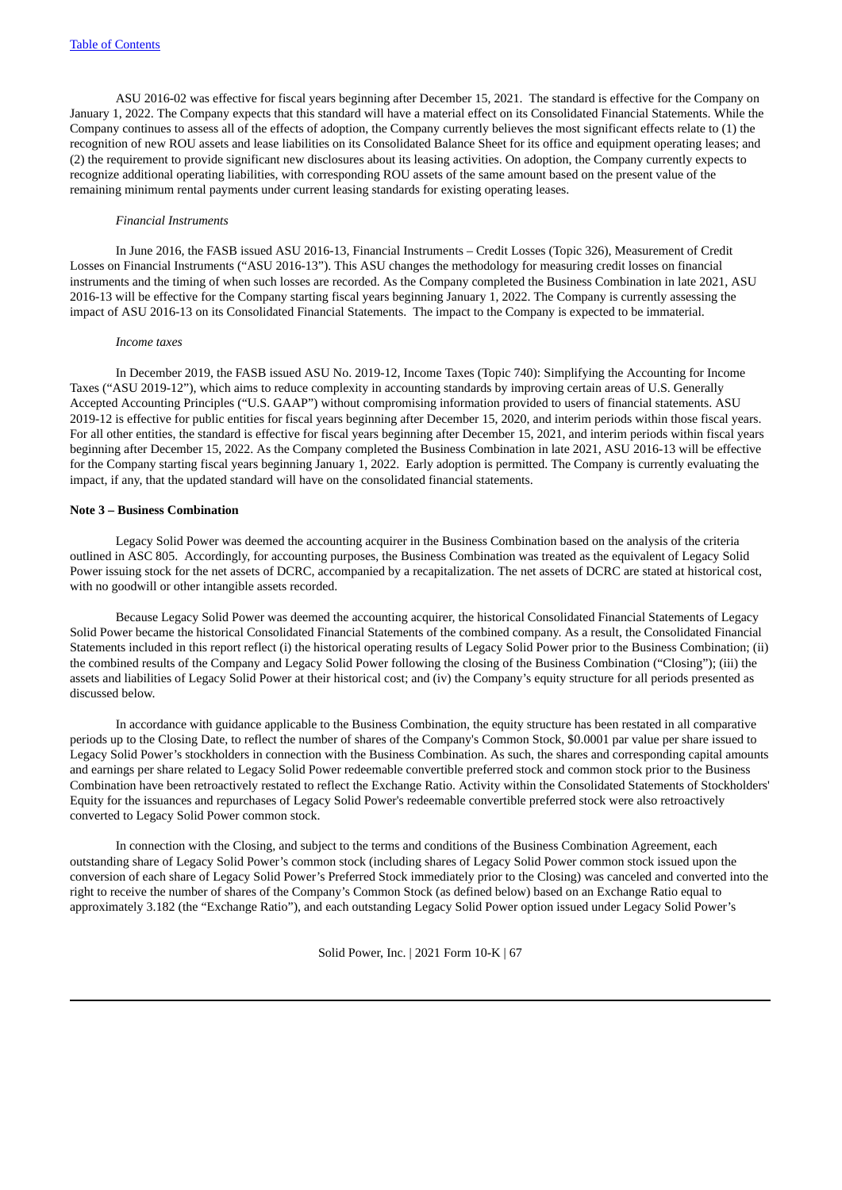ASU 2016-02 was effective for fiscal years beginning after December 15, 2021. The standard is effective for the Company on January 1, 2022. The Company expects that this standard will have a material effect on its Consolidated Financial Statements. While the Company continues to assess all of the effects of adoption, the Company currently believes the most significant effects relate to (1) the recognition of new ROU assets and lease liabilities on its Consolidated Balance Sheet for its office and equipment operating leases; and (2) the requirement to provide significant new disclosures about its leasing activities. On adoption, the Company currently expects to recognize additional operating liabilities, with corresponding ROU assets of the same amount based on the present value of the remaining minimum rental payments under current leasing standards for existing operating leases.

*Financial Instruments*

In June 2016, the FASB issued ASU 2016-13, Financial Instruments – Credit Losses (Topic 326), Measurement of Credit Losses on Financial Instruments ("ASU 2016-13"). This ASU changes the methodology for measuring credit losses on financial instruments and the timing of when such losses are recorded. As the Company completed the Business Combination in late 2021, ASU 2016-13 will be effective for the Company starting fiscal years beginning January 1, 2022. The Company is currently assessing the impact of ASU 2016-13 on its Consolidated Financial Statements. The impact to the Company is expected to be immaterial.

*Income taxes*

In December 2019, the FASB issued ASU No. 2019-12, Income Taxes (Topic 740): Simplifying the Accounting for Income Taxes ("ASU 2019-12"), which aims to reduce complexity in accounting standards by improving certain areas of U.S. Generally Accepted Accounting Principles ("U.S. GAAP") without compromising information provided to users of financial statements. ASU 2019-12 is effective for public entities for fiscal years beginning after December 15, 2020, and interim periods within those fiscal years. For all other entities, the standard is effective for fiscal years beginning after December 15, 2021, and interim periods within fiscal years beginning after December 15, 2022. As the Company completed the Business Combination in late 2021, ASU 2016-13 will be effective for the Company starting fiscal years beginning January 1, 2022. Early adoption is permitted. The Company is currently evaluating the impact, if any, that the updated standard will have on the consolidated financial statements.

**Note 3 – Business Combination**

Legacy Solid Power was deemed the accounting acquirer in the Business Combination based on the analysis of the criteria outlined in ASC 805. Accordingly, for accounting purposes, the Business Combination was treated as the equivalent of Legacy Solid Power issuing stock for the net assets of DCRC, accompanied by a recapitalization. The net assets of DCRC are stated at historical cost, with no goodwill or other intangible assets recorded.

Because Legacy Solid Power was deemed the accounting acquirer, the historical Consolidated Financial Statements of Legacy Solid Power became the historical Consolidated Financial Statements of the combined company. As a result, the Consolidated Financial Statements included in this report reflect (i) the historical operating results of Legacy Solid Power prior to the Business Combination; (ii) the combined results of the Company and Legacy Solid Power following the closing of the Business Combination ("Closing"); (iii) the assets and liabilities of Legacy Solid Power at their historical cost; and (iv) the Company's equity structure for all periods presented as discussed below.

In accordance with guidance applicable to the Business Combination, the equity structure has been restated in all comparative periods up to the Closing Date, to reflect the number of shares of the Company's Common Stock, $0.0001 par value per share issued to Legacy Solid Power's stockholders in connection with the Business Combination. As such, the shares and corresponding capital amounts and earnings per share related to Legacy Solid Power redeemable convertible preferred stock and common stock prior to the Business Combination have been retroactively restated to reflect the Exchange Ratio. Activity within the Consolidated Statements of Stockholders' Equity for the issuances and repurchases of Legacy Solid Power's redeemable convertible preferred stock were also retroactively converted to Legacy Solid Power common stock.

In connection with the Closing, and subject to the terms and conditions of the Business Combination Agreement, each outstanding share of Legacy Solid Power's common stock (including shares of Legacy Solid Power common stock issued upon the conversion of each share of Legacy Solid Power's Preferred Stock immediately prior to the Closing) was canceled and converted into the right to receive the number of shares of the Company's Common Stock (as defined below) based on an Exchange Ratio equal to approximately 3.182 (the "Exchange Ratio"), and each outstanding Legacy Solid Power option issued under Legacy Solid Power's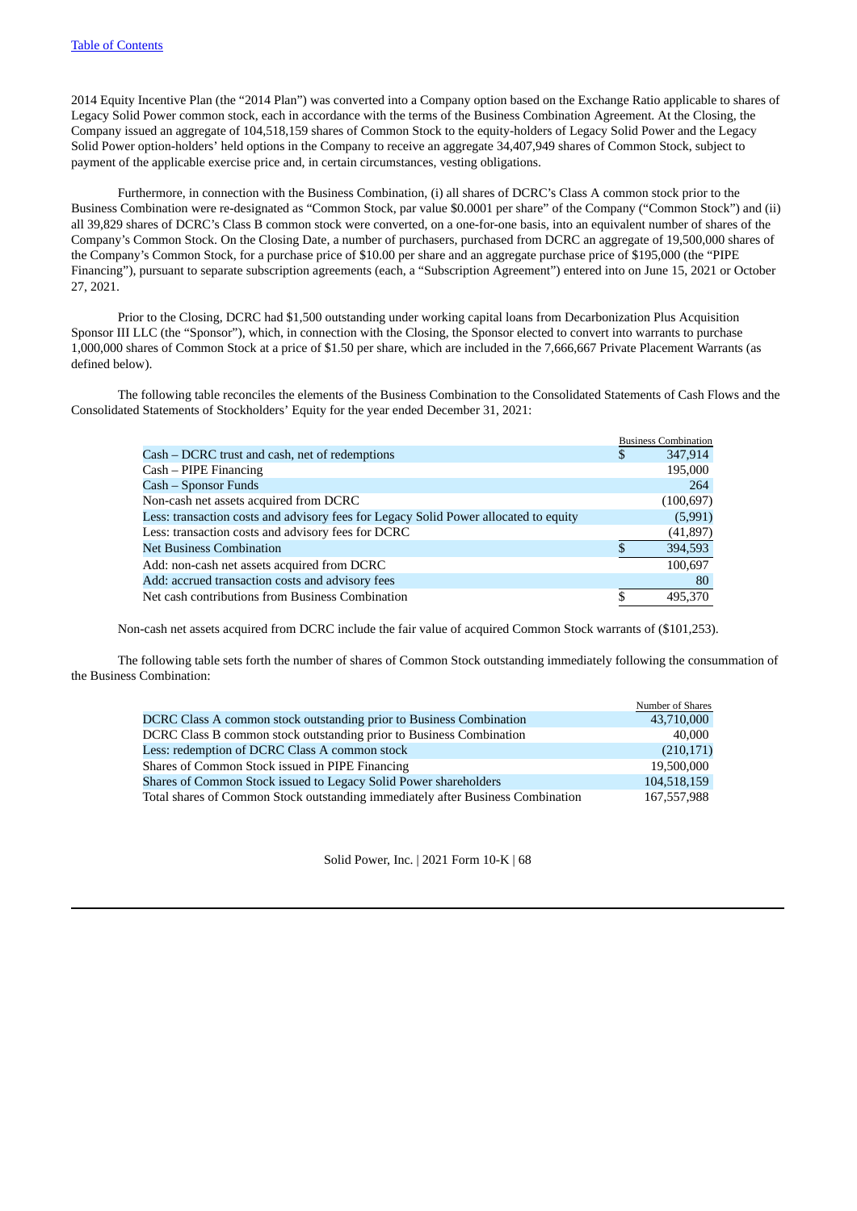2014 Equity Incentive Plan (the "2014 Plan") was converted into a Company option based on the Exchange Ratio applicable to shares of Legacy Solid Power common stock, each in accordance with the terms of the Business Combination Agreement. At the Closing, the Company issued an aggregate of 104,518,159 shares of Common Stock to the equity-holders of Legacy Solid Power and the Legacy Solid Power option-holders' held options in the Company to receive an aggregate 34,407,949 shares of Common Stock, subject to payment of the applicable exercise price and, in certain circumstances, vesting obligations.

Furthermore, in connection with the Business Combination, (i) all shares of DCRC's Class A common stock prior to the Business Combination were re-designated as "Common Stock, par value $0.0001 per share" of the Company ("Common Stock") and (ii) all 39,829 shares of DCRC's Class B common stock were converted, on a one-for-one basis, into an equivalent number of shares of the Company's Common Stock. On the Closing Date, a number of purchasers, purchased from DCRC an aggregate of 19,500,000 shares of the Company's Common Stock, for a purchase price of $10.00 per share and an aggregate purchase price of $195,000 (the "PIPE Financing"), pursuant to separate subscription agreements (each, a "Subscription Agreement") entered into on June 15, 2021 or October 27, 2021.

Prior to the Closing, DCRC had $1,500 outstanding under working capital loans from Decarbonization Plus Acquisition Sponsor III LLC (the "Sponsor"), which, in connection with the Closing, the Sponsor elected to convert into warrants to purchase 1,000,000 shares of Common Stock at a price of $1.50 per share, which are included in the 7,666,667 Private Placement Warrants (as defined below).

The following table reconciles the elements of the Business Combination to the Consolidated Statements of Cash Flows and the Consolidated Statements of Stockholders' Equity for the year ended December 31, 2021:

| | Business Combination |
|---|---|
| Cash – DCRC trust and cash, net of redemptions | $ 347,914 |
| Cash – PIPE Financing | 195,000 |
| Cash – Sponsor Funds | 264 |
| Non-cash net assets acquired from DCRC | (100,697) |
| Less: transaction costs and advisory fees for Legacy Solid Power allocated to equity | (5,991) |
| Less: transaction costs and advisory fees for DCRC | (41,897) |
| Net Business Combination | $ 394,593 |
| Add: non-cash net assets acquired from DCRC | 100,697 |
| Add: accrued transaction costs and advisory fees | 80 |
| Net cash contributions from Business Combination | $ 495,370 |

Non-cash net assets acquired from DCRC include the fair value of acquired Common Stock warrants of ($101,253).

The following table sets forth the number of shares of Common Stock outstanding immediately following the consummation of the Business Combination:

| | Number of Shares |
|---|---|
| DCRC Class A common stock outstanding prior to Business Combination | 43,710,000 |
| DCRC Class B common stock outstanding prior to Business Combination | 40,000 |
| Less: redemption of DCRC Class A common stock | (210,171) |
| Shares of Common Stock issued in PIPE Financing | 19,500,000 |
| Shares of Common Stock issued to Legacy Solid Power shareholders | 104,518,159 |
| Total shares of Common Stock outstanding immediately after Business Combination | 167,557,988 |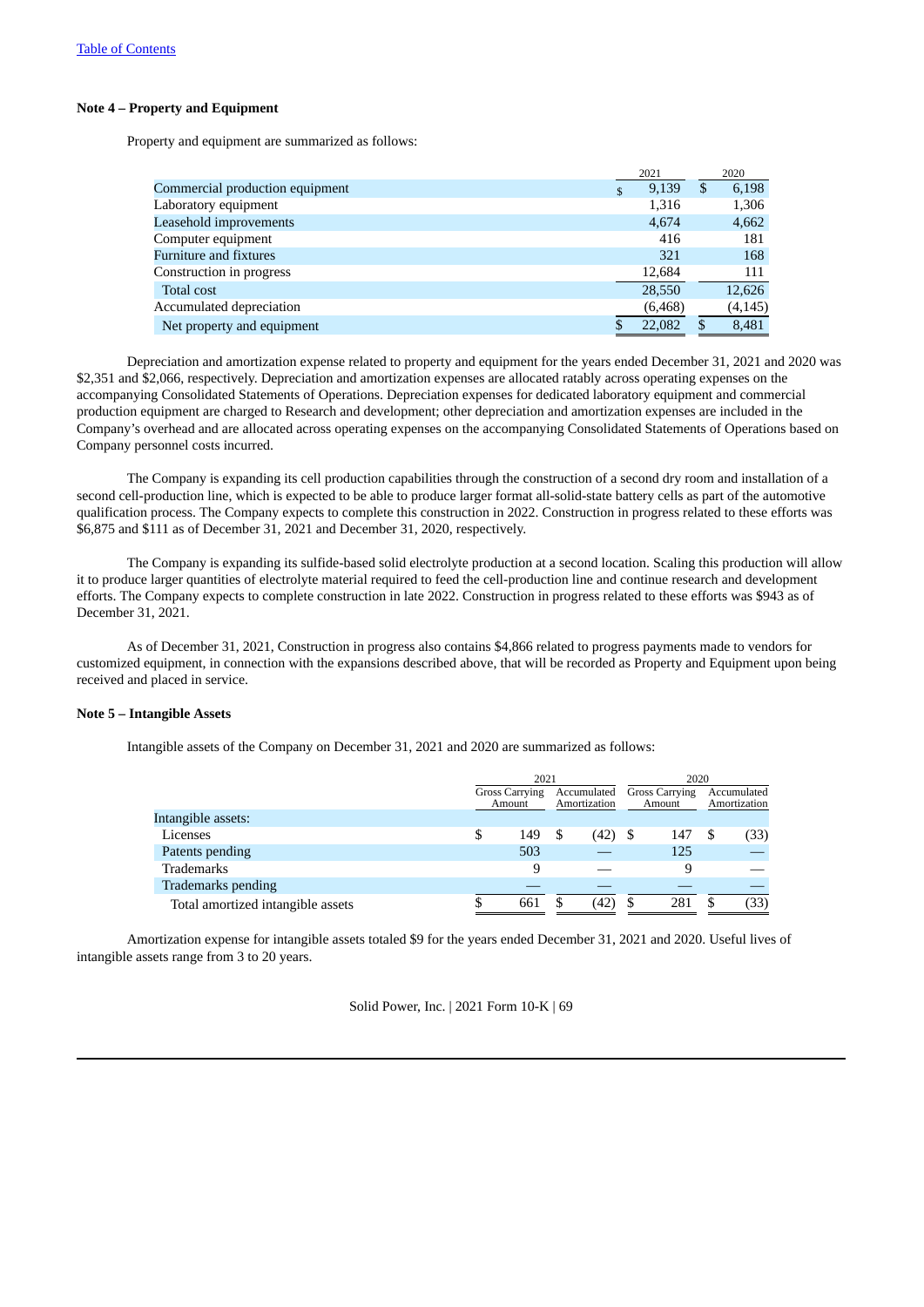Table of Contents

**Note 4 – Property and Equipment**

Property and equipment are summarized as follows:

| | 2021 | 2020 |
|---|---|---|
| Commercial production equipment | $ 9,139 | $ 6,198 |
| Laboratory equipment | 1,316 | 1,306 |
| Leasehold improvements | 4,674 | 4,662 |
| Computer equipment | 416 | 181 |
| Furniture and fixtures | 321 | 168 |
| Construction in progress | 12,684 | 111 |
| Total cost | 28,550 | 12,626 |
| Accumulated depreciation | (6,468) | (4,145) |
| Net property and equipment | $ 22,082 | $ 8,481 |

Depreciation and amortization expense related to property and equipment for the years ended December 31, 2021 and 2020 was $2,351 and $2,066, respectively. Depreciation and amortization expenses are allocated ratably across operating expenses on the accompanying Consolidated Statements of Operations. Depreciation expenses for dedicated laboratory equipment and commercial production equipment are charged to Research and development; other depreciation and amortization expenses are included in the Company's overhead and are allocated across operating expenses on the accompanying Consolidated Statements of Operations based on Company personnel costs incurred.

The Company is expanding its cell production capabilities through the construction of a second dry room and installation of a second cell-production line, which is expected to be able to produce larger format all-solid-state battery cells as part of the automotive qualification process. The Company expects to complete this construction in 2022. Construction in progress related to these efforts was $6,875 and $111 as of December 31, 2021 and December 31, 2020, respectively.

The Company is expanding its sulfide-based solid electrolyte production at a second location. Scaling this production will allow it to produce larger quantities of electrolyte material required to feed the cell-production line and continue research and development efforts. The Company expects to complete construction in late 2022. Construction in progress related to these efforts was $943 as of December 31, 2021.

As of December 31, 2021, Construction in progress also contains $4,866 related to progress payments made to vendors for customized equipment, in connection with the expansions described above, that will be recorded as Property and Equipment upon being received and placed in service.

**Note 5 – Intangible Assets**

Intangible assets of the Company on December 31, 2021 and 2020 are summarized as follows:

| | 2021 | | 2020 | |
|---|---|---|---|---|
| | Gross Carrying Amount | Accumulated Amortization | Gross Carrying Amount | Accumulated Amortization |
| Intangible assets: | | | | |
| Licenses | $ 149 | $ (42) | $ 147 | $ (33) |
| Patents pending | 503 | — | 125 | — |
| Trademarks | 9 | — | 9 | — |
| Trademarks pending | — | — | — | — |
| Total amortized intangible assets | $ 661 | $ (42) | $ 281 | $ (33) |

Amortization expense for intangible assets totaled $9 for the years ended December 31, 2021 and 2020. Useful lives of intangible assets range from 3 to 20 years.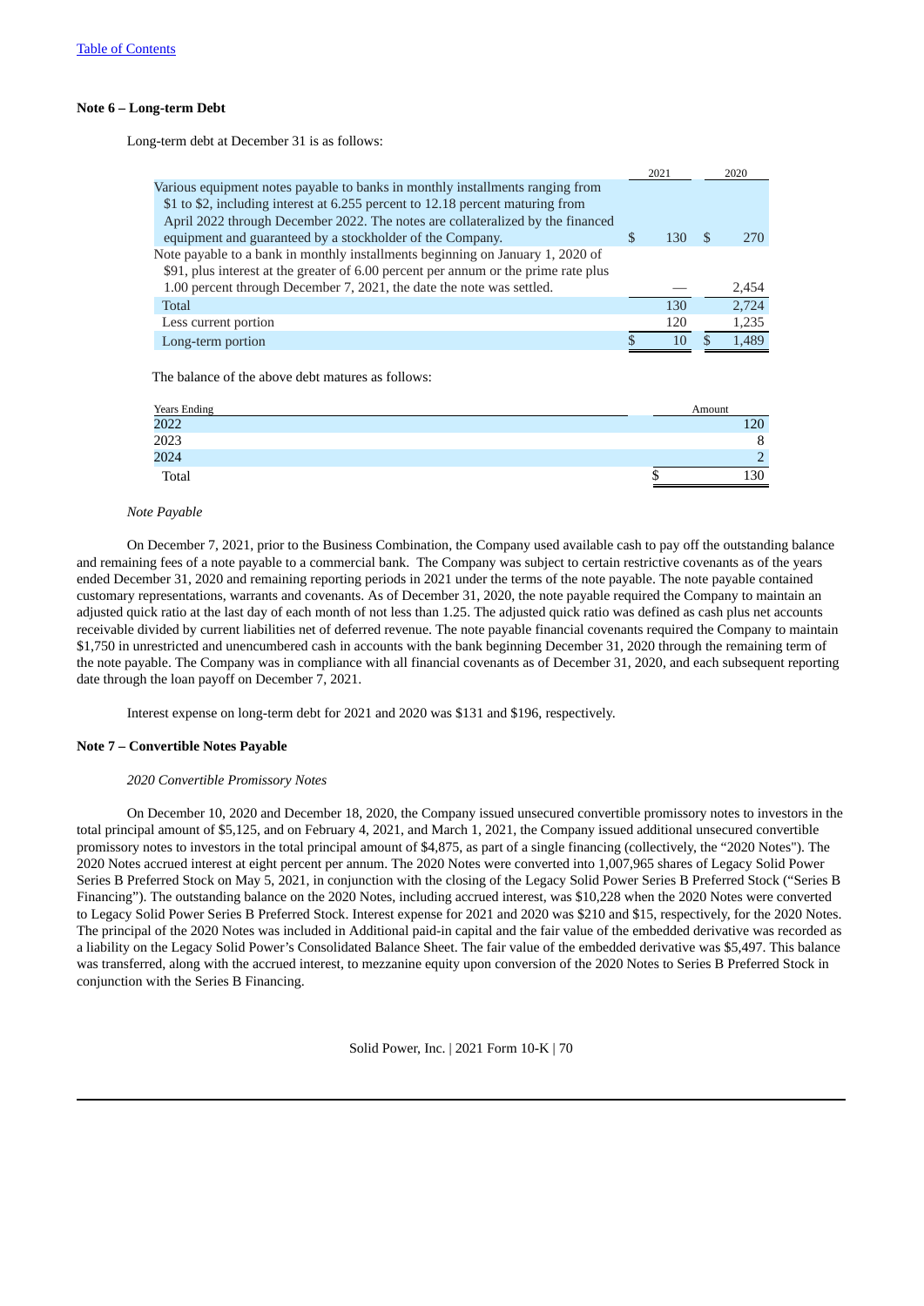**Note 6 – Long-term Debt**

Long-term debt at December 31 is as follows:

| | 2021 | 2020 |
|---|---|---|
| Various equipment notes payable to banks in monthly installments ranging from $1 to $2, including interest at 6.255 percent to 12.18 percent maturing from April 2022 through December 2022. The notes are collateralized by the financed equipment and guaranteed by a stockholder of the Company. | $ 130 | $ 270 |
| Note payable to a bank in monthly installments beginning on January 1, 2020 of $91, plus interest at the greater of 6.00 percent per annum or the prime rate plus 1.00 percent through December 7, 2021, the date the note was settled. | — | 2,454 |
| Total | 130 | 2,724 |
| Less current portion | 120 | 1,235 |
| Long-term portion | $ 10 | $ 1,489 |

The balance of the above debt matures as follows:

| Years Ending | Amount |
|---|---|
| 2022 | 120 |
| 2023 | 8 |
| 2024 | 2 |
| Total | $ 130 |

*Note Payable*

On December 7, 2021, prior to the Business Combination, the Company used available cash to pay off the outstanding balance and remaining fees of a note payable to a commercial bank. The Company was subject to certain restrictive covenants as of the years ended December 31, 2020 and remaining reporting periods in 2021 under the terms of the note payable. The note payable contained customary representations, warrants and covenants. As of December 31, 2020, the note payable required the Company to maintain an adjusted quick ratio at the last day of each month of not less than 1.25. The adjusted quick ratio was defined as cash plus net accounts receivable divided by current liabilities net of deferred revenue. The note payable financial covenants required the Company to maintain $1,750 in unrestricted and unencumbered cash in accounts with the bank beginning December 31, 2020 through the remaining term of the note payable. The Company was in compliance with all financial covenants as of December 31, 2020, and each subsequent reporting date through the loan payoff on December 7, 2021.

Interest expense on long-term debt for 2021 and 2020 was $131 and $196, respectively.

**Note 7 – Convertible Notes Payable**

*2020 Convertible Promissory Notes*

On December 10, 2020 and December 18, 2020, the Company issued unsecured convertible promissory notes to investors in the total principal amount of $5,125, and on February 4, 2021, and March 1, 2021, the Company issued additional unsecured convertible promissory notes to investors in the total principal amount of $4,875, as part of a single financing (collectively, the "2020 Notes"). The 2020 Notes accrued interest at eight percent per annum. The 2020 Notes were converted into 1,007,965 shares of Legacy Solid Power Series B Preferred Stock on May 5, 2021, in conjunction with the closing of the Legacy Solid Power Series B Preferred Stock ("Series B Financing"). The outstanding balance on the 2020 Notes, including accrued interest, was $10,228 when the 2020 Notes were converted to Legacy Solid Power Series B Preferred Stock. Interest expense for 2021 and 2020 was $210 and $15, respectively, for the 2020 Notes. The principal of the 2020 Notes was included in Additional paid-in capital and the fair value of the embedded derivative was recorded as a liability on the Legacy Solid Power's Consolidated Balance Sheet. The fair value of the embedded derivative was $5,497. This balance was transferred, along with the accrued interest, to mezzanine equity upon conversion of the 2020 Notes to Series B Preferred Stock in conjunction with the Series B Financing.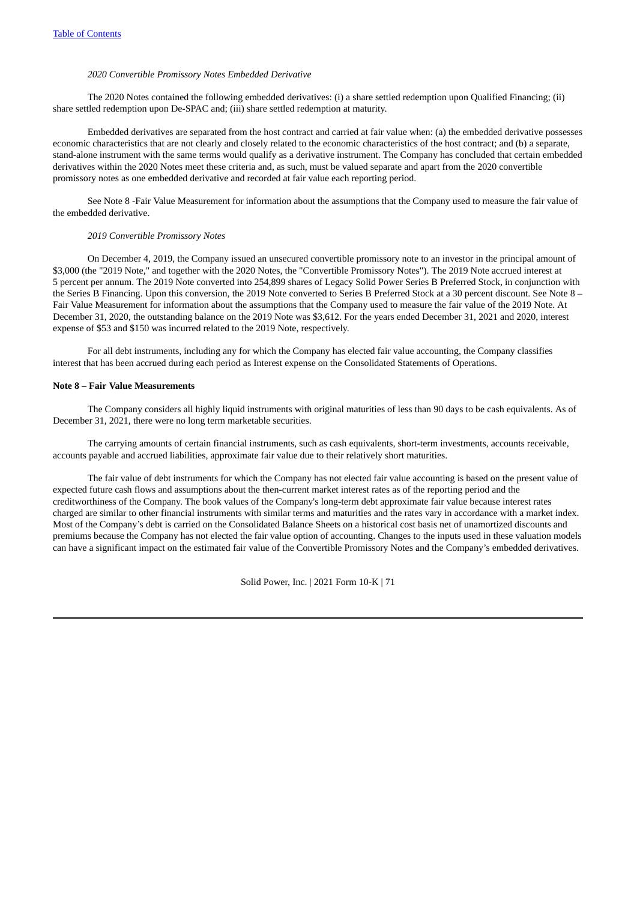*2020 Convertible Promissory Notes Embedded Derivative*

The 2020 Notes contained the following embedded derivatives: (i) a share settled redemption upon Qualified Financing; (ii) share settled redemption upon De-SPAC and; (iii) share settled redemption at maturity.

Embedded derivatives are separated from the host contract and carried at fair value when: (a) the embedded derivative possesses economic characteristics that are not clearly and closely related to the economic characteristics of the host contract; and (b) a separate, stand-alone instrument with the same terms would qualify as a derivative instrument. The Company has concluded that certain embedded derivatives within the 2020 Notes meet these criteria and, as such, must be valued separate and apart from the 2020 convertible promissory notes as one embedded derivative and recorded at fair value each reporting period.

See Note 8 -Fair Value Measurement for information about the assumptions that the Company used to measure the fair value of the embedded derivative.

*2019 Convertible Promissory Notes*

On December 4, 2019, the Company issued an unsecured convertible promissory note to an investor in the principal amount of $3,000 (the "2019 Note," and together with the 2020 Notes, the "Convertible Promissory Notes"). The 2019 Note accrued interest at 5 percent per annum. The 2019 Note converted into 254,899 shares of Legacy Solid Power Series B Preferred Stock, in conjunction with the Series B Financing. Upon this conversion, the 2019 Note converted to Series B Preferred Stock at a 30 percent discount. See Note 8 – Fair Value Measurement for information about the assumptions that the Company used to measure the fair value of the 2019 Note. At December 31, 2020, the outstanding balance on the 2019 Note was $3,612. For the years ended December 31, 2021 and 2020, interest expense of $53 and $150 was incurred related to the 2019 Note, respectively.

For all debt instruments, including any for which the Company has elected fair value accounting, the Company classifies interest that has been accrued during each period as Interest expense on the Consolidated Statements of Operations.

**Note 8 – Fair Value Measurements**

The Company considers all highly liquid instruments with original maturities of less than 90 days to be cash equivalents. As of December 31, 2021, there were no long term marketable securities.

The carrying amounts of certain financial instruments, such as cash equivalents, short-term investments, accounts receivable, accounts payable and accrued liabilities, approximate fair value due to their relatively short maturities.

The fair value of debt instruments for which the Company has not elected fair value accounting is based on the present value of expected future cash flows and assumptions about the then-current market interest rates as of the reporting period and the creditworthiness of the Company. The book values of the Company's long-term debt approximate fair value because interest rates charged are similar to other financial instruments with similar terms and maturities and the rates vary in accordance with a market index. Most of the Company's debt is carried on the Consolidated Balance Sheets on a historical cost basis net of unamortized discounts and premiums because the Company has not elected the fair value option of accounting. Changes to the inputs used in these valuation models can have a significant impact on the estimated fair value of the Convertible Promissory Notes and the Company's embedded derivatives.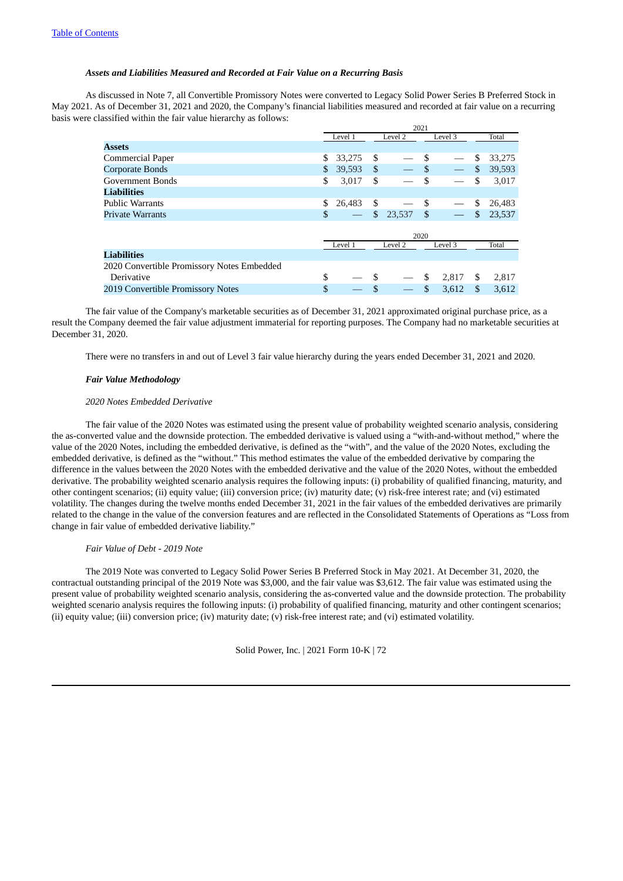#### *Assets and Liabilities Measured and Recorded at Fair Value on a Recurring Basis*

As discussed in Note 7, all Convertible Promissory Notes were converted to Legacy Solid Power Series B Preferred Stock in May 2021. As of December 31, 2021 and 2020, the Company's financial liabilities measured and recorded at fair value on a recurring basis were classified within the fair value hierarchy as follows:

| | 2021 | | | |
|---|---|---|---|---|
| | Level 1 | Level 2 | Level 3 | Total |
| **Assets** | | | | |
| Commercial Paper | $ 33,275 | $ — | $ — | $ 33,275 |
| Corporate Bonds | $ 39,593 | $ — | $ — | $ 39,593 |
| Government Bonds | $ 3,017 | $ — | $ — | $ 3,017 |
| **Liabilities** | | | | |
| Public Warrants | $ 26,483 | $ — | $ — | $ 26,483 |
| Private Warrants | $ — | $ 23,537 | $ — | $ 23,537 |

| | 2020 | | | |
|---|---|---|---|---|
| | Level 1 | Level 2 | Level 3 | Total |
| **Liabilities** | | | | |
| 2020 Convertible Promissory Notes Embedded Derivative | $ — | $ — | $ 2,817 | $ 2,817 |
| 2019 Convertible Promissory Notes | $ — | $ — | $ 3,612 | $ 3,612 |

The fair value of the Company's marketable securities as of December 31, 2021 approximated original purchase price, as a result the Company deemed the fair value adjustment immaterial for reporting purposes. The Company had no marketable securities at December 31, 2020.

There were no transfers in and out of Level 3 fair value hierarchy during the years ended December 31, 2021 and 2020.

#### *Fair Value Methodology*

*2020 Notes Embedded Derivative*

The fair value of the 2020 Notes was estimated using the present value of probability weighted scenario analysis, considering the as-converted value and the downside protection. The embedded derivative is valued using a "with-and-without method," where the value of the 2020 Notes, including the embedded derivative, is defined as the "with", and the value of the 2020 Notes, excluding the embedded derivative, is defined as the "without." This method estimates the value of the embedded derivative by comparing the difference in the values between the 2020 Notes with the embedded derivative and the value of the 2020 Notes, without the embedded derivative. The probability weighted scenario analysis requires the following inputs: (i) probability of qualified financing, maturity, and other contingent scenarios; (ii) equity value; (iii) conversion price; (iv) maturity date; (v) risk-free interest rate; and (vi) estimated volatility. The changes during the twelve months ended December 31, 2021 in the fair values of the embedded derivatives are primarily related to the change in the value of the conversion features and are reflected in the Consolidated Statements of Operations as "Loss from change in fair value of embedded derivative liability."

*Fair Value of Debt - 2019 Note*

The 2019 Note was converted to Legacy Solid Power Series B Preferred Stock in May 2021. At December 31, 2020, the contractual outstanding principal of the 2019 Note was $3,000, and the fair value was $3,612. The fair value was estimated using the present value of probability weighted scenario analysis, considering the as-converted value and the downside protection. The probability weighted scenario analysis requires the following inputs: (i) probability of qualified financing, maturity and other contingent scenarios; (ii) equity value; (iii) conversion price; (iv) maturity date; (v) risk-free interest rate; and (vi) estimated volatility.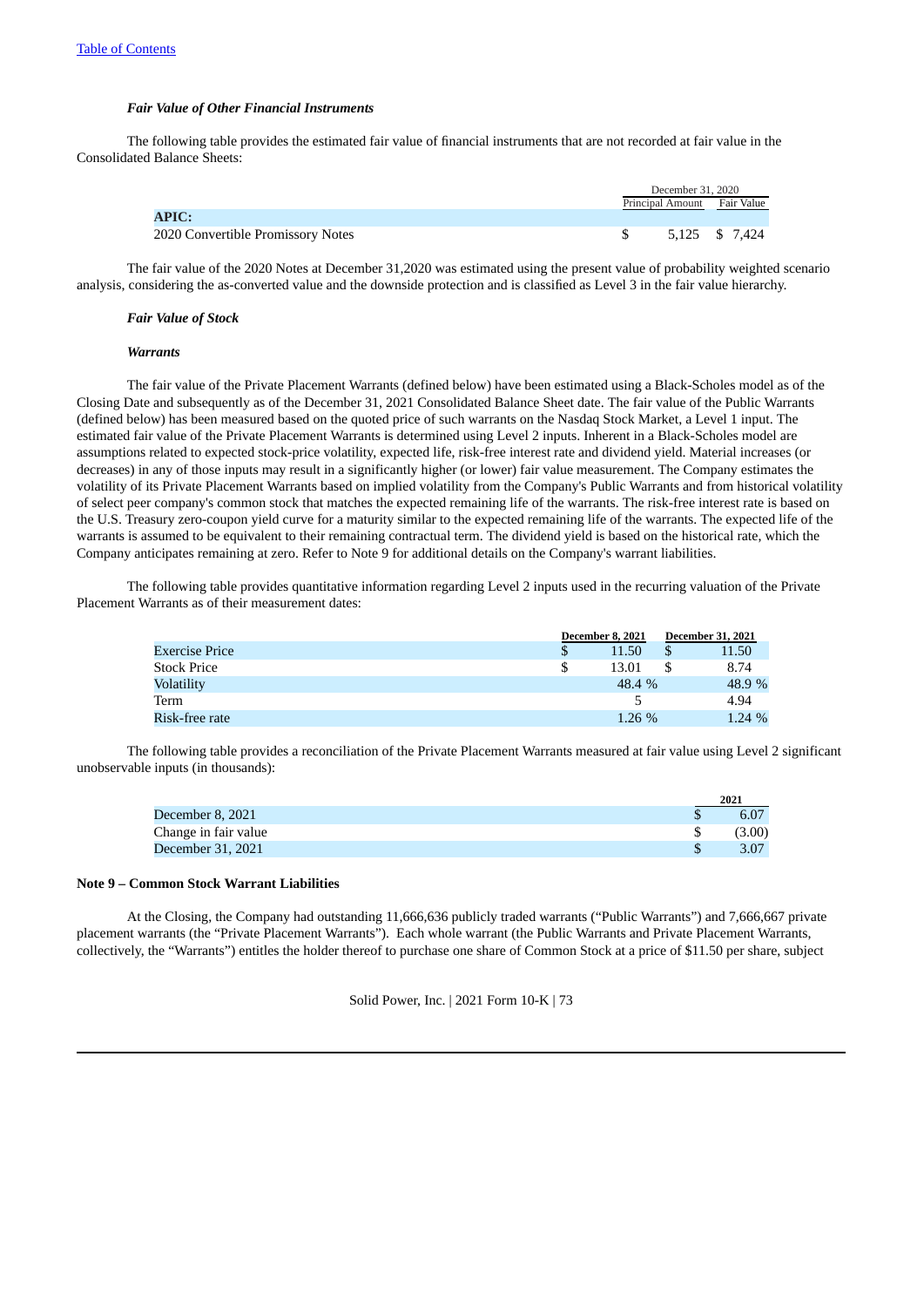*Fair Value of Other Financial Instruments*

The following table provides the estimated fair value of financial instruments that are not recorded at fair value in the Consolidated Balance Sheets:

| | December 31, 2020 | |
|---|---|---|
| | Principal Amount | Fair Value |
| **APIC:** | | |
| 2020 Convertible Promissory Notes | $ 5,125 | $ 7,424 |

The fair value of the 2020 Notes at December 31,2020 was estimated using the present value of probability weighted scenario analysis, considering the as-converted value and the downside protection and is classified as Level 3 in the fair value hierarchy.

***Fair Value of Stock***

***Warrants***

The fair value of the Private Placement Warrants (defined below) have been estimated using a Black-Scholes model as of the Closing Date and subsequently as of the December 31, 2021 Consolidated Balance Sheet date. The fair value of the Public Warrants (defined below) has been measured based on the quoted price of such warrants on the Nasdaq Stock Market, a Level 1 input. The estimated fair value of the Private Placement Warrants is determined using Level 2 inputs. Inherent in a Black-Scholes model are assumptions related to expected stock-price volatility, expected life, risk-free interest rate and dividend yield. Material increases (or decreases) in any of those inputs may result in a significantly higher (or lower) fair value measurement. The Company estimates the volatility of its Private Placement Warrants based on implied volatility from the Company's Public Warrants and from historical volatility of select peer company's common stock that matches the expected remaining life of the warrants. The risk-free interest rate is based on the U.S. Treasury zero-coupon yield curve for a maturity similar to the expected remaining life of the warrants. The expected life of the warrants is assumed to be equivalent to their remaining contractual term. The dividend yield is based on the historical rate, which the Company anticipates remaining at zero. Refer to Note 9 for additional details on the Company's warrant liabilities.

The following table provides quantitative information regarding Level 2 inputs used in the recurring valuation of the Private Placement Warrants as of their measurement dates:

| | December 8, 2021 | December 31, 2021 |
|---|---|---|
| Exercise Price | $ 11.50 | $ 11.50 |
| Stock Price | $ 13.01 | $ 8.74 |
| Volatility | 48.4 % | 48.9 % |
| Term | 5 | 4.94 |
| Risk-free rate | 1.26 % | 1.24 % |

The following table provides a reconciliation of the Private Placement Warrants measured at fair value using Level 2 significant unobservable inputs (in thousands):

| | 2021 |
|---|---|
| December 8, 2021 | $ 6.07 |
| Change in fair value | $ (3.00) |
| December 31, 2021 | $ 3.07 |

**Note 9 – Common Stock Warrant Liabilities**

At the Closing, the Company had outstanding 11,666,636 publicly traded warrants ("Public Warrants") and 7,666,667 private placement warrants (the "Private Placement Warrants"). Each whole warrant (the Public Warrants and Private Placement Warrants, collectively, the "Warrants") entitles the holder thereof to purchase one share of Common Stock at a price of $11.50 per share, subject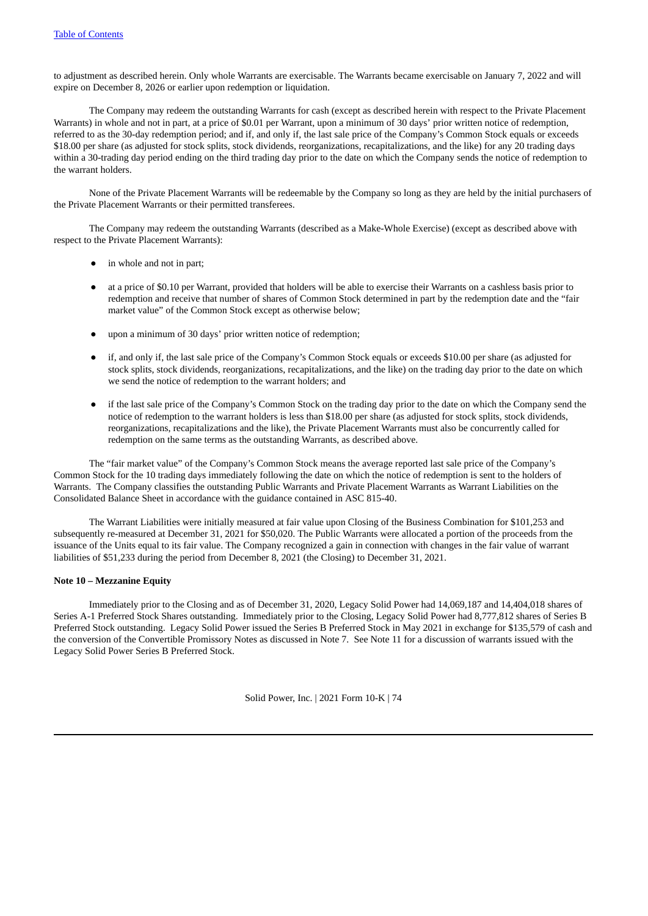to adjustment as described herein. Only whole Warrants are exercisable. The Warrants became exercisable on January 7, 2022 and will expire on December 8, 2026 or earlier upon redemption or liquidation.

The Company may redeem the outstanding Warrants for cash (except as described herein with respect to the Private Placement Warrants) in whole and not in part, at a price of $0.01 per Warrant, upon a minimum of 30 days' prior written notice of redemption, referred to as the 30-day redemption period; and if, and only if, the last sale price of the Company's Common Stock equals or exceeds $18.00 per share (as adjusted for stock splits, stock dividends, reorganizations, recapitalizations, and the like) for any 20 trading days within a 30-trading day period ending on the third trading day prior to the date on which the Company sends the notice of redemption to the warrant holders.

None of the Private Placement Warrants will be redeemable by the Company so long as they are held by the initial purchasers of the Private Placement Warrants or their permitted transferees.

The Company may redeem the outstanding Warrants (described as a Make-Whole Exercise) (except as described above with respect to the Private Placement Warrants):

- in whole and not in part;
- at a price of $0.10 per Warrant, provided that holders will be able to exercise their Warrants on a cashless basis prior to redemption and receive that number of shares of Common Stock determined in part by the redemption date and the "fair market value" of the Common Stock except as otherwise below;
- upon a minimum of 30 days' prior written notice of redemption;
- if, and only if, the last sale price of the Company's Common Stock equals or exceeds $10.00 per share (as adjusted for stock splits, stock dividends, reorganizations, recapitalizations, and the like) on the trading day prior to the date on which we send the notice of redemption to the warrant holders; and
- if the last sale price of the Company's Common Stock on the trading day prior to the date on which the Company send the notice of redemption to the warrant holders is less than $18.00 per share (as adjusted for stock splits, stock dividends, reorganizations, recapitalizations and the like), the Private Placement Warrants must also be concurrently called for redemption on the same terms as the outstanding Warrants, as described above.

The "fair market value" of the Company's Common Stock means the average reported last sale price of the Company's Common Stock for the 10 trading days immediately following the date on which the notice of redemption is sent to the holders of Warrants. The Company classifies the outstanding Public Warrants and Private Placement Warrants as Warrant Liabilities on the Consolidated Balance Sheet in accordance with the guidance contained in ASC 815-40.

The Warrant Liabilities were initially measured at fair value upon Closing of the Business Combination for $101,253 and subsequently re-measured at December 31, 2021 for $50,020. The Public Warrants were allocated a portion of the proceeds from the issuance of the Units equal to its fair value. The Company recognized a gain in connection with changes in the fair value of warrant liabilities of $51,233 during the period from December 8, 2021 (the Closing) to December 31, 2021.

**Note 10 – Mezzanine Equity**

Immediately prior to the Closing and as of December 31, 2020, Legacy Solid Power had 14,069,187 and 14,404,018 shares of Series A-1 Preferred Stock Shares outstanding. Immediately prior to the Closing, Legacy Solid Power had 8,777,812 shares of Series B Preferred Stock outstanding. Legacy Solid Power issued the Series B Preferred Stock in May 2021 in exchange for $135,579 of cash and the conversion of the Convertible Promissory Notes as discussed in Note 7. See Note 11 for a discussion of warrants issued with the Legacy Solid Power Series B Preferred Stock.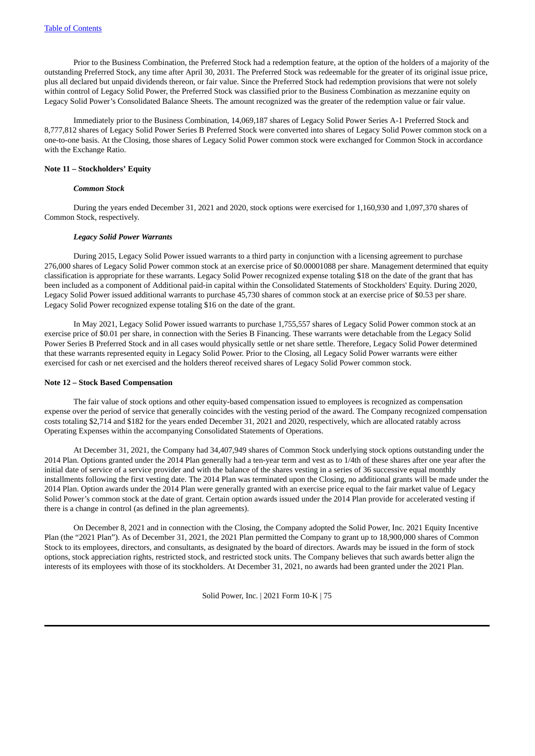Prior to the Business Combination, the Preferred Stock had a redemption feature, at the option of the holders of a majority of the outstanding Preferred Stock, any time after April 30, 2031. The Preferred Stock was redeemable for the greater of its original issue price, plus all declared but unpaid dividends thereon, or fair value. Since the Preferred Stock had redemption provisions that were not solely within control of Legacy Solid Power, the Preferred Stock was classified prior to the Business Combination as mezzanine equity on Legacy Solid Power's Consolidated Balance Sheets. The amount recognized was the greater of the redemption value or fair value.

Immediately prior to the Business Combination, 14,069,187 shares of Legacy Solid Power Series A-1 Preferred Stock and 8,777,812 shares of Legacy Solid Power Series B Preferred Stock were converted into shares of Legacy Solid Power common stock on a one-to-one basis. At the Closing, those shares of Legacy Solid Power common stock were exchanged for Common Stock in accordance with the Exchange Ratio.

**Note 11 – Stockholders' Equity**

***Common Stock***

During the years ended December 31, 2021 and 2020, stock options were exercised for 1,160,930 and 1,097,370 shares of Common Stock, respectively.

***Legacy Solid Power Warrants***

During 2015, Legacy Solid Power issued warrants to a third party in conjunction with a licensing agreement to purchase 276,000 shares of Legacy Solid Power common stock at an exercise price of $0.00001088 per share. Management determined that equity classification is appropriate for these warrants. Legacy Solid Power recognized expense totaling $18 on the date of the grant that has been included as a component of Additional paid-in capital within the Consolidated Statements of Stockholders' Equity. During 2020, Legacy Solid Power issued additional warrants to purchase 45,730 shares of common stock at an exercise price of $0.53 per share. Legacy Solid Power recognized expense totaling $16 on the date of the grant.

In May 2021, Legacy Solid Power issued warrants to purchase 1,755,557 shares of Legacy Solid Power common stock at an exercise price of $0.01 per share, in connection with the Series B Financing. These warrants were detachable from the Legacy Solid Power Series B Preferred Stock and in all cases would physically settle or net share settle. Therefore, Legacy Solid Power determined that these warrants represented equity in Legacy Solid Power. Prior to the Closing, all Legacy Solid Power warrants were either exercised for cash or net exercised and the holders thereof received shares of Legacy Solid Power common stock.

**Note 12 – Stock Based Compensation**

The fair value of stock options and other equity-based compensation issued to employees is recognized as compensation expense over the period of service that generally coincides with the vesting period of the award. The Company recognized compensation costs totaling $2,714 and $182 for the years ended December 31, 2021 and 2020, respectively, which are allocated ratably across Operating Expenses within the accompanying Consolidated Statements of Operations.

At December 31, 2021, the Company had 34,407,949 shares of Common Stock underlying stock options outstanding under the 2014 Plan. Options granted under the 2014 Plan generally had a ten-year term and vest as to 1/4th of these shares after one year after the initial date of service of a service provider and with the balance of the shares vesting in a series of 36 successive equal monthly installments following the first vesting date. The 2014 Plan was terminated upon the Closing, no additional grants will be made under the 2014 Plan. Option awards under the 2014 Plan were generally granted with an exercise price equal to the fair market value of Legacy Solid Power's common stock at the date of grant. Certain option awards issued under the 2014 Plan provide for accelerated vesting if there is a change in control (as defined in the plan agreements).

On December 8, 2021 and in connection with the Closing, the Company adopted the Solid Power, Inc. 2021 Equity Incentive Plan (the "2021 Plan"). As of December 31, 2021, the 2021 Plan permitted the Company to grant up to 18,900,000 shares of Common Stock to its employees, directors, and consultants, as designated by the board of directors. Awards may be issued in the form of stock options, stock appreciation rights, restricted stock, and restricted stock units. The Company believes that such awards better align the interests of its employees with those of its stockholders. At December 31, 2021, no awards had been granted under the 2021 Plan.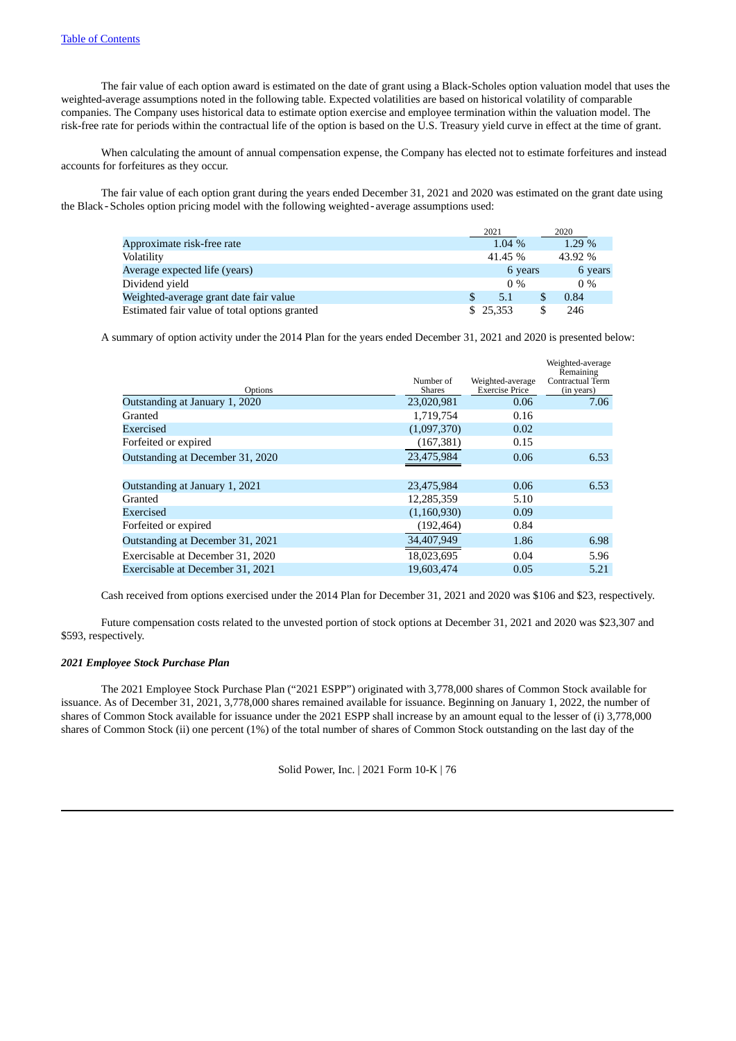The fair value of each option award is estimated on the date of grant using a Black-Scholes option valuation model that uses the weighted-average assumptions noted in the following table. Expected volatilities are based on historical volatility of comparable companies. The Company uses historical data to estimate option exercise and employee termination within the valuation model. The risk-free rate for periods within the contractual life of the option is based on the U.S. Treasury yield curve in effect at the time of grant.

When calculating the amount of annual compensation expense, the Company has elected not to estimate forfeitures and instead accounts for forfeitures as they occur.

The fair value of each option grant during the years ended December 31, 2021 and 2020 was estimated on the grant date using the Black‑Scholes option pricing model with the following weighted‑average assumptions used:

| | 2021 | 2020 |
|---|---|---|
| Approximate risk-free rate | 1.04 % | 1.29 % |
| Volatility | 41.45 % | 43.92 % |
| Average expected life (years) | 6 years | 6 years |
| Dividend yield | 0 % | 0 % |
| Weighted-average grant date fair value | $ 5.1 | $ 0.84 |
| Estimated fair value of total options granted | $ 25,353 | $ 246 |

A summary of option activity under the 2014 Plan for the years ended December 31, 2021 and 2020 is presented below:

| Options | Number of Shares | Weighted-average Exercise Price | Weighted-average Remaining Contractual Term (in years) |
|---|---|---|---|
| Outstanding at January 1, 2020 | 23,020,981 | 0.06 | 7.06 |
| Granted | 1,719,754 | 0.16 | |
| Exercised | (1,097,370) | 0.02 | |
| Forfeited or expired | (167,381) | 0.15 | |
| Outstanding at December 31, 2020 | 23,475,984 | 0.06 | 6.53 |
| | | | |
| Outstanding at January 1, 2021 | 23,475,984 | 0.06 | 6.53 |
| Granted | 12,285,359 | 5.10 | |
| Exercised | (1,160,930) | 0.09 | |
| Forfeited or expired | (192,464) | 0.84 | |
| Outstanding at December 31, 2021 | 34,407,949 | 1.86 | 6.98 |
| Exercisable at December 31, 2020 | 18,023,695 | 0.04 | 5.96 |
| Exercisable at December 31, 2021 | 19,603,474 | 0.05 | 5.21 |

Cash received from options exercised under the 2014 Plan for December 31, 2021 and 2020 was $106 and $23, respectively.

Future compensation costs related to the unvested portion of stock options at December 31, 2021 and 2020 was $23,307 and $593, respectively.

***2021 Employee Stock Purchase Plan***

The 2021 Employee Stock Purchase Plan ("2021 ESPP") originated with 3,778,000 shares of Common Stock available for issuance. As of December 31, 2021, 3,778,000 shares remained available for issuance. Beginning on January 1, 2022, the number of shares of Common Stock available for issuance under the 2021 ESPP shall increase by an amount equal to the lesser of (i) 3,778,000 shares of Common Stock (ii) one percent (1%) of the total number of shares of Common Stock outstanding on the last day of the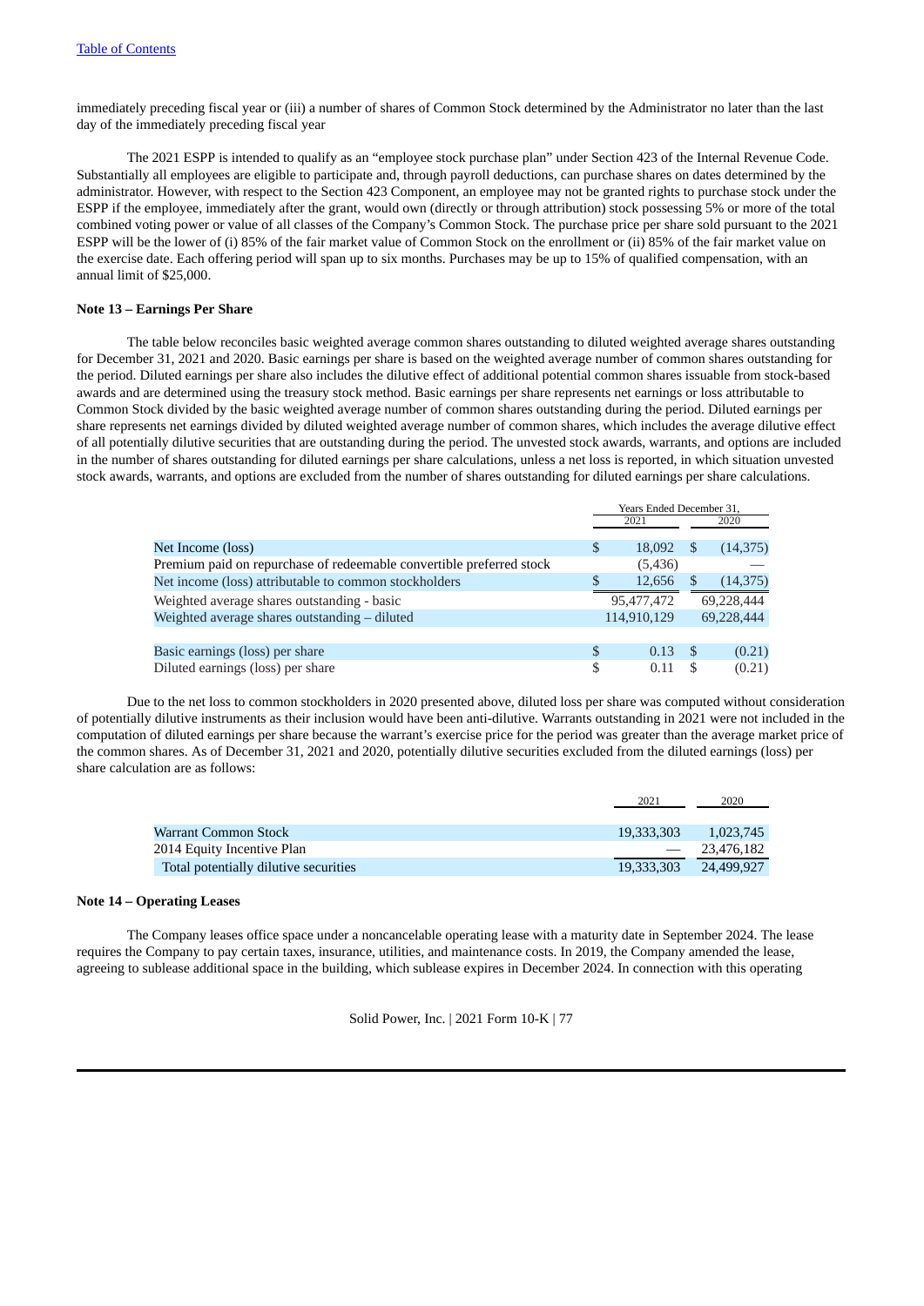immediately preceding fiscal year or (iii) a number of shares of Common Stock determined by the Administrator no later than the last day of the immediately preceding fiscal year

The 2021 ESPP is intended to qualify as an "employee stock purchase plan" under Section 423 of the Internal Revenue Code. Substantially all employees are eligible to participate and, through payroll deductions, can purchase shares on dates determined by the administrator. However, with respect to the Section 423 Component, an employee may not be granted rights to purchase stock under the ESPP if the employee, immediately after the grant, would own (directly or through attribution) stock possessing 5% or more of the total combined voting power or value of all classes of the Company's Common Stock. The purchase price per share sold pursuant to the 2021 ESPP will be the lower of (i) 85% of the fair market value of Common Stock on the enrollment or (ii) 85% of the fair market value on the exercise date. Each offering period will span up to six months. Purchases may be up to 15% of qualified compensation, with an annual limit of $25,000.

**Note 13 – Earnings Per Share**

The table below reconciles basic weighted average common shares outstanding to diluted weighted average shares outstanding for December 31, 2021 and 2020. Basic earnings per share is based on the weighted average number of common shares outstanding for the period. Diluted earnings per share also includes the dilutive effect of additional potential common shares issuable from stock-based awards and are determined using the treasury stock method. Basic earnings per share represents net earnings or loss attributable to Common Stock divided by the basic weighted average number of common shares outstanding during the period. Diluted earnings per share represents net earnings divided by diluted weighted average number of common shares, which includes the average dilutive effect of all potentially dilutive securities that are outstanding during the period. The unvested stock awards, warrants, and options are included in the number of shares outstanding for diluted earnings per share calculations, unless a net loss is reported, in which situation unvested stock awards, warrants, and options are excluded from the number of shares outstanding for diluted earnings per share calculations.

| | Years Ended December 31, | |
|---|---|---|
| | 2021 | 2020 |
| Net Income (loss) | $ 18,092 | $ (14,375) |
| Premium paid on repurchase of redeemable convertible preferred stock | (5,436) | — |
| Net income (loss) attributable to common stockholders | $ 12,656 | $ (14,375) |
| Weighted average shares outstanding - basic | 95,477,472 | 69,228,444 |
| Weighted average shares outstanding – diluted | 114,910,129 | 69,228,444 |
| | | |
| Basic earnings (loss) per share | $ 0.13 | $ (0.21) |
| Diluted earnings (loss) per share | $ 0.11 | $ (0.21) |

Due to the net loss to common stockholders in 2020 presented above, diluted loss per share was computed without consideration of potentially dilutive instruments as their inclusion would have been anti-dilutive. Warrants outstanding in 2021 were not included in the computation of diluted earnings per share because the warrant's exercise price for the period was greater than the average market price of the common shares. As of December 31, 2021 and 2020, potentially dilutive securities excluded from the diluted earnings (loss) per share calculation are as follows:

| | 2021 | 2020 |
|---|---|---|
| Warrant Common Stock | 19,333,303 | 1,023,745 |
| 2014 Equity Incentive Plan | — | 23,476,182 |
| Total potentially dilutive securities | 19,333,303 | 24,499,927 |

**Note 14 – Operating Leases**

The Company leases office space under a noncancelable operating lease with a maturity date in September 2024. The lease requires the Company to pay certain taxes, insurance, utilities, and maintenance costs. In 2019, the Company amended the lease, agreeing to sublease additional space in the building, which sublease expires in December 2024. In connection with this operating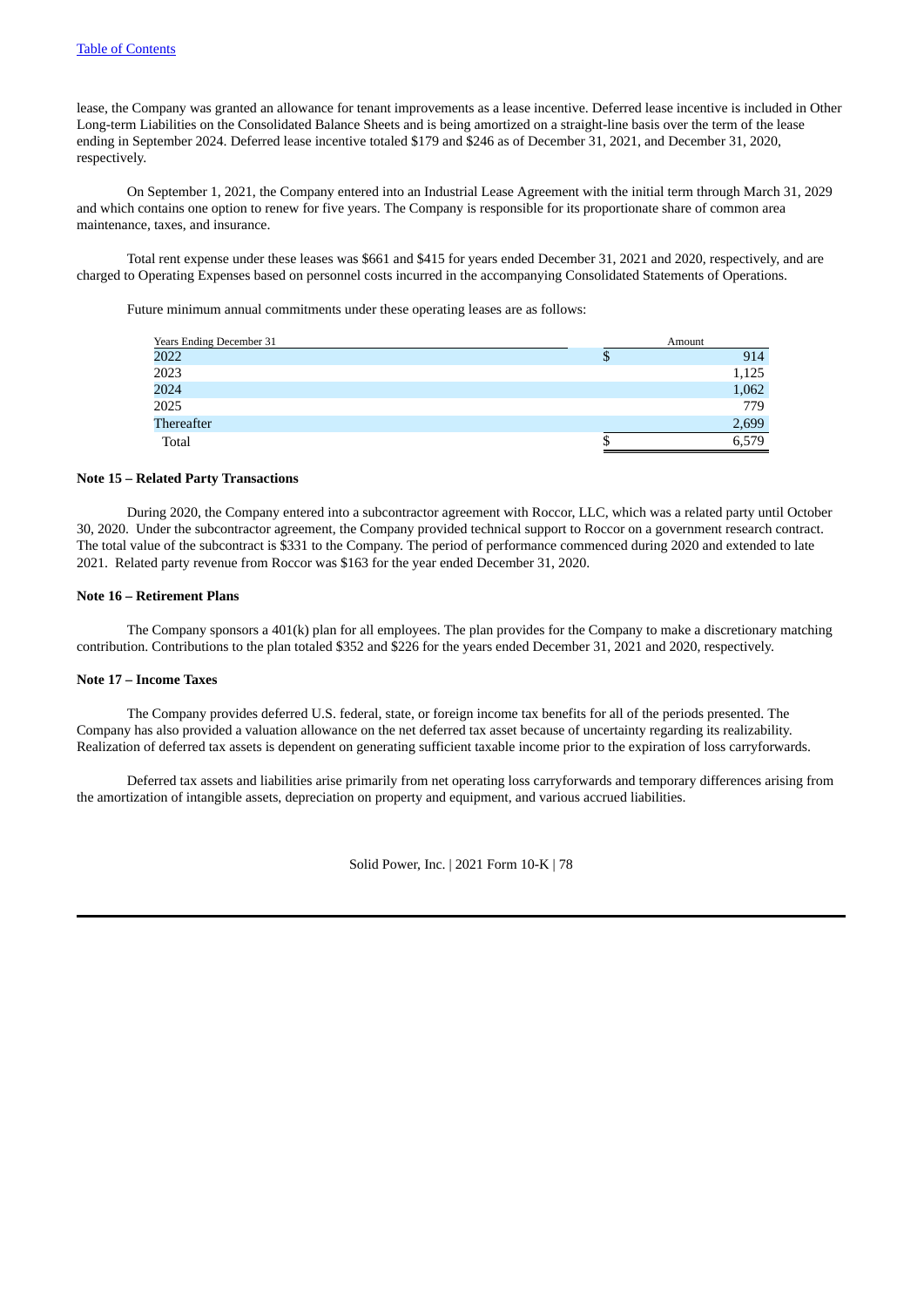lease, the Company was granted an allowance for tenant improvements as a lease incentive. Deferred lease incentive is included in Other Long-term Liabilities on the Consolidated Balance Sheets and is being amortized on a straight-line basis over the term of the lease ending in September 2024. Deferred lease incentive totaled $179 and $246 as of December 31, 2021, and December 31, 2020, respectively.

On September 1, 2021, the Company entered into an Industrial Lease Agreement with the initial term through March 31, 2029 and which contains one option to renew for five years. The Company is responsible for its proportionate share of common area maintenance, taxes, and insurance.

Total rent expense under these leases was $661 and $415 for years ended December 31, 2021 and 2020, respectively, and are charged to Operating Expenses based on personnel costs incurred in the accompanying Consolidated Statements of Operations.

Future minimum annual commitments under these operating leases are as follows:

| Years Ending December 31 | Amount |
|---|---|
| 2022 | $ 914 |
| 2023 | 1,125 |
| 2024 | 1,062 |
| 2025 | 779 |
| Thereafter | 2,699 |
| Total | $ 6,579 |

**Note 15 – Related Party Transactions**

During 2020, the Company entered into a subcontractor agreement with Roccor, LLC, which was a related party until October 30, 2020. Under the subcontractor agreement, the Company provided technical support to Roccor on a government research contract. The total value of the subcontract is $331 to the Company. The period of performance commenced during 2020 and extended to late 2021. Related party revenue from Roccor was $163 for the year ended December 31, 2020.

**Note 16 – Retirement Plans**

The Company sponsors a 401(k) plan for all employees. The plan provides for the Company to make a discretionary matching contribution. Contributions to the plan totaled $352 and $226 for the years ended December 31, 2021 and 2020, respectively.

**Note 17 – Income Taxes**

The Company provides deferred U.S. federal, state, or foreign income tax benefits for all of the periods presented. The Company has also provided a valuation allowance on the net deferred tax asset because of uncertainty regarding its realizability. Realization of deferred tax assets is dependent on generating sufficient taxable income prior to the expiration of loss carryforwards.

Deferred tax assets and liabilities arise primarily from net operating loss carryforwards and temporary differences arising from the amortization of intangible assets, depreciation on property and equipment, and various accrued liabilities.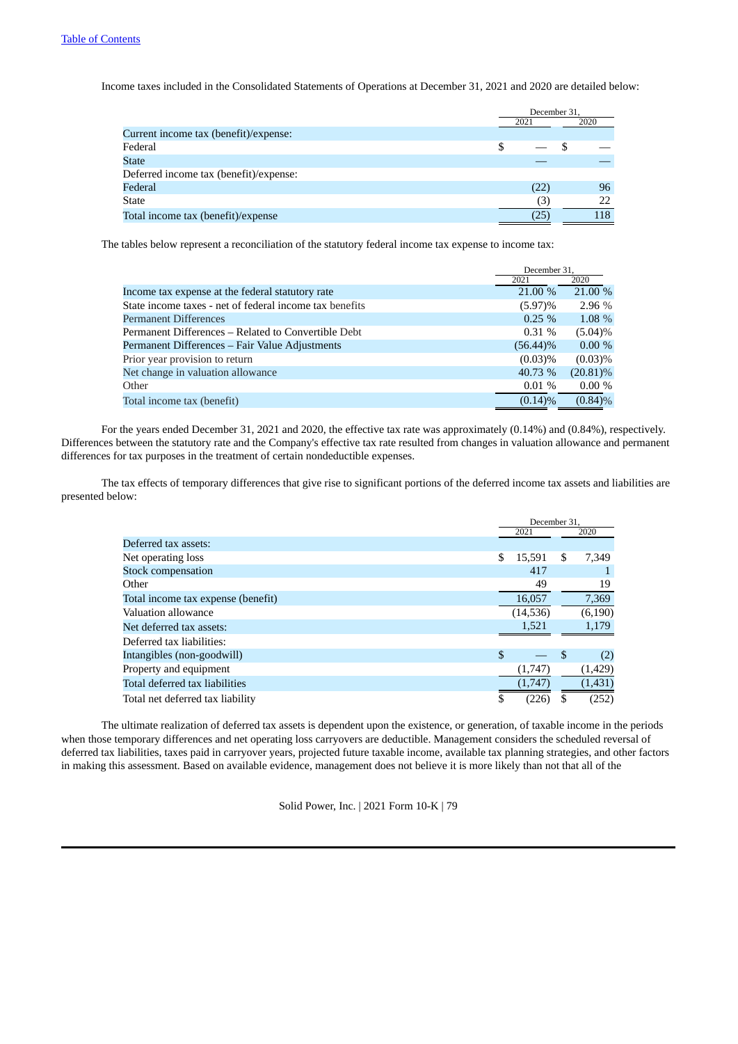Income taxes included in the Consolidated Statements of Operations at December 31, 2021 and 2020 are detailed below:

| | December 31, 2021 | December 31, 2020 |
|---|---|---|
| Current income tax (benefit)/expense: | | |
| Federal | $ — | $ — |
| State | — | — |
| Deferred income tax (benefit)/expense: | | |
| Federal | (22) | 96 |
| State | (3) | 22 |
| Total income tax (benefit)/expense | (25) | 118 |

The tables below represent a reconciliation of the statutory federal income tax expense to income tax:

| | December 31, 2021 | December 31, 2020 |
|---|---|---|
| Income tax expense at the federal statutory rate | 21.00 % | 21.00 % |
| State income taxes - net of federal income tax benefits | (5.97)% | 2.96 % |
| Permanent Differences | 0.25 % | 1.08 % |
| Permanent Differences – Related to Convertible Debt | 0.31 % | (5.04)% |
| Permanent Differences – Fair Value Adjustments | (56.44)% | 0.00 % |
| Prior year provision to return | (0.03)% | (0.03)% |
| Net change in valuation allowance | 40.73 % | (20.81)% |
| Other | 0.01 % | 0.00 % |
| Total income tax (benefit) | (0.14)% | (0.84)% |

For the years ended December 31, 2021 and 2020, the effective tax rate was approximately (0.14%) and (0.84%), respectively. Differences between the statutory rate and the Company's effective tax rate resulted from changes in valuation allowance and permanent differences for tax purposes in the treatment of certain nondeductible expenses.

The tax effects of temporary differences that give rise to significant portions of the deferred income tax assets and liabilities are presented below:

| | December 31, 2021 | December 31, 2020 |
|---|---|---|
| Deferred tax assets: | | |
| Net operating loss | $ 15,591 | $ 7,349 |
| Stock compensation | 417 | 1 |
| Other | 49 | 19 |
| Total income tax expense (benefit) | 16,057 | 7,369 |
| Valuation allowance | (14,536) | (6,190) |
| Net deferred tax assets: | 1,521 | 1,179 |
| Deferred tax liabilities: | | |
| Intangibles (non-goodwill) | $ — | $ (2) |
| Property and equipment | (1,747) | (1,429) |
| Total deferred tax liabilities | (1,747) | (1,431) |
| Total net deferred tax liability | $ (226) | $ (252) |

The ultimate realization of deferred tax assets is dependent upon the existence, or generation, of taxable income in the periods when those temporary differences and net operating loss carryovers are deductible. Management considers the scheduled reversal of deferred tax liabilities, taxes paid in carryover years, projected future taxable income, available tax planning strategies, and other factors in making this assessment. Based on available evidence, management does not believe it is more likely than not that all of the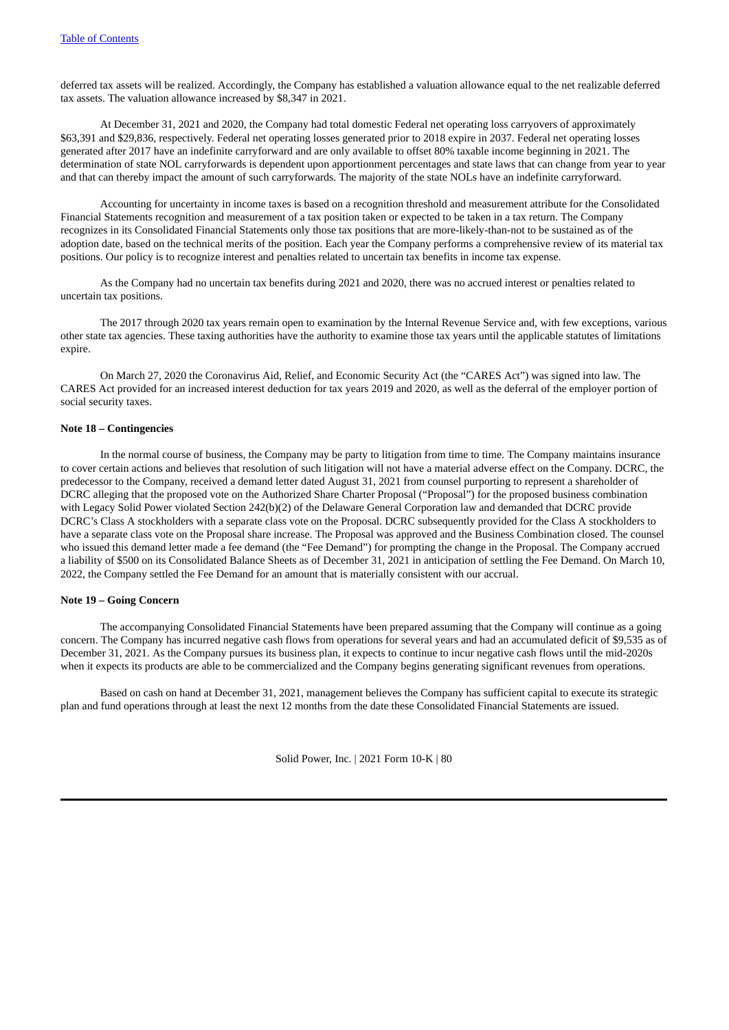deferred tax assets will be realized. Accordingly, the Company has established a valuation allowance equal to the net realizable deferred tax assets. The valuation allowance increased by $8,347 in 2021.

At December 31, 2021 and 2020, the Company had total domestic Federal net operating loss carryovers of approximately $63,391 and $29,836, respectively. Federal net operating losses generated prior to 2018 expire in 2037. Federal net operating losses generated after 2017 have an indefinite carryforward and are only available to offset 80% taxable income beginning in 2021. The determination of state NOL carryforwards is dependent upon apportionment percentages and state laws that can change from year to year and that can thereby impact the amount of such carryforwards. The majority of the state NOLs have an indefinite carryforward.

Accounting for uncertainty in income taxes is based on a recognition threshold and measurement attribute for the Consolidated Financial Statements recognition and measurement of a tax position taken or expected to be taken in a tax return. The Company recognizes in its Consolidated Financial Statements only those tax positions that are more-likely-than-not to be sustained as of the adoption date, based on the technical merits of the position. Each year the Company performs a comprehensive review of its material tax positions. Our policy is to recognize interest and penalties related to uncertain tax benefits in income tax expense.

As the Company had no uncertain tax benefits during 2021 and 2020, there was no accrued interest or penalties related to uncertain tax positions.

The 2017 through 2020 tax years remain open to examination by the Internal Revenue Service and, with few exceptions, various other state tax agencies. These taxing authorities have the authority to examine those tax years until the applicable statutes of limitations expire.

On March 27, 2020 the Coronavirus Aid, Relief, and Economic Security Act (the "CARES Act") was signed into law. The CARES Act provided for an increased interest deduction for tax years 2019 and 2020, as well as the deferral of the employer portion of social security taxes.

**Note 18 – Contingencies**

In the normal course of business, the Company may be party to litigation from time to time. The Company maintains insurance to cover certain actions and believes that resolution of such litigation will not have a material adverse effect on the Company. DCRC, the predecessor to the Company, received a demand letter dated August 31, 2021 from counsel purporting to represent a shareholder of DCRC alleging that the proposed vote on the Authorized Share Charter Proposal ("Proposal") for the proposed business combination with Legacy Solid Power violated Section 242(b)(2) of the Delaware General Corporation law and demanded that DCRC provide DCRC's Class A stockholders with a separate class vote on the Proposal. DCRC subsequently provided for the Class A stockholders to have a separate class vote on the Proposal share increase. The Proposal was approved and the Business Combination closed. The counsel who issued this demand letter made a fee demand (the "Fee Demand") for prompting the change in the Proposal. The Company accrued a liability of $500 on its Consolidated Balance Sheets as of December 31, 2021 in anticipation of settling the Fee Demand. On March 10, 2022, the Company settled the Fee Demand for an amount that is materially consistent with our accrual.

**Note 19 – Going Concern**

The accompanying Consolidated Financial Statements have been prepared assuming that the Company will continue as a going concern. The Company has incurred negative cash flows from operations for several years and had an accumulated deficit of $9,535 as of December 31, 2021. As the Company pursues its business plan, it expects to continue to incur negative cash flows until the mid-2020s when it expects its products are able to be commercialized and the Company begins generating significant revenues from operations.

Based on cash on hand at December 31, 2021, management believes the Company has sufficient capital to execute its strategic plan and fund operations through at least the next 12 months from the date these Consolidated Financial Statements are issued.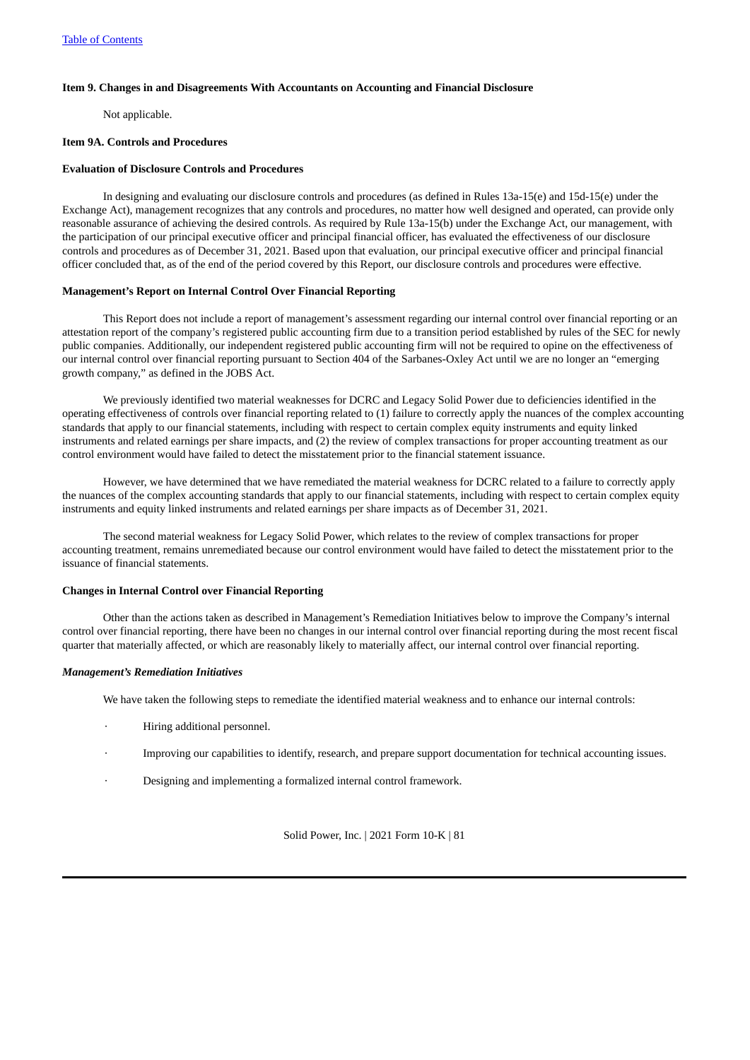#### Item 9. Changes in and Disagreements With Accountants on Accounting and Financial Disclosure

Not applicable.

#### Item 9A. Controls and Procedures

#### Evaluation of Disclosure Controls and Procedures

In designing and evaluating our disclosure controls and procedures (as defined in Rules 13a-15(e) and 15d-15(e) under the Exchange Act), management recognizes that any controls and procedures, no matter how well designed and operated, can provide only reasonable assurance of achieving the desired controls. As required by Rule 13a-15(b) under the Exchange Act, our management, with the participation of our principal executive officer and principal financial officer, has evaluated the effectiveness of our disclosure controls and procedures as of December 31, 2021. Based upon that evaluation, our principal executive officer and principal financial officer concluded that, as of the end of the period covered by this Report, our disclosure controls and procedures were effective.

#### Management's Report on Internal Control Over Financial Reporting

This Report does not include a report of management's assessment regarding our internal control over financial reporting or an attestation report of the company's registered public accounting firm due to a transition period established by rules of the SEC for newly public companies. Additionally, our independent registered public accounting firm will not be required to opine on the effectiveness of our internal control over financial reporting pursuant to Section 404 of the Sarbanes-Oxley Act until we are no longer an "emerging growth company," as defined in the JOBS Act.

We previously identified two material weaknesses for DCRC and Legacy Solid Power due to deficiencies identified in the operating effectiveness of controls over financial reporting related to (1) failure to correctly apply the nuances of the complex accounting standards that apply to our financial statements, including with respect to certain complex equity instruments and equity linked instruments and related earnings per share impacts, and (2) the review of complex transactions for proper accounting treatment as our control environment would have failed to detect the misstatement prior to the financial statement issuance.

However, we have determined that we have remediated the material weakness for DCRC related to a failure to correctly apply the nuances of the complex accounting standards that apply to our financial statements, including with respect to certain complex equity instruments and equity linked instruments and related earnings per share impacts as of December 31, 2021.

The second material weakness for Legacy Solid Power, which relates to the review of complex transactions for proper accounting treatment, remains unremediated because our control environment would have failed to detect the misstatement prior to the issuance of financial statements.

#### Changes in Internal Control over Financial Reporting

Other than the actions taken as described in Management's Remediation Initiatives below to improve the Company's internal control over financial reporting, there have been no changes in our internal control over financial reporting during the most recent fiscal quarter that materially affected, or which are reasonably likely to materially affect, our internal control over financial reporting.

***Management's Remediation Initiatives***

We have taken the following steps to remediate the identified material weakness and to enhance our internal controls:

- Hiring additional personnel.
- Improving our capabilities to identify, research, and prepare support documentation for technical accounting issues.
- Designing and implementing a formalized internal control framework.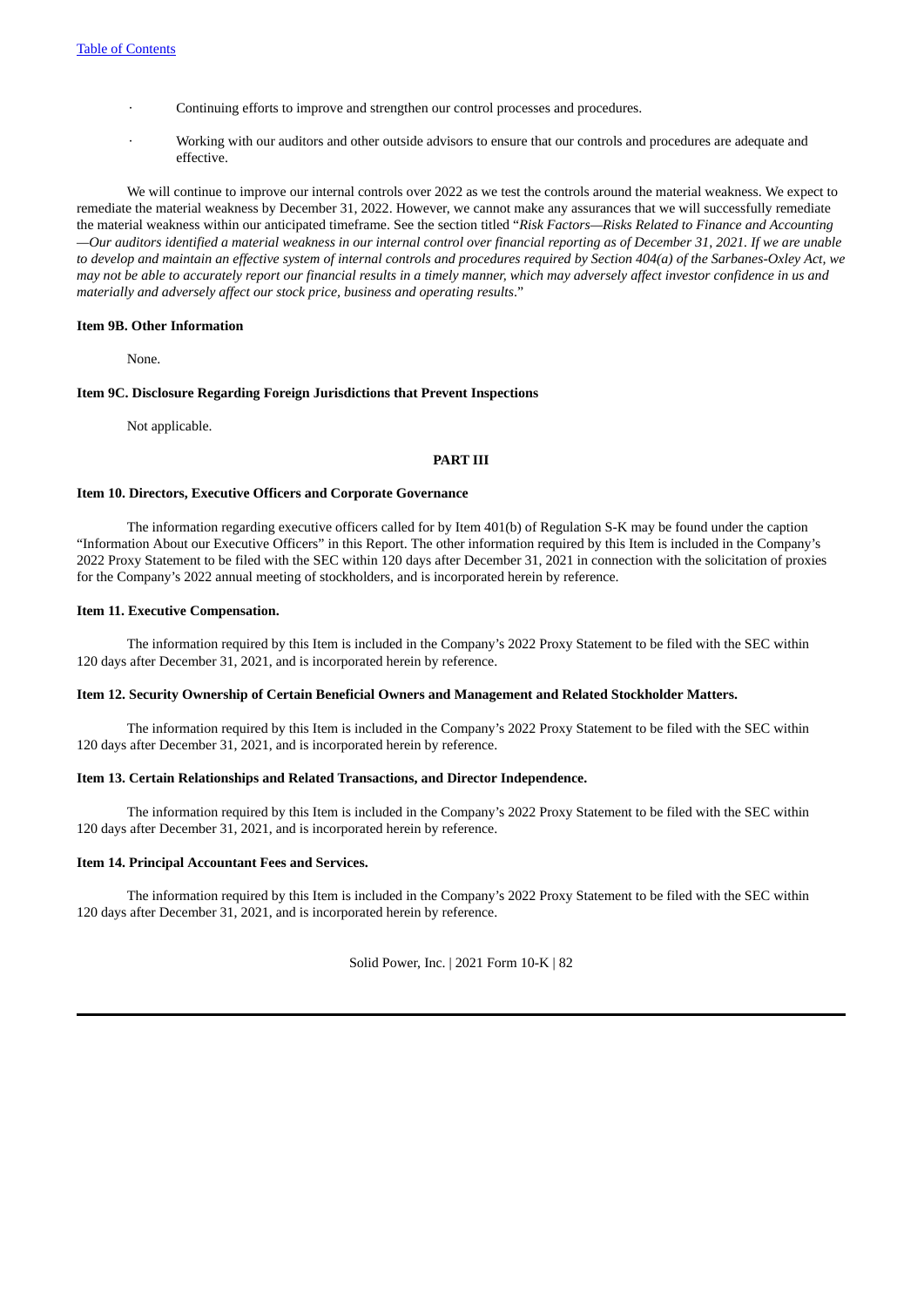- Continuing efforts to improve and strengthen our control processes and procedures.
- Working with our auditors and other outside advisors to ensure that our controls and procedures are adequate and effective.

We will continue to improve our internal controls over 2022 as we test the controls around the material weakness. We expect to remediate the material weakness by December 31, 2022. However, we cannot make any assurances that we will successfully remediate the material weakness within our anticipated timeframe. See the section titled "*Risk Factors—Risks Related to Finance and Accounting—Our auditors identified a material weakness in our internal control over financial reporting as of December 31, 2021. If we are unable to develop and maintain an effective system of internal controls and procedures required by Section 404(a) of the Sarbanes-Oxley Act, we may not be able to accurately report our financial results in a timely manner, which may adversely affect investor confidence in us and materially and adversely affect our stock price, business and operating results*."

**Item 9B. Other Information**

None.

**Item 9C. Disclosure Regarding Foreign Jurisdictions that Prevent Inspections**

Not applicable.

## PART III

**Item 10. Directors, Executive Officers and Corporate Governance**

The information regarding executive officers called for by Item 401(b) of Regulation S-K may be found under the caption "Information About our Executive Officers" in this Report. The other information required by this Item is included in the Company's 2022 Proxy Statement to be filed with the SEC within 120 days after December 31, 2021 in connection with the solicitation of proxies for the Company's 2022 annual meeting of stockholders, and is incorporated herein by reference.

**Item 11. Executive Compensation.**

The information required by this Item is included in the Company's 2022 Proxy Statement to be filed with the SEC within 120 days after December 31, 2021, and is incorporated herein by reference.

**Item 12. Security Ownership of Certain Beneficial Owners and Management and Related Stockholder Matters.**

The information required by this Item is included in the Company's 2022 Proxy Statement to be filed with the SEC within 120 days after December 31, 2021, and is incorporated herein by reference.

**Item 13. Certain Relationships and Related Transactions, and Director Independence.**

The information required by this Item is included in the Company's 2022 Proxy Statement to be filed with the SEC within 120 days after December 31, 2021, and is incorporated herein by reference.

**Item 14. Principal Accountant Fees and Services.**

The information required by this Item is included in the Company's 2022 Proxy Statement to be filed with the SEC within 120 days after December 31, 2021, and is incorporated herein by reference.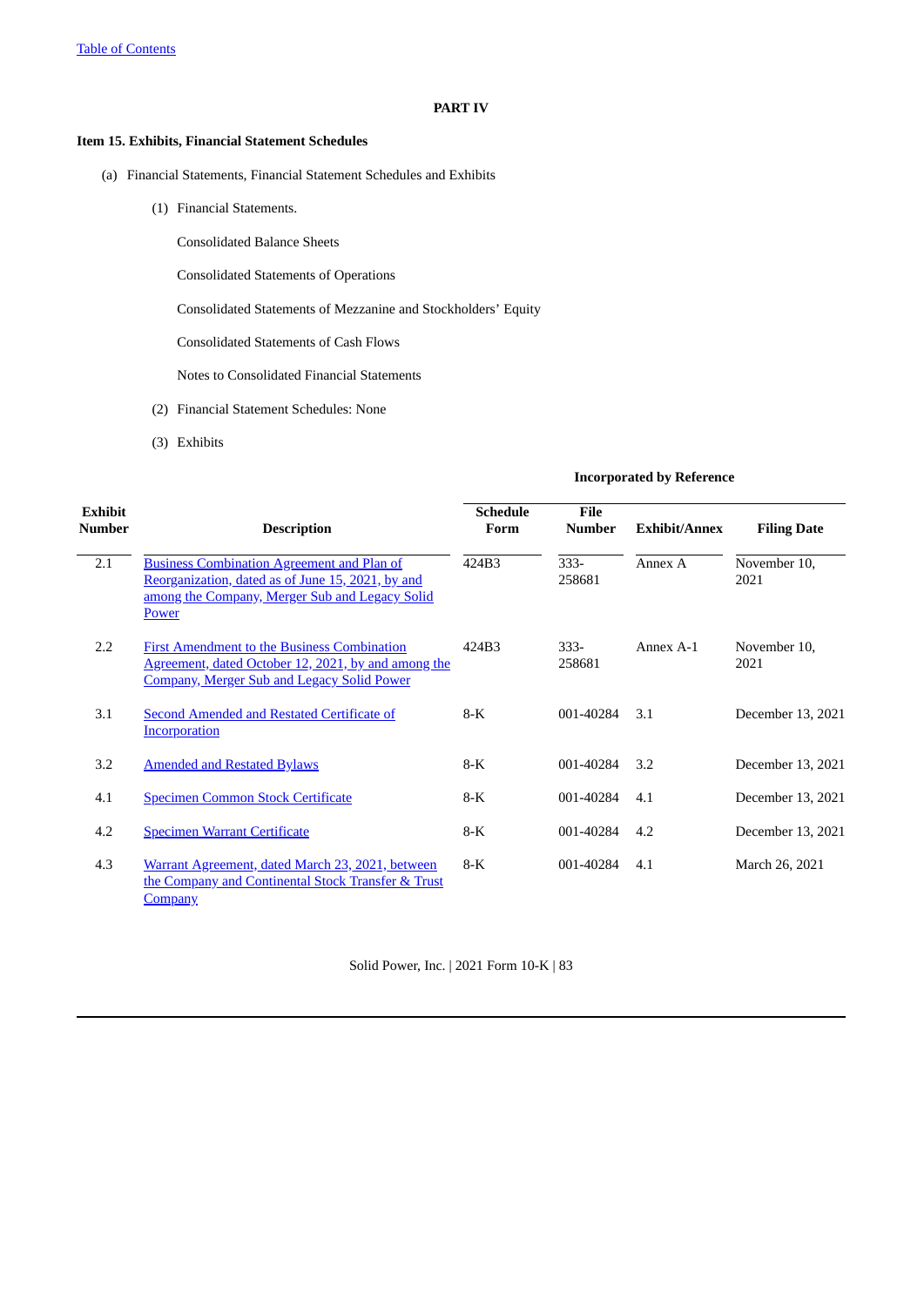# PART IV

## Item 15. Exhibits, Financial Statement Schedules

(a) Financial Statements, Financial Statement Schedules and Exhibits

(1) Financial Statements.

Consolidated Balance Sheets

Consolidated Statements of Operations

Consolidated Statements of Mezzanine and Stockholders' Equity

Consolidated Statements of Cash Flows

Notes to Consolidated Financial Statements

(2) Financial Statement Schedules: None

(3) Exhibits

| | | Incorporated by Reference | | | |
|---|---|---|---|---|---|
| **Exhibit Number** | **Description** | **Schedule Form** | **File Number** | **Exhibit/Annex** | **Filing Date** |
| 2.1 | Business Combination Agreement and Plan of Reorganization, dated as of June 15, 2021, by and among the Company, Merger Sub and Legacy Solid Power | 424B3 | 333-258681 | Annex A | November 10, 2021 |
| 2.2 | First Amendment to the Business Combination Agreement, dated October 12, 2021, by and among the Company, Merger Sub and Legacy Solid Power | 424B3 | 333-258681 | Annex A-1 | November 10, 2021 |
| 3.1 | Second Amended and Restated Certificate of Incorporation | 8-K | 001-40284 | 3.1 | December 13, 2021 |
| 3.2 | Amended and Restated Bylaws | 8-K | 001-40284 | 3.2 | December 13, 2021 |
| 4.1 | Specimen Common Stock Certificate | 8-K | 001-40284 | 4.1 | December 13, 2021 |
| 4.2 | Specimen Warrant Certificate | 8-K | 001-40284 | 4.2 | December 13, 2021 |
| 4.3 | Warrant Agreement, dated March 23, 2021, between the Company and Continental Stock Transfer & Trust Company | 8-K | 001-40284 | 4.1 | March 26, 2021 |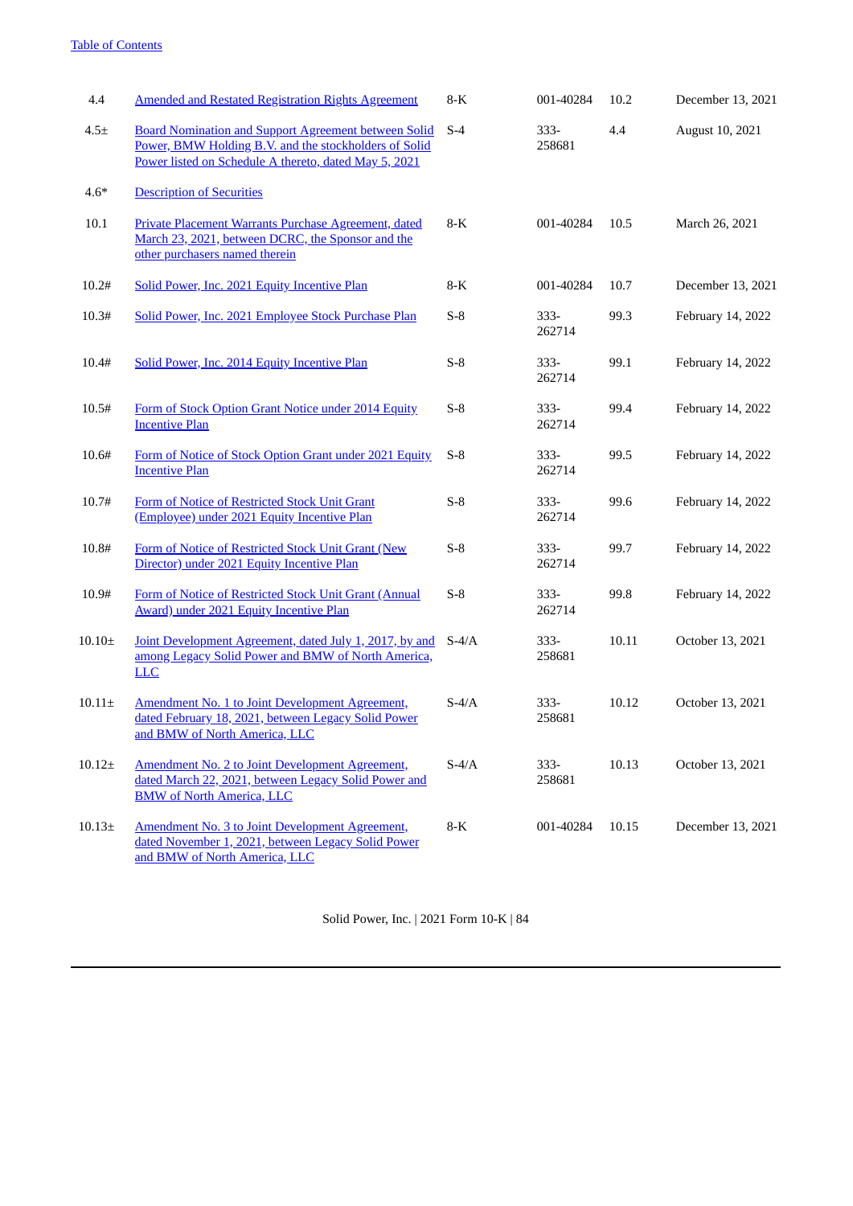| | | | | | |
|---|---|---|---|---|---|
| 4.4 | Amended and Restated Registration Rights Agreement | 8-K | 001-40284 | 10.2 | December 13, 2021 |
| 4.5± | Board Nomination and Support Agreement between Solid Power, BMW Holding B.V. and the stockholders of Solid Power listed on Schedule A thereto, dated May 5, 2021 | S-4 | 333-258681 | 4.4 | August 10, 2021 |
| 4.6* | Description of Securities | | | | |
| 10.1 | Private Placement Warrants Purchase Agreement, dated March 23, 2021, between DCRC, the Sponsor and the other purchasers named therein | 8-K | 001-40284 | 10.5 | March 26, 2021 |
| 10.2# | Solid Power, Inc. 2021 Equity Incentive Plan | 8-K | 001-40284 | 10.7 | December 13, 2021 |
| 10.3# | Solid Power, Inc. 2021 Employee Stock Purchase Plan | S-8 | 333-262714 | 99.3 | February 14, 2022 |
| 10.4# | Solid Power, Inc. 2014 Equity Incentive Plan | S-8 | 333-262714 | 99.1 | February 14, 2022 |
| 10.5# | Form of Stock Option Grant Notice under 2014 Equity Incentive Plan | S-8 | 333-262714 | 99.4 | February 14, 2022 |
| 10.6# | Form of Notice of Stock Option Grant under 2021 Equity Incentive Plan | S-8 | 333-262714 | 99.5 | February 14, 2022 |
| 10.7# | Form of Notice of Restricted Stock Unit Grant (Employee) under 2021 Equity Incentive Plan | S-8 | 333-262714 | 99.6 | February 14, 2022 |
| 10.8# | Form of Notice of Restricted Stock Unit Grant (New Director) under 2021 Equity Incentive Plan | S-8 | 333-262714 | 99.7 | February 14, 2022 |
| 10.9# | Form of Notice of Restricted Stock Unit Grant (Annual Award) under 2021 Equity Incentive Plan | S-8 | 333-262714 | 99.8 | February 14, 2022 |
| 10.10± | Joint Development Agreement, dated July 1, 2017, by and among Legacy Solid Power and BMW of North America, LLC | S-4/A | 333-258681 | 10.11 | October 13, 2021 |
| 10.11± | Amendment No. 1 to Joint Development Agreement, dated February 18, 2021, between Legacy Solid Power and BMW of North America, LLC | S-4/A | 333-258681 | 10.12 | October 13, 2021 |
| 10.12± | Amendment No. 2 to Joint Development Agreement, dated March 22, 2021, between Legacy Solid Power and BMW of North America, LLC | S-4/A | 333-258681 | 10.13 | October 13, 2021 |
| 10.13± | Amendment No. 3 to Joint Development Agreement, dated November 1, 2021, between Legacy Solid Power and BMW of North America, LLC | 8-K | 001-40284 | 10.15 | December 13, 2021 |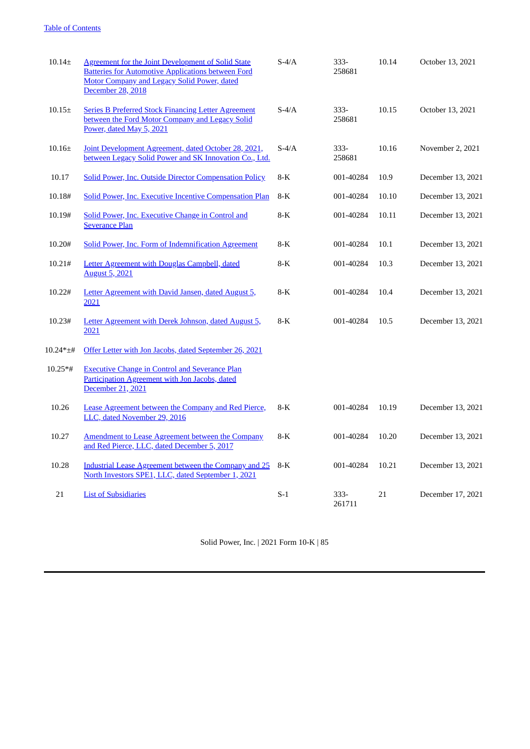| | | | | | |
|---|---|---|---|---|---|
| 10.14± | Agreement for the Joint Development of Solid State Batteries for Automotive Applications between Ford Motor Company and Legacy Solid Power, dated December 28, 2018 | S-4/A | 333-258681 | 10.14 | October 13, 2021 |
| 10.15± | Series B Preferred Stock Financing Letter Agreement between the Ford Motor Company and Legacy Solid Power, dated May 5, 2021 | S-4/A | 333-258681 | 10.15 | October 13, 2021 |
| 10.16± | Joint Development Agreement, dated October 28, 2021, between Legacy Solid Power and SK Innovation Co., Ltd. | S-4/A | 333-258681 | 10.16 | November 2, 2021 |
| 10.17 | Solid Power, Inc. Outside Director Compensation Policy | 8-K | 001-40284 | 10.9 | December 13, 2021 |
| 10.18# | Solid Power, Inc. Executive Incentive Compensation Plan | 8-K | 001-40284 | 10.10 | December 13, 2021 |
| 10.19# | Solid Power, Inc. Executive Change in Control and Severance Plan | 8-K | 001-40284 | 10.11 | December 13, 2021 |
| 10.20# | Solid Power, Inc. Form of Indemnification Agreement | 8-K | 001-40284 | 10.1 | December 13, 2021 |
| 10.21# | Letter Agreement with Douglas Campbell, dated August 5, 2021 | 8-K | 001-40284 | 10.3 | December 13, 2021 |
| 10.22# | Letter Agreement with David Jansen, dated August 5, 2021 | 8-K | 001-40284 | 10.4 | December 13, 2021 |
| 10.23# | Letter Agreement with Derek Johnson, dated August 5, 2021 | 8-K | 001-40284 | 10.5 | December 13, 2021 |
| 10.24*±# | Offer Letter with Jon Jacobs, dated September 26, 2021 | | | | |
| 10.25*# | Executive Change in Control and Severance Plan Participation Agreement with Jon Jacobs, dated December 21, 2021 | | | | |
| 10.26 | Lease Agreement between the Company and Red Pierce, LLC, dated November 29, 2016 | 8-K | 001-40284 | 10.19 | December 13, 2021 |
| 10.27 | Amendment to Lease Agreement between the Company and Red Pierce, LLC, dated December 5, 2017 | 8-K | 001-40284 | 10.20 | December 13, 2021 |
| 10.28 | Industrial Lease Agreement between the Company and 25 North Investors SPE1, LLC, dated September 1, 2021 | 8-K | 001-40284 | 10.21 | December 13, 2021 |
| 21 | List of Subsidiaries | S-1 | 333-261711 | 21 | December 17, 2021 |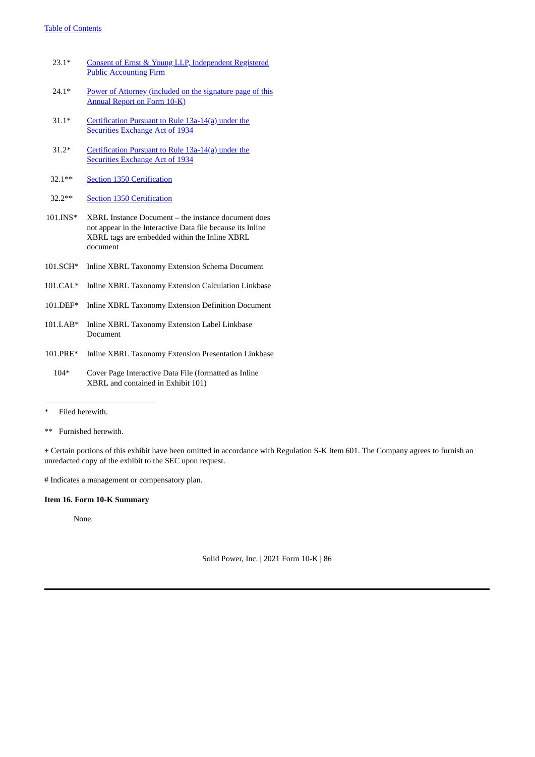| Exhibit | Description |
|---|---|
| 23.1* | Consent of Ernst & Young LLP, Independent Registered Public Accounting Firm |
| 24.1* | Power of Attorney (included on the signature page of this Annual Report on Form 10-K) |
| 31.1* | Certification Pursuant to Rule 13a-14(a) under the Securities Exchange Act of 1934 |
| 31.2* | Certification Pursuant to Rule 13a-14(a) under the Securities Exchange Act of 1934 |
| 32.1** | Section 1350 Certification |
| 32.2** | Section 1350 Certification |
| 101.INS* | XBRL Instance Document – the instance document does not appear in the Interactive Data file because its Inline XBRL tags are embedded within the Inline XBRL document |
| 101.SCH* | Inline XBRL Taxonomy Extension Schema Document |
| 101.CAL* | Inline XBRL Taxonomy Extension Calculation Linkbase |
| 101.DEF* | Inline XBRL Taxonomy Extension Definition Document |
| 101.LAB* | Inline XBRL Taxonomy Extension Label Linkbase Document |
| 101.PRE* | Inline XBRL Taxonomy Extension Presentation Linkbase |
| 104* | Cover Page Interactive Data File (formatted as Inline XBRL and contained in Exhibit 101) |

\* Filed herewith.

** Furnished herewith.

± Certain portions of this exhibit have been omitted in accordance with Regulation S-K Item 601. The Company agrees to furnish an unredacted copy of the exhibit to the SEC upon request.

# Indicates a management or compensatory plan.

**Item 16. Form 10-K Summary**

None.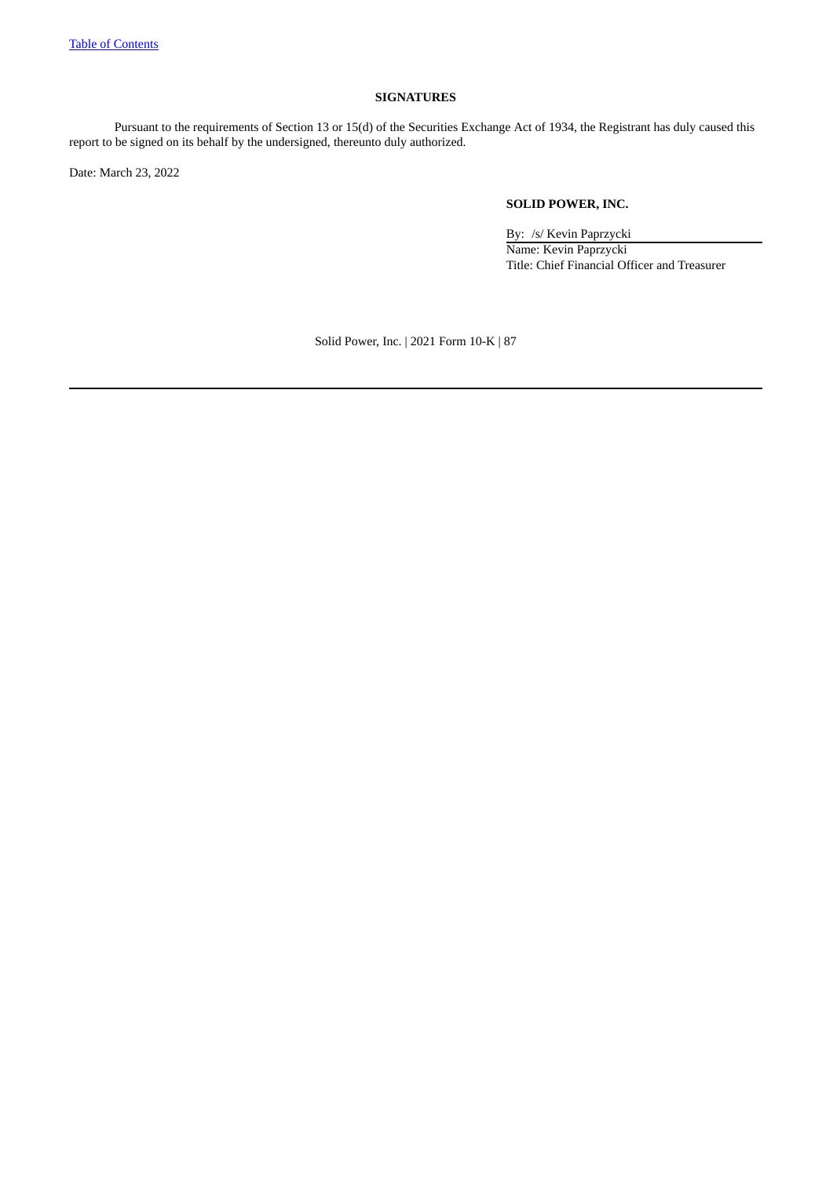## SIGNATURES

Pursuant to the requirements of Section 13 or 15(d) of the Securities Exchange Act of 1934, the Registrant has duly caused this report to be signed on its behalf by the undersigned, thereunto duly authorized.

Date: March 23, 2022

**SOLID POWER, INC.**

By: /s/ Kevin Paprzycki
Name: Kevin Paprzycki
Title: Chief Financial Officer and Treasurer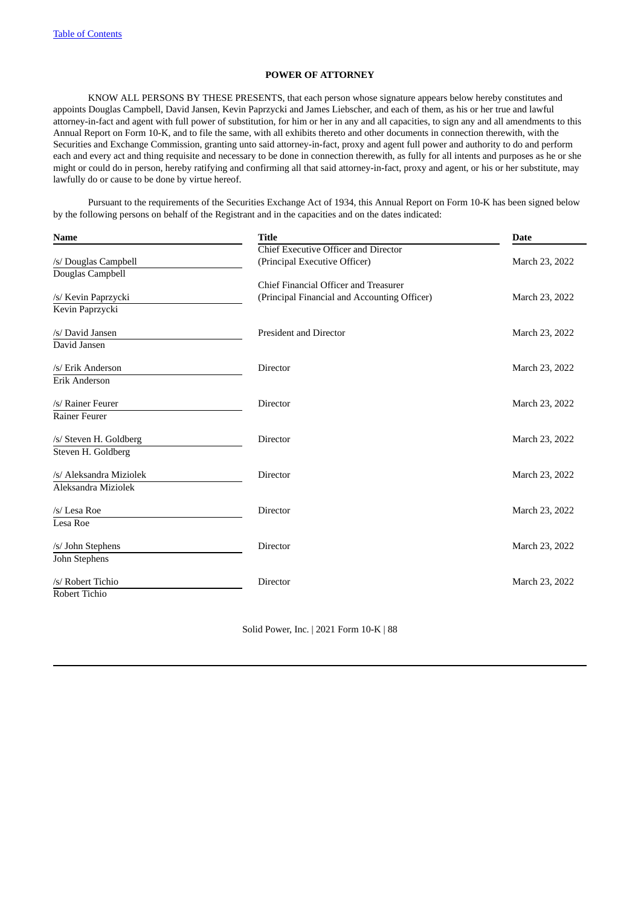## POWER OF ATTORNEY

KNOW ALL PERSONS BY THESE PRESENTS, that each person whose signature appears below hereby constitutes and appoints Douglas Campbell, David Jansen, Kevin Paprzycki and James Liebscher, and each of them, as his or her true and lawful attorney-in-fact and agent with full power of substitution, for him or her in any and all capacities, to sign any and all amendments to this Annual Report on Form 10-K, and to file the same, with all exhibits thereto and other documents in connection therewith, with the Securities and Exchange Commission, granting unto said attorney-in-fact, proxy and agent full power and authority to do and perform each and every act and thing requisite and necessary to be done in connection therewith, as fully for all intents and purposes as he or she might or could do in person, hereby ratifying and confirming all that said attorney-in-fact, proxy and agent, or his or her substitute, may lawfully do or cause to be done by virtue hereof.

Pursuant to the requirements of the Securities Exchange Act of 1934, this Annual Report on Form 10-K has been signed below by the following persons on behalf of the Registrant and in the capacities and on the dates indicated:

| Name | Title | Date |
|---|---|---|
| /s/ Douglas Campbell<br>Douglas Campbell | Chief Executive Officer and Director<br>(Principal Executive Officer) | March 23, 2022 |
| /s/ Kevin Paprzycki<br>Kevin Paprzycki | Chief Financial Officer and Treasurer<br>(Principal Financial and Accounting Officer) | March 23, 2022 |
| /s/ David Jansen<br>David Jansen | President and Director | March 23, 2022 |
| /s/ Erik Anderson<br>Erik Anderson | Director | March 23, 2022 |
| /s/ Rainer Feurer<br>Rainer Feurer | Director | March 23, 2022 |
| /s/ Steven H. Goldberg<br>Steven H. Goldberg | Director | March 23, 2022 |
| /s/ Aleksandra Miziolek<br>Aleksandra Miziolek | Director | March 23, 2022 |
| /s/ Lesa Roe<br>Lesa Roe | Director | March 23, 2022 |
| /s/ John Stephens<br>John Stephens | Director | March 23, 2022 |
| /s/ Robert Tichio<br>Robert Tichio | Director | March 23, 2022 |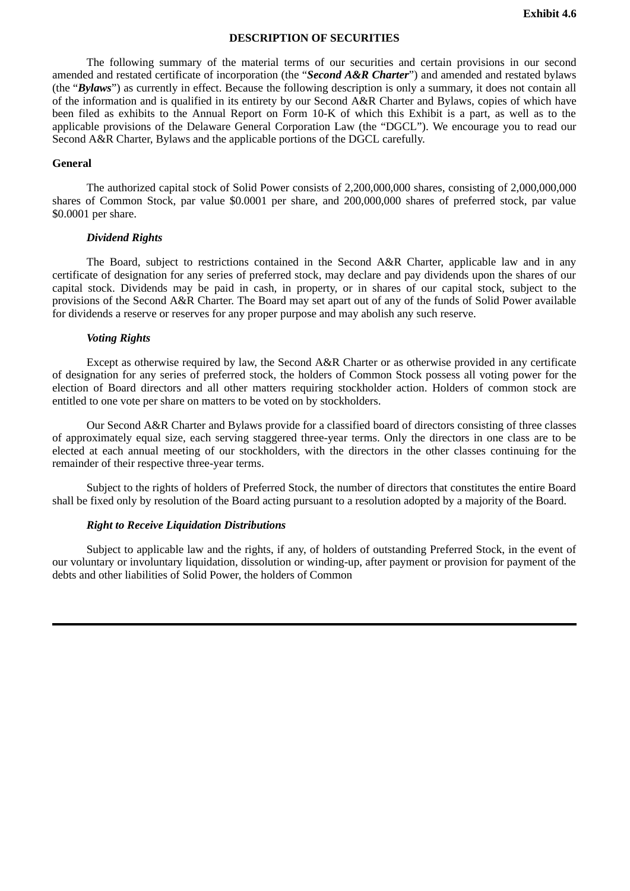**Exhibit 4.6**

## DESCRIPTION OF SECURITIES

The following summary of the material terms of our securities and certain provisions in our second amended and restated certificate of incorporation (the "***Second A&R Charter***") and amended and restated bylaws (the "***Bylaws***") as currently in effect. Because the following description is only a summary, it does not contain all of the information and is qualified in its entirety by our Second A&R Charter and Bylaws, copies of which have been filed as exhibits to the Annual Report on Form 10-K of which this Exhibit is a part, as well as to the applicable provisions of the Delaware General Corporation Law (the "DGCL"). We encourage you to read our Second A&R Charter, Bylaws and the applicable portions of the DGCL carefully.

### General

The authorized capital stock of Solid Power consists of 2,200,000,000 shares, consisting of 2,000,000,000 shares of Common Stock, par value $0.0001 per share, and 200,000,000 shares of preferred stock, par value $0.0001 per share.

#### *Dividend Rights*

The Board, subject to restrictions contained in the Second A&R Charter, applicable law and in any certificate of designation for any series of preferred stock, may declare and pay dividends upon the shares of our capital stock. Dividends may be paid in cash, in property, or in shares of our capital stock, subject to the provisions of the Second A&R Charter. The Board may set apart out of any of the funds of Solid Power available for dividends a reserve or reserves for any proper purpose and may abolish any such reserve.

#### *Voting Rights*

Except as otherwise required by law, the Second A&R Charter or as otherwise provided in any certificate of designation for any series of preferred stock, the holders of Common Stock possess all voting power for the election of Board directors and all other matters requiring stockholder action. Holders of common stock are entitled to one vote per share on matters to be voted on by stockholders.

Our Second A&R Charter and Bylaws provide for a classified board of directors consisting of three classes of approximately equal size, each serving staggered three-year terms. Only the directors in one class are to be elected at each annual meeting of our stockholders, with the directors in the other classes continuing for the remainder of their respective three-year terms.

Subject to the rights of holders of Preferred Stock, the number of directors that constitutes the entire Board shall be fixed only by resolution of the Board acting pursuant to a resolution adopted by a majority of the Board.

#### *Right to Receive Liquidation Distributions*

Subject to applicable law and the rights, if any, of holders of outstanding Preferred Stock, in the event of our voluntary or involuntary liquidation, dissolution or winding-up, after payment or provision for payment of the debts and other liabilities of Solid Power, the holders of Common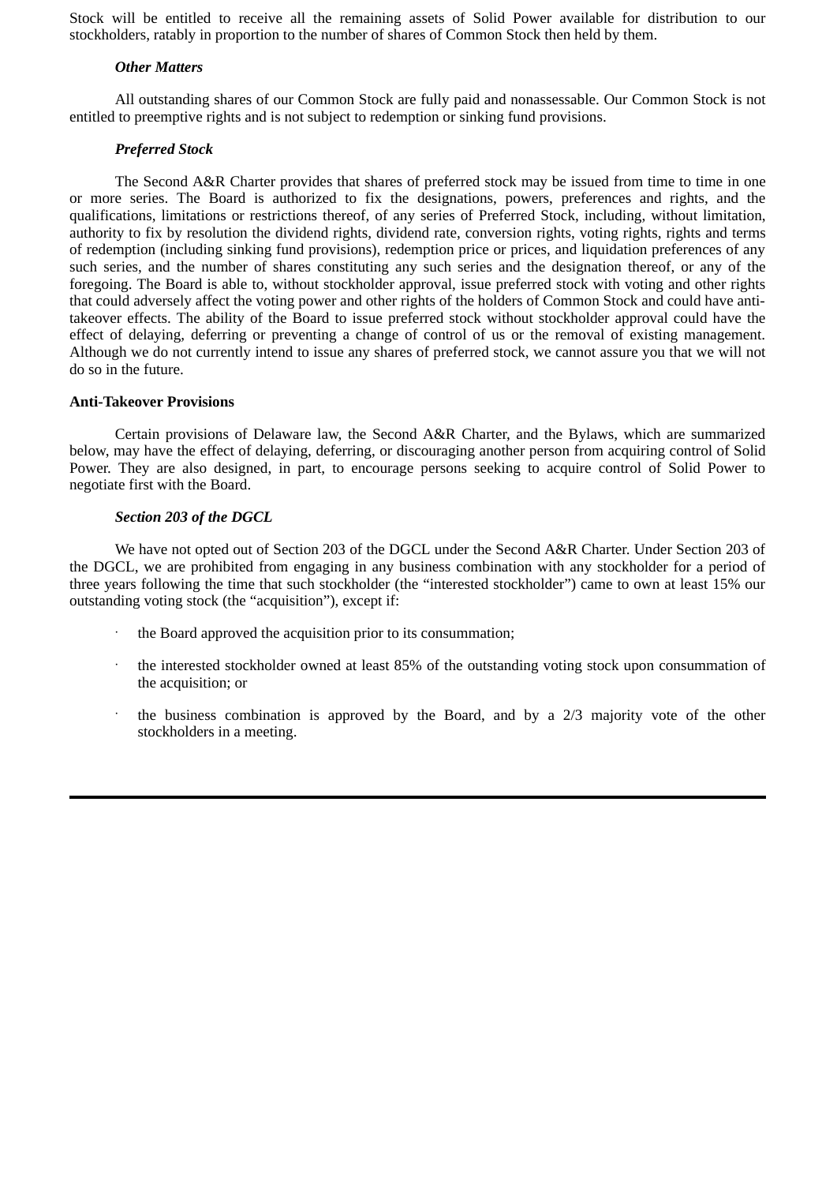Stock will be entitled to receive all the remaining assets of Solid Power available for distribution to our stockholders, ratably in proportion to the number of shares of Common Stock then held by them.

***Other Matters***

All outstanding shares of our Common Stock are fully paid and nonassessable. Our Common Stock is not entitled to preemptive rights and is not subject to redemption or sinking fund provisions.

***Preferred Stock***

The Second A&R Charter provides that shares of preferred stock may be issued from time to time in one or more series. The Board is authorized to fix the designations, powers, preferences and rights, and the qualifications, limitations or restrictions thereof, of any series of Preferred Stock, including, without limitation, authority to fix by resolution the dividend rights, dividend rate, conversion rights, voting rights, rights and terms of redemption (including sinking fund provisions), redemption price or prices, and liquidation preferences of any such series, and the number of shares constituting any such series and the designation thereof, or any of the foregoing. The Board is able to, without stockholder approval, issue preferred stock with voting and other rights that could adversely affect the voting power and other rights of the holders of Common Stock and could have anti-takeover effects. The ability of the Board to issue preferred stock without stockholder approval could have the effect of delaying, deferring or preventing a change of control of us or the removal of existing management. Although we do not currently intend to issue any shares of preferred stock, we cannot assure you that we will not do so in the future.

**Anti-Takeover Provisions**

Certain provisions of Delaware law, the Second A&R Charter, and the Bylaws, which are summarized below, may have the effect of delaying, deferring, or discouraging another person from acquiring control of Solid Power. They are also designed, in part, to encourage persons seeking to acquire control of Solid Power to negotiate first with the Board.

***Section 203 of the DGCL***

We have not opted out of Section 203 of the DGCL under the Second A&R Charter. Under Section 203 of the DGCL, we are prohibited from engaging in any business combination with any stockholder for a period of three years following the time that such stockholder (the “interested stockholder”) came to own at least 15% our outstanding voting stock (the “acquisition”), except if:

- the Board approved the acquisition prior to its consummation;
- the interested stockholder owned at least 85% of the outstanding voting stock upon consummation of the acquisition; or
- the business combination is approved by the Board, and by a 2/3 majority vote of the other stockholders in a meeting.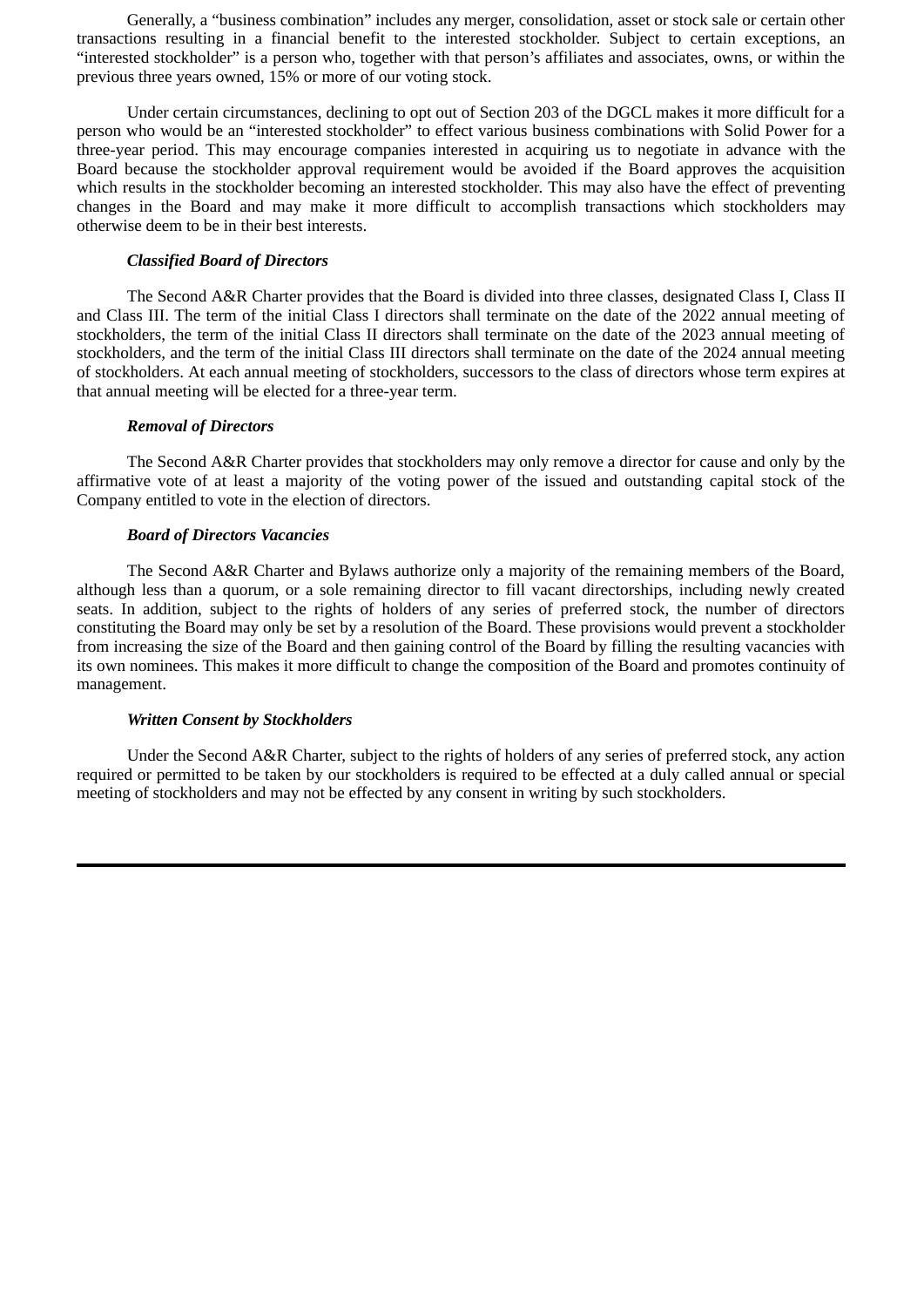Generally, a "business combination" includes any merger, consolidation, asset or stock sale or certain other transactions resulting in a financial benefit to the interested stockholder. Subject to certain exceptions, an "interested stockholder" is a person who, together with that person's affiliates and associates, owns, or within the previous three years owned, 15% or more of our voting stock.

Under certain circumstances, declining to opt out of Section 203 of the DGCL makes it more difficult for a person who would be an "interested stockholder" to effect various business combinations with Solid Power for a three-year period. This may encourage companies interested in acquiring us to negotiate in advance with the Board because the stockholder approval requirement would be avoided if the Board approves the acquisition which results in the stockholder becoming an interested stockholder. This may also have the effect of preventing changes in the Board and may make it more difficult to accomplish transactions which stockholders may otherwise deem to be in their best interests.

***Classified Board of Directors***

The Second A&R Charter provides that the Board is divided into three classes, designated Class I, Class II and Class III. The term of the initial Class I directors shall terminate on the date of the 2022 annual meeting of stockholders, the term of the initial Class II directors shall terminate on the date of the 2023 annual meeting of stockholders, and the term of the initial Class III directors shall terminate on the date of the 2024 annual meeting of stockholders. At each annual meeting of stockholders, successors to the class of directors whose term expires at that annual meeting will be elected for a three-year term.

***Removal of Directors***

The Second A&R Charter provides that stockholders may only remove a director for cause and only by the affirmative vote of at least a majority of the voting power of the issued and outstanding capital stock of the Company entitled to vote in the election of directors.

***Board of Directors Vacancies***

The Second A&R Charter and Bylaws authorize only a majority of the remaining members of the Board, although less than a quorum, or a sole remaining director to fill vacant directorships, including newly created seats. In addition, subject to the rights of holders of any series of preferred stock, the number of directors constituting the Board may only be set by a resolution of the Board. These provisions would prevent a stockholder from increasing the size of the Board and then gaining control of the Board by filling the resulting vacancies with its own nominees. This makes it more difficult to change the composition of the Board and promotes continuity of management.

***Written Consent by Stockholders***

Under the Second A&R Charter, subject to the rights of holders of any series of preferred stock, any action required or permitted to be taken by our stockholders is required to be effected at a duly called annual or special meeting of stockholders and may not be effected by any consent in writing by such stockholders.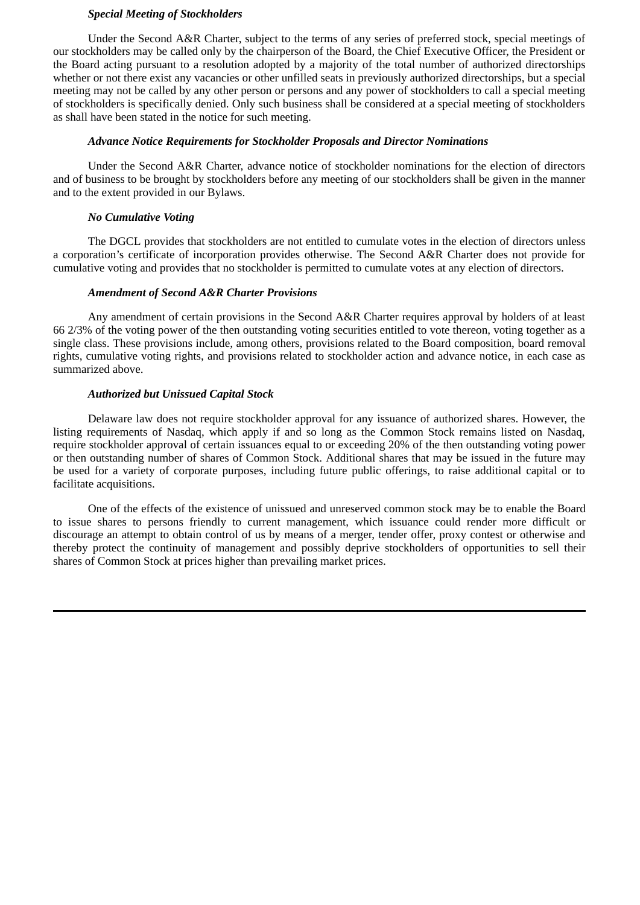***Special Meeting of Stockholders***

Under the Second A&R Charter, subject to the terms of any series of preferred stock, special meetings of our stockholders may be called only by the chairperson of the Board, the Chief Executive Officer, the President or the Board acting pursuant to a resolution adopted by a majority of the total number of authorized directorships whether or not there exist any vacancies or other unfilled seats in previously authorized directorships, but a special meeting may not be called by any other person or persons and any power of stockholders to call a special meeting of stockholders is specifically denied. Only such business shall be considered at a special meeting of stockholders as shall have been stated in the notice for such meeting.

***Advance Notice Requirements for Stockholder Proposals and Director Nominations***

Under the Second A&R Charter, advance notice of stockholder nominations for the election of directors and of business to be brought by stockholders before any meeting of our stockholders shall be given in the manner and to the extent provided in our Bylaws.

***No Cumulative Voting***

The DGCL provides that stockholders are not entitled to cumulate votes in the election of directors unless a corporation's certificate of incorporation provides otherwise. The Second A&R Charter does not provide for cumulative voting and provides that no stockholder is permitted to cumulate votes at any election of directors.

***Amendment of Second A&R Charter Provisions***

Any amendment of certain provisions in the Second A&R Charter requires approval by holders of at least 66 2/3% of the voting power of the then outstanding voting securities entitled to vote thereon, voting together as a single class. These provisions include, among others, provisions related to the Board composition, board removal rights, cumulative voting rights, and provisions related to stockholder action and advance notice, in each case as summarized above.

***Authorized but Unissued Capital Stock***

Delaware law does not require stockholder approval for any issuance of authorized shares. However, the listing requirements of Nasdaq, which apply if and so long as the Common Stock remains listed on Nasdaq, require stockholder approval of certain issuances equal to or exceeding 20% of the then outstanding voting power or then outstanding number of shares of Common Stock. Additional shares that may be issued in the future may be used for a variety of corporate purposes, including future public offerings, to raise additional capital or to facilitate acquisitions.

One of the effects of the existence of unissued and unreserved common stock may be to enable the Board to issue shares to persons friendly to current management, which issuance could render more difficult or discourage an attempt to obtain control of us by means of a merger, tender offer, proxy contest or otherwise and thereby protect the continuity of management and possibly deprive stockholders of opportunities to sell their shares of Common Stock at prices higher than prevailing market prices.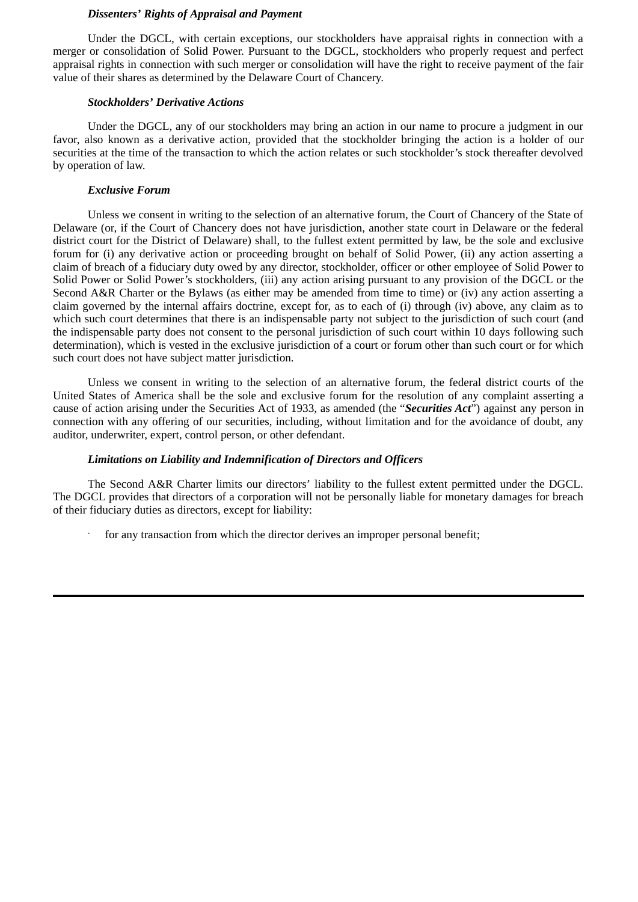***Dissenters' Rights of Appraisal and Payment***

Under the DGCL, with certain exceptions, our stockholders have appraisal rights in connection with a merger or consolidation of Solid Power. Pursuant to the DGCL, stockholders who properly request and perfect appraisal rights in connection with such merger or consolidation will have the right to receive payment of the fair value of their shares as determined by the Delaware Court of Chancery.

***Stockholders' Derivative Actions***

Under the DGCL, any of our stockholders may bring an action in our name to procure a judgment in our favor, also known as a derivative action, provided that the stockholder bringing the action is a holder of our securities at the time of the transaction to which the action relates or such stockholder's stock thereafter devolved by operation of law.

***Exclusive Forum***

Unless we consent in writing to the selection of an alternative forum, the Court of Chancery of the State of Delaware (or, if the Court of Chancery does not have jurisdiction, another state court in Delaware or the federal district court for the District of Delaware) shall, to the fullest extent permitted by law, be the sole and exclusive forum for (i) any derivative action or proceeding brought on behalf of Solid Power, (ii) any action asserting a claim of breach of a fiduciary duty owed by any director, stockholder, officer or other employee of Solid Power to Solid Power or Solid Power's stockholders, (iii) any action arising pursuant to any provision of the DGCL or the Second A&R Charter or the Bylaws (as either may be amended from time to time) or (iv) any action asserting a claim governed by the internal affairs doctrine, except for, as to each of (i) through (iv) above, any claim as to which such court determines that there is an indispensable party not subject to the jurisdiction of such court (and the indispensable party does not consent to the personal jurisdiction of such court within 10 days following such determination), which is vested in the exclusive jurisdiction of a court or forum other than such court or for which such court does not have subject matter jurisdiction.

Unless we consent in writing to the selection of an alternative forum, the federal district courts of the United States of America shall be the sole and exclusive forum for the resolution of any complaint asserting a cause of action arising under the Securities Act of 1933, as amended (the "***Securities Act***") against any person in connection with any offering of our securities, including, without limitation and for the avoidance of doubt, any auditor, underwriter, expert, control person, or other defendant.

***Limitations on Liability and Indemnification of Directors and Officers***

The Second A&R Charter limits our directors' liability to the fullest extent permitted under the DGCL. The DGCL provides that directors of a corporation will not be personally liable for monetary damages for breach of their fiduciary duties as directors, except for liability:

- for any transaction from which the director derives an improper personal benefit;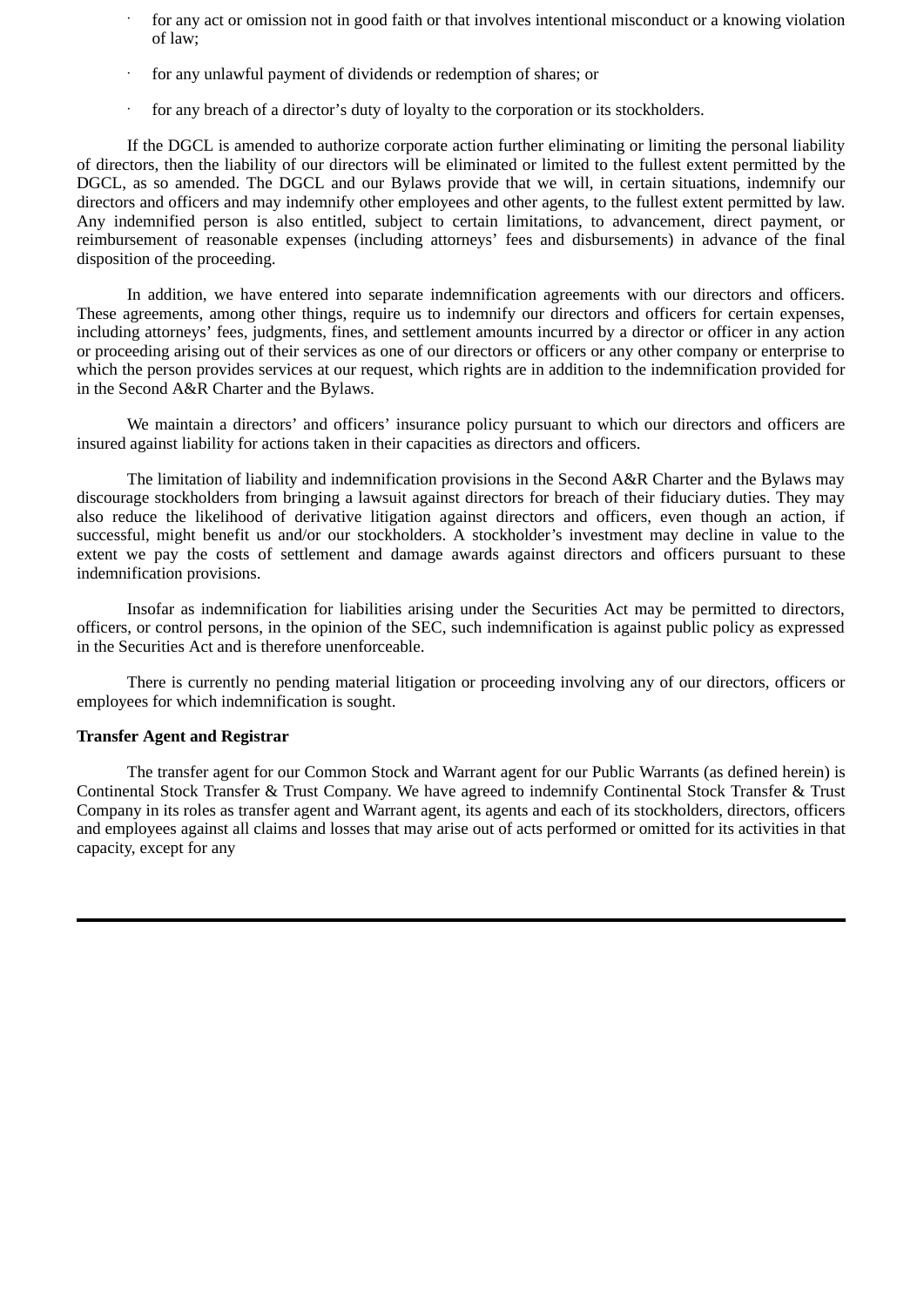- for any act or omission not in good faith or that involves intentional misconduct or a knowing violation of law;
- for any unlawful payment of dividends or redemption of shares; or
- for any breach of a director's duty of loyalty to the corporation or its stockholders.

If the DGCL is amended to authorize corporate action further eliminating or limiting the personal liability of directors, then the liability of our directors will be eliminated or limited to the fullest extent permitted by the DGCL, as so amended. The DGCL and our Bylaws provide that we will, in certain situations, indemnify our directors and officers and may indemnify other employees and other agents, to the fullest extent permitted by law. Any indemnified person is also entitled, subject to certain limitations, to advancement, direct payment, or reimbursement of reasonable expenses (including attorneys' fees and disbursements) in advance of the final disposition of the proceeding.

In addition, we have entered into separate indemnification agreements with our directors and officers. These agreements, among other things, require us to indemnify our directors and officers for certain expenses, including attorneys' fees, judgments, fines, and settlement amounts incurred by a director or officer in any action or proceeding arising out of their services as one of our directors or officers or any other company or enterprise to which the person provides services at our request, which rights are in addition to the indemnification provided for in the Second A&R Charter and the Bylaws.

We maintain a directors' and officers' insurance policy pursuant to which our directors and officers are insured against liability for actions taken in their capacities as directors and officers.

The limitation of liability and indemnification provisions in the Second A&R Charter and the Bylaws may discourage stockholders from bringing a lawsuit against directors for breach of their fiduciary duties. They may also reduce the likelihood of derivative litigation against directors and officers, even though an action, if successful, might benefit us and/or our stockholders. A stockholder's investment may decline in value to the extent we pay the costs of settlement and damage awards against directors and officers pursuant to these indemnification provisions.

Insofar as indemnification for liabilities arising under the Securities Act may be permitted to directors, officers, or control persons, in the opinion of the SEC, such indemnification is against public policy as expressed in the Securities Act and is therefore unenforceable.

There is currently no pending material litigation or proceeding involving any of our directors, officers or employees for which indemnification is sought.

**Transfer Agent and Registrar**

The transfer agent for our Common Stock and Warrant agent for our Public Warrants (as defined herein) is Continental Stock Transfer & Trust Company. We have agreed to indemnify Continental Stock Transfer & Trust Company in its roles as transfer agent and Warrant agent, its agents and each of its stockholders, directors, officers and employees against all claims and losses that may arise out of acts performed or omitted for its activities in that capacity, except for any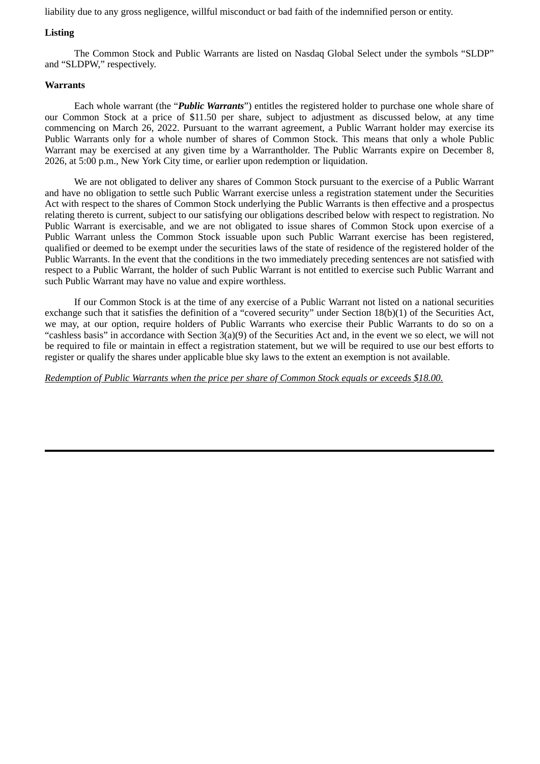liability due to any gross negligence, willful misconduct or bad faith of the indemnified person or entity.

**Listing**

The Common Stock and Public Warrants are listed on Nasdaq Global Select under the symbols "SLDP" and "SLDPW," respectively.

**Warrants**

Each whole warrant (the "***Public Warrants***") entitles the registered holder to purchase one whole share of our Common Stock at a price of $11.50 per share, subject to adjustment as discussed below, at any time commencing on March 26, 2022. Pursuant to the warrant agreement, a Public Warrant holder may exercise its Public Warrants only for a whole number of shares of Common Stock. This means that only a whole Public Warrant may be exercised at any given time by a Warrantholder. The Public Warrants expire on December 8, 2026, at 5:00 p.m., New York City time, or earlier upon redemption or liquidation.

We are not obligated to deliver any shares of Common Stock pursuant to the exercise of a Public Warrant and have no obligation to settle such Public Warrant exercise unless a registration statement under the Securities Act with respect to the shares of Common Stock underlying the Public Warrants is then effective and a prospectus relating thereto is current, subject to our satisfying our obligations described below with respect to registration. No Public Warrant is exercisable, and we are not obligated to issue shares of Common Stock upon exercise of a Public Warrant unless the Common Stock issuable upon such Public Warrant exercise has been registered, qualified or deemed to be exempt under the securities laws of the state of residence of the registered holder of the Public Warrants. In the event that the conditions in the two immediately preceding sentences are not satisfied with respect to a Public Warrant, the holder of such Public Warrant is not entitled to exercise such Public Warrant and such Public Warrant may have no value and expire worthless.

If our Common Stock is at the time of any exercise of a Public Warrant not listed on a national securities exchange such that it satisfies the definition of a "covered security" under Section 18(b)(1) of the Securities Act, we may, at our option, require holders of Public Warrants who exercise their Public Warrants to do so on a "cashless basis" in accordance with Section 3(a)(9) of the Securities Act and, in the event we so elect, we will not be required to file or maintain in effect a registration statement, but we will be required to use our best efforts to register or qualify the shares under applicable blue sky laws to the extent an exemption is not available.

*Redemption of Public Warrants when the price per share of Common Stock equals or exceeds $18.00.*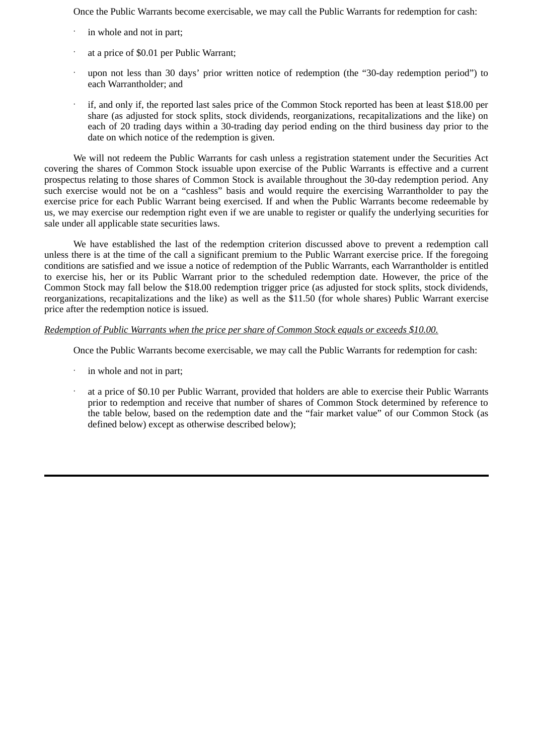Once the Public Warrants become exercisable, we may call the Public Warrants for redemption for cash:

- in whole and not in part;
- at a price of $0.01 per Public Warrant;
- upon not less than 30 days' prior written notice of redemption (the "30-day redemption period") to each Warrantholder; and
- if, and only if, the reported last sales price of the Common Stock reported has been at least $18.00 per share (as adjusted for stock splits, stock dividends, reorganizations, recapitalizations and the like) on each of 20 trading days within a 30-trading day period ending on the third business day prior to the date on which notice of the redemption is given.

We will not redeem the Public Warrants for cash unless a registration statement under the Securities Act covering the shares of Common Stock issuable upon exercise of the Public Warrants is effective and a current prospectus relating to those shares of Common Stock is available throughout the 30-day redemption period. Any such exercise would not be on a "cashless" basis and would require the exercising Warrantholder to pay the exercise price for each Public Warrant being exercised. If and when the Public Warrants become redeemable by us, we may exercise our redemption right even if we are unable to register or qualify the underlying securities for sale under all applicable state securities laws.

We have established the last of the redemption criterion discussed above to prevent a redemption call unless there is at the time of the call a significant premium to the Public Warrant exercise price. If the foregoing conditions are satisfied and we issue a notice of redemption of the Public Warrants, each Warrantholder is entitled to exercise his, her or its Public Warrant prior to the scheduled redemption date. However, the price of the Common Stock may fall below the $18.00 redemption trigger price (as adjusted for stock splits, stock dividends, reorganizations, recapitalizations and the like) as well as the $11.50 (for whole shares) Public Warrant exercise price after the redemption notice is issued.

*Redemption of Public Warrants when the price per share of Common Stock equals or exceeds $10.00.*

Once the Public Warrants become exercisable, we may call the Public Warrants for redemption for cash:

- in whole and not in part;
- at a price of $0.10 per Public Warrant, provided that holders are able to exercise their Public Warrants prior to redemption and receive that number of shares of Common Stock determined by reference to the table below, based on the redemption date and the "fair market value" of our Common Stock (as defined below) except as otherwise described below);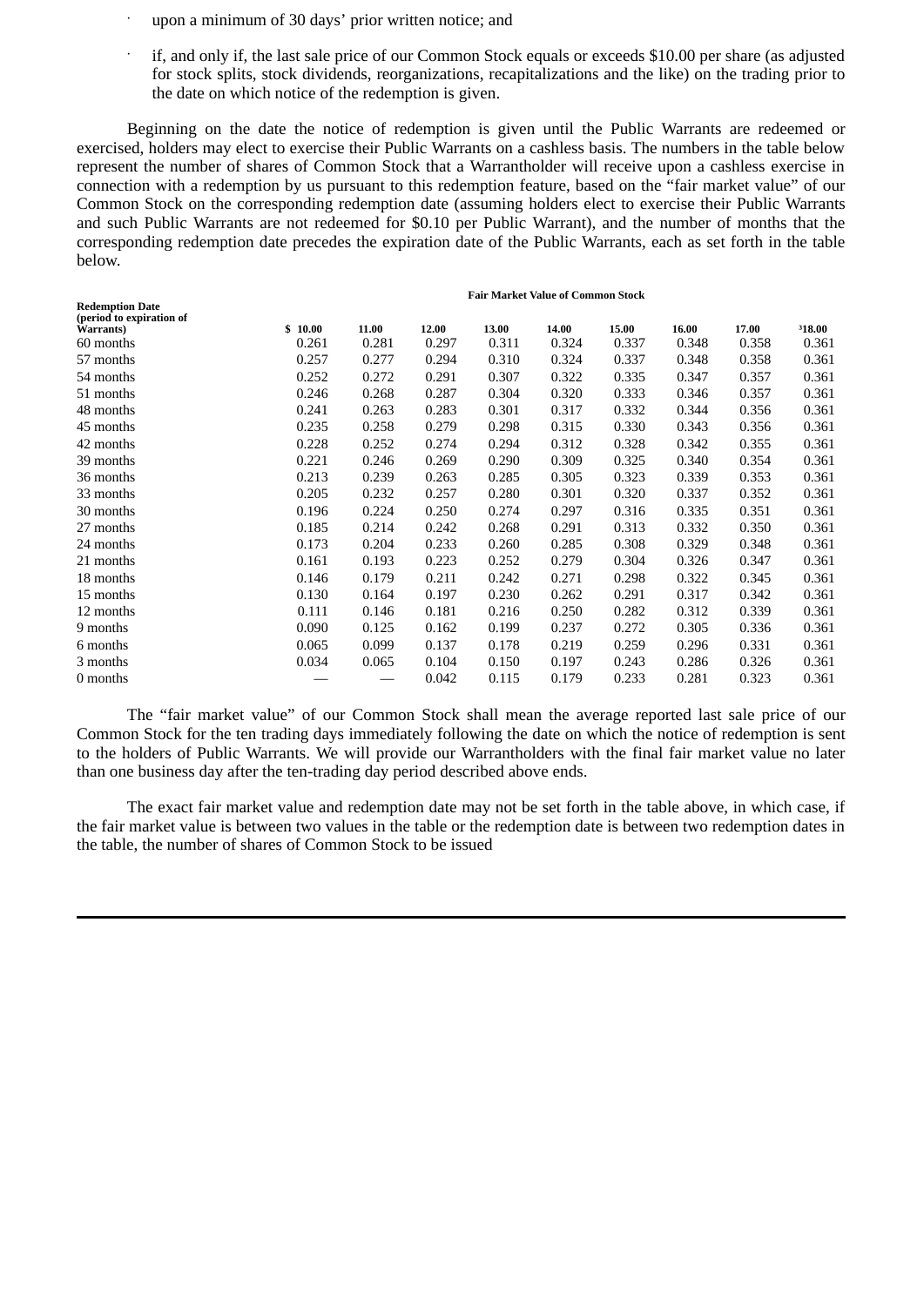- upon a minimum of 30 days' prior written notice; and
- if, and only if, the last sale price of our Common Stock equals or exceeds $10.00 per share (as adjusted for stock splits, stock dividends, reorganizations, recapitalizations and the like) on the trading prior to the date on which notice of the redemption is given.

Beginning on the date the notice of redemption is given until the Public Warrants are redeemed or exercised, holders may elect to exercise their Public Warrants on a cashless basis. The numbers in the table below represent the number of shares of Common Stock that a Warrantholder will receive upon a cashless exercise in connection with a redemption by us pursuant to this redemption feature, based on the "fair market value" of our Common Stock on the corresponding redemption date (assuming holders elect to exercise their Public Warrants and such Public Warrants are not redeemed for $0.10 per Public Warrant), and the number of months that the corresponding redemption date precedes the expiration date of the Public Warrants, each as set forth in the table below.

| | Fair Market Value of Common Stock | | | | | | | | |
|---|---|---|---|---|---|---|---|---|---|
| **Redemption Date (period to expiration of Warrants)** | **$ 10.00** | **11.00** | **12.00** | **13.00** | **14.00** | **15.00** | **16.00** | **17.00** | **³18.00** |
| 60 months | 0.261 | 0.281 | 0.297 | 0.311 | 0.324 | 0.337 | 0.348 | 0.358 | 0.361 |
| 57 months | 0.257 | 0.277 | 0.294 | 0.310 | 0.324 | 0.337 | 0.348 | 0.358 | 0.361 |
| 54 months | 0.252 | 0.272 | 0.291 | 0.307 | 0.322 | 0.335 | 0.347 | 0.357 | 0.361 |
| 51 months | 0.246 | 0.268 | 0.287 | 0.304 | 0.320 | 0.333 | 0.346 | 0.357 | 0.361 |
| 48 months | 0.241 | 0.263 | 0.283 | 0.301 | 0.317 | 0.332 | 0.344 | 0.356 | 0.361 |
| 45 months | 0.235 | 0.258 | 0.279 | 0.298 | 0.315 | 0.330 | 0.343 | 0.356 | 0.361 |
| 42 months | 0.228 | 0.252 | 0.274 | 0.294 | 0.312 | 0.328 | 0.342 | 0.355 | 0.361 |
| 39 months | 0.221 | 0.246 | 0.269 | 0.290 | 0.309 | 0.325 | 0.340 | 0.354 | 0.361 |
| 36 months | 0.213 | 0.239 | 0.263 | 0.285 | 0.305 | 0.323 | 0.339 | 0.353 | 0.361 |
| 33 months | 0.205 | 0.232 | 0.257 | 0.280 | 0.301 | 0.320 | 0.337 | 0.352 | 0.361 |
| 30 months | 0.196 | 0.224 | 0.250 | 0.274 | 0.297 | 0.316 | 0.335 | 0.351 | 0.361 |
| 27 months | 0.185 | 0.214 | 0.242 | 0.268 | 0.291 | 0.313 | 0.332 | 0.350 | 0.361 |
| 24 months | 0.173 | 0.204 | 0.233 | 0.260 | 0.285 | 0.308 | 0.329 | 0.348 | 0.361 |
| 21 months | 0.161 | 0.193 | 0.223 | 0.252 | 0.279 | 0.304 | 0.326 | 0.347 | 0.361 |
| 18 months | 0.146 | 0.179 | 0.211 | 0.242 | 0.271 | 0.298 | 0.322 | 0.345 | 0.361 |
| 15 months | 0.130 | 0.164 | 0.197 | 0.230 | 0.262 | 0.291 | 0.317 | 0.342 | 0.361 |
| 12 months | 0.111 | 0.146 | 0.181 | 0.216 | 0.250 | 0.282 | 0.312 | 0.339 | 0.361 |
| 9 months | 0.090 | 0.125 | 0.162 | 0.199 | 0.237 | 0.272 | 0.305 | 0.336 | 0.361 |
| 6 months | 0.065 | 0.099 | 0.137 | 0.178 | 0.219 | 0.259 | 0.296 | 0.331 | 0.361 |
| 3 months | 0.034 | 0.065 | 0.104 | 0.150 | 0.197 | 0.243 | 0.286 | 0.326 | 0.361 |
| 0 months | — | — | 0.042 | 0.115 | 0.179 | 0.233 | 0.281 | 0.323 | 0.361 |

The "fair market value" of our Common Stock shall mean the average reported last sale price of our Common Stock for the ten trading days immediately following the date on which the notice of redemption is sent to the holders of Public Warrants. We will provide our Warrantholders with the final fair market value no later than one business day after the ten-trading day period described above ends.

The exact fair market value and redemption date may not be set forth in the table above, in which case, if the fair market value is between two values in the table or the redemption date is between two redemption dates in the table, the number of shares of Common Stock to be issued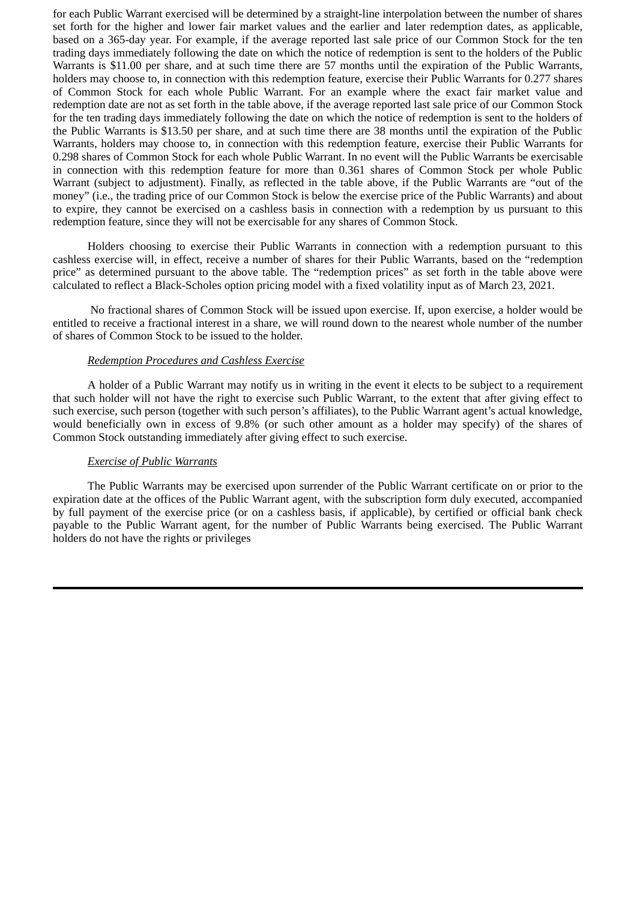for each Public Warrant exercised will be determined by a straight-line interpolation between the number of shares set forth for the higher and lower fair market values and the earlier and later redemption dates, as applicable, based on a 365-day year. For example, if the average reported last sale price of our Common Stock for the ten trading days immediately following the date on which the notice of redemption is sent to the holders of the Public Warrants is $11.00 per share, and at such time there are 57 months until the expiration of the Public Warrants, holders may choose to, in connection with this redemption feature, exercise their Public Warrants for 0.277 shares of Common Stock for each whole Public Warrant. For an example where the exact fair market value and redemption date are not as set forth in the table above, if the average reported last sale price of our Common Stock for the ten trading days immediately following the date on which the notice of redemption is sent to the holders of the Public Warrants is $13.50 per share, and at such time there are 38 months until the expiration of the Public Warrants, holders may choose to, in connection with this redemption feature, exercise their Public Warrants for 0.298 shares of Common Stock for each whole Public Warrant. In no event will the Public Warrants be exercisable in connection with this redemption feature for more than 0.361 shares of Common Stock per whole Public Warrant (subject to adjustment). Finally, as reflected in the table above, if the Public Warrants are "out of the money" (i.e., the trading price of our Common Stock is below the exercise price of the Public Warrants) and about to expire, they cannot be exercised on a cashless basis in connection with a redemption by us pursuant to this redemption feature, since they will not be exercisable for any shares of Common Stock.

Holders choosing to exercise their Public Warrants in connection with a redemption pursuant to this cashless exercise will, in effect, receive a number of shares for their Public Warrants, based on the "redemption price" as determined pursuant to the above table. The "redemption prices" as set forth in the table above were calculated to reflect a Black-Scholes option pricing model with a fixed volatility input as of March 23, 2021.

No fractional shares of Common Stock will be issued upon exercise. If, upon exercise, a holder would be entitled to receive a fractional interest in a share, we will round down to the nearest whole number of the number of shares of Common Stock to be issued to the holder.

*Redemption Procedures and Cashless Exercise*

A holder of a Public Warrant may notify us in writing in the event it elects to be subject to a requirement that such holder will not have the right to exercise such Public Warrant, to the extent that after giving effect to such exercise, such person (together with such person's affiliates), to the Public Warrant agent's actual knowledge, would beneficially own in excess of 9.8% (or such other amount as a holder may specify) of the shares of Common Stock outstanding immediately after giving effect to such exercise.

*Exercise of Public Warrants*

The Public Warrants may be exercised upon surrender of the Public Warrant certificate on or prior to the expiration date at the offices of the Public Warrant agent, with the subscription form duly executed, accompanied by full payment of the exercise price (or on a cashless basis, if applicable), by certified or official bank check payable to the Public Warrant agent, for the number of Public Warrants being exercised. The Public Warrant holders do not have the rights or privileges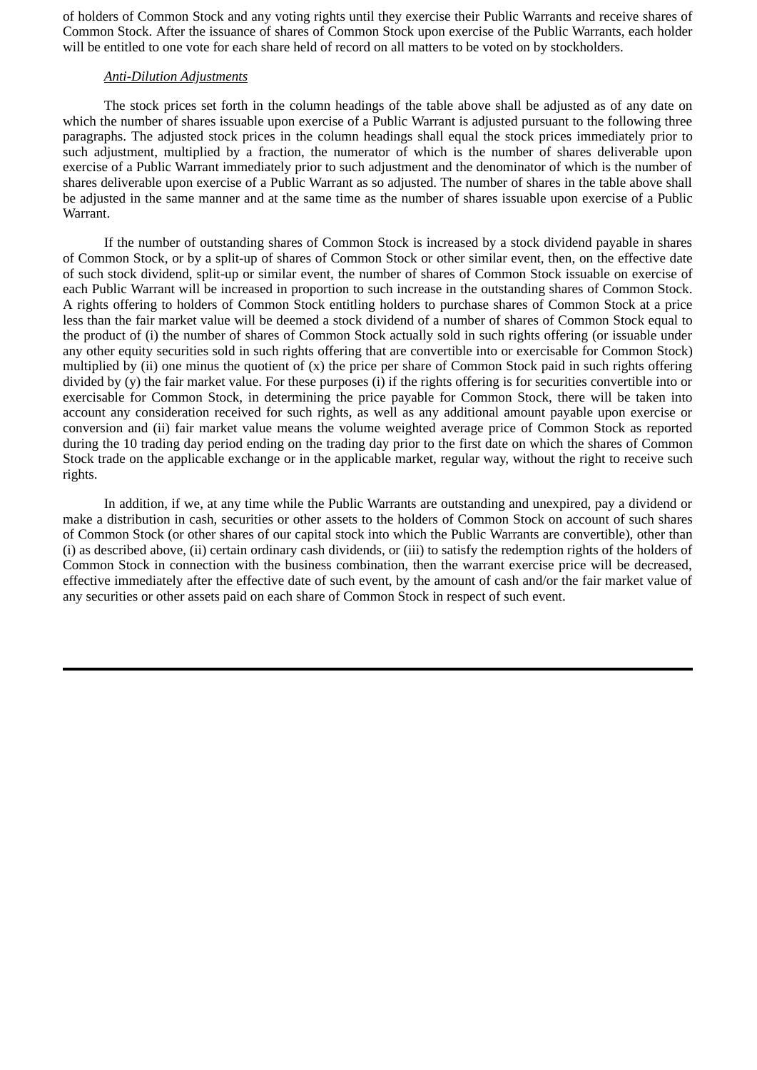of holders of Common Stock and any voting rights until they exercise their Public Warrants and receive shares of Common Stock. After the issuance of shares of Common Stock upon exercise of the Public Warrants, each holder will be entitled to one vote for each share held of record on all matters to be voted on by stockholders.

*Anti-Dilution Adjustments*

The stock prices set forth in the column headings of the table above shall be adjusted as of any date on which the number of shares issuable upon exercise of a Public Warrant is adjusted pursuant to the following three paragraphs. The adjusted stock prices in the column headings shall equal the stock prices immediately prior to such adjustment, multiplied by a fraction, the numerator of which is the number of shares deliverable upon exercise of a Public Warrant immediately prior to such adjustment and the denominator of which is the number of shares deliverable upon exercise of a Public Warrant as so adjusted. The number of shares in the table above shall be adjusted in the same manner and at the same time as the number of shares issuable upon exercise of a Public Warrant.

If the number of outstanding shares of Common Stock is increased by a stock dividend payable in shares of Common Stock, or by a split-up of shares of Common Stock or other similar event, then, on the effective date of such stock dividend, split-up or similar event, the number of shares of Common Stock issuable on exercise of each Public Warrant will be increased in proportion to such increase in the outstanding shares of Common Stock. A rights offering to holders of Common Stock entitling holders to purchase shares of Common Stock at a price less than the fair market value will be deemed a stock dividend of a number of shares of Common Stock equal to the product of (i) the number of shares of Common Stock actually sold in such rights offering (or issuable under any other equity securities sold in such rights offering that are convertible into or exercisable for Common Stock) multiplied by (ii) one minus the quotient of (x) the price per share of Common Stock paid in such rights offering divided by (y) the fair market value. For these purposes (i) if the rights offering is for securities convertible into or exercisable for Common Stock, in determining the price payable for Common Stock, there will be taken into account any consideration received for such rights, as well as any additional amount payable upon exercise or conversion and (ii) fair market value means the volume weighted average price of Common Stock as reported during the 10 trading day period ending on the trading day prior to the first date on which the shares of Common Stock trade on the applicable exchange or in the applicable market, regular way, without the right to receive such rights.

In addition, if we, at any time while the Public Warrants are outstanding and unexpired, pay a dividend or make a distribution in cash, securities or other assets to the holders of Common Stock on account of such shares of Common Stock (or other shares of our capital stock into which the Public Warrants are convertible), other than (i) as described above, (ii) certain ordinary cash dividends, or (iii) to satisfy the redemption rights of the holders of Common Stock in connection with the business combination, then the warrant exercise price will be decreased, effective immediately after the effective date of such event, by the amount of cash and/or the fair market value of any securities or other assets paid on each share of Common Stock in respect of such event.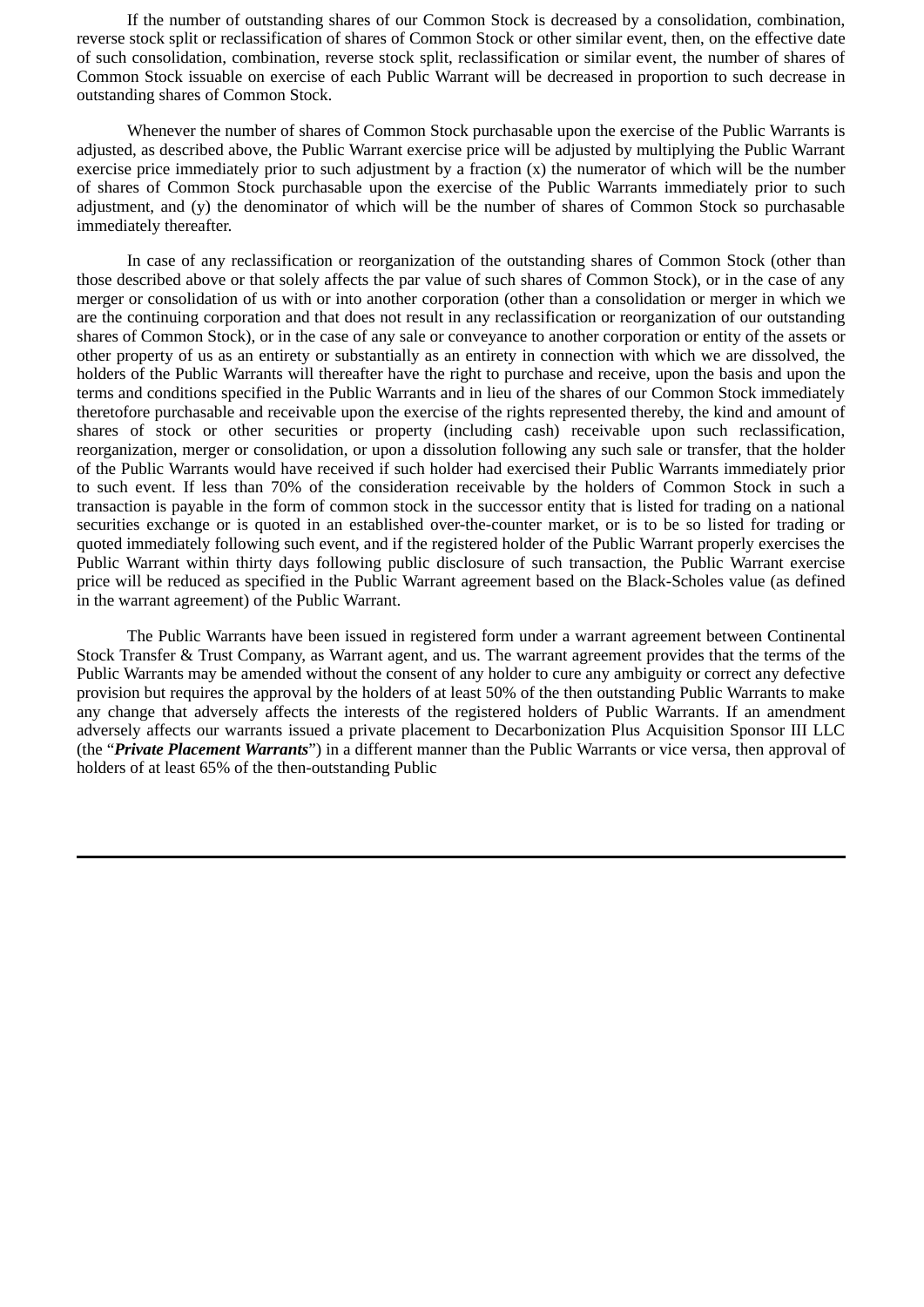If the number of outstanding shares of our Common Stock is decreased by a consolidation, combination, reverse stock split or reclassification of shares of Common Stock or other similar event, then, on the effective date of such consolidation, combination, reverse stock split, reclassification or similar event, the number of shares of Common Stock issuable on exercise of each Public Warrant will be decreased in proportion to such decrease in outstanding shares of Common Stock.

Whenever the number of shares of Common Stock purchasable upon the exercise of the Public Warrants is adjusted, as described above, the Public Warrant exercise price will be adjusted by multiplying the Public Warrant exercise price immediately prior to such adjustment by a fraction (x) the numerator of which will be the number of shares of Common Stock purchasable upon the exercise of the Public Warrants immediately prior to such adjustment, and (y) the denominator of which will be the number of shares of Common Stock so purchasable immediately thereafter.

In case of any reclassification or reorganization of the outstanding shares of Common Stock (other than those described above or that solely affects the par value of such shares of Common Stock), or in the case of any merger or consolidation of us with or into another corporation (other than a consolidation or merger in which we are the continuing corporation and that does not result in any reclassification or reorganization of our outstanding shares of Common Stock), or in the case of any sale or conveyance to another corporation or entity of the assets or other property of us as an entirety or substantially as an entirety in connection with which we are dissolved, the holders of the Public Warrants will thereafter have the right to purchase and receive, upon the basis and upon the terms and conditions specified in the Public Warrants and in lieu of the shares of our Common Stock immediately theretofore purchasable and receivable upon the exercise of the rights represented thereby, the kind and amount of shares of stock or other securities or property (including cash) receivable upon such reclassification, reorganization, merger or consolidation, or upon a dissolution following any such sale or transfer, that the holder of the Public Warrants would have received if such holder had exercised their Public Warrants immediately prior to such event. If less than 70% of the consideration receivable by the holders of Common Stock in such a transaction is payable in the form of common stock in the successor entity that is listed for trading on a national securities exchange or is quoted in an established over-the-counter market, or is to be so listed for trading or quoted immediately following such event, and if the registered holder of the Public Warrant properly exercises the Public Warrant within thirty days following public disclosure of such transaction, the Public Warrant exercise price will be reduced as specified in the Public Warrant agreement based on the Black-Scholes value (as defined in the warrant agreement) of the Public Warrant.

The Public Warrants have been issued in registered form under a warrant agreement between Continental Stock Transfer & Trust Company, as Warrant agent, and us. The warrant agreement provides that the terms of the Public Warrants may be amended without the consent of any holder to cure any ambiguity or correct any defective provision but requires the approval by the holders of at least 50% of the then outstanding Public Warrants to make any change that adversely affects the interests of the registered holders of Public Warrants. If an amendment adversely affects our warrants issued a private placement to Decarbonization Plus Acquisition Sponsor III LLC (the "***Private Placement Warrants***") in a different manner than the Public Warrants or vice versa, then approval of holders of at least 65% of the then-outstanding Public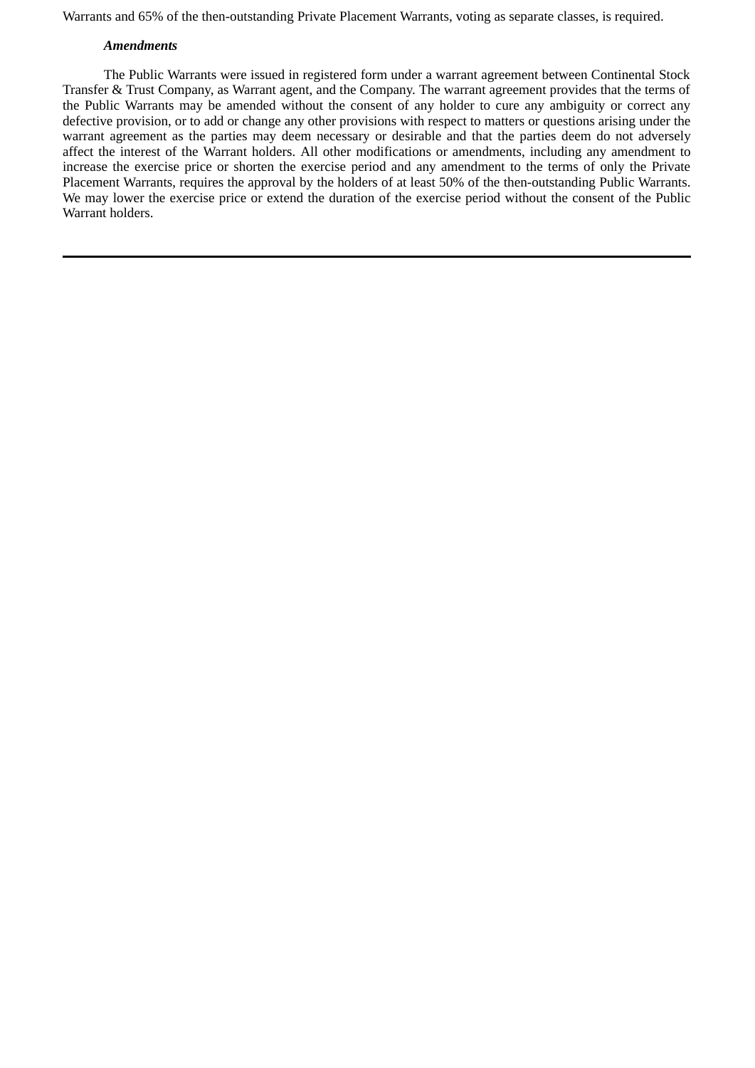Warrants and 65% of the then-outstanding Private Placement Warrants, voting as separate classes, is required.

***Amendments***

The Public Warrants were issued in registered form under a warrant agreement between Continental Stock Transfer & Trust Company, as Warrant agent, and the Company. The warrant agreement provides that the terms of the Public Warrants may be amended without the consent of any holder to cure any ambiguity or correct any defective provision, or to add or change any other provisions with respect to matters or questions arising under the warrant agreement as the parties may deem necessary or desirable and that the parties deem do not adversely affect the interest of the Warrant holders. All other modifications or amendments, including any amendment to increase the exercise price or shorten the exercise period and any amendment to the terms of only the Private Placement Warrants, requires the approval by the holders of at least 50% of the then-outstanding Public Warrants. We may lower the exercise price or extend the duration of the exercise period without the consent of the Public Warrant holders.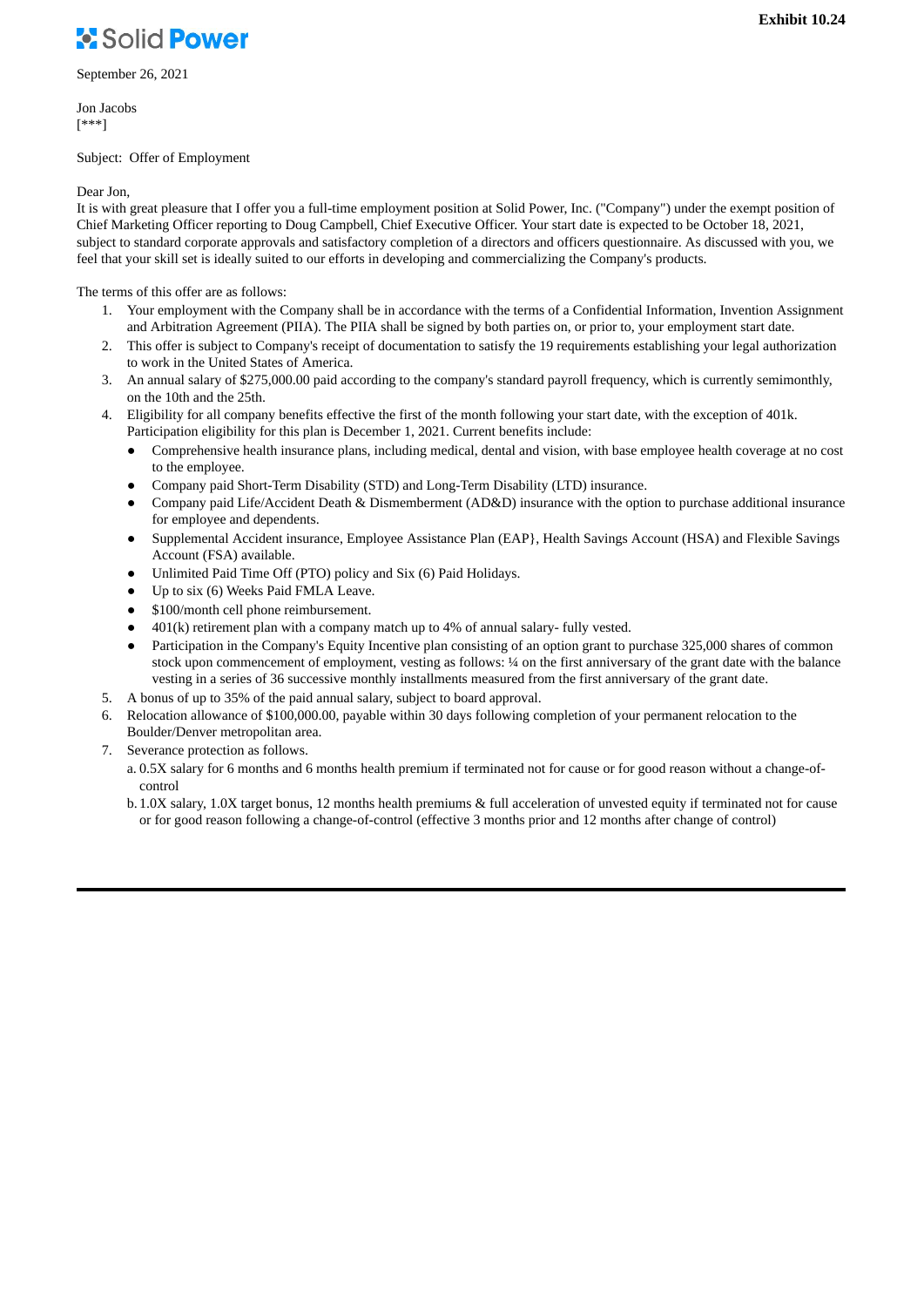**Exhibit 10.24**

Solid **Power**

September 26, 2021

Jon Jacobs
[***]

Subject: Offer of Employment

Dear Jon,
It is with great pleasure that I offer you a full-time employment position at Solid Power, Inc. ("Company") under the exempt position of Chief Marketing Officer reporting to Doug Campbell, Chief Executive Officer. Your start date is expected to be October 18, 2021, subject to standard corporate approvals and satisfactory completion of a directors and officers questionnaire. As discussed with you, we feel that your skill set is ideally suited to our efforts in developing and commercializing the Company's products.

The terms of this offer are as follows:

1. Your employment with the Company shall be in accordance with the terms of a Confidential Information, Invention Assignment and Arbitration Agreement (PIIA). The PIIA shall be signed by both parties on, or prior to, your employment start date.
2. This offer is subject to Company's receipt of documentation to satisfy the 19 requirements establishing your legal authorization to work in the United States of America.
3. An annual salary of $275,000.00 paid according to the company's standard payroll frequency, which is currently semimonthly, on the 10th and the 25th.
4. Eligibility for all company benefits effective the first of the month following your start date, with the exception of 401k. Participation eligibility for this plan is December 1, 2021. Current benefits include:
   - Comprehensive health insurance plans, including medical, dental and vision, with base employee health coverage at no cost to the employee.
   - Company paid Short-Term Disability (STD) and Long-Term Disability (LTD) insurance.
   - Company paid Life/Accident Death & Dismemberment (AD&D) insurance with the option to purchase additional insurance for employee and dependents.
   - Supplemental Accident insurance, Employee Assistance Plan (EAP}, Health Savings Account (HSA) and Flexible Savings Account (FSA) available.
   - Unlimited Paid Time Off (PTO) policy and Six (6) Paid Holidays.
   - Up to six (6) Weeks Paid FMLA Leave.
   - $100/month cell phone reimbursement.
   - 401(k) retirement plan with a company match up to 4% of annual salary- fully vested.
   - Participation in the Company's Equity Incentive plan consisting of an option grant to purchase 325,000 shares of common stock upon commencement of employment, vesting as follows: ¼ on the first anniversary of the grant date with the balance vesting in a series of 36 successive monthly installments measured from the first anniversary of the grant date.
5. A bonus of up to 35% of the paid annual salary, subject to board approval.
6. Relocation allowance of $100,000.00, payable within 30 days following completion of your permanent relocation to the Boulder/Denver metropolitan area.
7. Severance protection as follows.
   a. 0.5X salary for 6 months and 6 months health premium if terminated not for cause or for good reason without a change-of-control
   b. 1.0X salary, 1.0X target bonus, 12 months health premiums & full acceleration of unvested equity if terminated not for cause or for good reason following a change-of-control (effective 3 months prior and 12 months after change of control)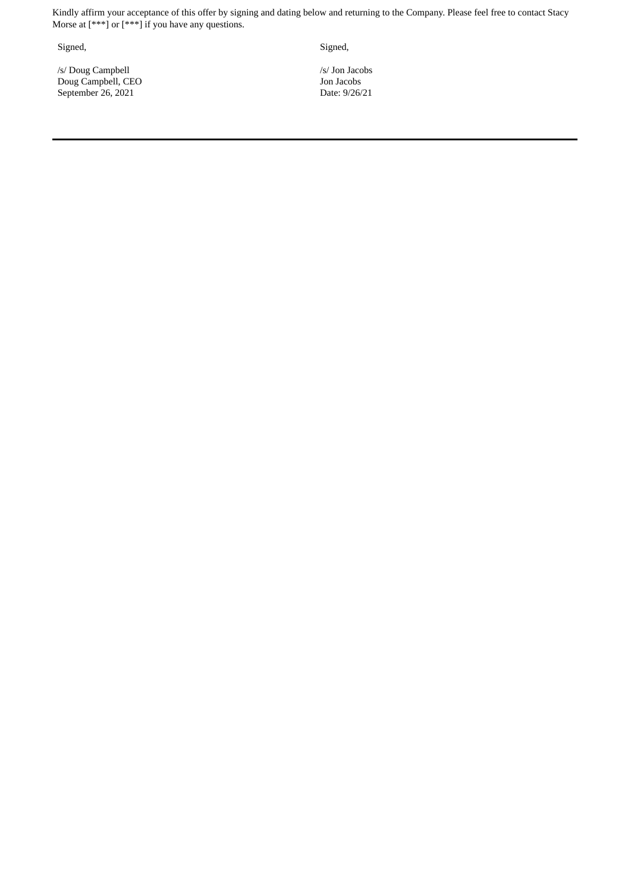Kindly affirm your acceptance of this offer by signing and dating below and returning to the Company. Please feel free to contact Stacy Morse at [***] or [***] if you have any questions.

Signed,

/s/ Doug Campbell
Doug Campbell, CEO
September 26, 2021

Signed,

/s/ Jon Jacobs
Jon Jacobs
Date: 9/26/21

---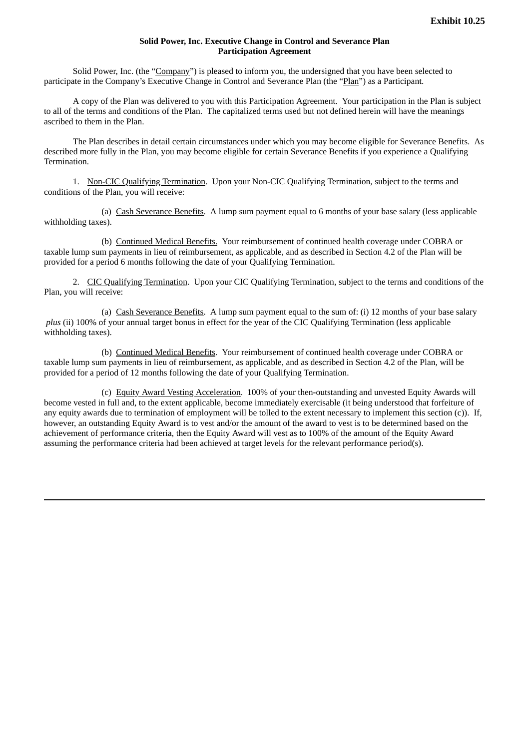**Exhibit 10.25**

**Solid Power, Inc. Executive Change in Control and Severance Plan**
**Participation Agreement**

Solid Power, Inc. (the "Company") is pleased to inform you, the undersigned that you have been selected to participate in the Company's Executive Change in Control and Severance Plan (the "Plan") as a Participant.

A copy of the Plan was delivered to you with this Participation Agreement. Your participation in the Plan is subject to all of the terms and conditions of the Plan. The capitalized terms used but not defined herein will have the meanings ascribed to them in the Plan.

The Plan describes in detail certain circumstances under which you may become eligible for Severance Benefits. As described more fully in the Plan, you may become eligible for certain Severance Benefits if you experience a Qualifying Termination.

1. Non-CIC Qualifying Termination. Upon your Non-CIC Qualifying Termination, subject to the terms and conditions of the Plan, you will receive:

(a) Cash Severance Benefits. A lump sum payment equal to 6 months of your base salary (less applicable withholding taxes).

(b) Continued Medical Benefits. Your reimbursement of continued health coverage under COBRA or taxable lump sum payments in lieu of reimbursement, as applicable, and as described in Section 4.2 of the Plan will be provided for a period 6 months following the date of your Qualifying Termination.

2. CIC Qualifying Termination. Upon your CIC Qualifying Termination, subject to the terms and conditions of the Plan, you will receive:

(a) Cash Severance Benefits. A lump sum payment equal to the sum of: (i) 12 months of your base salary *plus* (ii) 100% of your annual target bonus in effect for the year of the CIC Qualifying Termination (less applicable withholding taxes).

(b) Continued Medical Benefits. Your reimbursement of continued health coverage under COBRA or taxable lump sum payments in lieu of reimbursement, as applicable, and as described in Section 4.2 of the Plan, will be provided for a period of 12 months following the date of your Qualifying Termination.

(c) Equity Award Vesting Acceleration. 100% of your then-outstanding and unvested Equity Awards will become vested in full and, to the extent applicable, become immediately exercisable (it being understood that forfeiture of any equity awards due to termination of employment will be tolled to the extent necessary to implement this section (c)). If, however, an outstanding Equity Award is to vest and/or the amount of the award to vest is to be determined based on the achievement of performance criteria, then the Equity Award will vest as to 100% of the amount of the Equity Award assuming the performance criteria had been achieved at target levels for the relevant performance period(s).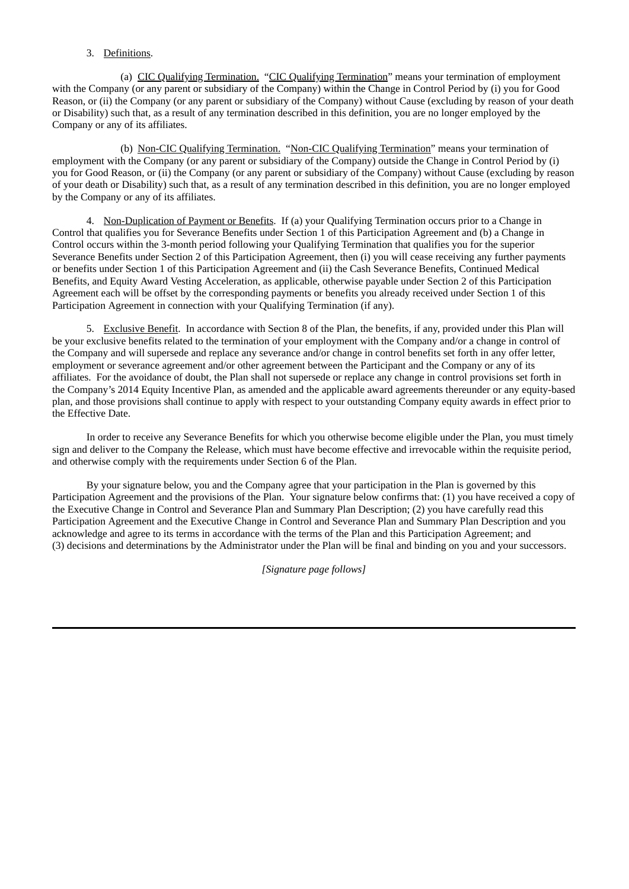3. Definitions.

(a) CIC Qualifying Termination. "CIC Qualifying Termination" means your termination of employment with the Company (or any parent or subsidiary of the Company) within the Change in Control Period by (i) you for Good Reason, or (ii) the Company (or any parent or subsidiary of the Company) without Cause (excluding by reason of your death or Disability) such that, as a result of any termination described in this definition, you are no longer employed by the Company or any of its affiliates.

(b) Non-CIC Qualifying Termination. "Non-CIC Qualifying Termination" means your termination of employment with the Company (or any parent or subsidiary of the Company) outside the Change in Control Period by (i) you for Good Reason, or (ii) the Company (or any parent or subsidiary of the Company) without Cause (excluding by reason of your death or Disability) such that, as a result of any termination described in this definition, you are no longer employed by the Company or any of its affiliates.

4. Non-Duplication of Payment or Benefits. If (a) your Qualifying Termination occurs prior to a Change in Control that qualifies you for Severance Benefits under Section 1 of this Participation Agreement and (b) a Change in Control occurs within the 3-month period following your Qualifying Termination that qualifies you for the superior Severance Benefits under Section 2 of this Participation Agreement, then (i) you will cease receiving any further payments or benefits under Section 1 of this Participation Agreement and (ii) the Cash Severance Benefits, Continued Medical Benefits, and Equity Award Vesting Acceleration, as applicable, otherwise payable under Section 2 of this Participation Agreement each will be offset by the corresponding payments or benefits you already received under Section 1 of this Participation Agreement in connection with your Qualifying Termination (if any).

5. Exclusive Benefit. In accordance with Section 8 of the Plan, the benefits, if any, provided under this Plan will be your exclusive benefits related to the termination of your employment with the Company and/or a change in control of the Company and will supersede and replace any severance and/or change in control benefits set forth in any offer letter, employment or severance agreement and/or other agreement between the Participant and the Company or any of its affiliates. For the avoidance of doubt, the Plan shall not supersede or replace any change in control provisions set forth in the Company's 2014 Equity Incentive Plan, as amended and the applicable award agreements thereunder or any equity-based plan, and those provisions shall continue to apply with respect to your outstanding Company equity awards in effect prior to the Effective Date.

In order to receive any Severance Benefits for which you otherwise become eligible under the Plan, you must timely sign and deliver to the Company the Release, which must have become effective and irrevocable within the requisite period, and otherwise comply with the requirements under Section 6 of the Plan.

By your signature below, you and the Company agree that your participation in the Plan is governed by this Participation Agreement and the provisions of the Plan. Your signature below confirms that: (1) you have received a copy of the Executive Change in Control and Severance Plan and Summary Plan Description; (2) you have carefully read this Participation Agreement and the Executive Change in Control and Severance Plan and Summary Plan Description and you acknowledge and agree to its terms in accordance with the terms of the Plan and this Participation Agreement; and (3) decisions and determinations by the Administrator under the Plan will be final and binding on you and your successors.

*[Signature page follows]*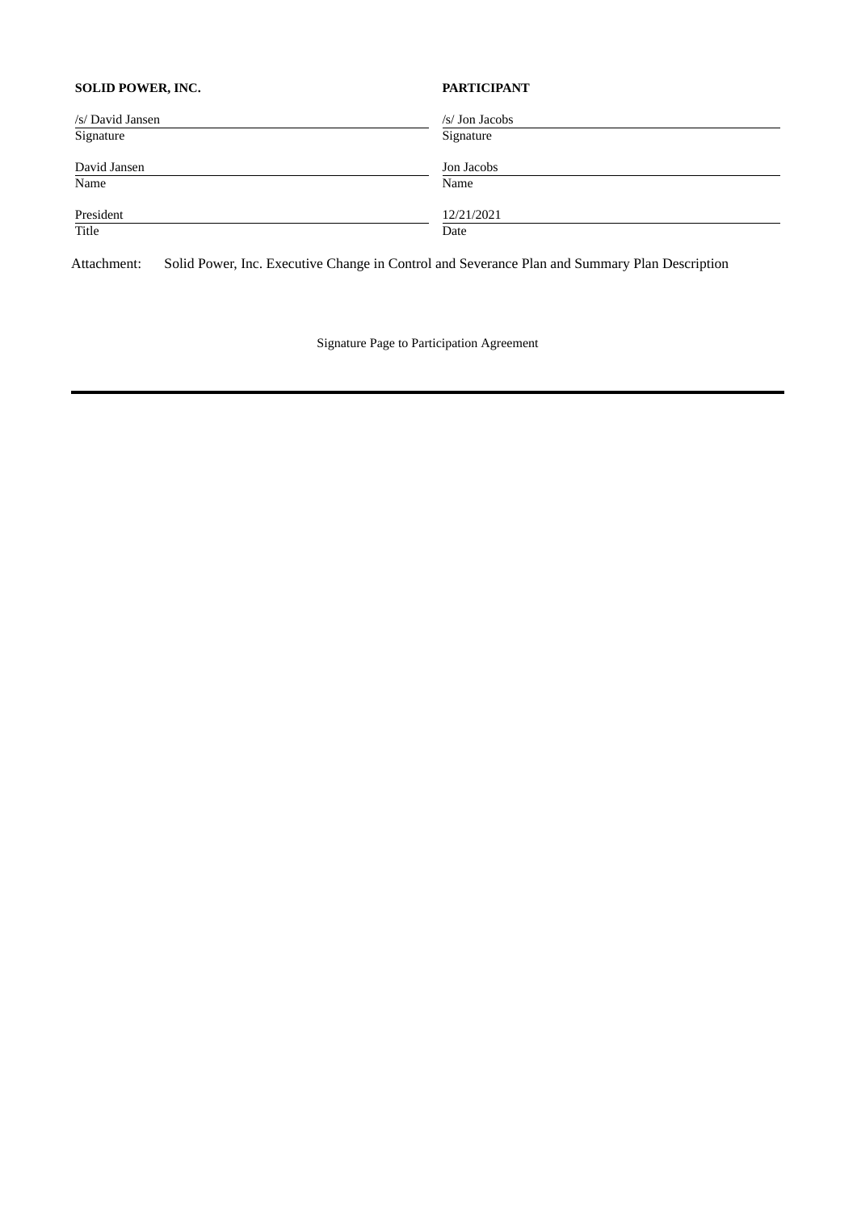| **SOLID POWER, INC.** | **PARTICIPANT** |
| --- | --- |
| /s/ David Jansen | /s/ Jon Jacobs |
| Signature | Signature |
| David Jansen | Jon Jacobs |
| Name | Name |
| President | 12/21/2021 |
| Title | Date |

Attachment: Solid Power, Inc. Executive Change in Control and Severance Plan and Summary Plan Description

Signature Page to Participation Agreement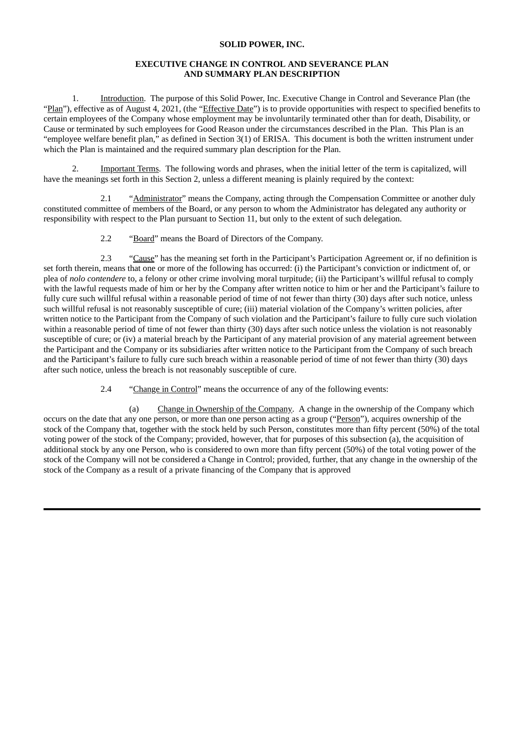**SOLID POWER, INC.**

**EXECUTIVE CHANGE IN CONTROL AND SEVERANCE PLAN AND SUMMARY PLAN DESCRIPTION**

1. Introduction. The purpose of this Solid Power, Inc. Executive Change in Control and Severance Plan (the "Plan"), effective as of August 4, 2021, (the "Effective Date") is to provide opportunities with respect to specified benefits to certain employees of the Company whose employment may be involuntarily terminated other than for death, Disability, or Cause or terminated by such employees for Good Reason under the circumstances described in the Plan. This Plan is an "employee welfare benefit plan," as defined in Section 3(1) of ERISA. This document is both the written instrument under which the Plan is maintained and the required summary plan description for the Plan.

2. Important Terms. The following words and phrases, when the initial letter of the term is capitalized, will have the meanings set forth in this Section 2, unless a different meaning is plainly required by the context:

2.1 "Administrator" means the Company, acting through the Compensation Committee or another duly constituted committee of members of the Board, or any person to whom the Administrator has delegated any authority or responsibility with respect to the Plan pursuant to Section 11, but only to the extent of such delegation.

2.2 "Board" means the Board of Directors of the Company.

2.3 "Cause" has the meaning set forth in the Participant's Participation Agreement or, if no definition is set forth therein, means that one or more of the following has occurred: (i) the Participant's conviction or indictment of, or plea of *nolo contendere* to, a felony or other crime involving moral turpitude; (ii) the Participant's willful refusal to comply with the lawful requests made of him or her by the Company after written notice to him or her and the Participant's failure to fully cure such willful refusal within a reasonable period of time of not fewer than thirty (30) days after such notice, unless such willful refusal is not reasonably susceptible of cure; (iii) material violation of the Company's written policies, after written notice to the Participant from the Company of such violation and the Participant's failure to fully cure such violation within a reasonable period of time of not fewer than thirty (30) days after such notice unless the violation is not reasonably susceptible of cure; or (iv) a material breach by the Participant of any material provision of any material agreement between the Participant and the Company or its subsidiaries after written notice to the Participant from the Company of such breach and the Participant's failure to fully cure such breach within a reasonable period of time of not fewer than thirty (30) days after such notice, unless the breach is not reasonably susceptible of cure.

2.4 "Change in Control" means the occurrence of any of the following events:

(a) Change in Ownership of the Company. A change in the ownership of the Company which occurs on the date that any one person, or more than one person acting as a group ("Person"), acquires ownership of the stock of the Company that, together with the stock held by such Person, constitutes more than fifty percent (50%) of the total voting power of the stock of the Company; provided, however, that for purposes of this subsection (a), the acquisition of additional stock by any one Person, who is considered to own more than fifty percent (50%) of the total voting power of the stock of the Company will not be considered a Change in Control; provided, further, that any change in the ownership of the stock of the Company as a result of a private financing of the Company that is approved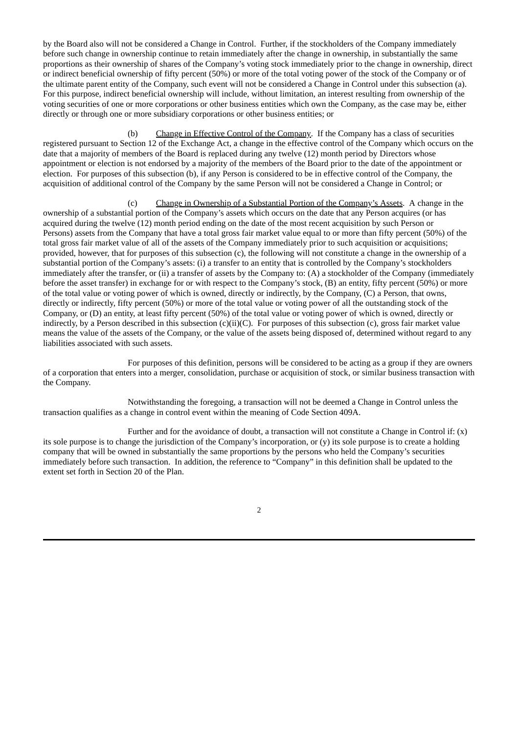by the Board also will not be considered a Change in Control. Further, if the stockholders of the Company immediately before such change in ownership continue to retain immediately after the change in ownership, in substantially the same proportions as their ownership of shares of the Company's voting stock immediately prior to the change in ownership, direct or indirect beneficial ownership of fifty percent (50%) or more of the total voting power of the stock of the Company or of the ultimate parent entity of the Company, such event will not be considered a Change in Control under this subsection (a). For this purpose, indirect beneficial ownership will include, without limitation, an interest resulting from ownership of the voting securities of one or more corporations or other business entities which own the Company, as the case may be, either directly or through one or more subsidiary corporations or other business entities; or

(b) Change in Effective Control of the Company. If the Company has a class of securities registered pursuant to Section 12 of the Exchange Act, a change in the effective control of the Company which occurs on the date that a majority of members of the Board is replaced during any twelve (12) month period by Directors whose appointment or election is not endorsed by a majority of the members of the Board prior to the date of the appointment or election. For purposes of this subsection (b), if any Person is considered to be in effective control of the Company, the acquisition of additional control of the Company by the same Person will not be considered a Change in Control; or

(c) Change in Ownership of a Substantial Portion of the Company's Assets. A change in the ownership of a substantial portion of the Company's assets which occurs on the date that any Person acquires (or has acquired during the twelve (12) month period ending on the date of the most recent acquisition by such Person or Persons) assets from the Company that have a total gross fair market value equal to or more than fifty percent (50%) of the total gross fair market value of all of the assets of the Company immediately prior to such acquisition or acquisitions; provided, however, that for purposes of this subsection (c), the following will not constitute a change in the ownership of a substantial portion of the Company's assets: (i) a transfer to an entity that is controlled by the Company's stockholders immediately after the transfer, or (ii) a transfer of assets by the Company to: (A) a stockholder of the Company (immediately before the asset transfer) in exchange for or with respect to the Company's stock, (B) an entity, fifty percent (50%) or more of the total value or voting power of which is owned, directly or indirectly, by the Company, (C) a Person, that owns, directly or indirectly, fifty percent (50%) or more of the total value or voting power of all the outstanding stock of the Company, or (D) an entity, at least fifty percent (50%) of the total value or voting power of which is owned, directly or indirectly, by a Person described in this subsection (c)(ii)(C). For purposes of this subsection (c), gross fair market value means the value of the assets of the Company, or the value of the assets being disposed of, determined without regard to any liabilities associated with such assets.

For purposes of this definition, persons will be considered to be acting as a group if they are owners of a corporation that enters into a merger, consolidation, purchase or acquisition of stock, or similar business transaction with the Company.

Notwithstanding the foregoing, a transaction will not be deemed a Change in Control unless the transaction qualifies as a change in control event within the meaning of Code Section 409A.

Further and for the avoidance of doubt, a transaction will not constitute a Change in Control if: (x) its sole purpose is to change the jurisdiction of the Company's incorporation, or (y) its sole purpose is to create a holding company that will be owned in substantially the same proportions by the persons who held the Company's securities immediately before such transaction. In addition, the reference to "Company" in this definition shall be updated to the extent set forth in Section 20 of the Plan.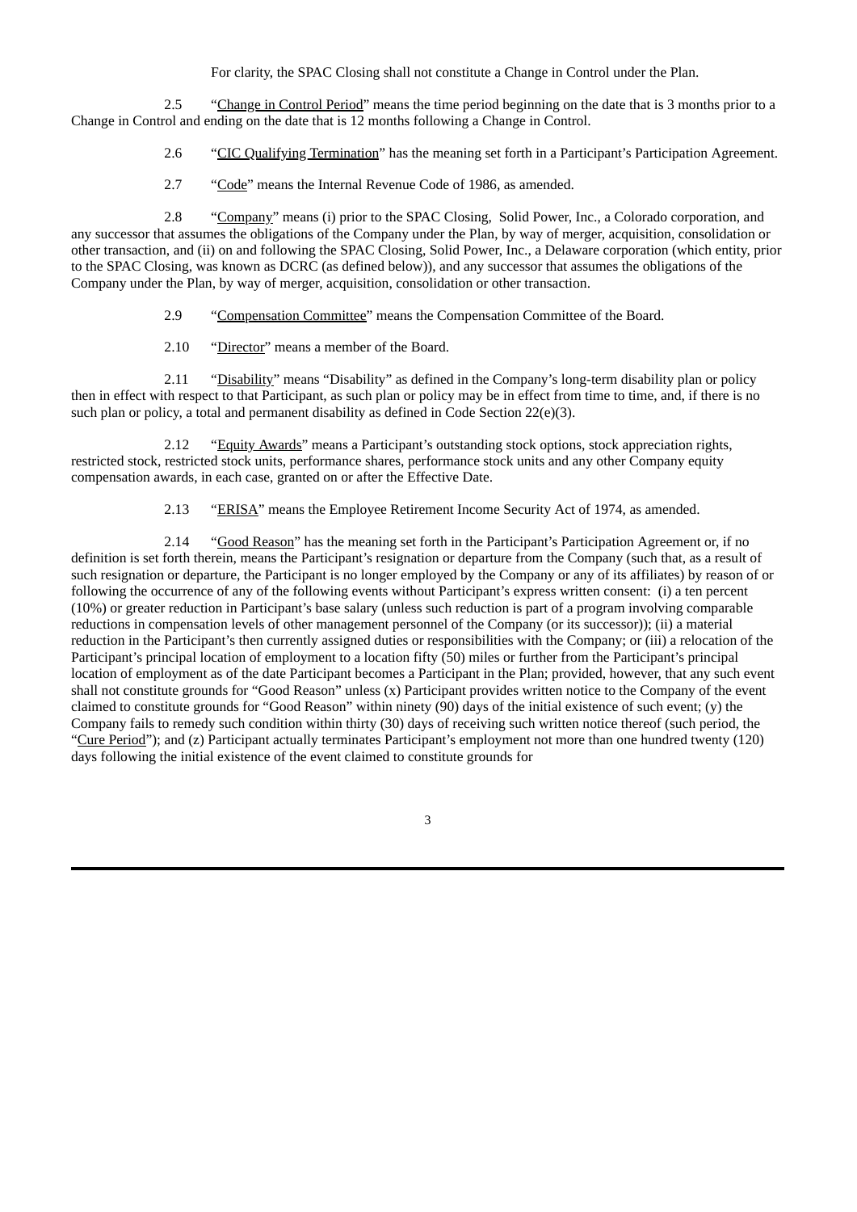For clarity, the SPAC Closing shall not constitute a Change in Control under the Plan.

2.5 "Change in Control Period" means the time period beginning on the date that is 3 months prior to a Change in Control and ending on the date that is 12 months following a Change in Control.

2.6 "CIC Qualifying Termination" has the meaning set forth in a Participant's Participation Agreement.

2.7 "Code" means the Internal Revenue Code of 1986, as amended.

2.8 "Company" means (i) prior to the SPAC Closing, Solid Power, Inc., a Colorado corporation, and any successor that assumes the obligations of the Company under the Plan, by way of merger, acquisition, consolidation or other transaction, and (ii) on and following the SPAC Closing, Solid Power, Inc., a Delaware corporation (which entity, prior to the SPAC Closing, was known as DCRC (as defined below)), and any successor that assumes the obligations of the Company under the Plan, by way of merger, acquisition, consolidation or other transaction.

2.9 "Compensation Committee" means the Compensation Committee of the Board.

2.10 "Director" means a member of the Board.

2.11 "Disability" means "Disability" as defined in the Company's long-term disability plan or policy then in effect with respect to that Participant, as such plan or policy may be in effect from time to time, and, if there is no such plan or policy, a total and permanent disability as defined in Code Section 22(e)(3).

2.12 "Equity Awards" means a Participant's outstanding stock options, stock appreciation rights, restricted stock, restricted stock units, performance shares, performance stock units and any other Company equity compensation awards, in each case, granted on or after the Effective Date.

2.13 "ERISA" means the Employee Retirement Income Security Act of 1974, as amended.

2.14 "Good Reason" has the meaning set forth in the Participant's Participation Agreement or, if no definition is set forth therein, means the Participant's resignation or departure from the Company (such that, as a result of such resignation or departure, the Participant is no longer employed by the Company or any of its affiliates) by reason of or following the occurrence of any of the following events without Participant's express written consent: (i) a ten percent (10%) or greater reduction in Participant's base salary (unless such reduction is part of a program involving comparable reductions in compensation levels of other management personnel of the Company (or its successor)); (ii) a material reduction in the Participant's then currently assigned duties or responsibilities with the Company; or (iii) a relocation of the Participant's principal location of employment to a location fifty (50) miles or further from the Participant's principal location of employment as of the date Participant becomes a Participant in the Plan; provided, however, that any such event shall not constitute grounds for "Good Reason" unless (x) Participant provides written notice to the Company of the event claimed to constitute grounds for "Good Reason" within ninety (90) days of the initial existence of such event; (y) the Company fails to remedy such condition within thirty (30) days of receiving such written notice thereof (such period, the "Cure Period"); and (z) Participant actually terminates Participant's employment not more than one hundred twenty (120) days following the initial existence of the event claimed to constitute grounds for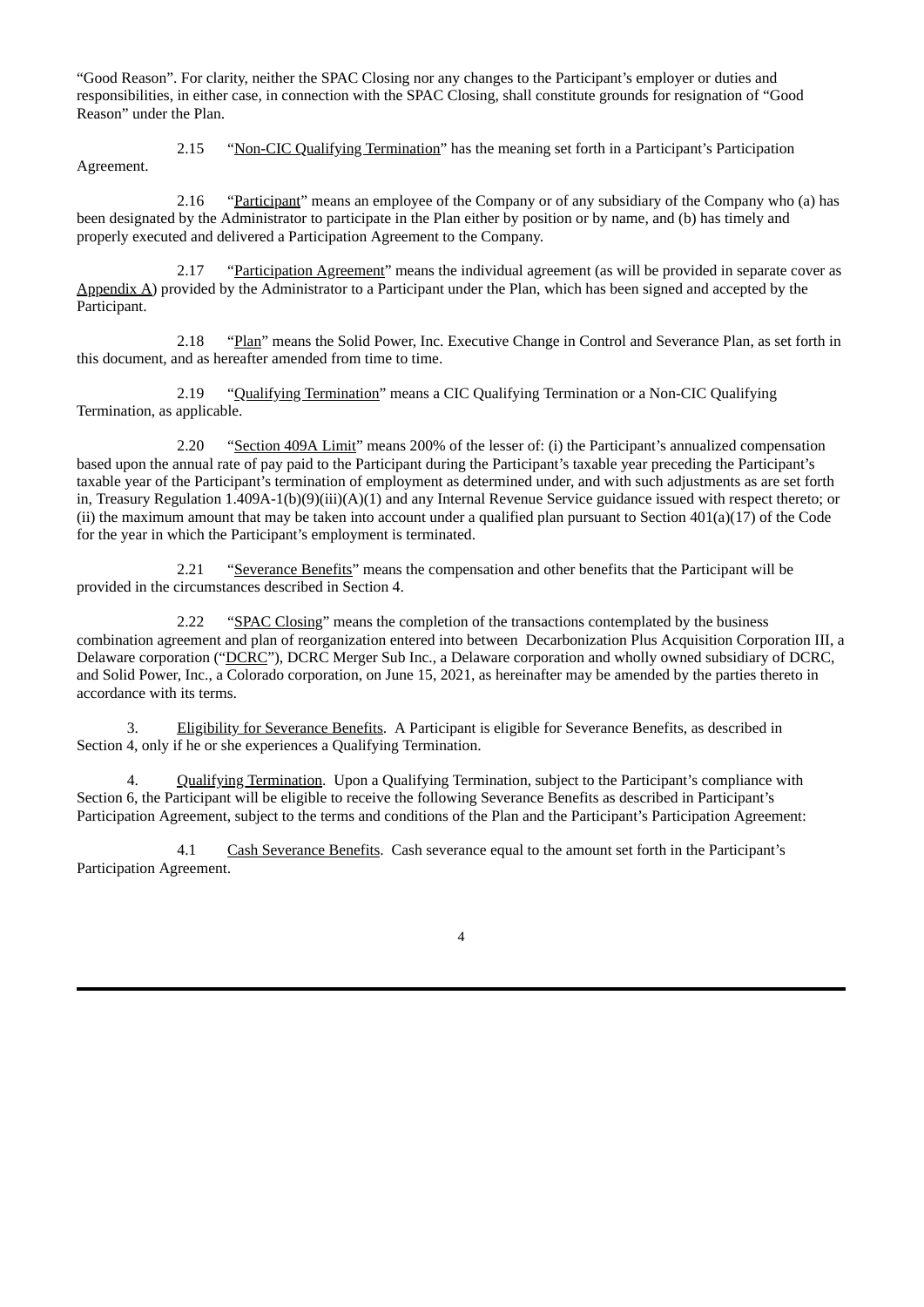"Good Reason". For clarity, neither the SPAC Closing nor any changes to the Participant's employer or duties and responsibilities, in either case, in connection with the SPAC Closing, shall constitute grounds for resignation of "Good Reason" under the Plan.

2.15 "Non-CIC Qualifying Termination" has the meaning set forth in a Participant's Participation Agreement.

2.16 "Participant" means an employee of the Company or of any subsidiary of the Company who (a) has been designated by the Administrator to participate in the Plan either by position or by name, and (b) has timely and properly executed and delivered a Participation Agreement to the Company.

2.17 "Participation Agreement" means the individual agreement (as will be provided in separate cover as Appendix A) provided by the Administrator to a Participant under the Plan, which has been signed and accepted by the Participant.

2.18 "Plan" means the Solid Power, Inc. Executive Change in Control and Severance Plan, as set forth in this document, and as hereafter amended from time to time.

2.19 "Qualifying Termination" means a CIC Qualifying Termination or a Non-CIC Qualifying Termination, as applicable.

2.20 "Section 409A Limit" means 200% of the lesser of: (i) the Participant's annualized compensation based upon the annual rate of pay paid to the Participant during the Participant's taxable year preceding the Participant's taxable year of the Participant's termination of employment as determined under, and with such adjustments as are set forth in, Treasury Regulation 1.409A-1(b)(9)(iii)(A)(1) and any Internal Revenue Service guidance issued with respect thereto; or (ii) the maximum amount that may be taken into account under a qualified plan pursuant to Section 401(a)(17) of the Code for the year in which the Participant's employment is terminated.

2.21 "Severance Benefits" means the compensation and other benefits that the Participant will be provided in the circumstances described in Section 4.

2.22 "SPAC Closing" means the completion of the transactions contemplated by the business combination agreement and plan of reorganization entered into between Decarbonization Plus Acquisition Corporation III, a Delaware corporation ("DCRC"), DCRC Merger Sub Inc., a Delaware corporation and wholly owned subsidiary of DCRC, and Solid Power, Inc., a Colorado corporation, on June 15, 2021, as hereinafter may be amended by the parties thereto in accordance with its terms.

3. Eligibility for Severance Benefits. A Participant is eligible for Severance Benefits, as described in Section 4, only if he or she experiences a Qualifying Termination.

4. Qualifying Termination. Upon a Qualifying Termination, subject to the Participant's compliance with Section 6, the Participant will be eligible to receive the following Severance Benefits as described in Participant's Participation Agreement, subject to the terms and conditions of the Plan and the Participant's Participation Agreement:

4.1 Cash Severance Benefits. Cash severance equal to the amount set forth in the Participant's Participation Agreement.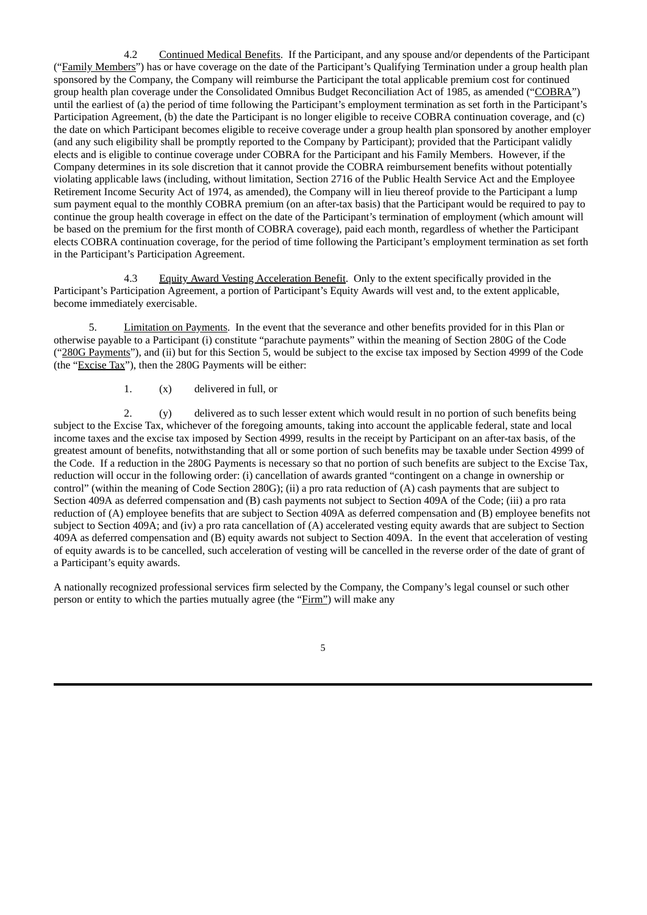4.2 Continued Medical Benefits. If the Participant, and any spouse and/or dependents of the Participant ("Family Members") has or have coverage on the date of the Participant's Qualifying Termination under a group health plan sponsored by the Company, the Company will reimburse the Participant the total applicable premium cost for continued group health plan coverage under the Consolidated Omnibus Budget Reconciliation Act of 1985, as amended ("COBRA") until the earliest of (a) the period of time following the Participant's employment termination as set forth in the Participant's Participation Agreement, (b) the date the Participant is no longer eligible to receive COBRA continuation coverage, and (c) the date on which Participant becomes eligible to receive coverage under a group health plan sponsored by another employer (and any such eligibility shall be promptly reported to the Company by Participant); provided that the Participant validly elects and is eligible to continue coverage under COBRA for the Participant and his Family Members. However, if the Company determines in its sole discretion that it cannot provide the COBRA reimbursement benefits without potentially violating applicable laws (including, without limitation, Section 2716 of the Public Health Service Act and the Employee Retirement Income Security Act of 1974, as amended), the Company will in lieu thereof provide to the Participant a lump sum payment equal to the monthly COBRA premium (on an after-tax basis) that the Participant would be required to pay to continue the group health coverage in effect on the date of the Participant's termination of employment (which amount will be based on the premium for the first month of COBRA coverage), paid each month, regardless of whether the Participant elects COBRA continuation coverage, for the period of time following the Participant's employment termination as set forth in the Participant's Participation Agreement.

4.3 Equity Award Vesting Acceleration Benefit. Only to the extent specifically provided in the Participant's Participation Agreement, a portion of Participant's Equity Awards will vest and, to the extent applicable, become immediately exercisable.

5. Limitation on Payments. In the event that the severance and other benefits provided for in this Plan or otherwise payable to a Participant (i) constitute "parachute payments" within the meaning of Section 280G of the Code ("280G Payments"), and (ii) but for this Section 5, would be subject to the excise tax imposed by Section 4999 of the Code (the "Excise Tax"), then the 280G Payments will be either:

1. (x) delivered in full, or

2. (y) delivered as to such lesser extent which would result in no portion of such benefits being subject to the Excise Tax, whichever of the foregoing amounts, taking into account the applicable federal, state and local income taxes and the excise tax imposed by Section 4999, results in the receipt by Participant on an after-tax basis, of the greatest amount of benefits, notwithstanding that all or some portion of such benefits may be taxable under Section 4999 of the Code. If a reduction in the 280G Payments is necessary so that no portion of such benefits are subject to the Excise Tax, reduction will occur in the following order: (i) cancellation of awards granted "contingent on a change in ownership or control" (within the meaning of Code Section 280G); (ii) a pro rata reduction of (A) cash payments that are subject to Section 409A as deferred compensation and (B) cash payments not subject to Section 409A of the Code; (iii) a pro rata reduction of (A) employee benefits that are subject to Section 409A as deferred compensation and (B) employee benefits not subject to Section 409A; and (iv) a pro rata cancellation of (A) accelerated vesting equity awards that are subject to Section 409A as deferred compensation and (B) equity awards not subject to Section 409A. In the event that acceleration of vesting of equity awards is to be cancelled, such acceleration of vesting will be cancelled in the reverse order of the date of grant of a Participant's equity awards.

A nationally recognized professional services firm selected by the Company, the Company's legal counsel or such other person or entity to which the parties mutually agree (the "Firm") will make any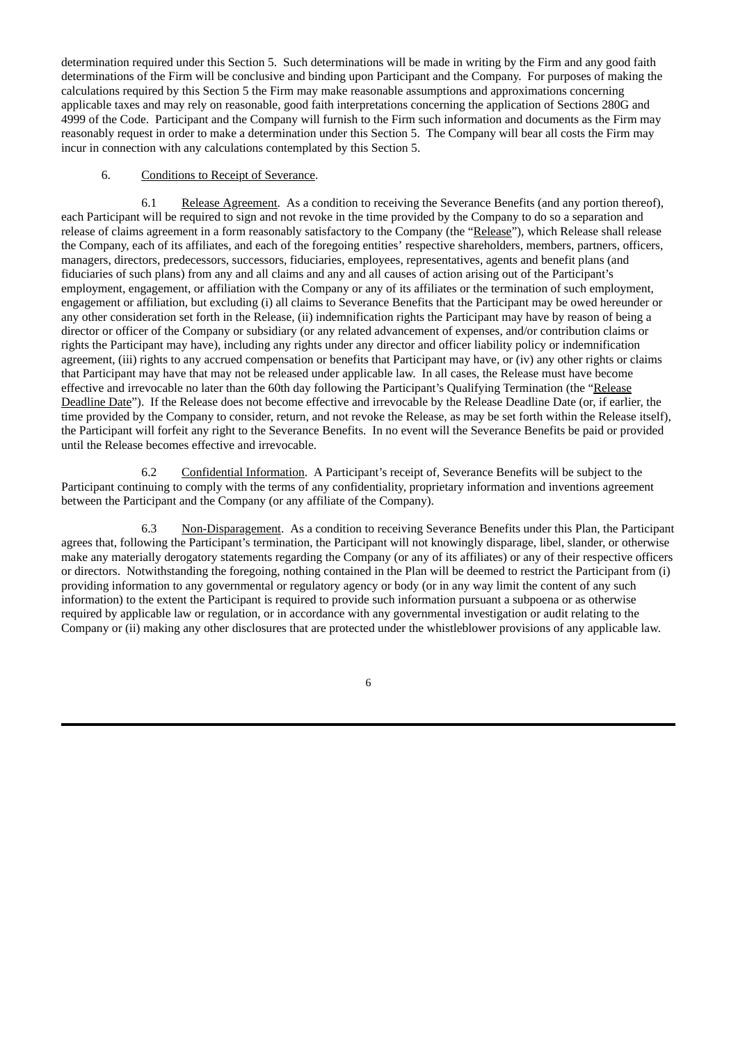determination required under this Section 5. Such determinations will be made in writing by the Firm and any good faith determinations of the Firm will be conclusive and binding upon Participant and the Company. For purposes of making the calculations required by this Section 5 the Firm may make reasonable assumptions and approximations concerning applicable taxes and may rely on reasonable, good faith interpretations concerning the application of Sections 280G and 4999 of the Code. Participant and the Company will furnish to the Firm such information and documents as the Firm may reasonably request in order to make a determination under this Section 5. The Company will bear all costs the Firm may incur in connection with any calculations contemplated by this Section 5.

6. Conditions to Receipt of Severance.

6.1 Release Agreement. As a condition to receiving the Severance Benefits (and any portion thereof), each Participant will be required to sign and not revoke in the time provided by the Company to do so a separation and release of claims agreement in a form reasonably satisfactory to the Company (the "Release"), which Release shall release the Company, each of its affiliates, and each of the foregoing entities' respective shareholders, members, partners, officers, managers, directors, predecessors, successors, fiduciaries, employees, representatives, agents and benefit plans (and fiduciaries of such plans) from any and all claims and any and all causes of action arising out of the Participant's employment, engagement, or affiliation with the Company or any of its affiliates or the termination of such employment, engagement or affiliation, but excluding (i) all claims to Severance Benefits that the Participant may be owed hereunder or any other consideration set forth in the Release, (ii) indemnification rights the Participant may have by reason of being a director or officer of the Company or subsidiary (or any related advancement of expenses, and/or contribution claims or rights the Participant may have), including any rights under any director and officer liability policy or indemnification agreement, (iii) rights to any accrued compensation or benefits that Participant may have, or (iv) any other rights or claims that Participant may have that may not be released under applicable law. In all cases, the Release must have become effective and irrevocable no later than the 60th day following the Participant's Qualifying Termination (the "Release Deadline Date"). If the Release does not become effective and irrevocable by the Release Deadline Date (or, if earlier, the time provided by the Company to consider, return, and not revoke the Release, as may be set forth within the Release itself), the Participant will forfeit any right to the Severance Benefits. In no event will the Severance Benefits be paid or provided until the Release becomes effective and irrevocable.

6.2 Confidential Information. A Participant's receipt of, Severance Benefits will be subject to the Participant continuing to comply with the terms of any confidentiality, proprietary information and inventions agreement between the Participant and the Company (or any affiliate of the Company).

6.3 Non-Disparagement. As a condition to receiving Severance Benefits under this Plan, the Participant agrees that, following the Participant's termination, the Participant will not knowingly disparage, libel, slander, or otherwise make any materially derogatory statements regarding the Company (or any of its affiliates) or any of their respective officers or directors. Notwithstanding the foregoing, nothing contained in the Plan will be deemed to restrict the Participant from (i) providing information to any governmental or regulatory agency or body (or in any way limit the content of any such information) to the extent the Participant is required to provide such information pursuant a subpoena or as otherwise required by applicable law or regulation, or in accordance with any governmental investigation or audit relating to the Company or (ii) making any other disclosures that are protected under the whistleblower provisions of any applicable law.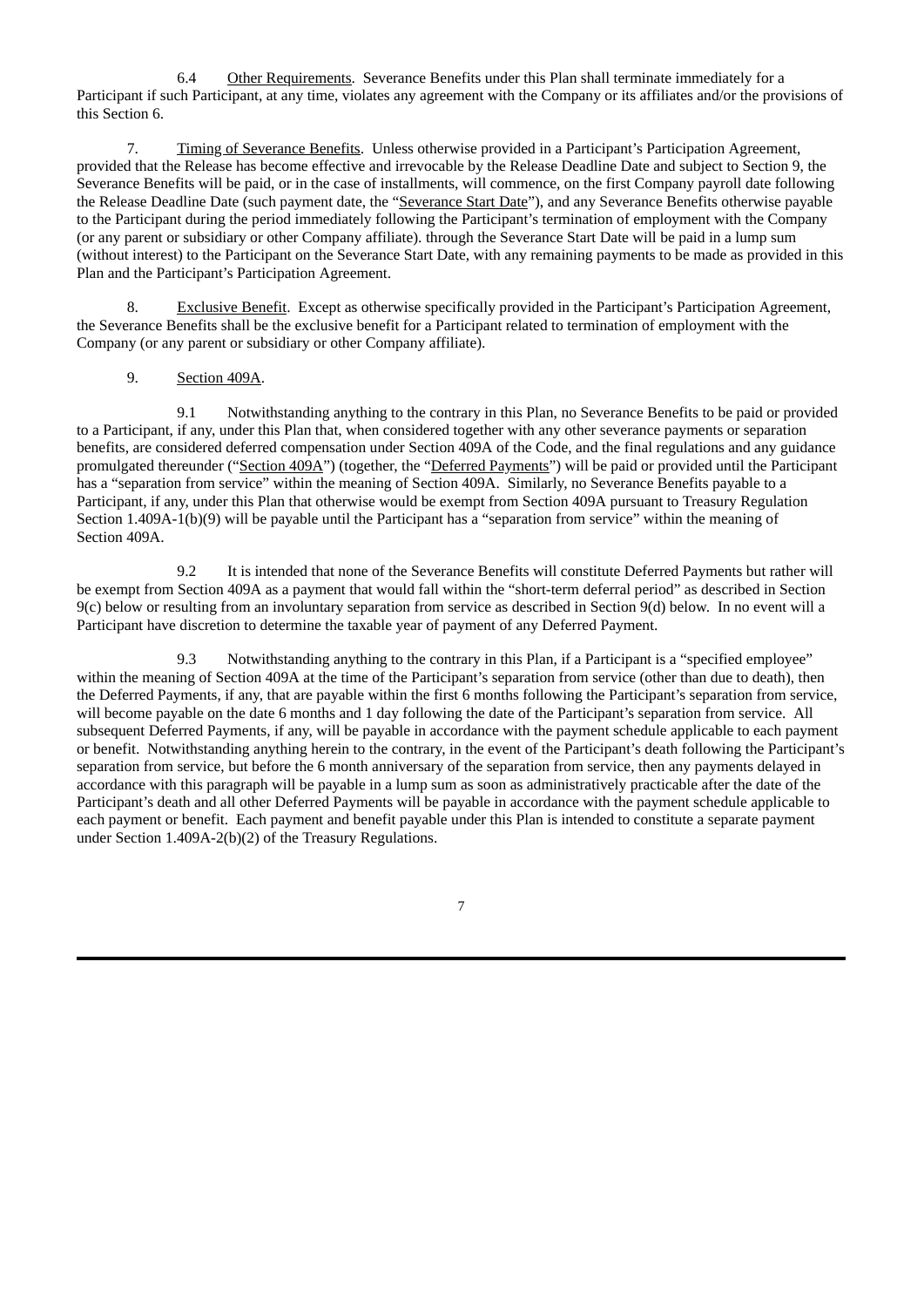6.4 Other Requirements. Severance Benefits under this Plan shall terminate immediately for a Participant if such Participant, at any time, violates any agreement with the Company or its affiliates and/or the provisions of this Section 6.

7. Timing of Severance Benefits. Unless otherwise provided in a Participant's Participation Agreement, provided that the Release has become effective and irrevocable by the Release Deadline Date and subject to Section 9, the Severance Benefits will be paid, or in the case of installments, will commence, on the first Company payroll date following the Release Deadline Date (such payment date, the "Severance Start Date"), and any Severance Benefits otherwise payable to the Participant during the period immediately following the Participant's termination of employment with the Company (or any parent or subsidiary or other Company affiliate). through the Severance Start Date will be paid in a lump sum (without interest) to the Participant on the Severance Start Date, with any remaining payments to be made as provided in this Plan and the Participant's Participation Agreement.

8. Exclusive Benefit. Except as otherwise specifically provided in the Participant's Participation Agreement, the Severance Benefits shall be the exclusive benefit for a Participant related to termination of employment with the Company (or any parent or subsidiary or other Company affiliate).

9. Section 409A.

9.1 Notwithstanding anything to the contrary in this Plan, no Severance Benefits to be paid or provided to a Participant, if any, under this Plan that, when considered together with any other severance payments or separation benefits, are considered deferred compensation under Section 409A of the Code, and the final regulations and any guidance promulgated thereunder ("Section 409A") (together, the "Deferred Payments") will be paid or provided until the Participant has a "separation from service" within the meaning of Section 409A. Similarly, no Severance Benefits payable to a Participant, if any, under this Plan that otherwise would be exempt from Section 409A pursuant to Treasury Regulation Section 1.409A-1(b)(9) will be payable until the Participant has a "separation from service" within the meaning of Section 409A.

9.2 It is intended that none of the Severance Benefits will constitute Deferred Payments but rather will be exempt from Section 409A as a payment that would fall within the "short-term deferral period" as described in Section 9(c) below or resulting from an involuntary separation from service as described in Section 9(d) below. In no event will a Participant have discretion to determine the taxable year of payment of any Deferred Payment.

9.3 Notwithstanding anything to the contrary in this Plan, if a Participant is a "specified employee" within the meaning of Section 409A at the time of the Participant's separation from service (other than due to death), then the Deferred Payments, if any, that are payable within the first 6 months following the Participant's separation from service, will become payable on the date 6 months and 1 day following the date of the Participant's separation from service. All subsequent Deferred Payments, if any, will be payable in accordance with the payment schedule applicable to each payment or benefit. Notwithstanding anything herein to the contrary, in the event of the Participant's death following the Participant's separation from service, but before the 6 month anniversary of the separation from service, then any payments delayed in accordance with this paragraph will be payable in a lump sum as soon as administratively practicable after the date of the Participant's death and all other Deferred Payments will be payable in accordance with the payment schedule applicable to each payment or benefit. Each payment and benefit payable under this Plan is intended to constitute a separate payment under Section 1.409A-2(b)(2) of the Treasury Regulations.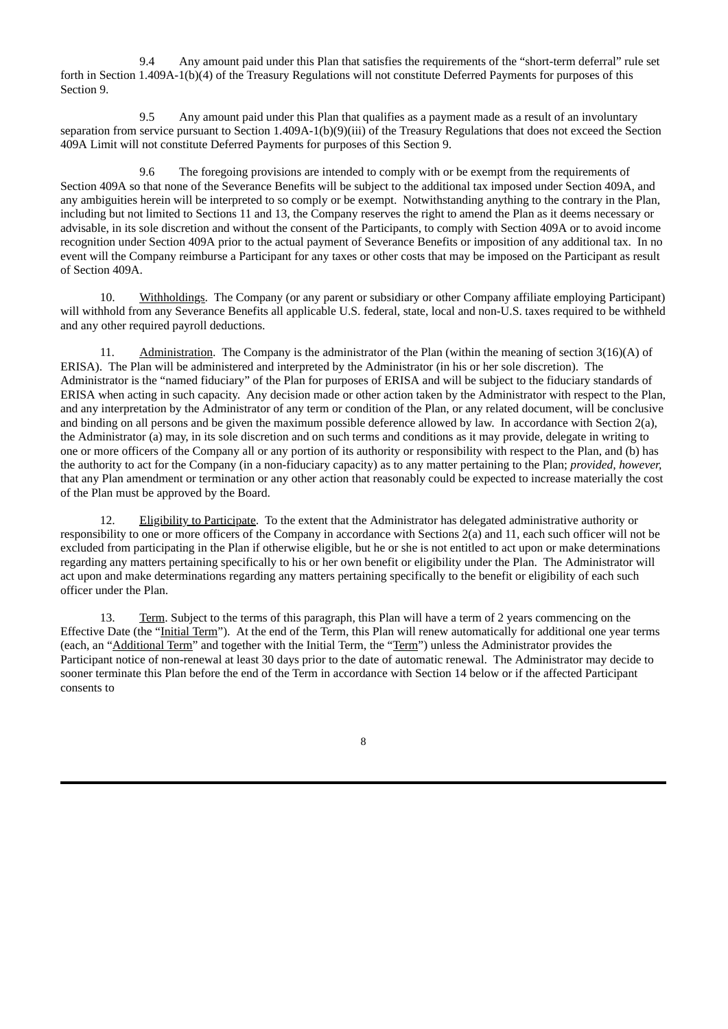9.4 Any amount paid under this Plan that satisfies the requirements of the "short-term deferral" rule set forth in Section 1.409A-1(b)(4) of the Treasury Regulations will not constitute Deferred Payments for purposes of this Section 9.

9.5 Any amount paid under this Plan that qualifies as a payment made as a result of an involuntary separation from service pursuant to Section 1.409A-1(b)(9)(iii) of the Treasury Regulations that does not exceed the Section 409A Limit will not constitute Deferred Payments for purposes of this Section 9.

9.6 The foregoing provisions are intended to comply with or be exempt from the requirements of Section 409A so that none of the Severance Benefits will be subject to the additional tax imposed under Section 409A, and any ambiguities herein will be interpreted to so comply or be exempt. Notwithstanding anything to the contrary in the Plan, including but not limited to Sections 11 and 13, the Company reserves the right to amend the Plan as it deems necessary or advisable, in its sole discretion and without the consent of the Participants, to comply with Section 409A or to avoid income recognition under Section 409A prior to the actual payment of Severance Benefits or imposition of any additional tax. In no event will the Company reimburse a Participant for any taxes or other costs that may be imposed on the Participant as result of Section 409A.

10. Withholdings. The Company (or any parent or subsidiary or other Company affiliate employing Participant) will withhold from any Severance Benefits all applicable U.S. federal, state, local and non-U.S. taxes required to be withheld and any other required payroll deductions.

11. Administration. The Company is the administrator of the Plan (within the meaning of section 3(16)(A) of ERISA). The Plan will be administered and interpreted by the Administrator (in his or her sole discretion). The Administrator is the "named fiduciary" of the Plan for purposes of ERISA and will be subject to the fiduciary standards of ERISA when acting in such capacity. Any decision made or other action taken by the Administrator with respect to the Plan, and any interpretation by the Administrator of any term or condition of the Plan, or any related document, will be conclusive and binding on all persons and be given the maximum possible deference allowed by law. In accordance with Section 2(a), the Administrator (a) may, in its sole discretion and on such terms and conditions as it may provide, delegate in writing to one or more officers of the Company all or any portion of its authority or responsibility with respect to the Plan, and (b) has the authority to act for the Company (in a non-fiduciary capacity) as to any matter pertaining to the Plan; *provided, however*, that any Plan amendment or termination or any other action that reasonably could be expected to increase materially the cost of the Plan must be approved by the Board.

12. Eligibility to Participate. To the extent that the Administrator has delegated administrative authority or responsibility to one or more officers of the Company in accordance with Sections 2(a) and 11, each such officer will not be excluded from participating in the Plan if otherwise eligible, but he or she is not entitled to act upon or make determinations regarding any matters pertaining specifically to his or her own benefit or eligibility under the Plan. The Administrator will act upon and make determinations regarding any matters pertaining specifically to the benefit or eligibility of each such officer under the Plan.

13. Term. Subject to the terms of this paragraph, this Plan will have a term of 2 years commencing on the Effective Date (the "Initial Term"). At the end of the Term, this Plan will renew automatically for additional one year terms (each, an "Additional Term" and together with the Initial Term, the "Term") unless the Administrator provides the Participant notice of non-renewal at least 30 days prior to the date of automatic renewal. The Administrator may decide to sooner terminate this Plan before the end of the Term in accordance with Section 14 below or if the affected Participant consents to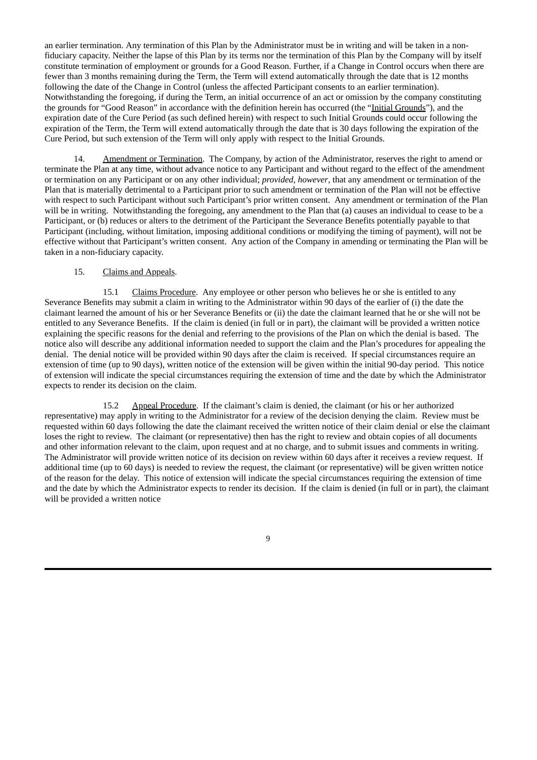an earlier termination. Any termination of this Plan by the Administrator must be in writing and will be taken in a non-fiduciary capacity. Neither the lapse of this Plan by its terms nor the termination of this Plan by the Company will by itself constitute termination of employment or grounds for a Good Reason. Further, if a Change in Control occurs when there are fewer than 3 months remaining during the Term, the Term will extend automatically through the date that is 12 months following the date of the Change in Control (unless the affected Participant consents to an earlier termination). Notwithstanding the foregoing, if during the Term, an initial occurrence of an act or omission by the company constituting the grounds for "Good Reason" in accordance with the definition herein has occurred (the "Initial Grounds"), and the expiration date of the Cure Period (as such defined herein) with respect to such Initial Grounds could occur following the expiration of the Term, the Term will extend automatically through the date that is 30 days following the expiration of the Cure Period, but such extension of the Term will only apply with respect to the Initial Grounds.

14. Amendment or Termination. The Company, by action of the Administrator, reserves the right to amend or terminate the Plan at any time, without advance notice to any Participant and without regard to the effect of the amendment or termination on any Participant or on any other individual; *provided, however*, that any amendment or termination of the Plan that is materially detrimental to a Participant prior to such amendment or termination of the Plan will not be effective with respect to such Participant without such Participant's prior written consent. Any amendment or termination of the Plan will be in writing. Notwithstanding the foregoing, any amendment to the Plan that (a) causes an individual to cease to be a Participant, or (b) reduces or alters to the detriment of the Participant the Severance Benefits potentially payable to that Participant (including, without limitation, imposing additional conditions or modifying the timing of payment), will not be effective without that Participant's written consent. Any action of the Company in amending or terminating the Plan will be taken in a non-fiduciary capacity.

15. Claims and Appeals.

15.1 Claims Procedure. Any employee or other person who believes he or she is entitled to any Severance Benefits may submit a claim in writing to the Administrator within 90 days of the earlier of (i) the date the claimant learned the amount of his or her Severance Benefits or (ii) the date the claimant learned that he or she will not be entitled to any Severance Benefits. If the claim is denied (in full or in part), the claimant will be provided a written notice explaining the specific reasons for the denial and referring to the provisions of the Plan on which the denial is based. The notice also will describe any additional information needed to support the claim and the Plan's procedures for appealing the denial. The denial notice will be provided within 90 days after the claim is received. If special circumstances require an extension of time (up to 90 days), written notice of the extension will be given within the initial 90-day period. This notice of extension will indicate the special circumstances requiring the extension of time and the date by which the Administrator expects to render its decision on the claim.

15.2 Appeal Procedure. If the claimant's claim is denied, the claimant (or his or her authorized representative) may apply in writing to the Administrator for a review of the decision denying the claim. Review must be requested within 60 days following the date the claimant received the written notice of their claim denial or else the claimant loses the right to review. The claimant (or representative) then has the right to review and obtain copies of all documents and other information relevant to the claim, upon request and at no charge, and to submit issues and comments in writing. The Administrator will provide written notice of its decision on review within 60 days after it receives a review request. If additional time (up to 60 days) is needed to review the request, the claimant (or representative) will be given written notice of the reason for the delay. This notice of extension will indicate the special circumstances requiring the extension of time and the date by which the Administrator expects to render its decision. If the claim is denied (in full or in part), the claimant will be provided a written notice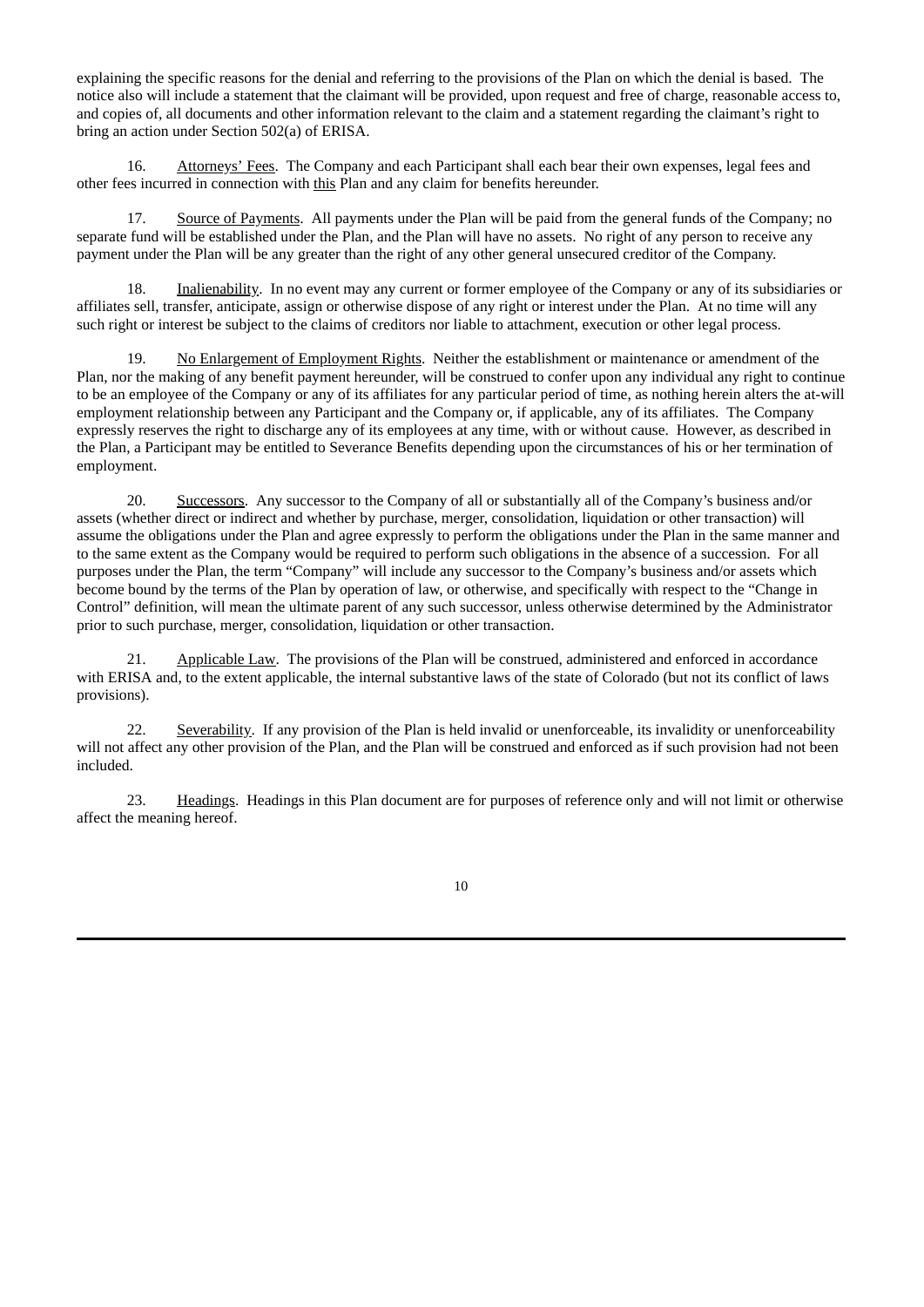explaining the specific reasons for the denial and referring to the provisions of the Plan on which the denial is based. The notice also will include a statement that the claimant will be provided, upon request and free of charge, reasonable access to, and copies of, all documents and other information relevant to the claim and a statement regarding the claimant's right to bring an action under Section 502(a) of ERISA.

16. Attorneys' Fees. The Company and each Participant shall each bear their own expenses, legal fees and other fees incurred in connection with this Plan and any claim for benefits hereunder.

17. Source of Payments. All payments under the Plan will be paid from the general funds of the Company; no separate fund will be established under the Plan, and the Plan will have no assets. No right of any person to receive any payment under the Plan will be any greater than the right of any other general unsecured creditor of the Company.

18. Inalienability. In no event may any current or former employee of the Company or any of its subsidiaries or affiliates sell, transfer, anticipate, assign or otherwise dispose of any right or interest under the Plan. At no time will any such right or interest be subject to the claims of creditors nor liable to attachment, execution or other legal process.

19. No Enlargement of Employment Rights. Neither the establishment or maintenance or amendment of the Plan, nor the making of any benefit payment hereunder, will be construed to confer upon any individual any right to continue to be an employee of the Company or any of its affiliates for any particular period of time, as nothing herein alters the at-will employment relationship between any Participant and the Company or, if applicable, any of its affiliates. The Company expressly reserves the right to discharge any of its employees at any time, with or without cause. However, as described in the Plan, a Participant may be entitled to Severance Benefits depending upon the circumstances of his or her termination of employment.

20. Successors. Any successor to the Company of all or substantially all of the Company's business and/or assets (whether direct or indirect and whether by purchase, merger, consolidation, liquidation or other transaction) will assume the obligations under the Plan and agree expressly to perform the obligations under the Plan in the same manner and to the same extent as the Company would be required to perform such obligations in the absence of a succession. For all purposes under the Plan, the term "Company" will include any successor to the Company's business and/or assets which become bound by the terms of the Plan by operation of law, or otherwise, and specifically with respect to the "Change in Control" definition, will mean the ultimate parent of any such successor, unless otherwise determined by the Administrator prior to such purchase, merger, consolidation, liquidation or other transaction.

21. Applicable Law. The provisions of the Plan will be construed, administered and enforced in accordance with ERISA and, to the extent applicable, the internal substantive laws of the state of Colorado (but not its conflict of laws provisions).

22. Severability. If any provision of the Plan is held invalid or unenforceable, its invalidity or unenforceability will not affect any other provision of the Plan, and the Plan will be construed and enforced as if such provision had not been included.

23. Headings. Headings in this Plan document are for purposes of reference only and will not limit or otherwise affect the meaning hereof.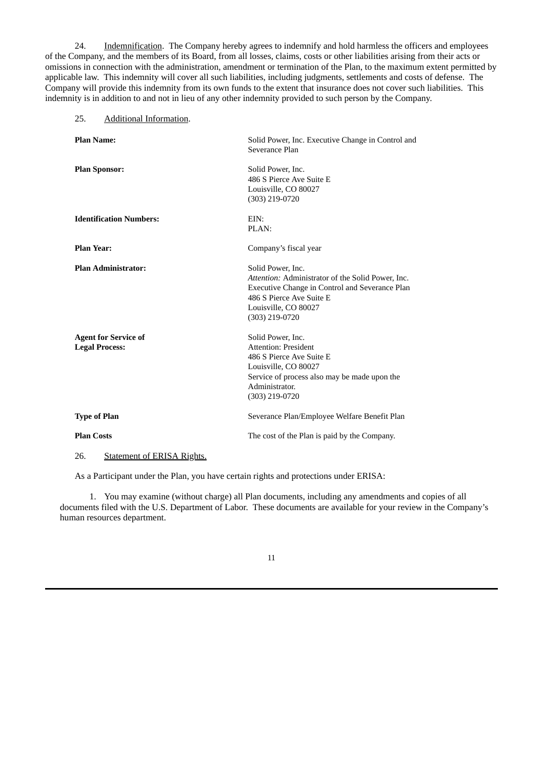24. Indemnification. The Company hereby agrees to indemnify and hold harmless the officers and employees of the Company, and the members of its Board, from all losses, claims, costs or other liabilities arising from their acts or omissions in connection with the administration, amendment or termination of the Plan, to the maximum extent permitted by applicable law. This indemnity will cover all such liabilities, including judgments, settlements and costs of defense. The Company will provide this indemnity from its own funds to the extent that insurance does not cover such liabilities. This indemnity is in addition to and not in lieu of any other indemnity provided to such person by the Company.

25. Additional Information.

| | |
|---|---|
| **Plan Name:** | Solid Power, Inc. Executive Change in Control and Severance Plan |
| **Plan Sponsor:** | Solid Power, Inc.<br>486 S Pierce Ave Suite E<br>Louisville, CO 80027<br>(303) 219-0720 |
| **Identification Numbers:** | EIN:<br>PLAN: |
| **Plan Year:** | Company's fiscal year |
| **Plan Administrator:** | Solid Power, Inc.<br>*Attention:* Administrator of the Solid Power, Inc. Executive Change in Control and Severance Plan<br>486 S Pierce Ave Suite E<br>Louisville, CO 80027<br>(303) 219-0720 |
| **Agent for Service of Legal Process:** | Solid Power, Inc.<br>Attention: President<br>486 S Pierce Ave Suite E<br>Louisville, CO 80027<br>Service of process also may be made upon the Administrator.<br>(303) 219-0720 |
| **Type of Plan** | Severance Plan/Employee Welfare Benefit Plan |
| **Plan Costs** | The cost of the Plan is paid by the Company. |

26. Statement of ERISA Rights.

As a Participant under the Plan, you have certain rights and protections under ERISA:

1. You may examine (without charge) all Plan documents, including any amendments and copies of all documents filed with the U.S. Department of Labor. These documents are available for your review in the Company's human resources department.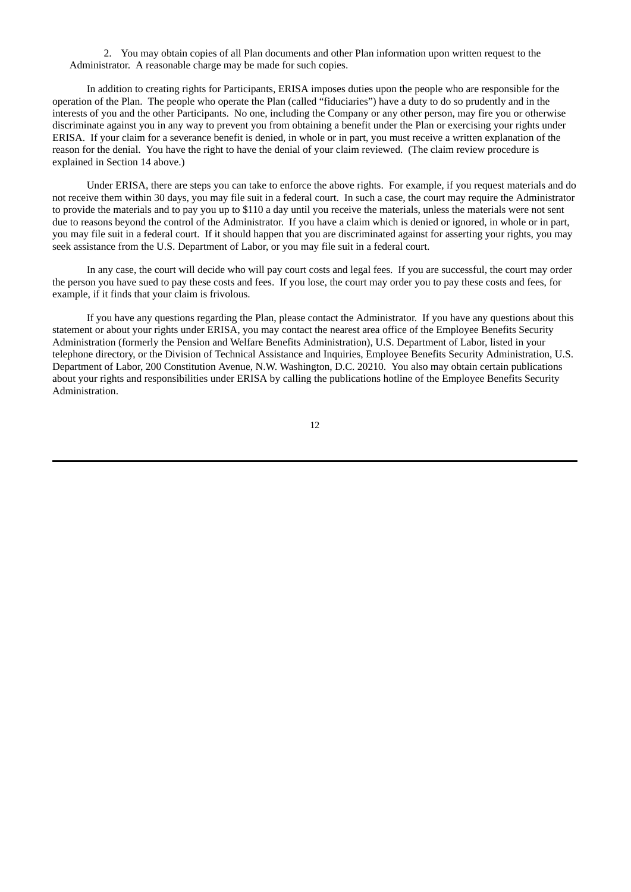2. You may obtain copies of all Plan documents and other Plan information upon written request to the Administrator. A reasonable charge may be made for such copies.

In addition to creating rights for Participants, ERISA imposes duties upon the people who are responsible for the operation of the Plan. The people who operate the Plan (called "fiduciaries") have a duty to do so prudently and in the interests of you and the other Participants. No one, including the Company or any other person, may fire you or otherwise discriminate against you in any way to prevent you from obtaining a benefit under the Plan or exercising your rights under ERISA. If your claim for a severance benefit is denied, in whole or in part, you must receive a written explanation of the reason for the denial. You have the right to have the denial of your claim reviewed. (The claim review procedure is explained in Section 14 above.)

Under ERISA, there are steps you can take to enforce the above rights. For example, if you request materials and do not receive them within 30 days, you may file suit in a federal court. In such a case, the court may require the Administrator to provide the materials and to pay you up to $110 a day until you receive the materials, unless the materials were not sent due to reasons beyond the control of the Administrator. If you have a claim which is denied or ignored, in whole or in part, you may file suit in a federal court. If it should happen that you are discriminated against for asserting your rights, you may seek assistance from the U.S. Department of Labor, or you may file suit in a federal court.

In any case, the court will decide who will pay court costs and legal fees. If you are successful, the court may order the person you have sued to pay these costs and fees. If you lose, the court may order you to pay these costs and fees, for example, if it finds that your claim is frivolous.

If you have any questions regarding the Plan, please contact the Administrator. If you have any questions about this statement or about your rights under ERISA, you may contact the nearest area office of the Employee Benefits Security Administration (formerly the Pension and Welfare Benefits Administration), U.S. Department of Labor, listed in your telephone directory, or the Division of Technical Assistance and Inquiries, Employee Benefits Security Administration, U.S. Department of Labor, 200 Constitution Avenue, N.W. Washington, D.C. 20210. You also may obtain certain publications about your rights and responsibilities under ERISA by calling the publications hotline of the Employee Benefits Security Administration.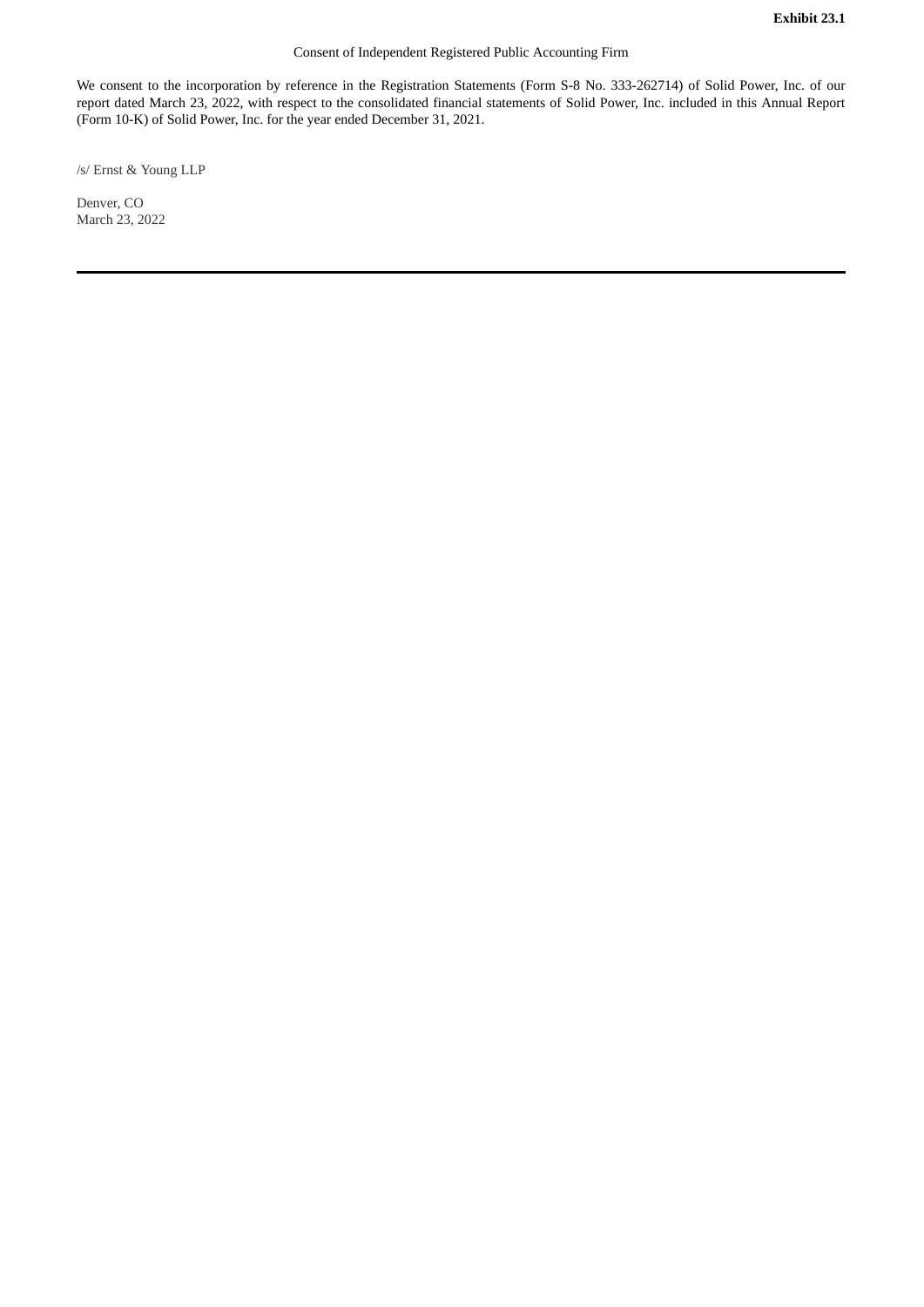**Exhibit 23.1**

Consent of Independent Registered Public Accounting Firm

We consent to the incorporation by reference in the Registration Statements (Form S-8 No. 333-262714) of Solid Power, Inc. of our report dated March 23, 2022, with respect to the consolidated financial statements of Solid Power, Inc. included in this Annual Report (Form 10-K) of Solid Power, Inc. for the year ended December 31, 2021.

/s/ Ernst & Young LLP

Denver, CO
March 23, 2022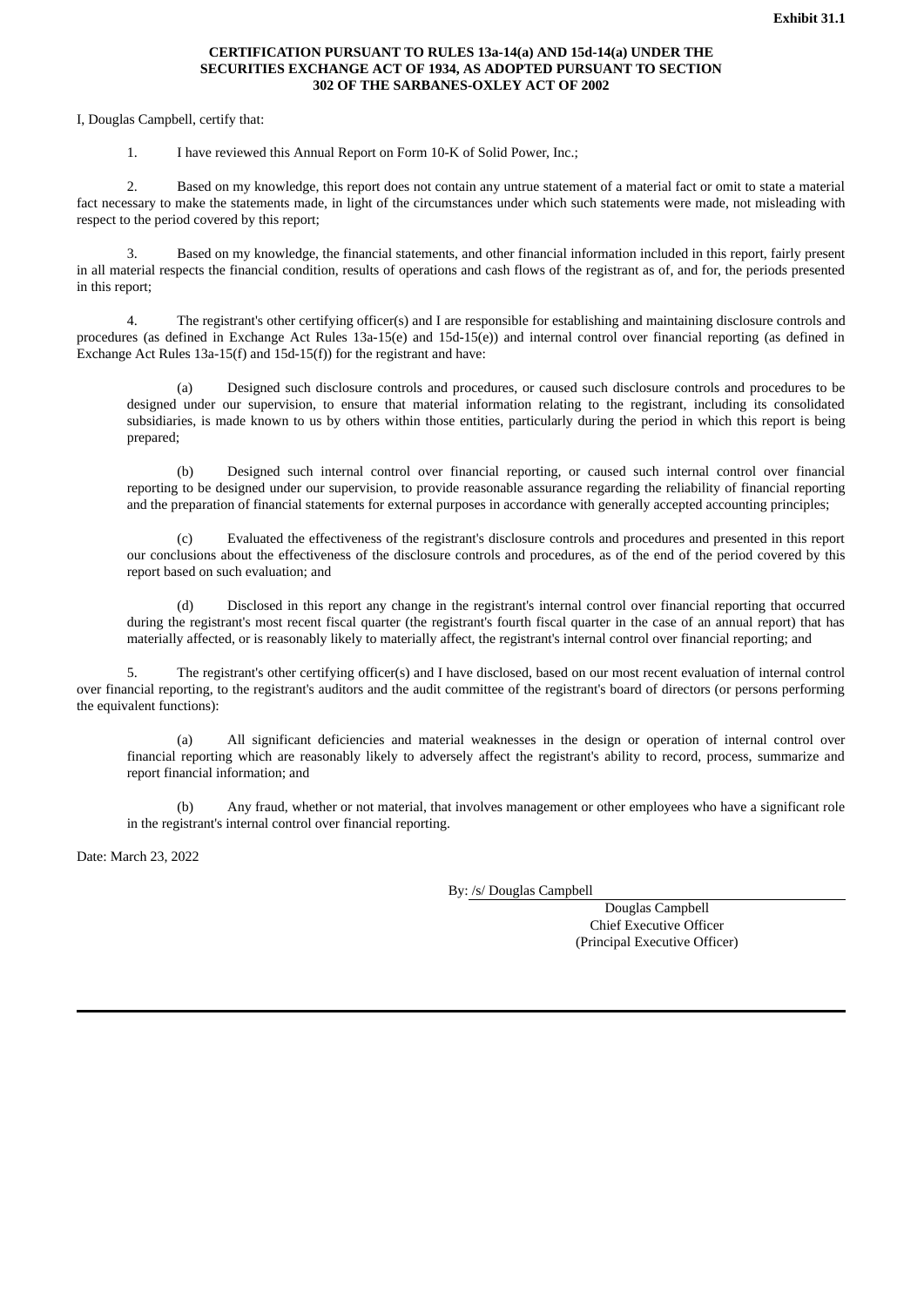**Exhibit 31.1**

**CERTIFICATION PURSUANT TO RULES 13a-14(a) AND 15d-14(a) UNDER THE SECURITIES EXCHANGE ACT OF 1934, AS ADOPTED PURSUANT TO SECTION 302 OF THE SARBANES-OXLEY ACT OF 2002**

I, Douglas Campbell, certify that:

1. I have reviewed this Annual Report on Form 10-K of Solid Power, Inc.;

2. Based on my knowledge, this report does not contain any untrue statement of a material fact or omit to state a material fact necessary to make the statements made, in light of the circumstances under which such statements were made, not misleading with respect to the period covered by this report;

3. Based on my knowledge, the financial statements, and other financial information included in this report, fairly present in all material respects the financial condition, results of operations and cash flows of the registrant as of, and for, the periods presented in this report;

4. The registrant's other certifying officer(s) and I are responsible for establishing and maintaining disclosure controls and procedures (as defined in Exchange Act Rules 13a-15(e) and 15d-15(e)) and internal control over financial reporting (as defined in Exchange Act Rules 13a-15(f) and 15d-15(f)) for the registrant and have:

   (a) Designed such disclosure controls and procedures, or caused such disclosure controls and procedures to be designed under our supervision, to ensure that material information relating to the registrant, including its consolidated subsidiaries, is made known to us by others within those entities, particularly during the period in which this report is being prepared;

   (b) Designed such internal control over financial reporting, or caused such internal control over financial reporting to be designed under our supervision, to provide reasonable assurance regarding the reliability of financial reporting and the preparation of financial statements for external purposes in accordance with generally accepted accounting principles;

   (c) Evaluated the effectiveness of the registrant's disclosure controls and procedures and presented in this report our conclusions about the effectiveness of the disclosure controls and procedures, as of the end of the period covered by this report based on such evaluation; and

   (d) Disclosed in this report any change in the registrant's internal control over financial reporting that occurred during the registrant's most recent fiscal quarter (the registrant's fourth fiscal quarter in the case of an annual report) that has materially affected, or is reasonably likely to materially affect, the registrant's internal control over financial reporting; and

5. The registrant's other certifying officer(s) and I have disclosed, based on our most recent evaluation of internal control over financial reporting, to the registrant's auditors and the audit committee of the registrant's board of directors (or persons performing the equivalent functions):

   (a) All significant deficiencies and material weaknesses in the design or operation of internal control over financial reporting which are reasonably likely to adversely affect the registrant's ability to record, process, summarize and report financial information; and

   (b) Any fraud, whether or not material, that involves management or other employees who have a significant role in the registrant's internal control over financial reporting.

Date: March 23, 2022

By: /s/ Douglas Campbell
Douglas Campbell
Chief Executive Officer
(Principal Executive Officer)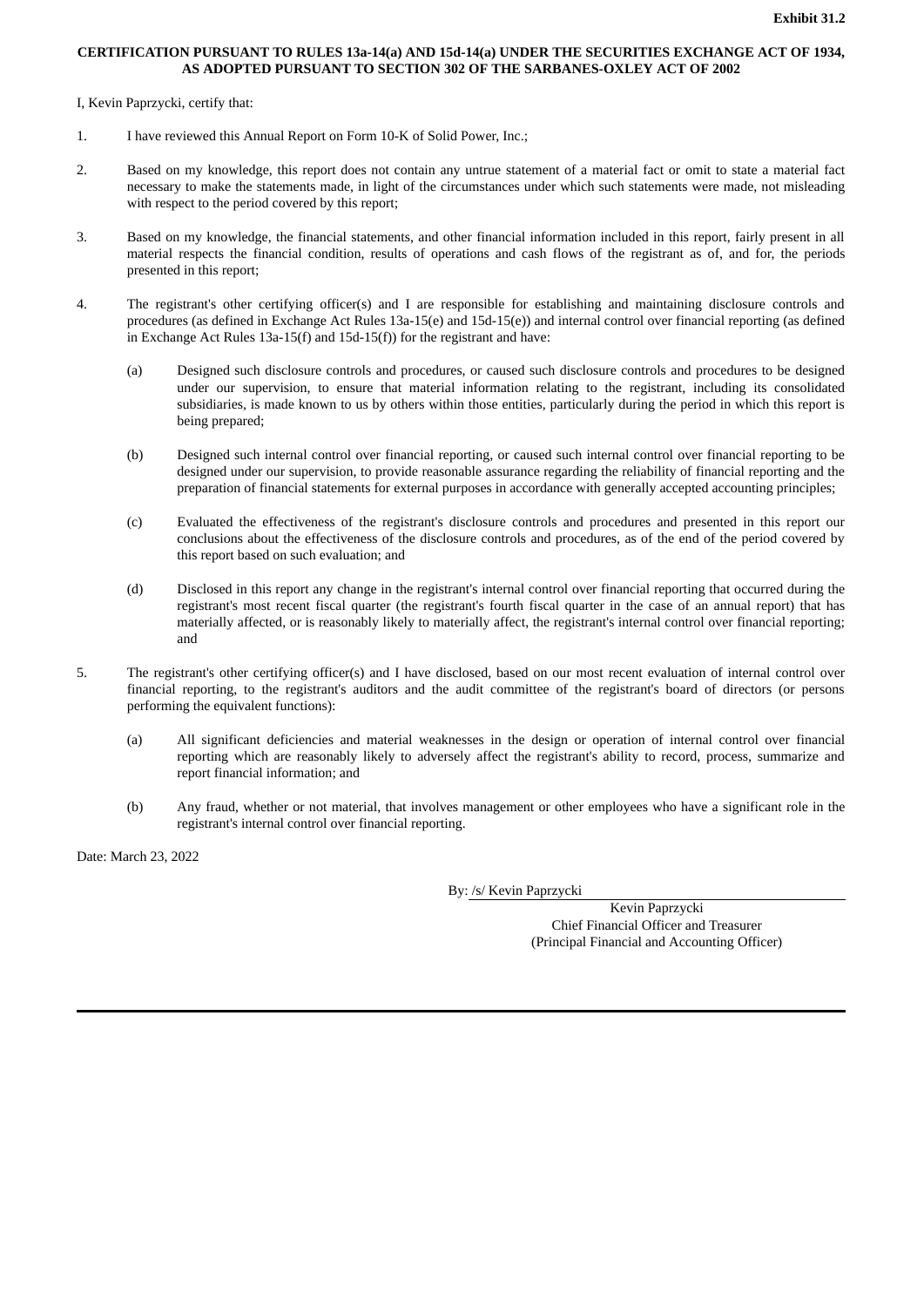**Exhibit 31.2**

**CERTIFICATION PURSUANT TO RULES 13a-14(a) AND 15d-14(a) UNDER THE SECURITIES EXCHANGE ACT OF 1934, AS ADOPTED PURSUANT TO SECTION 302 OF THE SARBANES-OXLEY ACT OF 2002**

I, Kevin Paprzycki, certify that:

1. I have reviewed this Annual Report on Form 10-K of Solid Power, Inc.;

2. Based on my knowledge, this report does not contain any untrue statement of a material fact or omit to state a material fact necessary to make the statements made, in light of the circumstances under which such statements were made, not misleading with respect to the period covered by this report;

3. Based on my knowledge, the financial statements, and other financial information included in this report, fairly present in all material respects the financial condition, results of operations and cash flows of the registrant as of, and for, the periods presented in this report;

4. The registrant's other certifying officer(s) and I are responsible for establishing and maintaining disclosure controls and procedures (as defined in Exchange Act Rules 13a-15(e) and 15d-15(e)) and internal control over financial reporting (as defined in Exchange Act Rules 13a-15(f) and 15d-15(f)) for the registrant and have:

   (a) Designed such disclosure controls and procedures, or caused such disclosure controls and procedures to be designed under our supervision, to ensure that material information relating to the registrant, including its consolidated subsidiaries, is made known to us by others within those entities, particularly during the period in which this report is being prepared;

   (b) Designed such internal control over financial reporting, or caused such internal control over financial reporting to be designed under our supervision, to provide reasonable assurance regarding the reliability of financial reporting and the preparation of financial statements for external purposes in accordance with generally accepted accounting principles;

   (c) Evaluated the effectiveness of the registrant's disclosure controls and procedures and presented in this report our conclusions about the effectiveness of the disclosure controls and procedures, as of the end of the period covered by this report based on such evaluation; and

   (d) Disclosed in this report any change in the registrant's internal control over financial reporting that occurred during the registrant's most recent fiscal quarter (the registrant's fourth fiscal quarter in the case of an annual report) that has materially affected, or is reasonably likely to materially affect, the registrant's internal control over financial reporting; and

5. The registrant's other certifying officer(s) and I have disclosed, based on our most recent evaluation of internal control over financial reporting, to the registrant's auditors and the audit committee of the registrant's board of directors (or persons performing the equivalent functions):

   (a) All significant deficiencies and material weaknesses in the design or operation of internal control over financial reporting which are reasonably likely to adversely affect the registrant's ability to record, process, summarize and report financial information; and

   (b) Any fraud, whether or not material, that involves management or other employees who have a significant role in the registrant's internal control over financial reporting.

Date: March 23, 2022

By: /s/ Kevin Paprzycki

Kevin Paprzycki
Chief Financial Officer and Treasurer
(Principal Financial and Accounting Officer)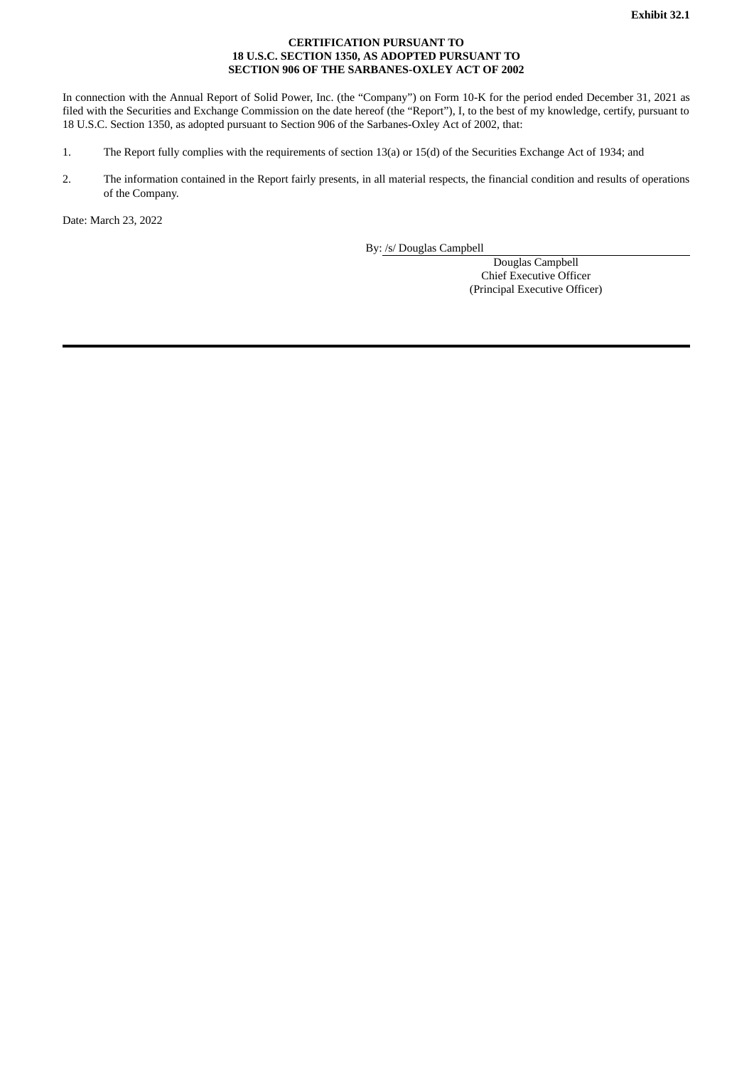**Exhibit 32.1**

**CERTIFICATION PURSUANT TO**
**18 U.S.C. SECTION 1350, AS ADOPTED PURSUANT TO**
**SECTION 906 OF THE SARBANES-OXLEY ACT OF 2002**

In connection with the Annual Report of Solid Power, Inc. (the "Company") on Form 10-K for the period ended December 31, 2021 as filed with the Securities and Exchange Commission on the date hereof (the "Report"), I, to the best of my knowledge, certify, pursuant to 18 U.S.C. Section 1350, as adopted pursuant to Section 906 of the Sarbanes-Oxley Act of 2002, that:

1. The Report fully complies with the requirements of section 13(a) or 15(d) of the Securities Exchange Act of 1934; and
2. The information contained in the Report fairly presents, in all material respects, the financial condition and results of operations of the Company.

Date: March 23, 2022

By: /s/ Douglas Campbell
Douglas Campbell
Chief Executive Officer
(Principal Executive Officer)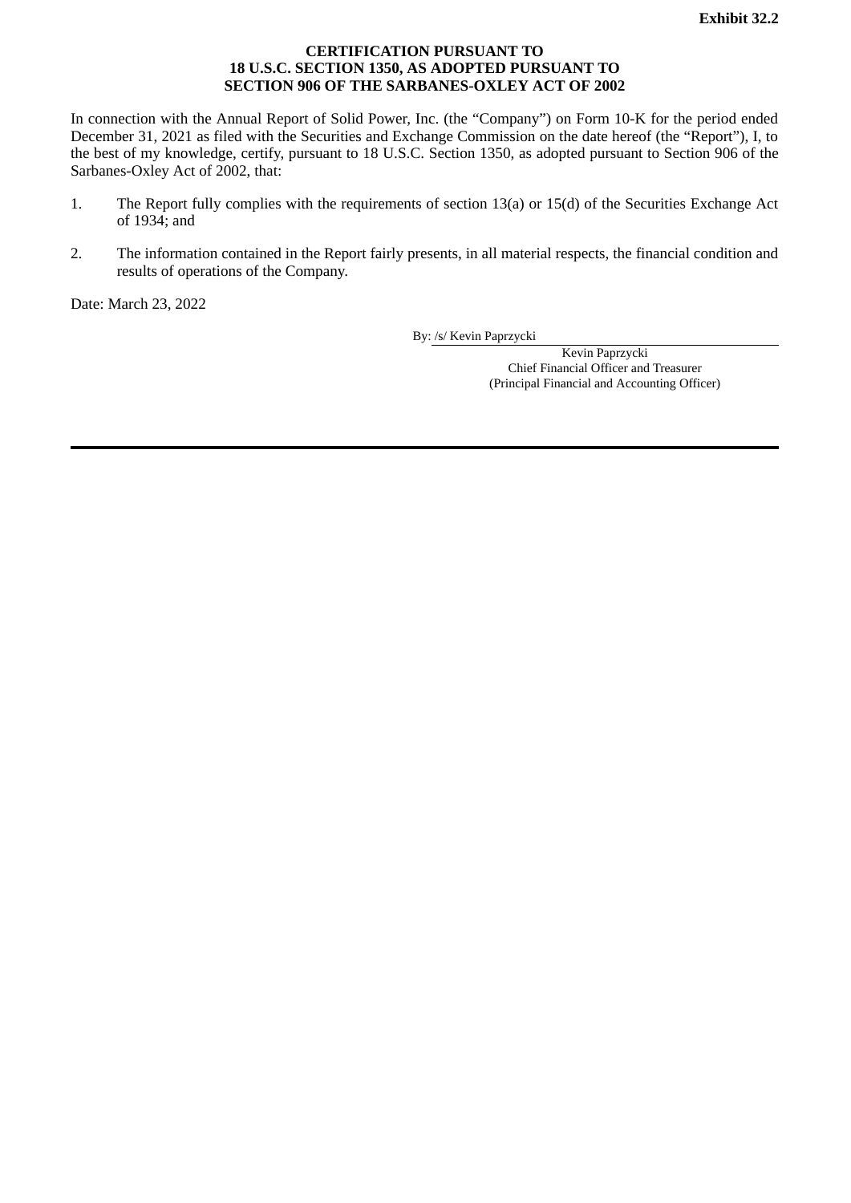**Exhibit 32.2**

**CERTIFICATION PURSUANT TO**
**18 U.S.C. SECTION 1350, AS ADOPTED PURSUANT TO**
**SECTION 906 OF THE SARBANES-OXLEY ACT OF 2002**

In connection with the Annual Report of Solid Power, Inc. (the "Company") on Form 10-K for the period ended December 31, 2021 as filed with the Securities and Exchange Commission on the date hereof (the "Report"), I, to the best of my knowledge, certify, pursuant to 18 U.S.C. Section 1350, as adopted pursuant to Section 906 of the Sarbanes-Oxley Act of 2002, that:

1. The Report fully complies with the requirements of section 13(a) or 15(d) of the Securities Exchange Act of 1934; and

2. The information contained in the Report fairly presents, in all material respects, the financial condition and results of operations of the Company.

Date: March 23, 2022

By: /s/ Kevin Paprzycki

Kevin Paprzycki
Chief Financial Officer and Treasurer
(Principal Financial and Accounting Officer)